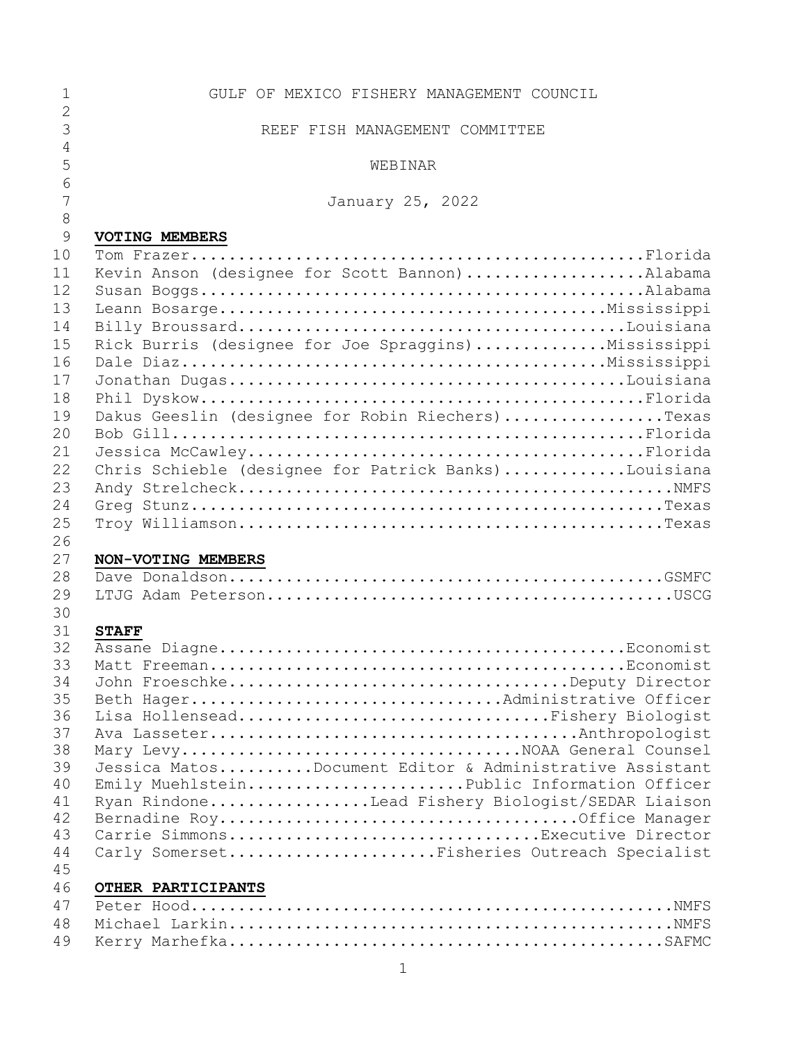# GULF OF MEXICO FISHERY MANAGEMENT COUNCIL

## REEF FISH MANAGEMENT COMMITTEE

### WEBINAR

January 25, 2022

**VOTING MEMBERS**

Tom Frazer...Florida
Kevin Anson (designee for Scott Bannon)...Alabama
Susan Boggs...Alabama
Leann Bosarge...Mississippi
Billy Broussard...Louisiana
Rick Burris (designee for Joe Spraggins)...Mississippi
Dale Diaz...Mississippi
Jonathan Dugas...Louisiana
Phil Dyskow...Florida
Dakus Geeslin (designee for Robin Riechers)...Texas
Bob Gill...Florida
Jessica McCawley...Florida
Chris Schieble (designee for Patrick Banks)...Louisiana
Andy Strelcheck...NMFS
Greg Stunz...Texas
Troy Williamson...Texas

**NON-VOTING MEMBERS**

Dave Donaldson...GSMFC
LTJG Adam Peterson...USCG

**STAFF**

Assane Diagne...Economist
Matt Freeman...Economist
John Froeschke...Deputy Director
Beth Hager...Administrative Officer
Lisa Hollensead...Fishery Biologist
Ava Lasseter...Anthropologist
Mary Levy...NOAA General Counsel
Jessica Matos...Document Editor & Administrative Assistant
Emily Muehlstein...Public Information Officer
Ryan Rindone...Lead Fishery Biologist/SEDAR Liaison
Bernadine Roy...Office Manager
Carrie Simmons...Executive Director
Carly Somerset...Fisheries Outreach Specialist

**OTHER PARTICIPANTS**

Peter Hood...NMFS
Michael Larkin...NMFS
Kerry Marhefka...SAFMC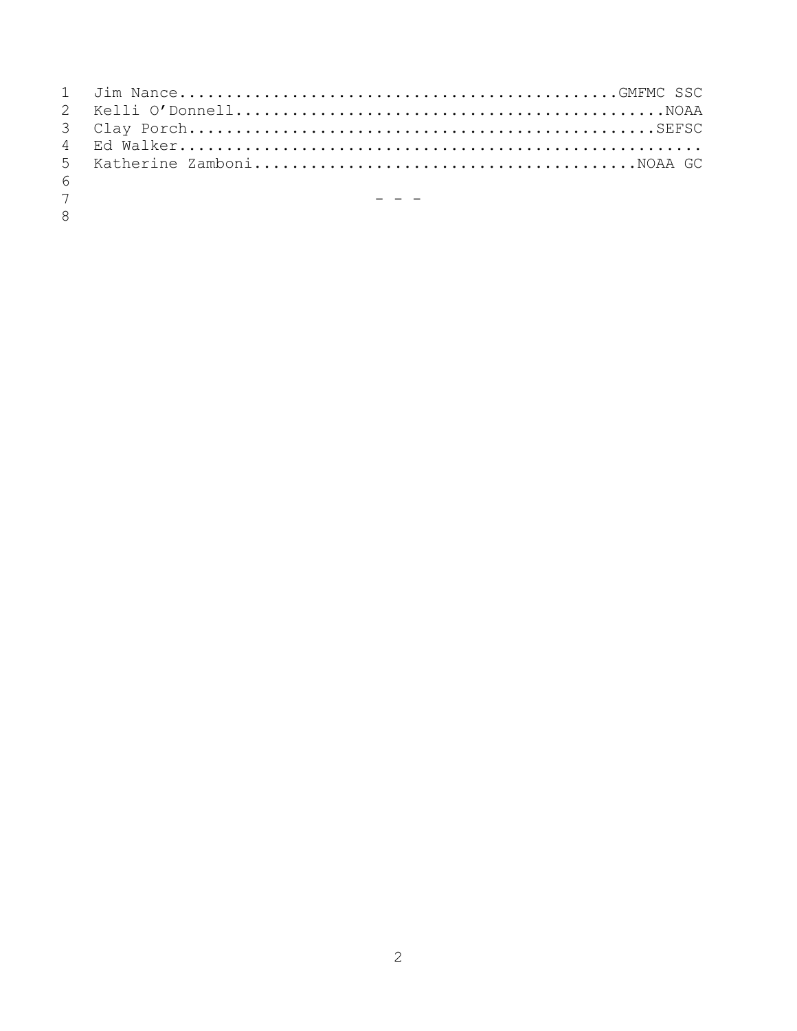Jim Nance.............................................GMFMC SSC
Kelli O'Donnell............................................NOAA
Clay Porch................................................SEFSC
Ed Walker.................................................
Katherine Zamboni.....................................NOAA GC

\- - -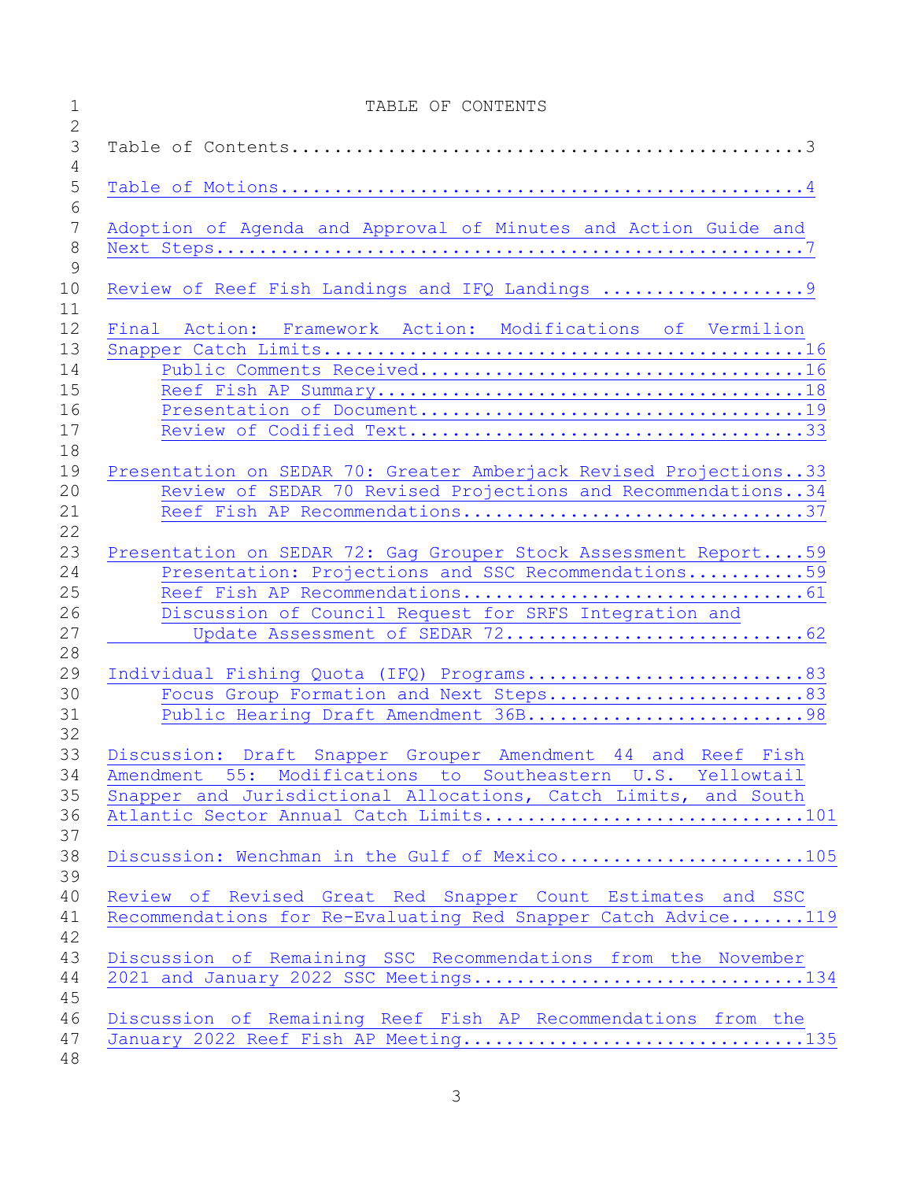# TABLE OF CONTENTS

Table of Contents...............................................3

Table of Motions................................................4

Adoption of Agenda and Approval of Minutes and Action Guide and Next Steps....................................................7

Review of Reef Fish Landings and IFQ Landings ...................9

Final Action: Framework Action: Modifications of Vermilion Snapper Catch Limits............................................16
- Public Comments Received...................................16
- Reef Fish AP Summary.......................................18
- Presentation of Document...................................19
- Review of Codified Text....................................33

Presentation on SEDAR 70: Greater Amberjack Revised Projections..33
- Review of SEDAR 70 Revised Projections and Recommendations..34
- Reef Fish AP Recommendations...............................37

Presentation on SEDAR 72: Gag Grouper Stock Assessment Report....59
- Presentation: Projections and SSC Recommendations...........59
- Reef Fish AP Recommendations...............................61
- Discussion of Council Request for SRFS Integration and Update Assessment of SEDAR 72............................62

Individual Fishing Quota (IFQ) Programs..........................83
- Focus Group Formation and Next Steps........................83
- Public Hearing Draft Amendment 36B..........................98

Discussion: Draft Snapper Grouper Amendment 44 and Reef Fish Amendment 55: Modifications to Southeastern U.S. Yellowtail Snapper and Jurisdictional Allocations, Catch Limits, and South Atlantic Sector Annual Catch Limits.............................101

Discussion: Wenchman in the Gulf of Mexico.......................105

Review of Revised Great Red Snapper Count Estimates and SSC Recommendations for Re-Evaluating Red Snapper Catch Advice.......119

Discussion of Remaining SSC Recommendations from the November 2021 and January 2022 SSC Meetings...............................134

Discussion of Remaining Reef Fish AP Recommendations from the January 2022 Reef Fish AP Meeting...............................135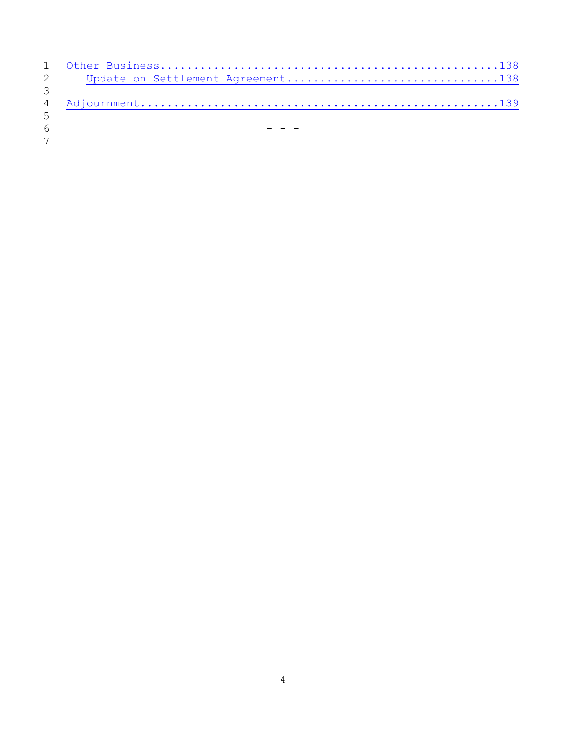Other Business....................................................138
    Update on Settlement Agreement..............................138

Adjournment.......................................................139

- - -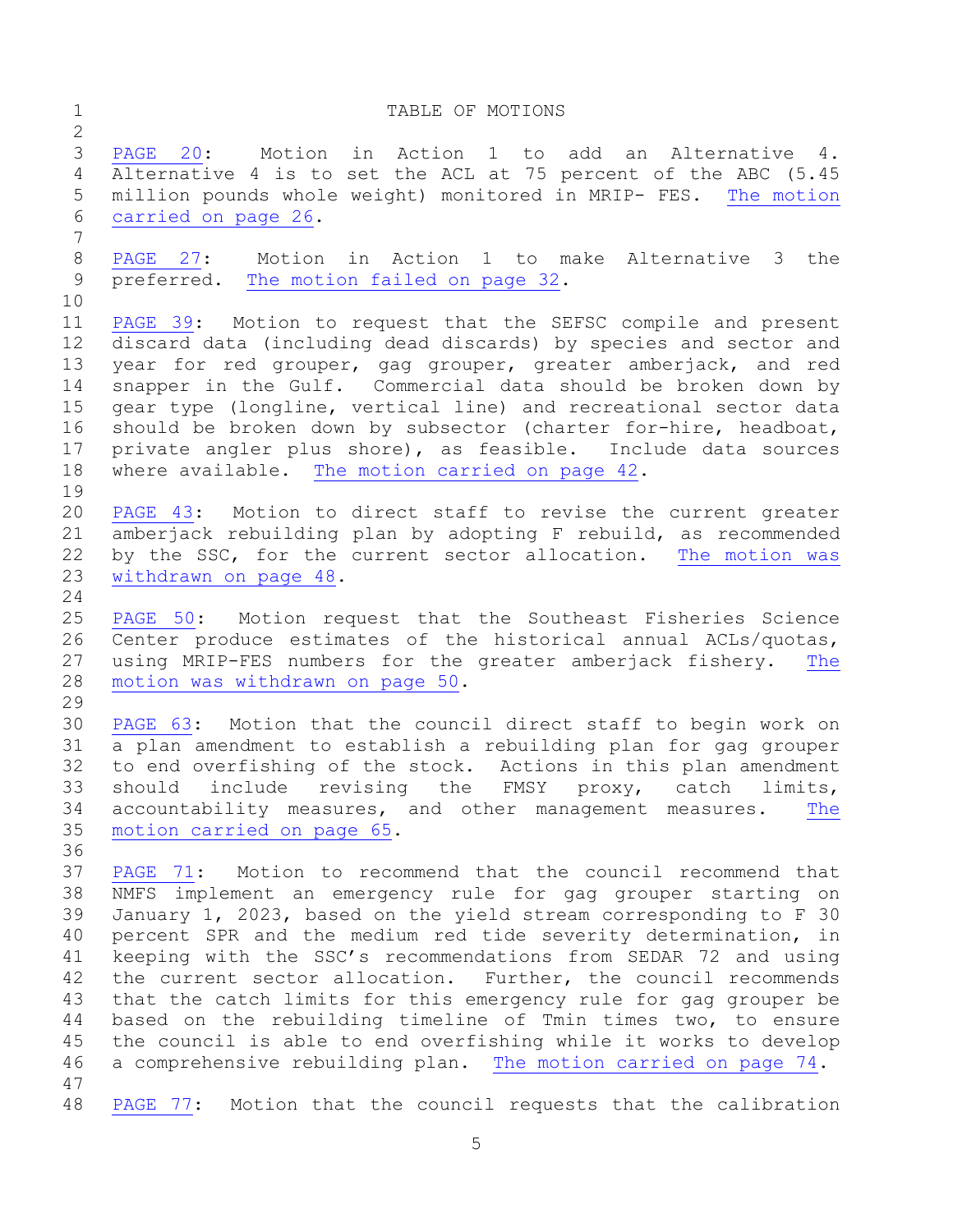# TABLE OF MOTIONS

PAGE 20: Motion in Action 1 to add an Alternative 4. Alternative 4 is to set the ACL at 75 percent of the ABC (5.45 million pounds whole weight) monitored in MRIP- FES. The motion carried on page 26.

PAGE 27: Motion in Action 1 to make Alternative 3 the preferred. The motion failed on page 32.

PAGE 39: Motion to request that the SEFSC compile and present discard data (including dead discards) by species and sector and year for red grouper, gag grouper, greater amberjack, and red snapper in the Gulf. Commercial data should be broken down by gear type (longline, vertical line) and recreational sector data should be broken down by subsector (charter for-hire, headboat, private angler plus shore), as feasible. Include data sources where available. The motion carried on page 42.

PAGE 43: Motion to direct staff to revise the current greater amberjack rebuilding plan by adopting F rebuild, as recommended by the SSC, for the current sector allocation. The motion was withdrawn on page 48.

PAGE 50: Motion request that the Southeast Fisheries Science Center produce estimates of the historical annual ACLs/quotas, using MRIP-FES numbers for the greater amberjack fishery. The motion was withdrawn on page 50.

PAGE 63: Motion that the council direct staff to begin work on a plan amendment to establish a rebuilding plan for gag grouper to end overfishing of the stock. Actions in this plan amendment should include revising the FMSY proxy, catch limits, accountability measures, and other management measures. The motion carried on page 65.

PAGE 71: Motion to recommend that the council recommend that NMFS implement an emergency rule for gag grouper starting on January 1, 2023, based on the yield stream corresponding to F 30 percent SPR and the medium red tide severity determination, in keeping with the SSC's recommendations from SEDAR 72 and using the current sector allocation. Further, the council recommends that the catch limits for this emergency rule for gag grouper be based on the rebuilding timeline of Tmin times two, to ensure the council is able to end overfishing while it works to develop a comprehensive rebuilding plan. The motion carried on page 74.

PAGE 77: Motion that the council requests that the calibration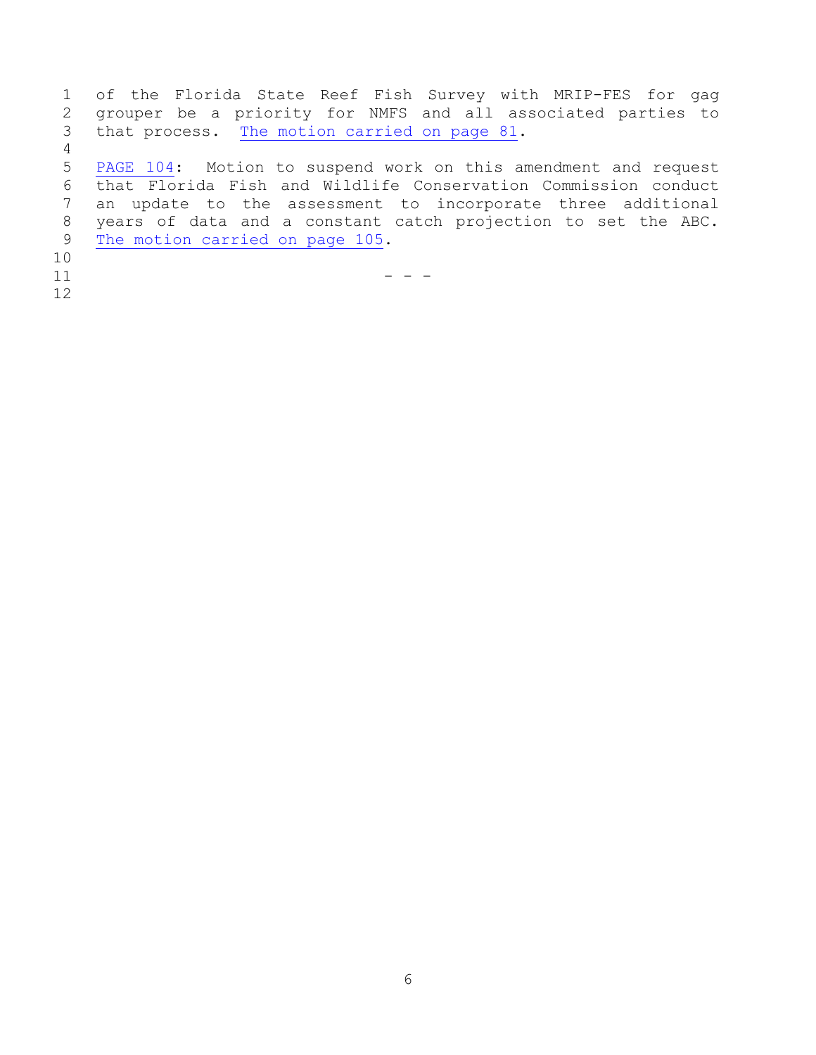of the Florida State Reef Fish Survey with MRIP-FES for gag grouper be a priority for NMFS and all associated parties to that process. The motion carried on page 81.

PAGE 104: Motion to suspend work on this amendment and request that Florida Fish and Wildlife Conservation Commission conduct an update to the assessment to incorporate three additional years of data and a constant catch projection to set the ABC. The motion carried on page 105.

- - -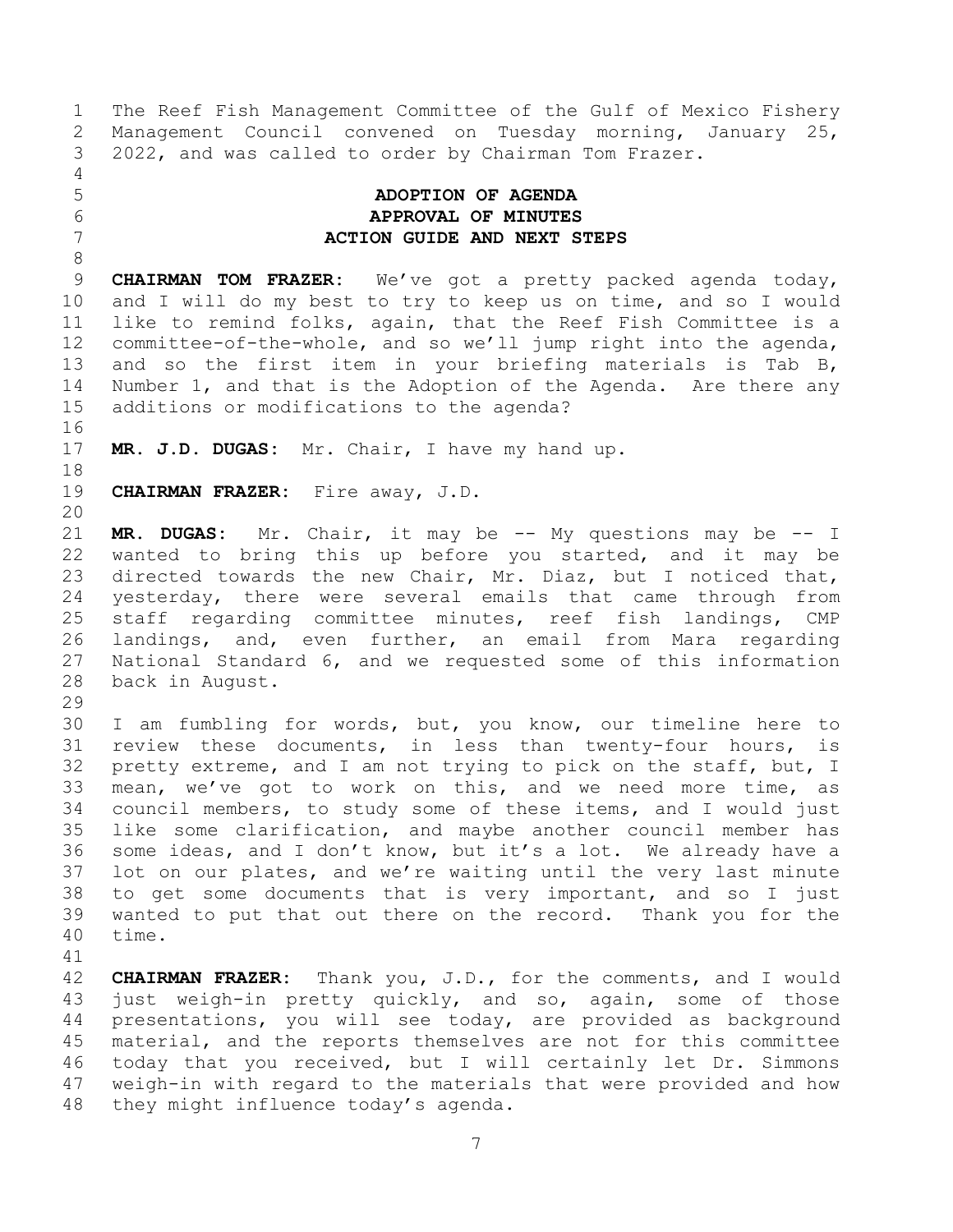The Reef Fish Management Committee of the Gulf of Mexico Fishery Management Council convened on Tuesday morning, January 25, 2022, and was called to order by Chairman Tom Frazer.

## ADOPTION OF AGENDA
## APPROVAL OF MINUTES
## ACTION GUIDE AND NEXT STEPS

**CHAIRMAN TOM FRAZER:** We've got a pretty packed agenda today, and I will do my best to try to keep us on time, and so I would like to remind folks, again, that the Reef Fish Committee is a committee-of-the-whole, and so we'll jump right into the agenda, and so the first item in your briefing materials is Tab B, Number 1, and that is the Adoption of the Agenda. Are there any additions or modifications to the agenda?

**MR. J.D. DUGAS:** Mr. Chair, I have my hand up.

**CHAIRMAN FRAZER:** Fire away, J.D.

**MR. DUGAS:** Mr. Chair, it may be -- My questions may be -- I wanted to bring this up before you started, and it may be directed towards the new Chair, Mr. Diaz, but I noticed that, yesterday, there were several emails that came through from staff regarding committee minutes, reef fish landings, CMP landings, and, even further, an email from Mara regarding National Standard 6, and we requested some of this information back in August.

I am fumbling for words, but, you know, our timeline here to review these documents, in less than twenty-four hours, is pretty extreme, and I am not trying to pick on the staff, but, I mean, we've got to work on this, and we need more time, as council members, to study some of these items, and I would just like some clarification, and maybe another council member has some ideas, and I don't know, but it's a lot. We already have a lot on our plates, and we're waiting until the very last minute to get some documents that is very important, and so I just wanted to put that out there on the record. Thank you for the time.

**CHAIRMAN FRAZER:** Thank you, J.D., for the comments, and I would just weigh-in pretty quickly, and so, again, some of those presentations, you will see today, are provided as background material, and the reports themselves are not for this committee today that you received, but I will certainly let Dr. Simmons weigh-in with regard to the materials that were provided and how they might influence today's agenda.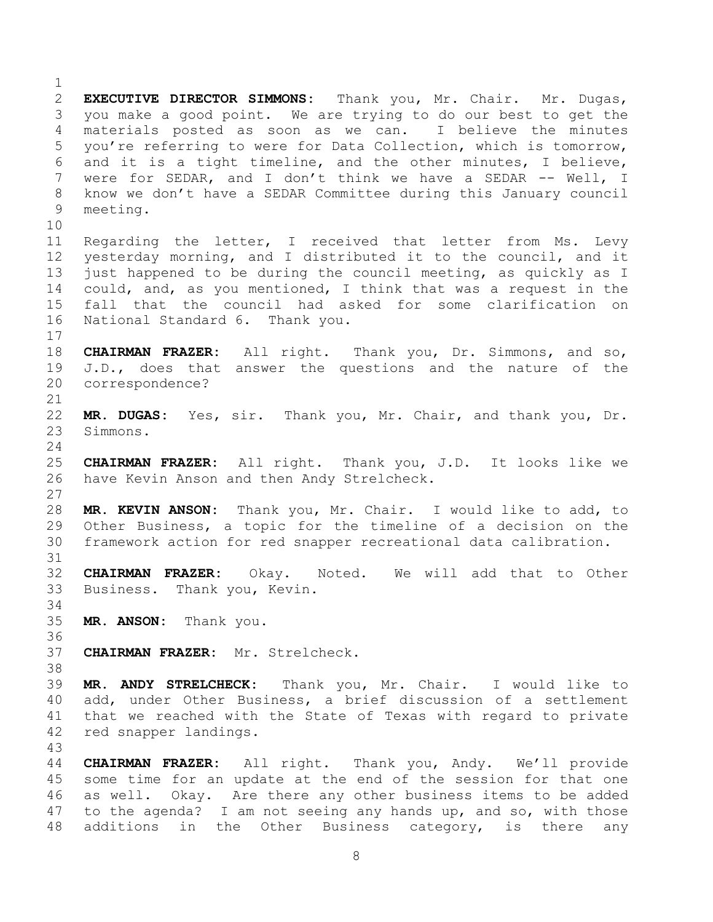**EXECUTIVE DIRECTOR SIMMONS:** Thank you, Mr. Chair. Mr. Dugas, you make a good point. We are trying to do our best to get the materials posted as soon as we can. I believe the minutes you're referring to were for Data Collection, which is tomorrow, and it is a tight timeline, and the other minutes, I believe, were for SEDAR, and I don't think we have a SEDAR -- Well, I know we don't have a SEDAR Committee during this January council meeting.

Regarding the letter, I received that letter from Ms. Levy yesterday morning, and I distributed it to the council, and it just happened to be during the council meeting, as quickly as I could, and, as you mentioned, I think that was a request in the fall that the council had asked for some clarification on National Standard 6. Thank you.

**CHAIRMAN FRAZER:** All right. Thank you, Dr. Simmons, and so, J.D., does that answer the questions and the nature of the correspondence?

**MR. DUGAS:** Yes, sir. Thank you, Mr. Chair, and thank you, Dr. Simmons.

**CHAIRMAN FRAZER:** All right. Thank you, J.D. It looks like we have Kevin Anson and then Andy Strelcheck.

**MR. KEVIN ANSON:** Thank you, Mr. Chair. I would like to add, to Other Business, a topic for the timeline of a decision on the framework action for red snapper recreational data calibration.

**CHAIRMAN FRAZER:** Okay. Noted. We will add that to Other Business. Thank you, Kevin.

**MR. ANSON:** Thank you.

**CHAIRMAN FRAZER:** Mr. Strelcheck.

**MR. ANDY STRELCHECK:** Thank you, Mr. Chair. I would like to add, under Other Business, a brief discussion of a settlement that we reached with the State of Texas with regard to private red snapper landings.

**CHAIRMAN FRAZER:** All right. Thank you, Andy. We'll provide some time for an update at the end of the session for that one as well. Okay. Are there any other business items to be added to the agenda? I am not seeing any hands up, and so, with those additions in the Other Business category, is there any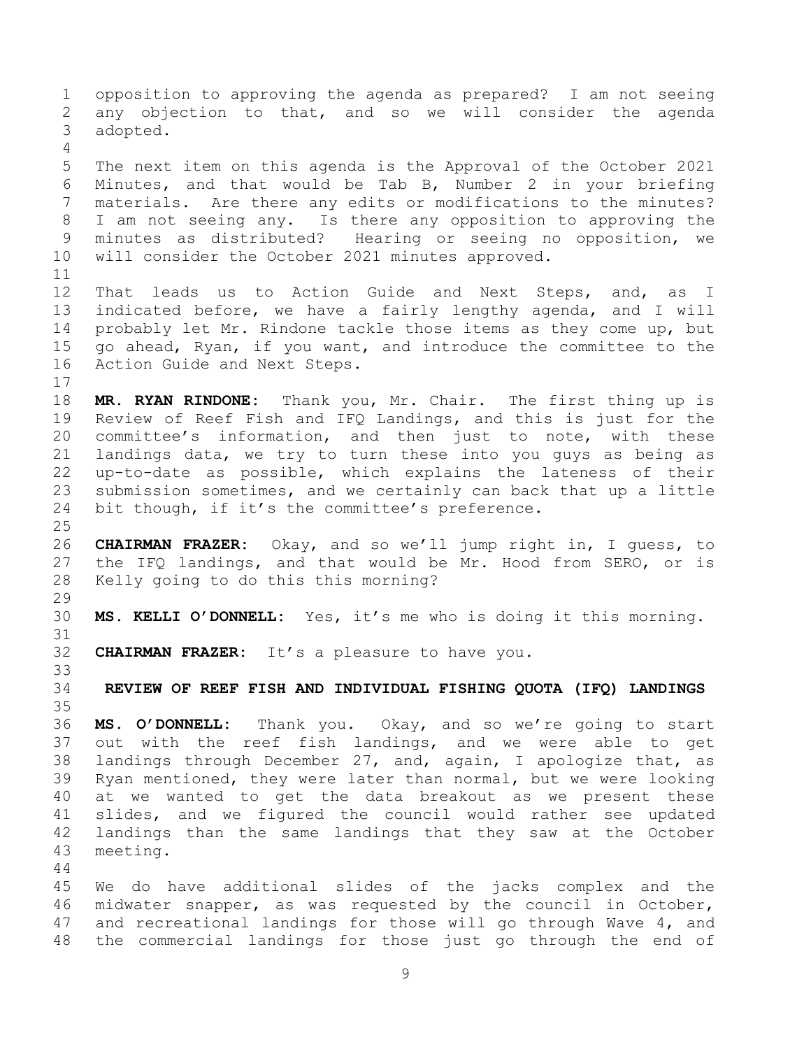opposition to approving the agenda as prepared? I am not seeing any objection to that, and so we will consider the agenda adopted.

The next item on this agenda is the Approval of the October 2021 Minutes, and that would be Tab B, Number 2 in your briefing materials. Are there any edits or modifications to the minutes? I am not seeing any. Is there any opposition to approving the minutes as distributed? Hearing or seeing no opposition, we will consider the October 2021 minutes approved.

That leads us to Action Guide and Next Steps, and, as I indicated before, we have a fairly lengthy agenda, and I will probably let Mr. Rindone tackle those items as they come up, but go ahead, Ryan, if you want, and introduce the committee to the Action Guide and Next Steps.

**MR. RYAN RINDONE:** Thank you, Mr. Chair. The first thing up is Review of Reef Fish and IFQ Landings, and this is just for the committee's information, and then just to note, with these landings data, we try to turn these into you guys as being as up-to-date as possible, which explains the lateness of their submission sometimes, and we certainly can back that up a little bit though, if it's the committee's preference.

**CHAIRMAN FRAZER:** Okay, and so we'll jump right in, I guess, to the IFQ landings, and that would be Mr. Hood from SERO, or is Kelly going to do this this morning?

**MS. KELLI O'DONNELL:** Yes, it's me who is doing it this morning.

**CHAIRMAN FRAZER:** It's a pleasure to have you.

## REVIEW OF REEF FISH AND INDIVIDUAL FISHING QUOTA (IFQ) LANDINGS

**MS. O'DONNELL:** Thank you. Okay, and so we're going to start out with the reef fish landings, and we were able to get landings through December 27, and, again, I apologize that, as Ryan mentioned, they were later than normal, but we were looking at we wanted to get the data breakout as we present these slides, and we figured the council would rather see updated landings than the same landings that they saw at the October meeting.

We do have additional slides of the jacks complex and the midwater snapper, as was requested by the council in October, and recreational landings for those will go through Wave 4, and the commercial landings for those just go through the end of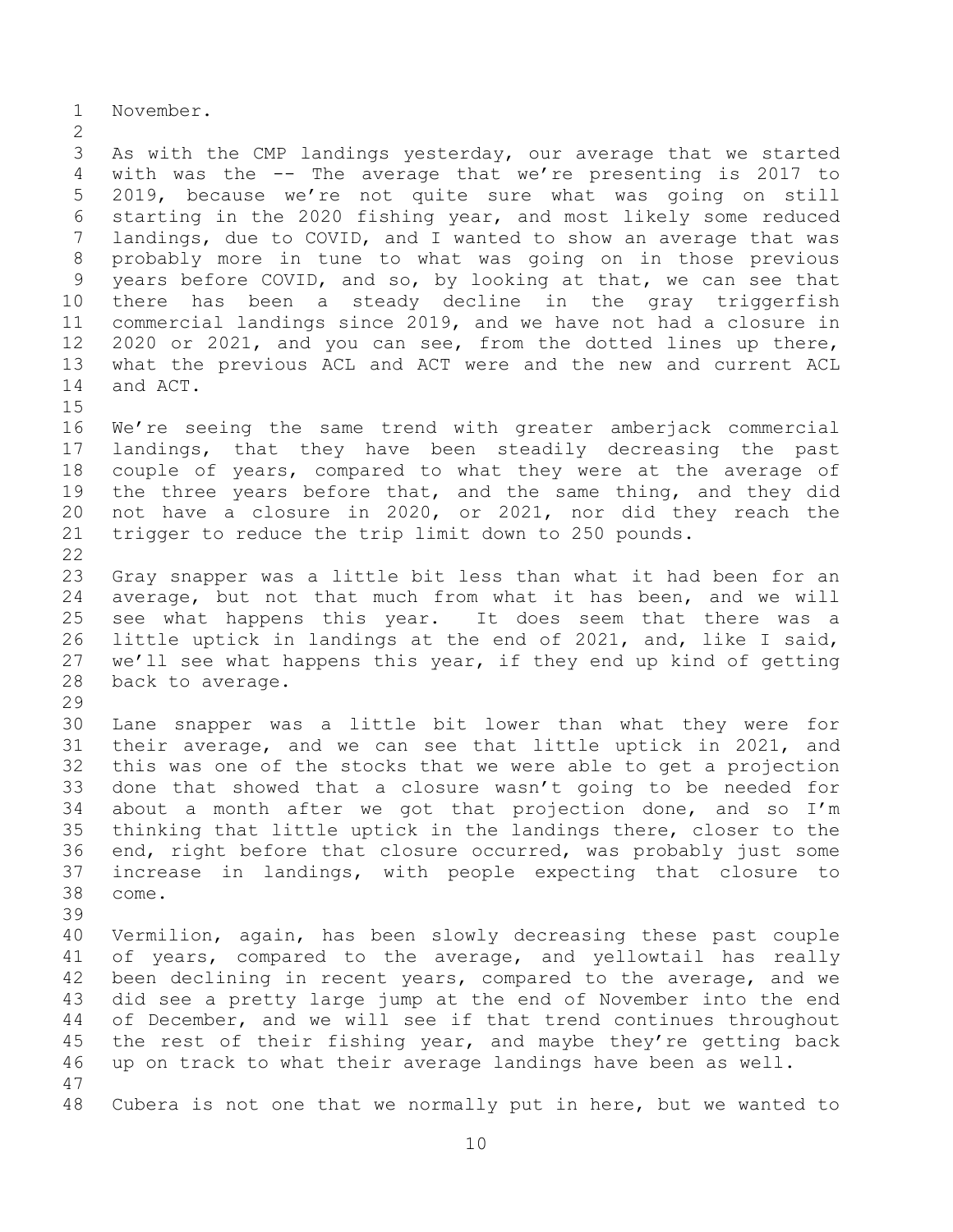November.

As with the CMP landings yesterday, our average that we started with was the -- The average that we're presenting is 2017 to 2019, because we're not quite sure what was going on still starting in the 2020 fishing year, and most likely some reduced landings, due to COVID, and I wanted to show an average that was probably more in tune to what was going on in those previous years before COVID, and so, by looking at that, we can see that there has been a steady decline in the gray triggerfish commercial landings since 2019, and we have not had a closure in 2020 or 2021, and you can see, from the dotted lines up there, what the previous ACL and ACT were and the new and current ACL and ACT.

We're seeing the same trend with greater amberjack commercial landings, that they have been steadily decreasing the past couple of years, compared to what they were at the average of the three years before that, and the same thing, and they did not have a closure in 2020, or 2021, nor did they reach the trigger to reduce the trip limit down to 250 pounds.

Gray snapper was a little bit less than what it had been for an average, but not that much from what it has been, and we will see what happens this year. It does seem that there was a little uptick in landings at the end of 2021, and, like I said, we'll see what happens this year, if they end up kind of getting back to average.

Lane snapper was a little bit lower than what they were for their average, and we can see that little uptick in 2021, and this was one of the stocks that we were able to get a projection done that showed that a closure wasn't going to be needed for about a month after we got that projection done, and so I'm thinking that little uptick in the landings there, closer to the end, right before that closure occurred, was probably just some increase in landings, with people expecting that closure to come.

Vermilion, again, has been slowly decreasing these past couple of years, compared to the average, and yellowtail has really been declining in recent years, compared to the average, and we did see a pretty large jump at the end of November into the end of December, and we will see if that trend continues throughout the rest of their fishing year, and maybe they're getting back up on track to what their average landings have been as well.

Cubera is not one that we normally put in here, but we wanted to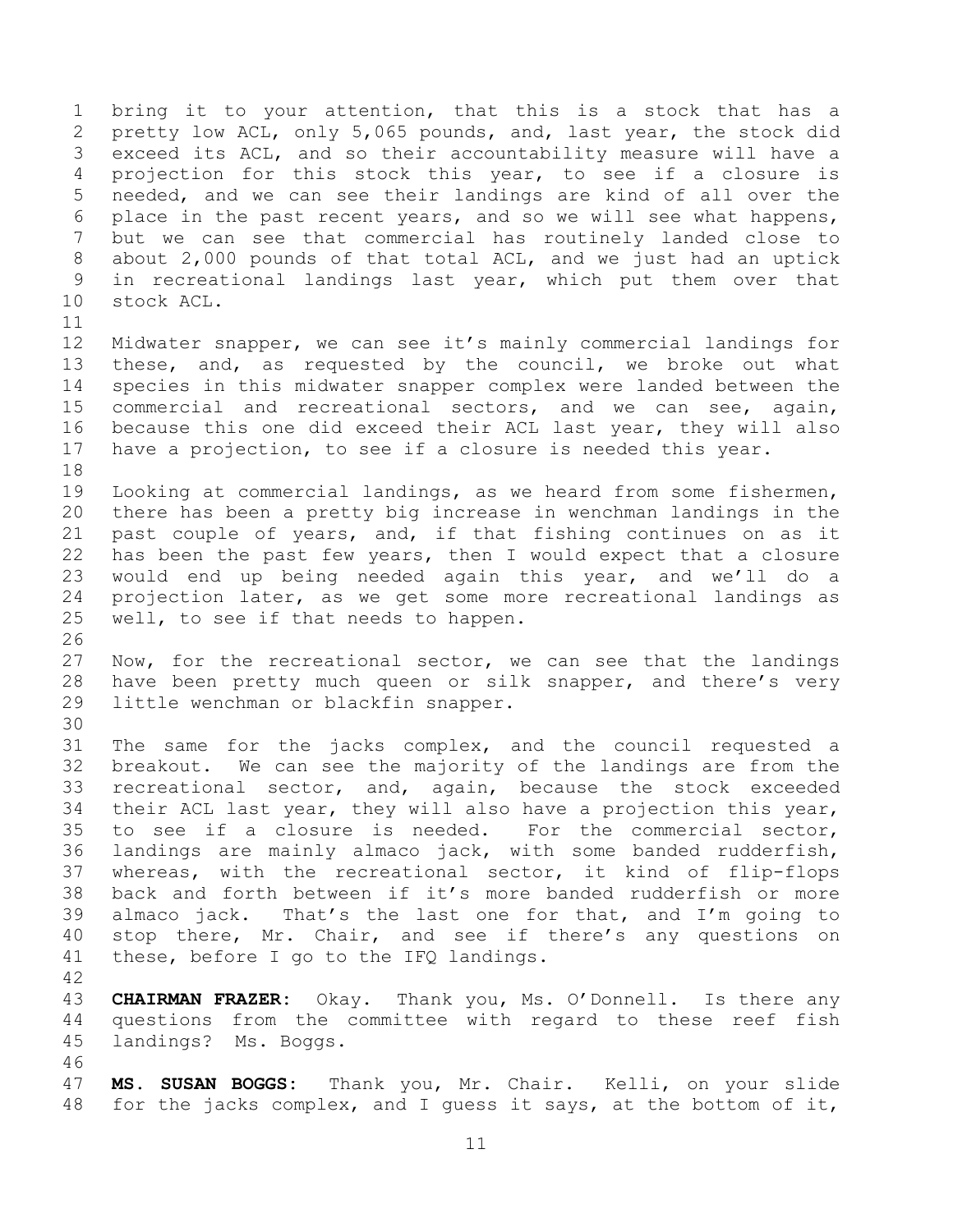bring it to your attention, that this is a stock that has a pretty low ACL, only 5,065 pounds, and, last year, the stock did exceed its ACL, and so their accountability measure will have a projection for this stock this year, to see if a closure is needed, and we can see their landings are kind of all over the place in the past recent years, and so we will see what happens, but we can see that commercial has routinely landed close to about 2,000 pounds of that total ACL, and we just had an uptick in recreational landings last year, which put them over that stock ACL.

Midwater snapper, we can see it's mainly commercial landings for these, and, as requested by the council, we broke out what species in this midwater snapper complex were landed between the commercial and recreational sectors, and we can see, again, because this one did exceed their ACL last year, they will also have a projection, to see if a closure is needed this year.

Looking at commercial landings, as we heard from some fishermen, there has been a pretty big increase in wenchman landings in the past couple of years, and, if that fishing continues on as it has been the past few years, then I would expect that a closure would end up being needed again this year, and we'll do a projection later, as we get some more recreational landings as well, to see if that needs to happen.

Now, for the recreational sector, we can see that the landings have been pretty much queen or silk snapper, and there's very little wenchman or blackfin snapper.

The same for the jacks complex, and the council requested a breakout. We can see the majority of the landings are from the recreational sector, and, again, because the stock exceeded their ACL last year, they will also have a projection this year, to see if a closure is needed. For the commercial sector, landings are mainly almaco jack, with some banded rudderfish, whereas, with the recreational sector, it kind of flip-flops back and forth between if it's more banded rudderfish or more almaco jack. That's the last one for that, and I'm going to stop there, Mr. Chair, and see if there's any questions on these, before I go to the IFQ landings.

**CHAIRMAN FRAZER:** Okay. Thank you, Ms. O'Donnell. Is there any questions from the committee with regard to these reef fish landings? Ms. Boggs.

**MS. SUSAN BOGGS:** Thank you, Mr. Chair. Kelli, on your slide for the jacks complex, and I guess it says, at the bottom of it,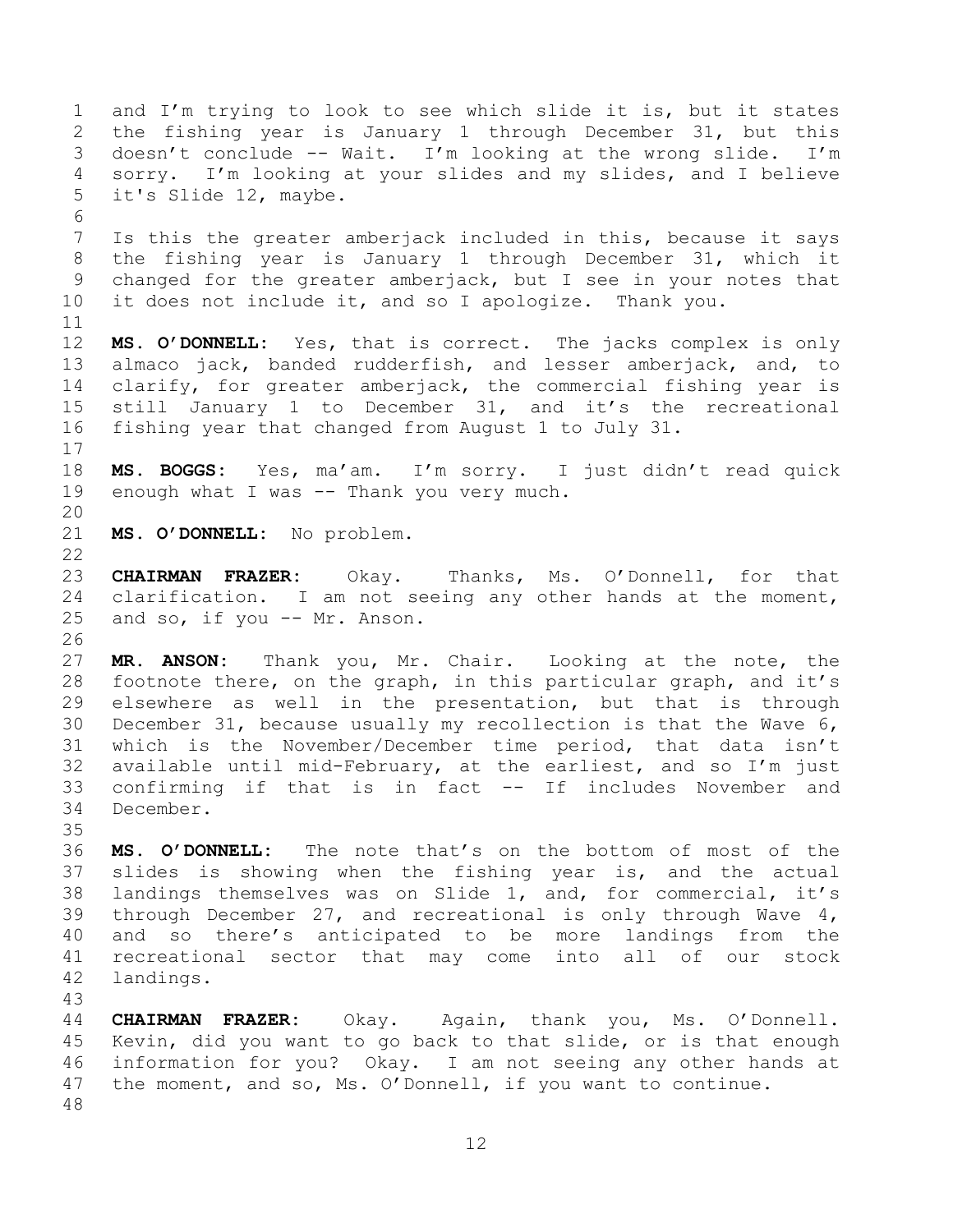and I'm trying to look to see which slide it is, but it states the fishing year is January 1 through December 31, but this doesn't conclude -- Wait. I'm looking at the wrong slide. I'm sorry. I'm looking at your slides and my slides, and I believe it's Slide 12, maybe.

Is this the greater amberjack included in this, because it says the fishing year is January 1 through December 31, which it changed for the greater amberjack, but I see in your notes that it does not include it, and so I apologize. Thank you.

**MS. O'DONNELL:** Yes, that is correct. The jacks complex is only almaco jack, banded rudderfish, and lesser amberjack, and, to clarify, for greater amberjack, the commercial fishing year is still January 1 to December 31, and it's the recreational fishing year that changed from August 1 to July 31.

**MS. BOGGS:** Yes, ma'am. I'm sorry. I just didn't read quick enough what I was -- Thank you very much.

**MS. O'DONNELL:** No problem.

**CHAIRMAN FRAZER:** Okay. Thanks, Ms. O'Donnell, for that clarification. I am not seeing any other hands at the moment, and so, if you -- Mr. Anson.

**MR. ANSON:** Thank you, Mr. Chair. Looking at the note, the footnote there, on the graph, in this particular graph, and it's elsewhere as well in the presentation, but that is through December 31, because usually my recollection is that the Wave 6, which is the November/December time period, that data isn't available until mid-February, at the earliest, and so I'm just confirming if that is in fact -- If includes November and December.

**MS. O'DONNELL:** The note that's on the bottom of most of the slides is showing when the fishing year is, and the actual landings themselves was on Slide 1, and, for commercial, it's through December 27, and recreational is only through Wave 4, and so there's anticipated to be more landings from the recreational sector that may come into all of our stock landings.

**CHAIRMAN FRAZER:** Okay. Again, thank you, Ms. O'Donnell. Kevin, did you want to go back to that slide, or is that enough information for you? Okay. I am not seeing any other hands at the moment, and so, Ms. O'Donnell, if you want to continue.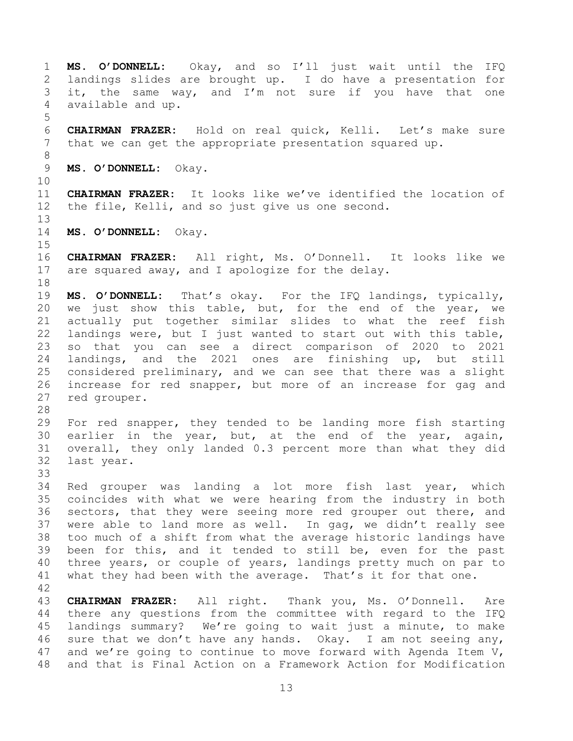**MS. O'DONNELL:** Okay, and so I'll just wait until the IFQ landings slides are brought up. I do have a presentation for it, the same way, and I'm not sure if you have that one available and up.

**CHAIRMAN FRAZER:** Hold on real quick, Kelli. Let's make sure that we can get the appropriate presentation squared up.

**MS. O'DONNELL:** Okay.

**CHAIRMAN FRAZER:** It looks like we've identified the location of the file, Kelli, and so just give us one second.

**MS. O'DONNELL:** Okay.

**CHAIRMAN FRAZER:** All right, Ms. O'Donnell. It looks like we are squared away, and I apologize for the delay.

**MS. O'DONNELL:** That's okay. For the IFQ landings, typically, we just show this table, but, for the end of the year, we actually put together similar slides to what the reef fish landings were, but I just wanted to start out with this table, so that you can see a direct comparison of 2020 to 2021 landings, and the 2021 ones are finishing up, but still considered preliminary, and we can see that there was a slight increase for red snapper, but more of an increase for gag and red grouper.

For red snapper, they tended to be landing more fish starting earlier in the year, but, at the end of the year, again, overall, they only landed 0.3 percent more than what they did last year.

Red grouper was landing a lot more fish last year, which coincides with what we were hearing from the industry in both sectors, that they were seeing more red grouper out there, and were able to land more as well. In gag, we didn't really see too much of a shift from what the average historic landings have been for this, and it tended to still be, even for the past three years, or couple of years, landings pretty much on par to what they had been with the average. That's it for that one.

**CHAIRMAN FRAZER:** All right. Thank you, Ms. O'Donnell. Are there any questions from the committee with regard to the IFQ landings summary? We're going to wait just a minute, to make sure that we don't have any hands. Okay. I am not seeing any, and we're going to continue to move forward with Agenda Item V, and that is Final Action on a Framework Action for Modification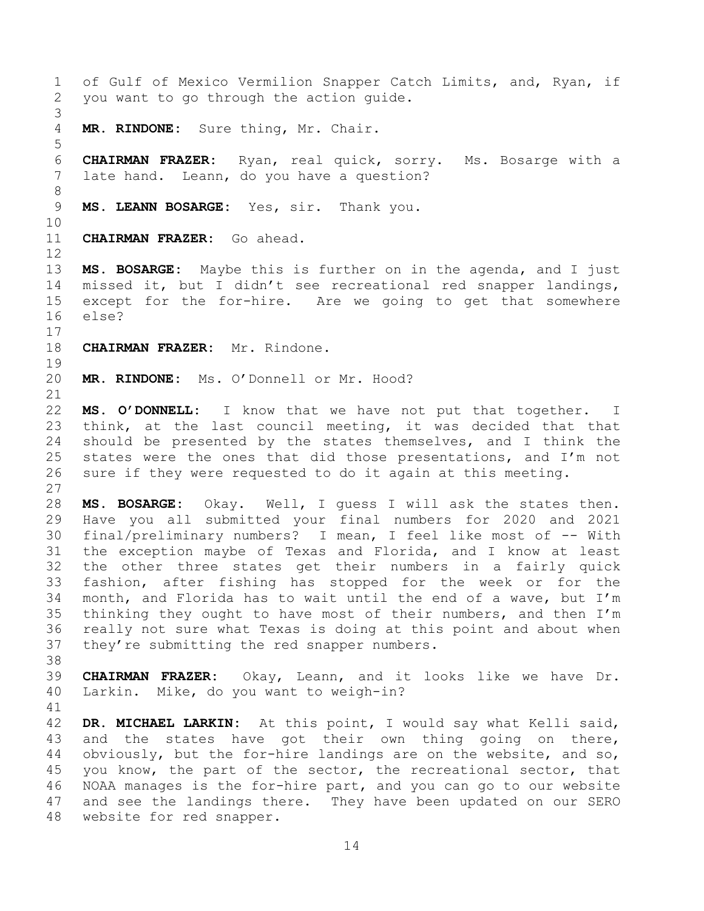of Gulf of Mexico Vermilion Snapper Catch Limits, and, Ryan, if you want to go through the action guide.

**MR. RINDONE:** Sure thing, Mr. Chair.

**CHAIRMAN FRAZER:** Ryan, real quick, sorry. Ms. Bosarge with a late hand. Leann, do you have a question?

**MS. LEANN BOSARGE:** Yes, sir. Thank you.

**CHAIRMAN FRAZER:** Go ahead.

**MS. BOSARGE:** Maybe this is further on in the agenda, and I just missed it, but I didn't see recreational red snapper landings, except for the for-hire. Are we going to get that somewhere else?

**CHAIRMAN FRAZER:** Mr. Rindone.

**MR. RINDONE:** Ms. O'Donnell or Mr. Hood?

**MS. O'DONNELL:** I know that we have not put that together. I think, at the last council meeting, it was decided that that should be presented by the states themselves, and I think the states were the ones that did those presentations, and I'm not sure if they were requested to do it again at this meeting.

**MS. BOSARGE:** Okay. Well, I guess I will ask the states then. Have you all submitted your final numbers for 2020 and 2021 final/preliminary numbers? I mean, I feel like most of -- With the exception maybe of Texas and Florida, and I know at least the other three states get their numbers in a fairly quick fashion, after fishing has stopped for the week or for the month, and Florida has to wait until the end of a wave, but I'm thinking they ought to have most of their numbers, and then I'm really not sure what Texas is doing at this point and about when they're submitting the red snapper numbers.

**CHAIRMAN FRAZER:** Okay, Leann, and it looks like we have Dr. Larkin. Mike, do you want to weigh-in?

**DR. MICHAEL LARKIN:** At this point, I would say what Kelli said, and the states have got their own thing going on there, obviously, but the for-hire landings are on the website, and so, you know, the part of the sector, the recreational sector, that NOAA manages is the for-hire part, and you can go to our website and see the landings there. They have been updated on our SERO website for red snapper.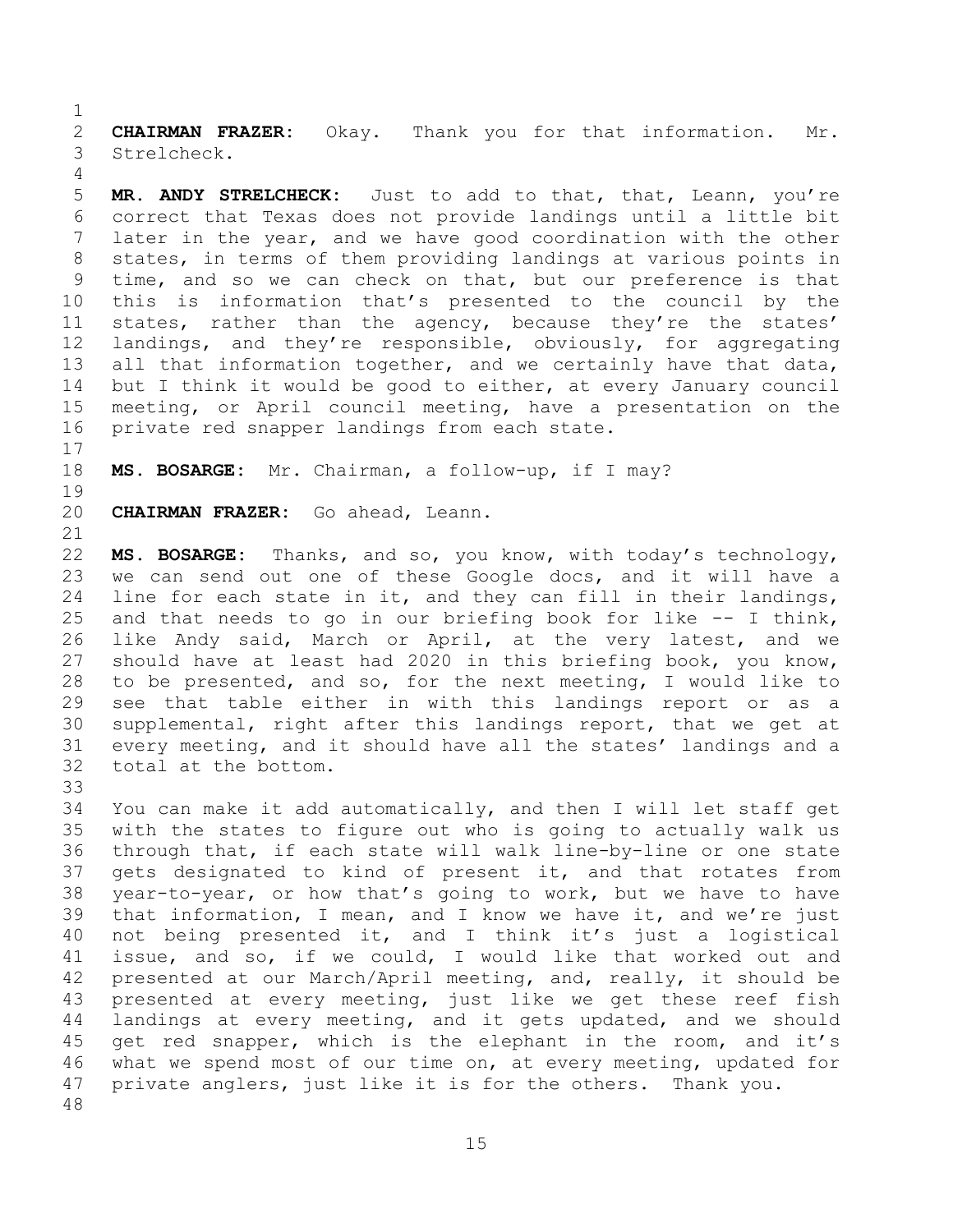**CHAIRMAN FRAZER:** Okay. Thank you for that information. Mr. Strelcheck.

**MR. ANDY STRELCHECK:** Just to add to that, that, Leann, you're correct that Texas does not provide landings until a little bit later in the year, and we have good coordination with the other states, in terms of them providing landings at various points in time, and so we can check on that, but our preference is that this is information that's presented to the council by the states, rather than the agency, because they're the states' landings, and they're responsible, obviously, for aggregating all that information together, and we certainly have that data, but I think it would be good to either, at every January council meeting, or April council meeting, have a presentation on the private red snapper landings from each state.

**MS. BOSARGE:** Mr. Chairman, a follow-up, if I may?

**CHAIRMAN FRAZER:** Go ahead, Leann.

**MS. BOSARGE:** Thanks, and so, you know, with today's technology, we can send out one of these Google docs, and it will have a line for each state in it, and they can fill in their landings, and that needs to go in our briefing book for like -- I think, like Andy said, March or April, at the very latest, and we should have at least had 2020 in this briefing book, you know, to be presented, and so, for the next meeting, I would like to see that table either in with this landings report or as a supplemental, right after this landings report, that we get at every meeting, and it should have all the states' landings and a total at the bottom.

You can make it add automatically, and then I will let staff get with the states to figure out who is going to actually walk us through that, if each state will walk line-by-line or one state gets designated to kind of present it, and that rotates from year-to-year, or how that's going to work, but we have to have that information, I mean, and I know we have it, and we're just not being presented it, and I think it's just a logistical issue, and so, if we could, I would like that worked out and presented at our March/April meeting, and, really, it should be presented at every meeting, just like we get these reef fish landings at every meeting, and it gets updated, and we should get red snapper, which is the elephant in the room, and it's what we spend most of our time on, at every meeting, updated for private anglers, just like it is for the others. Thank you.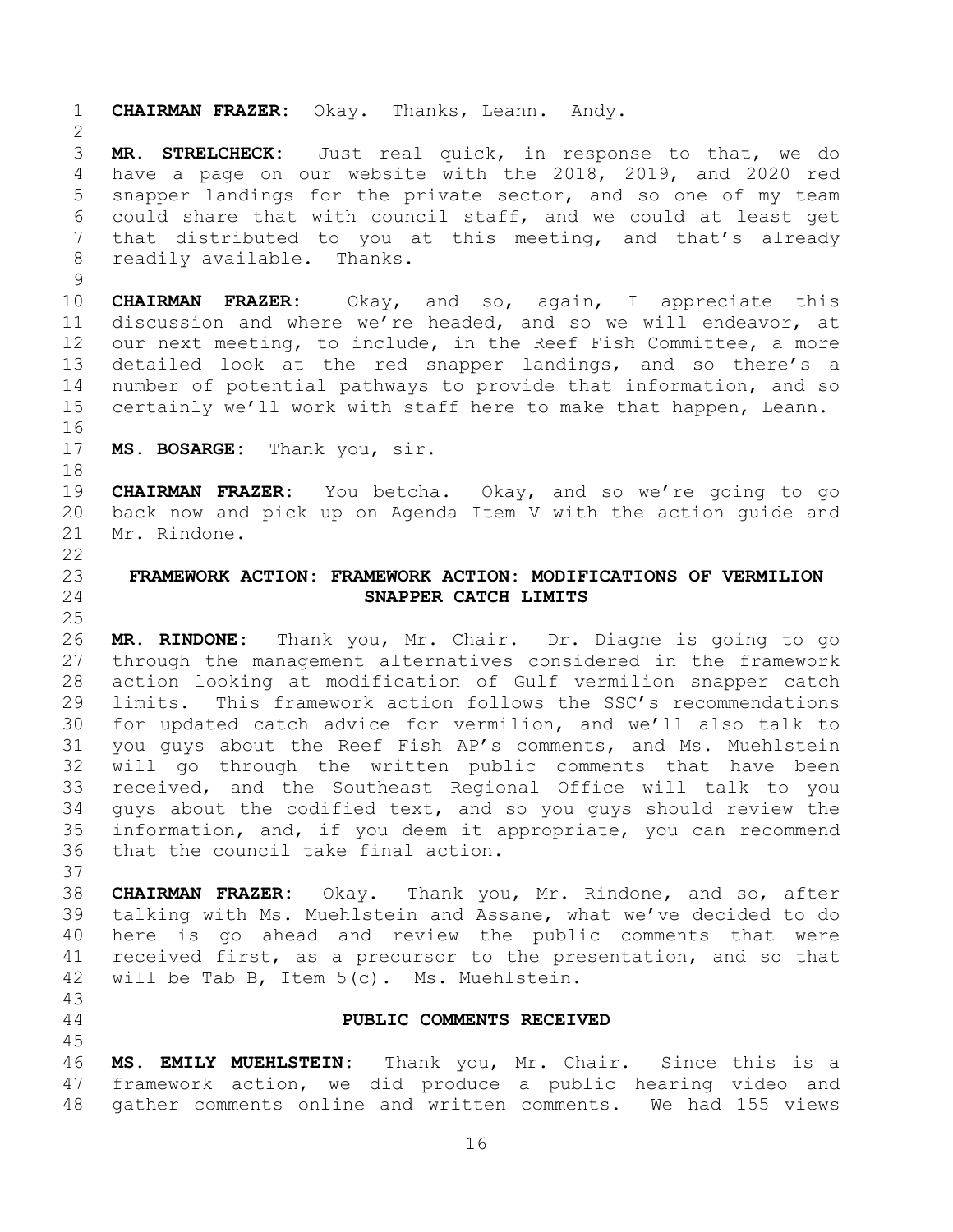**CHAIRMAN FRAZER:** Okay. Thanks, Leann. Andy.

**MR. STRELCHECK:** Just real quick, in response to that, we do have a page on our website with the 2018, 2019, and 2020 red snapper landings for the private sector, and so one of my team could share that with council staff, and we could at least get that distributed to you at this meeting, and that's already readily available. Thanks.

**CHAIRMAN FRAZER:** Okay, and so, again, I appreciate this discussion and where we're headed, and so we will endeavor, at our next meeting, to include, in the Reef Fish Committee, a more detailed look at the red snapper landings, and so there's a number of potential pathways to provide that information, and so certainly we'll work with staff here to make that happen, Leann.

**MS. BOSARGE:** Thank you, sir.

**CHAIRMAN FRAZER:** You betcha. Okay, and so we're going to go back now and pick up on Agenda Item V with the action guide and Mr. Rindone.

## FRAMEWORK ACTION: FRAMEWORK ACTION: MODIFICATIONS OF VERMILION SNAPPER CATCH LIMITS

**MR. RINDONE:** Thank you, Mr. Chair. Dr. Diagne is going to go through the management alternatives considered in the framework action looking at modification of Gulf vermilion snapper catch limits. This framework action follows the SSC's recommendations for updated catch advice for vermilion, and we'll also talk to you guys about the Reef Fish AP's comments, and Ms. Muehlstein will go through the written public comments that have been received, and the Southeast Regional Office will talk to you guys about the codified text, and so you guys should review the information, and, if you deem it appropriate, you can recommend that the council take final action.

**CHAIRMAN FRAZER:** Okay. Thank you, Mr. Rindone, and so, after talking with Ms. Muehlstein and Assane, what we've decided to do here is go ahead and review the public comments that were received first, as a precursor to the presentation, and so that will be Tab B, Item 5(c). Ms. Muehlstein.

### PUBLIC COMMENTS RECEIVED

**MS. EMILY MUEHLSTEIN:** Thank you, Mr. Chair. Since this is a framework action, we did produce a public hearing video and gather comments online and written comments. We had 155 views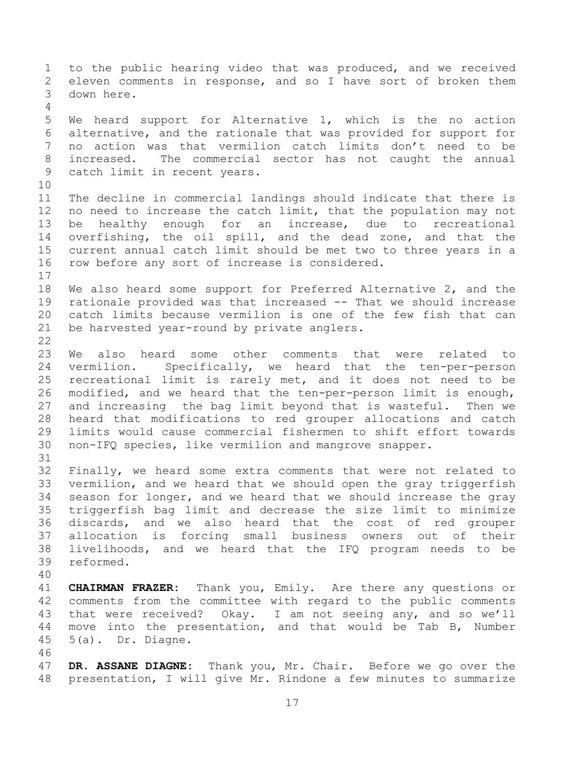to the public hearing video that was produced, and we received eleven comments in response, and so I have sort of broken them down here.

We heard support for Alternative 1, which is the no action alternative, and the rationale that was provided for support for no action was that vermilion catch limits don't need to be increased. The commercial sector has not caught the annual catch limit in recent years.

The decline in commercial landings should indicate that there is no need to increase the catch limit, that the population may not be healthy enough for an increase, due to recreational overfishing, the oil spill, and the dead zone, and that the current annual catch limit should be met two to three years in a row before any sort of increase is considered.

We also heard some support for Preferred Alternative 2, and the rationale provided was that increased -- That we should increase catch limits because vermilion is one of the few fish that can be harvested year-round by private anglers.

We also heard some other comments that were related to vermilion. Specifically, we heard that the ten-per-person recreational limit is rarely met, and it does not need to be modified, and we heard that the ten-per-person limit is enough, and increasing the bag limit beyond that is wasteful. Then we heard that modifications to red grouper allocations and catch limits would cause commercial fishermen to shift effort towards non-IFQ species, like vermilion and mangrove snapper.

Finally, we heard some extra comments that were not related to vermilion, and we heard that we should open the gray triggerfish season for longer, and we heard that we should increase the gray triggerfish bag limit and decrease the size limit to minimize discards, and we also heard that the cost of red grouper allocation is forcing small business owners out of their livelihoods, and we heard that the IFQ program needs to be reformed.

**CHAIRMAN FRAZER:** Thank you, Emily. Are there any questions or comments from the committee with regard to the public comments that were received? Okay. I am not seeing any, and so we'll move into the presentation, and that would be Tab B, Number 5(a). Dr. Diagne.

**DR. ASSANE DIAGNE:** Thank you, Mr. Chair. Before we go over the presentation, I will give Mr. Rindone a few minutes to summarize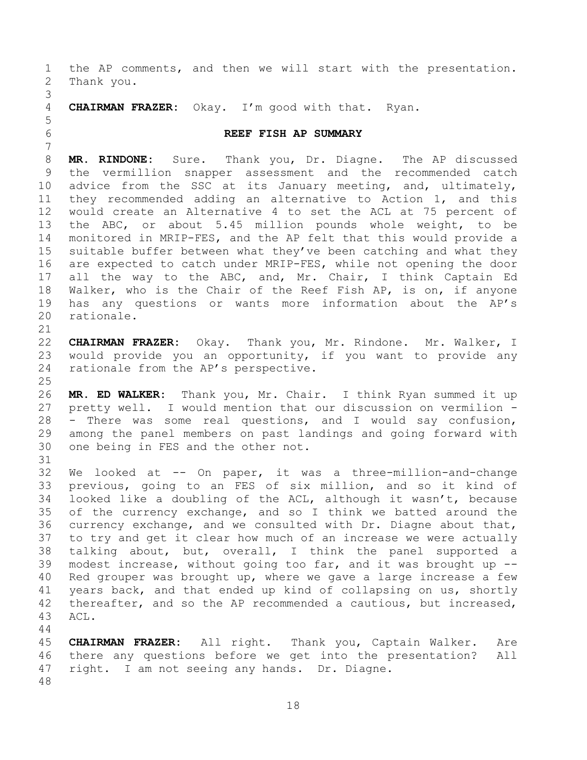the AP comments, and then we will start with the presentation. Thank you.

**CHAIRMAN FRAZER:** Okay. I'm good with that. Ryan.

## REEF FISH AP SUMMARY

**MR. RINDONE:** Sure. Thank you, Dr. Diagne. The AP discussed the vermillion snapper assessment and the recommended catch advice from the SSC at its January meeting, and, ultimately, they recommended adding an alternative to Action 1, and this would create an Alternative 4 to set the ACL at 75 percent of the ABC, or about 5.45 million pounds whole weight, to be monitored in MRIP-FES, and the AP felt that this would provide a suitable buffer between what they've been catching and what they are expected to catch under MRIP-FES, while not opening the door all the way to the ABC, and, Mr. Chair, I think Captain Ed Walker, who is the Chair of the Reef Fish AP, is on, if anyone has any questions or wants more information about the AP's rationale.

**CHAIRMAN FRAZER:** Okay. Thank you, Mr. Rindone. Mr. Walker, I would provide you an opportunity, if you want to provide any rationale from the AP's perspective.

**MR. ED WALKER:** Thank you, Mr. Chair. I think Ryan summed it up pretty well. I would mention that our discussion on vermilion -- There was some real questions, and I would say confusion, among the panel members on past landings and going forward with one being in FES and the other not.

We looked at -- On paper, it was a three-million-and-change previous, going to an FES of six million, and so it kind of looked like a doubling of the ACL, although it wasn't, because of the currency exchange, and so I think we batted around the currency exchange, and we consulted with Dr. Diagne about that, to try and get it clear how much of an increase we were actually talking about, but, overall, I think the panel supported a modest increase, without going too far, and it was brought up -- Red grouper was brought up, where we gave a large increase a few years back, and that ended up kind of collapsing on us, shortly thereafter, and so the AP recommended a cautious, but increased, ACL.

**CHAIRMAN FRAZER:** All right. Thank you, Captain Walker. Are there any questions before we get into the presentation? All right. I am not seeing any hands. Dr. Diagne.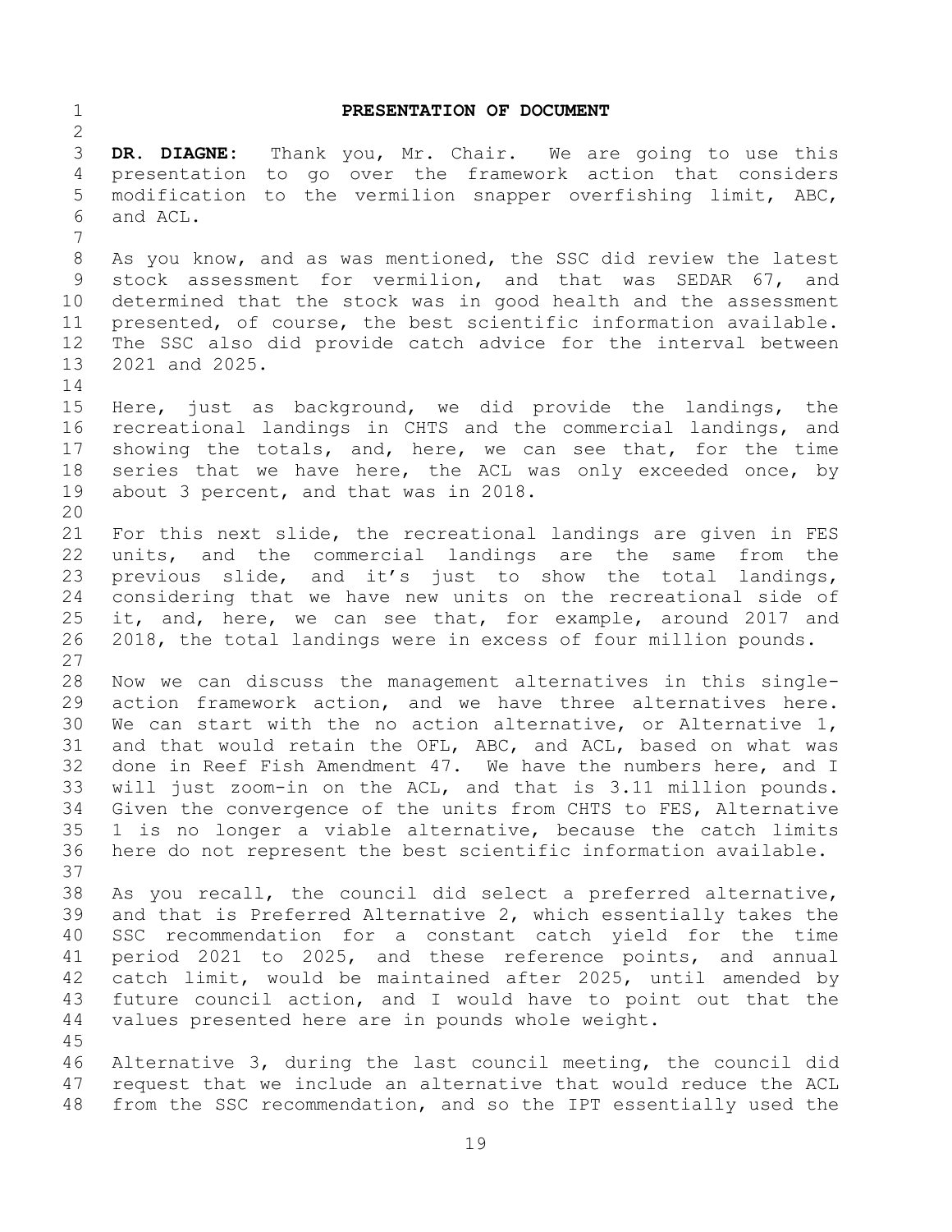## PRESENTATION OF DOCUMENT

**DR. DIAGNE:** Thank you, Mr. Chair. We are going to use this presentation to go over the framework action that considers modification to the vermilion snapper overfishing limit, ABC, and ACL.

As you know, and as was mentioned, the SSC did review the latest stock assessment for vermilion, and that was SEDAR 67, and determined that the stock was in good health and the assessment presented, of course, the best scientific information available. The SSC also did provide catch advice for the interval between 2021 and 2025.

Here, just as background, we did provide the landings, the recreational landings in CHTS and the commercial landings, and showing the totals, and, here, we can see that, for the time series that we have here, the ACL was only exceeded once, by about 3 percent, and that was in 2018.

For this next slide, the recreational landings are given in FES units, and the commercial landings are the same from the previous slide, and it's just to show the total landings, considering that we have new units on the recreational side of it, and, here, we can see that, for example, around 2017 and 2018, the total landings were in excess of four million pounds.

Now we can discuss the management alternatives in this single-action framework action, and we have three alternatives here. We can start with the no action alternative, or Alternative 1, and that would retain the OFL, ABC, and ACL, based on what was done in Reef Fish Amendment 47. We have the numbers here, and I will just zoom-in on the ACL, and that is 3.11 million pounds. Given the convergence of the units from CHTS to FES, Alternative 1 is no longer a viable alternative, because the catch limits here do not represent the best scientific information available.

As you recall, the council did select a preferred alternative, and that is Preferred Alternative 2, which essentially takes the SSC recommendation for a constant catch yield for the time period 2021 to 2025, and these reference points, and annual catch limit, would be maintained after 2025, until amended by future council action, and I would have to point out that the values presented here are in pounds whole weight.

Alternative 3, during the last council meeting, the council did request that we include an alternative that would reduce the ACL from the SSC recommendation, and so the IPT essentially used the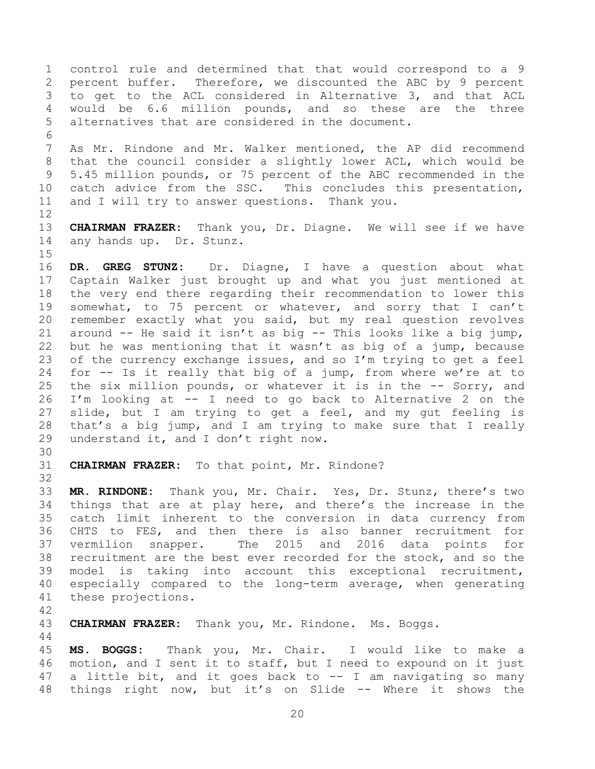control rule and determined that that would correspond to a 9 percent buffer. Therefore, we discounted the ABC by 9 percent to get to the ACL considered in Alternative 3, and that ACL would be 6.6 million pounds, and so these are the three alternatives that are considered in the document.

As Mr. Rindone and Mr. Walker mentioned, the AP did recommend that the council consider a slightly lower ACL, which would be 5.45 million pounds, or 75 percent of the ABC recommended in the catch advice from the SSC. This concludes this presentation, and I will try to answer questions. Thank you.

**CHAIRMAN FRAZER:** Thank you, Dr. Diagne. We will see if we have any hands up. Dr. Stunz.

**DR. GREG STUNZ:** Dr. Diagne, I have a question about what Captain Walker just brought up and what you just mentioned at the very end there regarding their recommendation to lower this somewhat, to 75 percent or whatever, and sorry that I can't remember exactly what you said, but my real question revolves around -- He said it isn't as big -- This looks like a big jump, but he was mentioning that it wasn't as big of a jump, because of the currency exchange issues, and so I'm trying to get a feel for -- Is it really that big of a jump, from where we're at to the six million pounds, or whatever it is in the -- Sorry, and I'm looking at -- I need to go back to Alternative 2 on the slide, but I am trying to get a feel, and my gut feeling is that's a big jump, and I am trying to make sure that I really understand it, and I don't right now.

**CHAIRMAN FRAZER:** To that point, Mr. Rindone?

**MR. RINDONE:** Thank you, Mr. Chair. Yes, Dr. Stunz, there's two things that are at play here, and there's the increase in the catch limit inherent to the conversion in data currency from CHTS to FES, and then there is also banner recruitment for vermilion snapper. The 2015 and 2016 data points for recruitment are the best ever recorded for the stock, and so the model is taking into account this exceptional recruitment, especially compared to the long-term average, when generating these projections.

**CHAIRMAN FRAZER:** Thank you, Mr. Rindone. Ms. Boggs.

**MS. BOGGS:** Thank you, Mr. Chair. I would like to make a motion, and I sent it to staff, but I need to expound on it just a little bit, and it goes back to -- I am navigating so many things right now, but it's on Slide -- Where it shows the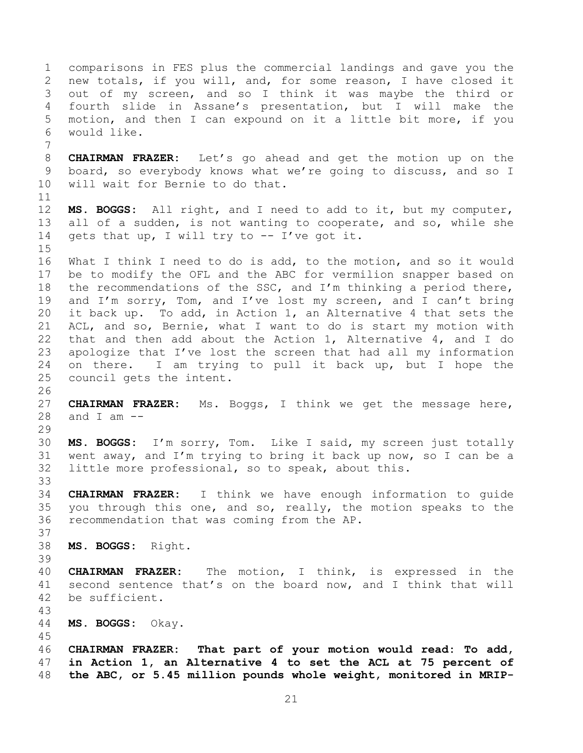comparisons in FES plus the commercial landings and gave you the new totals, if you will, and, for some reason, I have closed it out of my screen, and so I think it was maybe the third or fourth slide in Assane's presentation, but I will make the motion, and then I can expound on it a little bit more, if you would like.

**CHAIRMAN FRAZER:** Let's go ahead and get the motion up on the board, so everybody knows what we're going to discuss, and so I will wait for Bernie to do that.

**MS. BOGGS:** All right, and I need to add to it, but my computer, all of a sudden, is not wanting to cooperate, and so, while she gets that up, I will try to -- I've got it.

What I think I need to do is add, to the motion, and so it would be to modify the OFL and the ABC for vermilion snapper based on the recommendations of the SSC, and I'm thinking a period there, and I'm sorry, Tom, and I've lost my screen, and I can't bring it back up. To add, in Action 1, an Alternative 4 that sets the ACL, and so, Bernie, what I want to do is start my motion with that and then add about the Action 1, Alternative 4, and I do apologize that I've lost the screen that had all my information on there. I am trying to pull it back up, but I hope the council gets the intent.

**CHAIRMAN FRAZER:** Ms. Boggs, I think we get the message here, and I am --

**MS. BOGGS:** I'm sorry, Tom. Like I said, my screen just totally went away, and I'm trying to bring it back up now, so I can be a little more professional, so to speak, about this.

**CHAIRMAN FRAZER:** I think we have enough information to guide you through this one, and so, really, the motion speaks to the recommendation that was coming from the AP.

**MS. BOGGS:** Right.

**CHAIRMAN FRAZER:** The motion, I think, is expressed in the second sentence that's on the board now, and I think that will be sufficient.

**MS. BOGGS:** Okay.

**CHAIRMAN FRAZER:** **That part of your motion would read: To add, in Action 1, an Alternative 4 to set the ACL at 75 percent of the ABC, or 5.45 million pounds whole weight, monitored in MRIP-**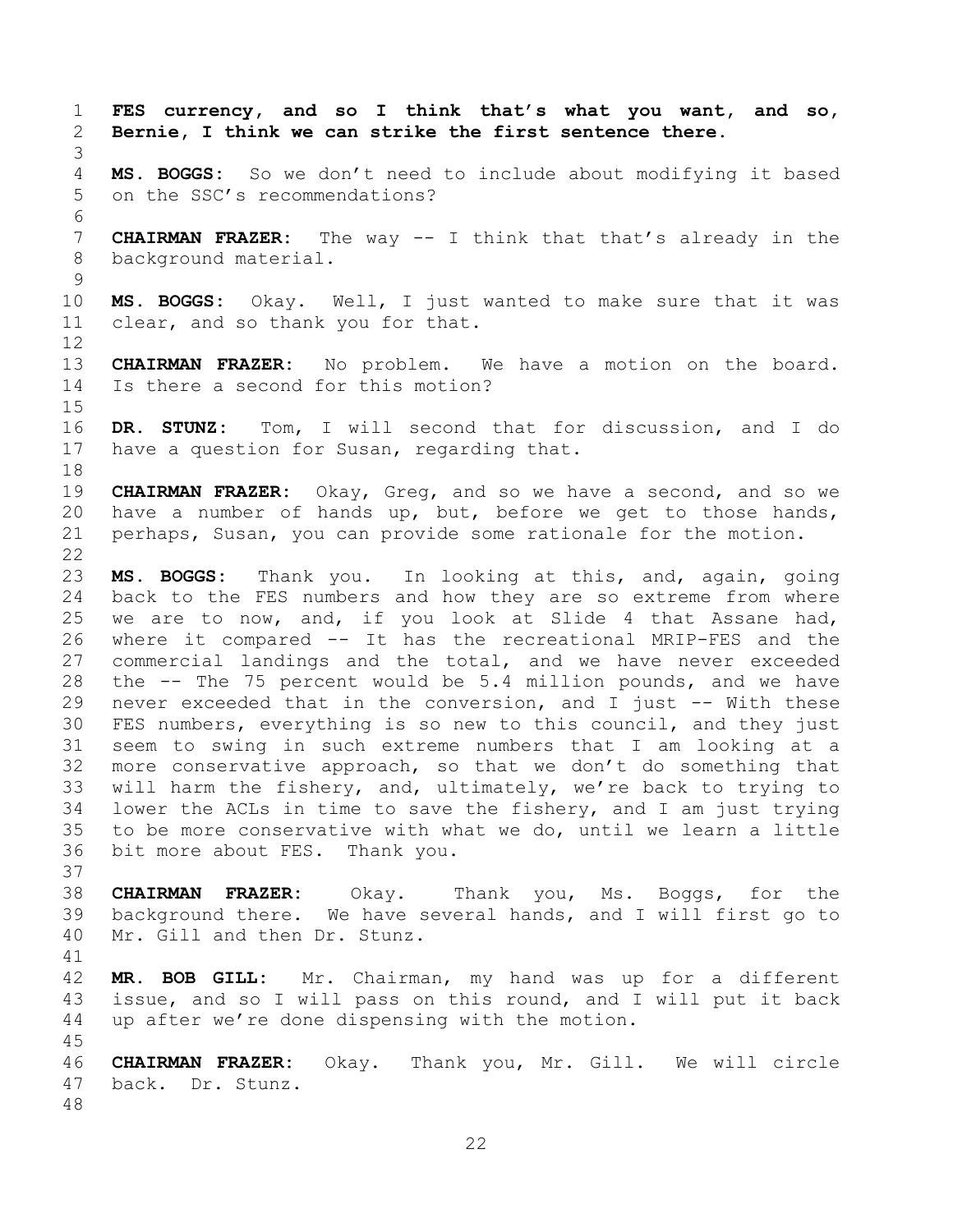**FES currency, and so I think that's what you want, and so, Bernie, I think we can strike the first sentence there.**

**MS. BOGGS:** So we don't need to include about modifying it based on the SSC's recommendations?

**CHAIRMAN FRAZER:** The way -- I think that that's already in the background material.

**MS. BOGGS:** Okay. Well, I just wanted to make sure that it was clear, and so thank you for that.

**CHAIRMAN FRAZER:** No problem. We have a motion on the board. Is there a second for this motion?

**DR. STUNZ:** Tom, I will second that for discussion, and I do have a question for Susan, regarding that.

**CHAIRMAN FRAZER:** Okay, Greg, and so we have a second, and so we have a number of hands up, but, before we get to those hands, perhaps, Susan, you can provide some rationale for the motion.

**MS. BOGGS:** Thank you. In looking at this, and, again, going back to the FES numbers and how they are so extreme from where we are to now, and, if you look at Slide 4 that Assane had, where it compared -- It has the recreational MRIP-FES and the commercial landings and the total, and we have never exceeded the -- The 75 percent would be 5.4 million pounds, and we have never exceeded that in the conversion, and I just -- With these FES numbers, everything is so new to this council, and they just seem to swing in such extreme numbers that I am looking at a more conservative approach, so that we don't do something that will harm the fishery, and, ultimately, we're back to trying to lower the ACLs in time to save the fishery, and I am just trying to be more conservative with what we do, until we learn a little bit more about FES. Thank you.

**CHAIRMAN FRAZER:** Okay. Thank you, Ms. Boggs, for the background there. We have several hands, and I will first go to Mr. Gill and then Dr. Stunz.

**MR. BOB GILL:** Mr. Chairman, my hand was up for a different issue, and so I will pass on this round, and I will put it back up after we're done dispensing with the motion.

**CHAIRMAN FRAZER:** Okay. Thank you, Mr. Gill. We will circle back. Dr. Stunz.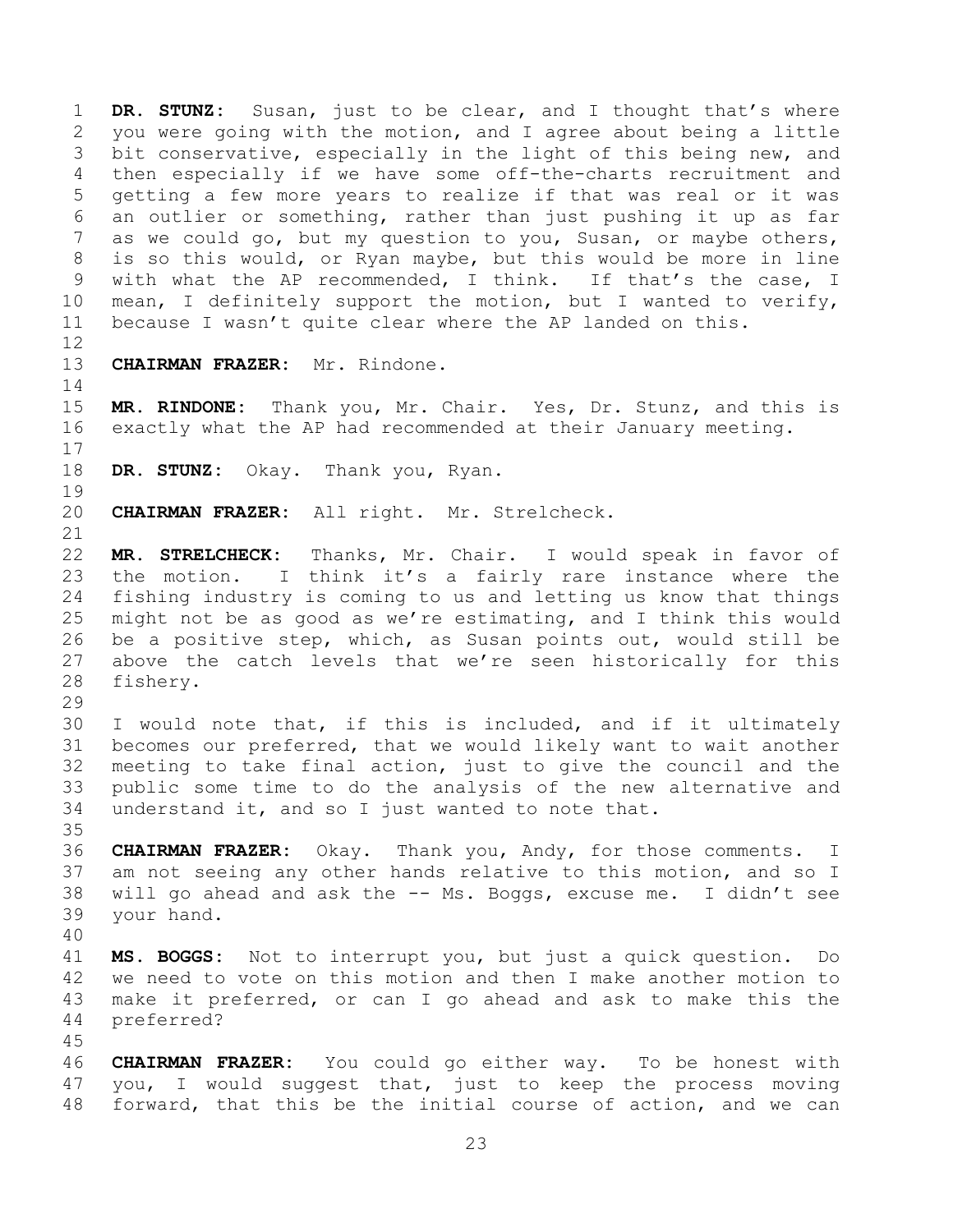**DR. STUNZ:** Susan, just to be clear, and I thought that's where you were going with the motion, and I agree about being a little bit conservative, especially in the light of this being new, and then especially if we have some off-the-charts recruitment and getting a few more years to realize if that was real or it was an outlier or something, rather than just pushing it up as far as we could go, but my question to you, Susan, or maybe others, is so this would, or Ryan maybe, but this would be more in line with what the AP recommended, I think. If that's the case, I mean, I definitely support the motion, but I wanted to verify, because I wasn't quite clear where the AP landed on this.

**CHAIRMAN FRAZER:** Mr. Rindone.

**MR. RINDONE:** Thank you, Mr. Chair. Yes, Dr. Stunz, and this is exactly what the AP had recommended at their January meeting.

**DR. STUNZ:** Okay. Thank you, Ryan.

**CHAIRMAN FRAZER:** All right. Mr. Strelcheck.

**MR. STRELCHECK:** Thanks, Mr. Chair. I would speak in favor of the motion. I think it's a fairly rare instance where the fishing industry is coming to us and letting us know that things might not be as good as we're estimating, and I think this would be a positive step, which, as Susan points out, would still be above the catch levels that we're seen historically for this fishery.

I would note that, if this is included, and if it ultimately becomes our preferred, that we would likely want to wait another meeting to take final action, just to give the council and the public some time to do the analysis of the new alternative and understand it, and so I just wanted to note that.

**CHAIRMAN FRAZER:** Okay. Thank you, Andy, for those comments. I am not seeing any other hands relative to this motion, and so I will go ahead and ask the -- Ms. Boggs, excuse me. I didn't see your hand.

**MS. BOGGS:** Not to interrupt you, but just a quick question. Do we need to vote on this motion and then I make another motion to make it preferred, or can I go ahead and ask to make this the preferred?

**CHAIRMAN FRAZER:** You could go either way. To be honest with you, I would suggest that, just to keep the process moving forward, that this be the initial course of action, and we can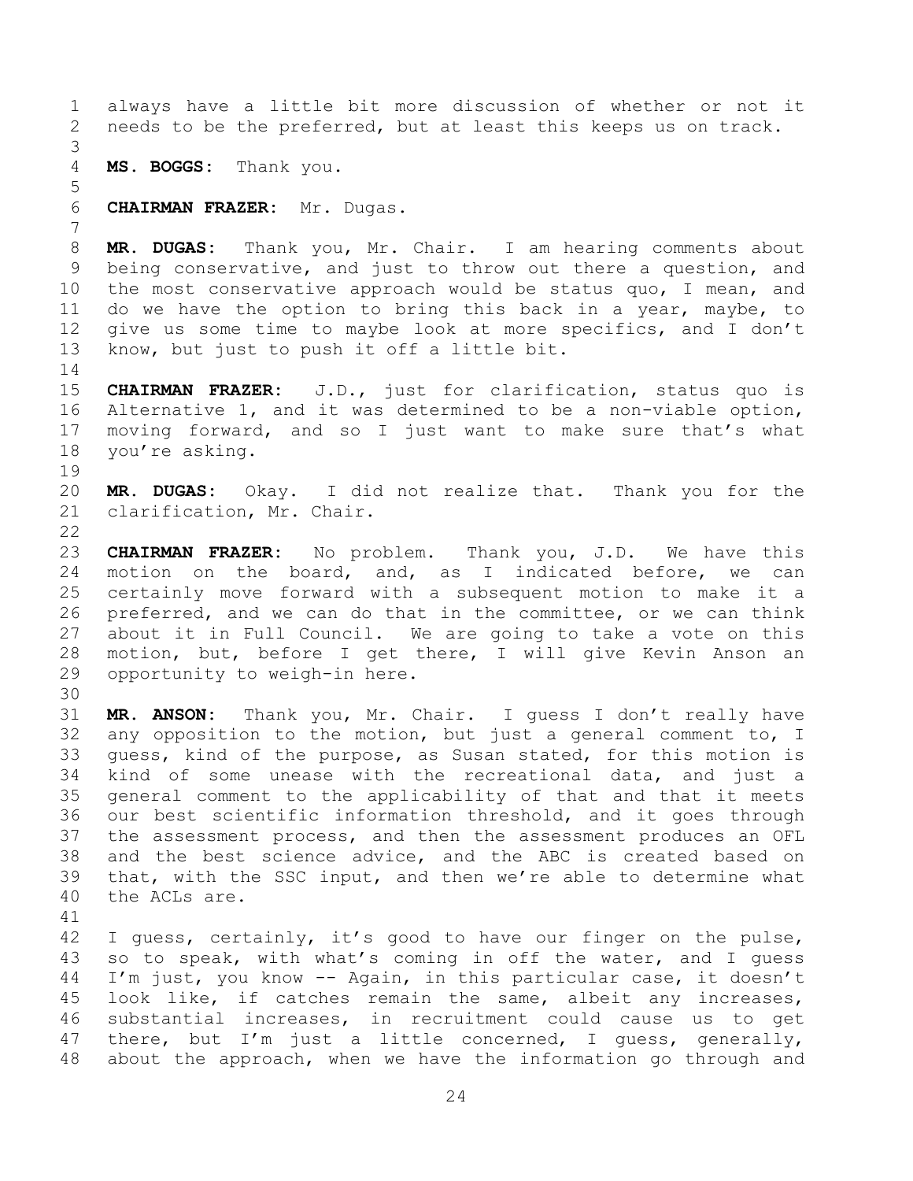always have a little bit more discussion of whether or not it needs to be the preferred, but at least this keeps us on track.

**MS. BOGGS:** Thank you.

**CHAIRMAN FRAZER:** Mr. Dugas.

**MR. DUGAS:** Thank you, Mr. Chair. I am hearing comments about being conservative, and just to throw out there a question, and the most conservative approach would be status quo, I mean, and do we have the option to bring this back in a year, maybe, to give us some time to maybe look at more specifics, and I don't know, but just to push it off a little bit.

**CHAIRMAN FRAZER:** J.D., just for clarification, status quo is Alternative 1, and it was determined to be a non-viable option, moving forward, and so I just want to make sure that's what you're asking.

**MR. DUGAS:** Okay. I did not realize that. Thank you for the clarification, Mr. Chair.

**CHAIRMAN FRAZER:** No problem. Thank you, J.D. We have this motion on the board, and, as I indicated before, we can certainly move forward with a subsequent motion to make it a preferred, and we can do that in the committee, or we can think about it in Full Council. We are going to take a vote on this motion, but, before I get there, I will give Kevin Anson an opportunity to weigh-in here.

**MR. ANSON:** Thank you, Mr. Chair. I guess I don't really have any opposition to the motion, but just a general comment to, I guess, kind of the purpose, as Susan stated, for this motion is kind of some unease with the recreational data, and just a general comment to the applicability of that and that it meets our best scientific information threshold, and it goes through the assessment process, and then the assessment produces an OFL and the best science advice, and the ABC is created based on that, with the SSC input, and then we're able to determine what the ACLs are.

I guess, certainly, it's good to have our finger on the pulse, so to speak, with what's coming in off the water, and I guess I'm just, you know -- Again, in this particular case, it doesn't look like, if catches remain the same, albeit any increases, substantial increases, in recruitment could cause us to get there, but I'm just a little concerned, I guess, generally, about the approach, when we have the information go through and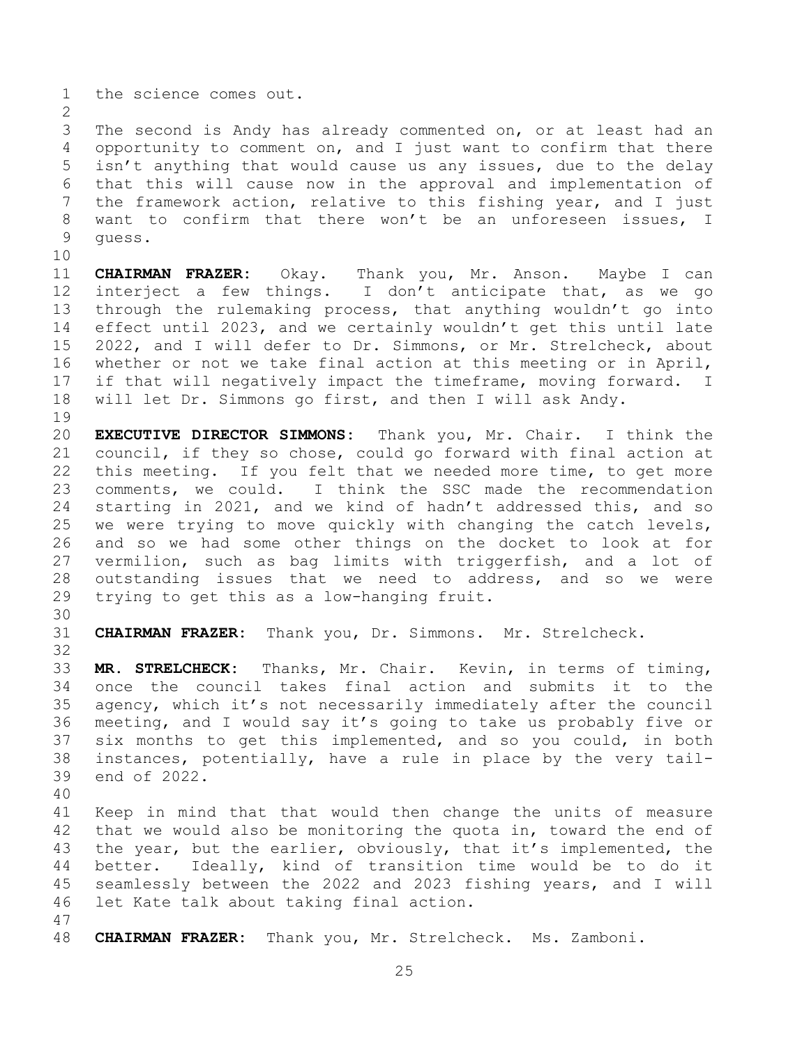the science comes out.

The second is Andy has already commented on, or at least had an opportunity to comment on, and I just want to confirm that there isn't anything that would cause us any issues, due to the delay that this will cause now in the approval and implementation of the framework action, relative to this fishing year, and I just want to confirm that there won't be an unforeseen issues, I guess.

**CHAIRMAN FRAZER:** Okay. Thank you, Mr. Anson. Maybe I can interject a few things. I don't anticipate that, as we go through the rulemaking process, that anything wouldn't go into effect until 2023, and we certainly wouldn't get this until late 2022, and I will defer to Dr. Simmons, or Mr. Strelcheck, about whether or not we take final action at this meeting or in April, if that will negatively impact the timeframe, moving forward. I will let Dr. Simmons go first, and then I will ask Andy.

**EXECUTIVE DIRECTOR SIMMONS:** Thank you, Mr. Chair. I think the council, if they so chose, could go forward with final action at this meeting. If you felt that we needed more time, to get more comments, we could. I think the SSC made the recommendation starting in 2021, and we kind of hadn't addressed this, and so we were trying to move quickly with changing the catch levels, and so we had some other things on the docket to look at for vermilion, such as bag limits with triggerfish, and a lot of outstanding issues that we need to address, and so we were trying to get this as a low-hanging fruit.

**CHAIRMAN FRAZER:** Thank you, Dr. Simmons. Mr. Strelcheck.

**MR. STRELCHECK:** Thanks, Mr. Chair. Kevin, in terms of timing, once the council takes final action and submits it to the agency, which it's not necessarily immediately after the council meeting, and I would say it's going to take us probably five or six months to get this implemented, and so you could, in both instances, potentially, have a rule in place by the very tail-end of 2022.

Keep in mind that that would then change the units of measure that we would also be monitoring the quota in, toward the end of the year, but the earlier, obviously, that it's implemented, the better. Ideally, kind of transition time would be to do it seamlessly between the 2022 and 2023 fishing years, and I will let Kate talk about taking final action.

**CHAIRMAN FRAZER:** Thank you, Mr. Strelcheck. Ms. Zamboni.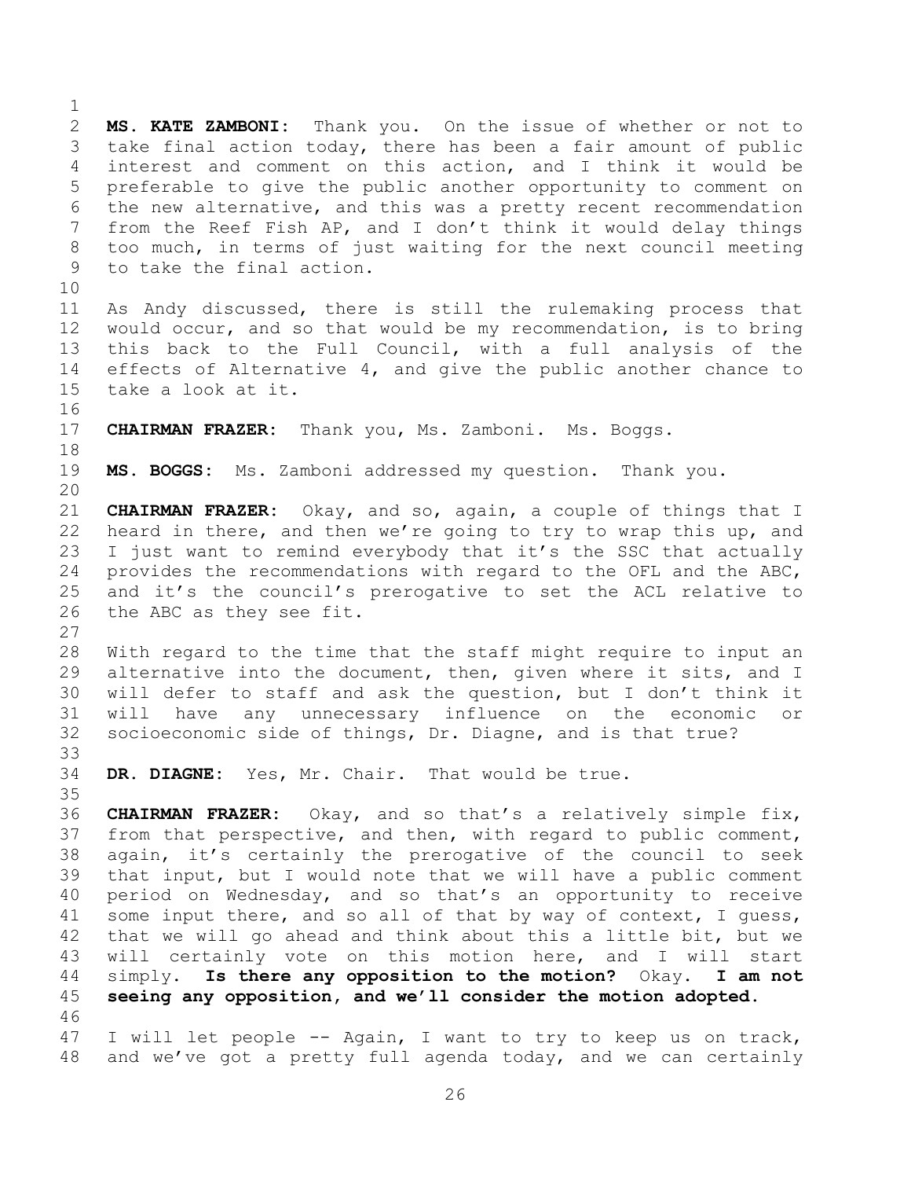**MS. KATE ZAMBONI:** Thank you. On the issue of whether or not to take final action today, there has been a fair amount of public interest and comment on this action, and I think it would be preferable to give the public another opportunity to comment on the new alternative, and this was a pretty recent recommendation from the Reef Fish AP, and I don't think it would delay things too much, in terms of just waiting for the next council meeting to take the final action.

As Andy discussed, there is still the rulemaking process that would occur, and so that would be my recommendation, is to bring this back to the Full Council, with a full analysis of the effects of Alternative 4, and give the public another chance to take a look at it.

**CHAIRMAN FRAZER:** Thank you, Ms. Zamboni. Ms. Boggs.

**MS. BOGGS:** Ms. Zamboni addressed my question. Thank you.

**CHAIRMAN FRAZER:** Okay, and so, again, a couple of things that I heard in there, and then we're going to try to wrap this up, and I just want to remind everybody that it's the SSC that actually provides the recommendations with regard to the OFL and the ABC, and it's the council's prerogative to set the ACL relative to the ABC as they see fit.

With regard to the time that the staff might require to input an alternative into the document, then, given where it sits, and I will defer to staff and ask the question, but I don't think it will have any unnecessary influence on the economic or socioeconomic side of things, Dr. Diagne, and is that true?

**DR. DIAGNE:** Yes, Mr. Chair. That would be true.

**CHAIRMAN FRAZER:** Okay, and so that's a relatively simple fix, from that perspective, and then, with regard to public comment, again, it's certainly the prerogative of the council to seek that input, but I would note that we will have a public comment period on Wednesday, and so that's an opportunity to receive some input there, and so all of that by way of context, I guess, that we will go ahead and think about this a little bit, but we will certainly vote on this motion here, and I will start simply. **Is there any opposition to the motion?** Okay. **I am not seeing any opposition, and we'll consider the motion adopted.**

I will let people -- Again, I want to try to keep us on track, and we've got a pretty full agenda today, and we can certainly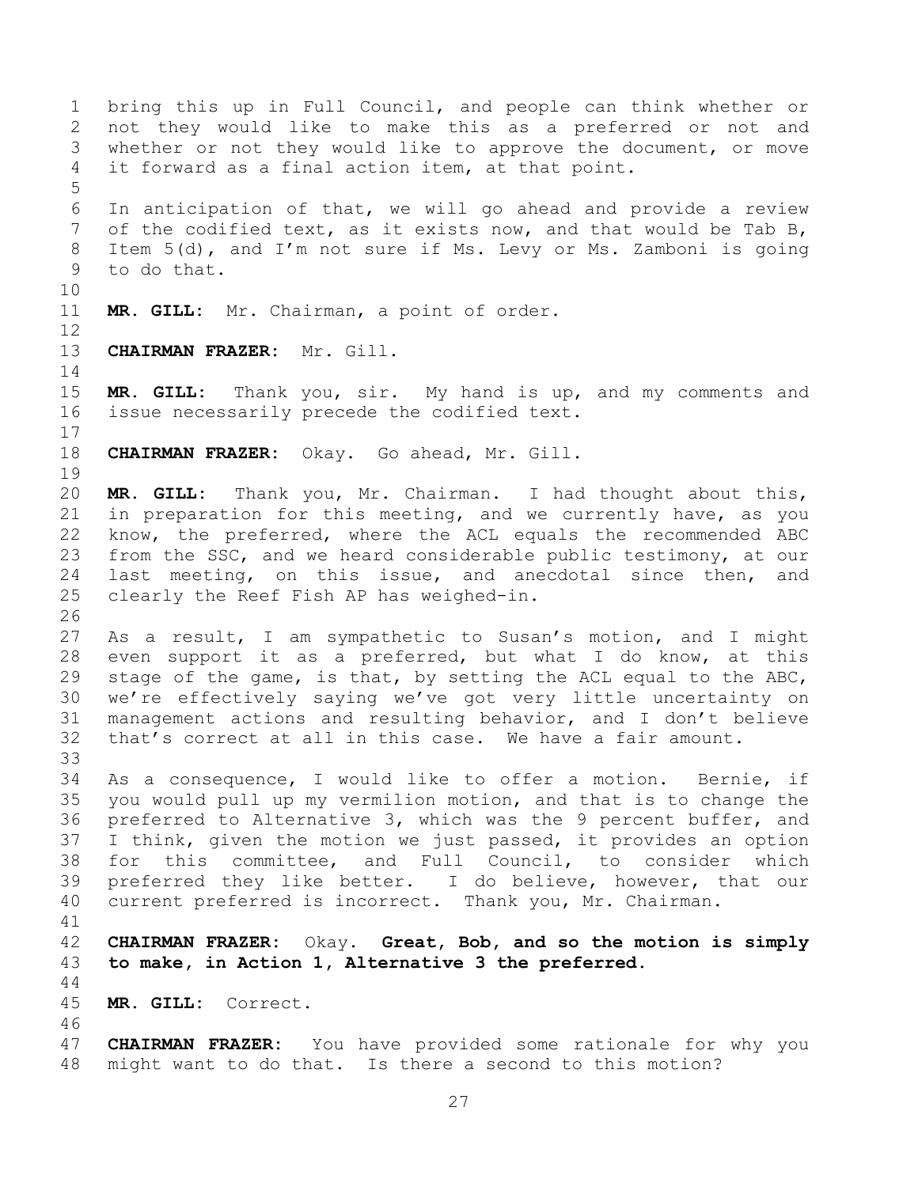bring this up in Full Council, and people can think whether or not they would like to make this as a preferred or not and whether or not they would like to approve the document, or move it forward as a final action item, at that point.

In anticipation of that, we will go ahead and provide a review of the codified text, as it exists now, and that would be Tab B, Item 5(d), and I'm not sure if Ms. Levy or Ms. Zamboni is going to do that.

**MR. GILL:** Mr. Chairman, a point of order.

**CHAIRMAN FRAZER:** Mr. Gill.

**MR. GILL:** Thank you, sir. My hand is up, and my comments and issue necessarily precede the codified text.

**CHAIRMAN FRAZER:** Okay. Go ahead, Mr. Gill.

**MR. GILL:** Thank you, Mr. Chairman. I had thought about this, in preparation for this meeting, and we currently have, as you know, the preferred, where the ACL equals the recommended ABC from the SSC, and we heard considerable public testimony, at our last meeting, on this issue, and anecdotal since then, and clearly the Reef Fish AP has weighed-in.

As a result, I am sympathetic to Susan's motion, and I might even support it as a preferred, but what I do know, at this stage of the game, is that, by setting the ACL equal to the ABC, we're effectively saying we've got very little uncertainty on management actions and resulting behavior, and I don't believe that's correct at all in this case. We have a fair amount.

As a consequence, I would like to offer a motion. Bernie, if you would pull up my vermilion motion, and that is to change the preferred to Alternative 3, which was the 9 percent buffer, and I think, given the motion we just passed, it provides an option for this committee, and Full Council, to consider which preferred they like better. I do believe, however, that our current preferred is incorrect. Thank you, Mr. Chairman.

**CHAIRMAN FRAZER:** Okay. **Great, Bob, and so the motion is simply to make, in Action 1, Alternative 3 the preferred.**

**MR. GILL:** Correct.

**CHAIRMAN FRAZER:** You have provided some rationale for why you might want to do that. Is there a second to this motion?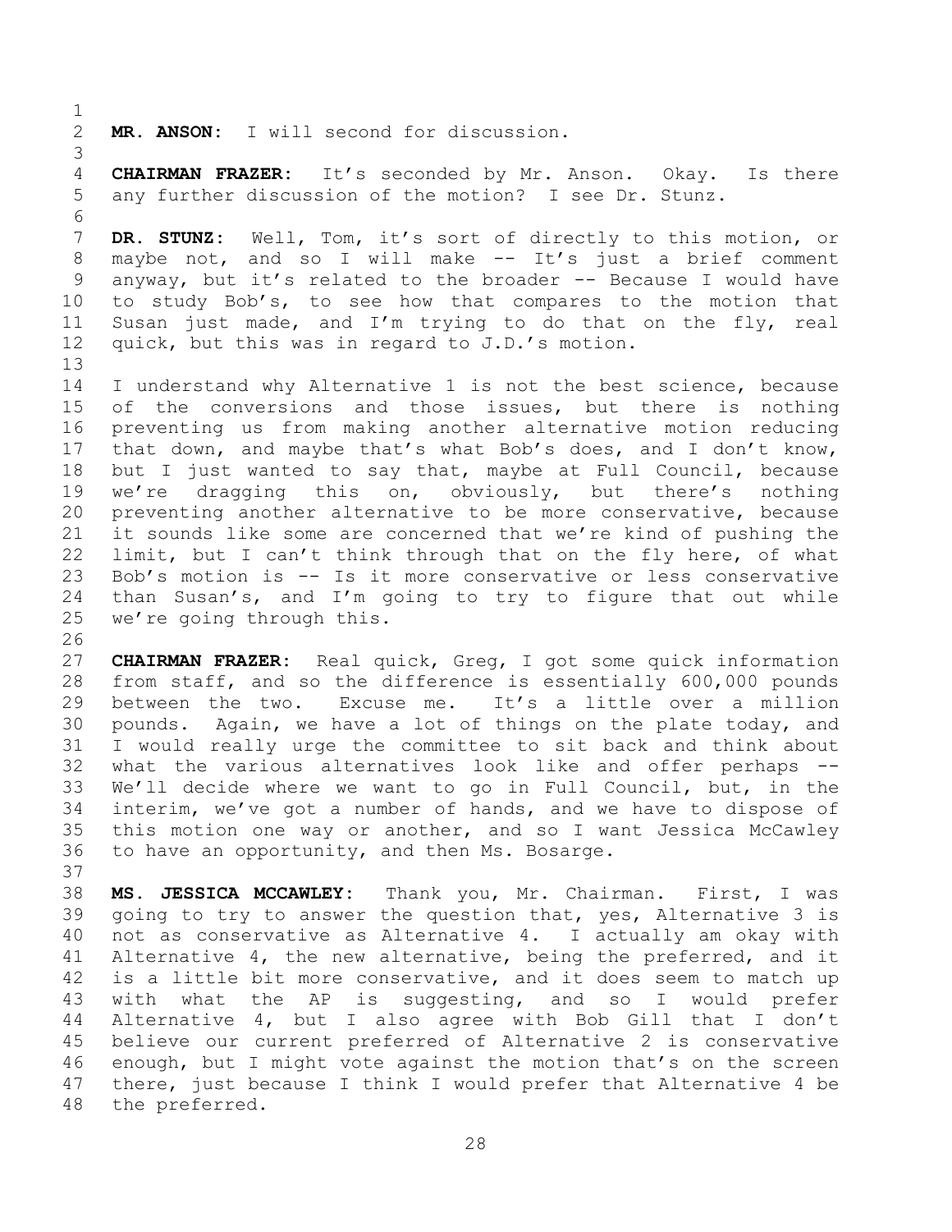**MR. ANSON:** I will second for discussion.

**CHAIRMAN FRAZER:** It's seconded by Mr. Anson. Okay. Is there any further discussion of the motion? I see Dr. Stunz.

**DR. STUNZ:** Well, Tom, it's sort of directly to this motion, or maybe not, and so I will make -- It's just a brief comment anyway, but it's related to the broader -- Because I would have to study Bob's, to see how that compares to the motion that Susan just made, and I'm trying to do that on the fly, real quick, but this was in regard to J.D.'s motion.

I understand why Alternative 1 is not the best science, because of the conversions and those issues, but there is nothing preventing us from making another alternative motion reducing that down, and maybe that's what Bob's does, and I don't know, but I just wanted to say that, maybe at Full Council, because we're dragging this on, obviously, but there's nothing preventing another alternative to be more conservative, because it sounds like some are concerned that we're kind of pushing the limit, but I can't think through that on the fly here, of what Bob's motion is -- Is it more conservative or less conservative than Susan's, and I'm going to try to figure that out while we're going through this.

**CHAIRMAN FRAZER:** Real quick, Greg, I got some quick information from staff, and so the difference is essentially 600,000 pounds between the two. Excuse me. It's a little over a million pounds. Again, we have a lot of things on the plate today, and I would really urge the committee to sit back and think about what the various alternatives look like and offer perhaps -- We'll decide where we want to go in Full Council, but, in the interim, we've got a number of hands, and we have to dispose of this motion one way or another, and so I want Jessica McCawley to have an opportunity, and then Ms. Bosarge.

**MS. JESSICA MCCAWLEY:** Thank you, Mr. Chairman. First, I was going to try to answer the question that, yes, Alternative 3 is not as conservative as Alternative 4. I actually am okay with Alternative 4, the new alternative, being the preferred, and it is a little bit more conservative, and it does seem to match up with what the AP is suggesting, and so I would prefer Alternative 4, but I also agree with Bob Gill that I don't believe our current preferred of Alternative 2 is conservative enough, but I might vote against the motion that's on the screen there, just because I think I would prefer that Alternative 4 be the preferred.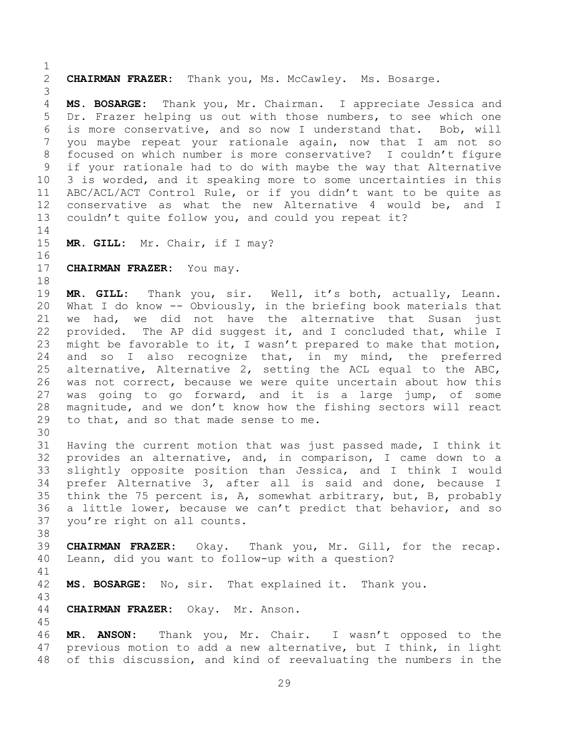**CHAIRMAN FRAZER:** Thank you, Ms. McCawley. Ms. Bosarge.

**MS. BOSARGE:** Thank you, Mr. Chairman. I appreciate Jessica and Dr. Frazer helping us out with those numbers, to see which one is more conservative, and so now I understand that. Bob, will you maybe repeat your rationale again, now that I am not so focused on which number is more conservative? I couldn't figure if your rationale had to do with maybe the way that Alternative 3 is worded, and it speaking more to some uncertainties in this ABC/ACL/ACT Control Rule, or if you didn't want to be quite as conservative as what the new Alternative 4 would be, and I couldn't quite follow you, and could you repeat it?

**MR. GILL:** Mr. Chair, if I may?

**CHAIRMAN FRAZER:** You may.

**MR. GILL:** Thank you, sir. Well, it's both, actually, Leann. What I do know -- Obviously, in the briefing book materials that we had, we did not have the alternative that Susan just provided. The AP did suggest it, and I concluded that, while I might be favorable to it, I wasn't prepared to make that motion, and so I also recognize that, in my mind, the preferred alternative, Alternative 2, setting the ACL equal to the ABC, was not correct, because we were quite uncertain about how this was going to go forward, and it is a large jump, of some magnitude, and we don't know how the fishing sectors will react to that, and so that made sense to me.

Having the current motion that was just passed made, I think it provides an alternative, and, in comparison, I came down to a slightly opposite position than Jessica, and I think I would prefer Alternative 3, after all is said and done, because I think the 75 percent is, A, somewhat arbitrary, but, B, probably a little lower, because we can't predict that behavior, and so you're right on all counts.

**CHAIRMAN FRAZER:** Okay. Thank you, Mr. Gill, for the recap. Leann, did you want to follow-up with a question?

**MS. BOSARGE:** No, sir. That explained it. Thank you.

**CHAIRMAN FRAZER:** Okay. Mr. Anson.

**MR. ANSON:** Thank you, Mr. Chair. I wasn't opposed to the previous motion to add a new alternative, but I think, in light of this discussion, and kind of reevaluating the numbers in the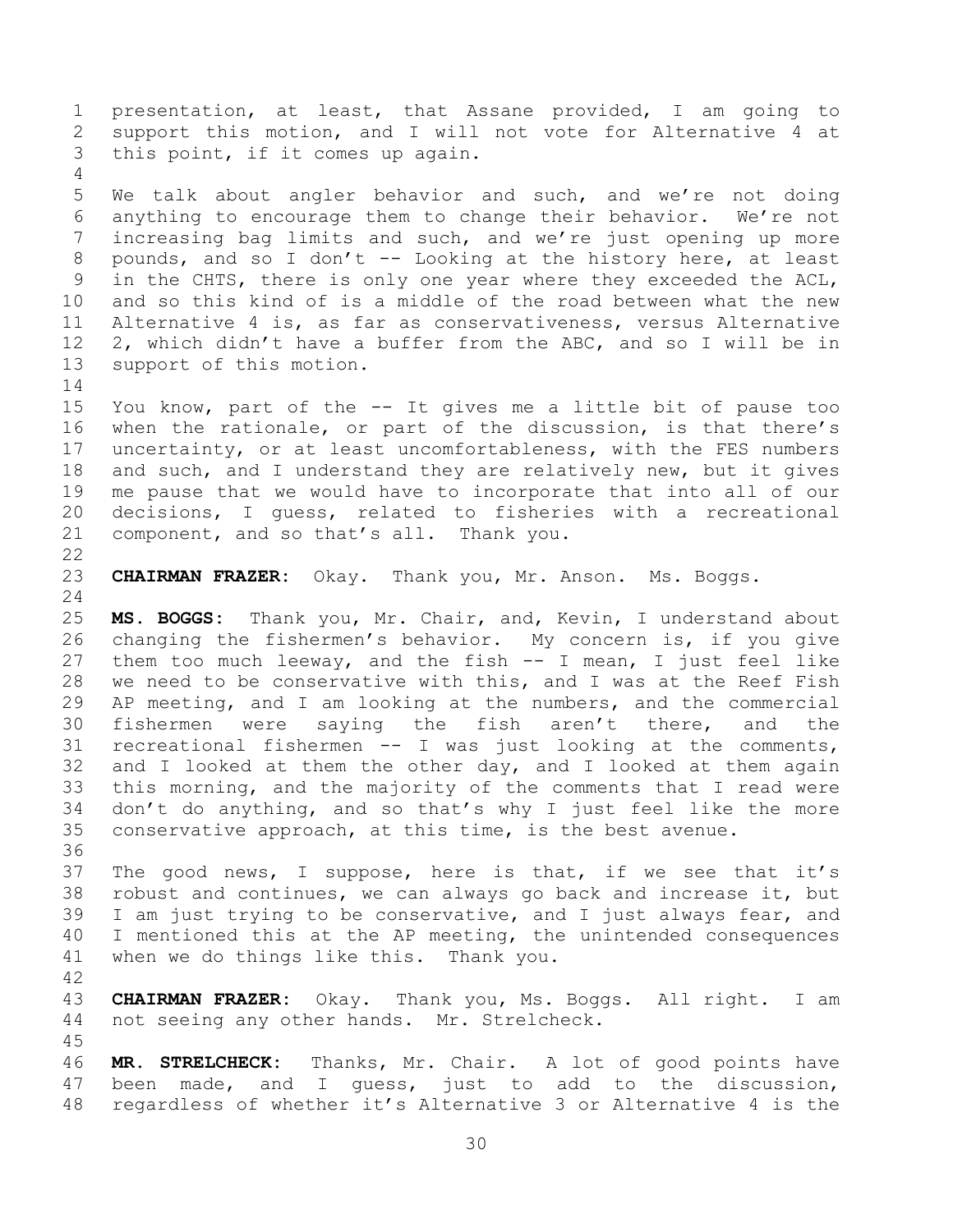presentation, at least, that Assane provided, I am going to support this motion, and I will not vote for Alternative 4 at this point, if it comes up again.

We talk about angler behavior and such, and we're not doing anything to encourage them to change their behavior. We're not increasing bag limits and such, and we're just opening up more pounds, and so I don't -- Looking at the history here, at least in the CHTS, there is only one year where they exceeded the ACL, and so this kind of is a middle of the road between what the new Alternative 4 is, as far as conservativeness, versus Alternative 2, which didn't have a buffer from the ABC, and so I will be in support of this motion.

You know, part of the -- It gives me a little bit of pause too when the rationale, or part of the discussion, is that there's uncertainty, or at least uncomfortableness, with the FES numbers and such, and I understand they are relatively new, but it gives me pause that we would have to incorporate that into all of our decisions, I guess, related to fisheries with a recreational component, and so that's all. Thank you.

**CHAIRMAN FRAZER:** Okay. Thank you, Mr. Anson. Ms. Boggs.

**MS. BOGGS:** Thank you, Mr. Chair, and, Kevin, I understand about changing the fishermen's behavior. My concern is, if you give them too much leeway, and the fish -- I mean, I just feel like we need to be conservative with this, and I was at the Reef Fish AP meeting, and I am looking at the numbers, and the commercial fishermen were saying the fish aren't there, and the recreational fishermen -- I was just looking at the comments, and I looked at them the other day, and I looked at them again this morning, and the majority of the comments that I read were don't do anything, and so that's why I just feel like the more conservative approach, at this time, is the best avenue.

The good news, I suppose, here is that, if we see that it's robust and continues, we can always go back and increase it, but I am just trying to be conservative, and I just always fear, and I mentioned this at the AP meeting, the unintended consequences when we do things like this. Thank you.

**CHAIRMAN FRAZER:** Okay. Thank you, Ms. Boggs. All right. I am not seeing any other hands. Mr. Strelcheck.

**MR. STRELCHECK:** Thanks, Mr. Chair. A lot of good points have been made, and I guess, just to add to the discussion, regardless of whether it's Alternative 3 or Alternative 4 is the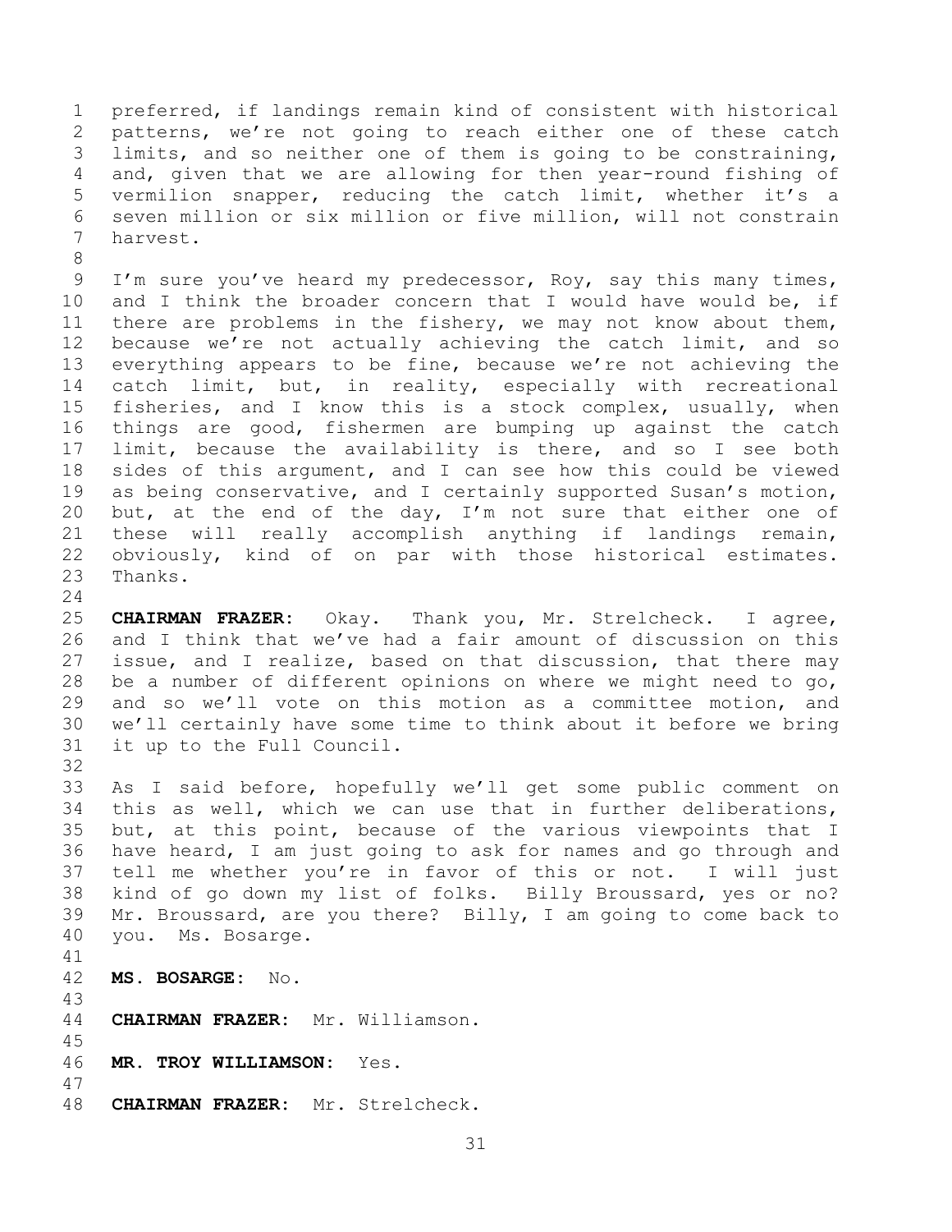preferred, if landings remain kind of consistent with historical patterns, we're not going to reach either one of these catch limits, and so neither one of them is going to be constraining, and, given that we are allowing for then year-round fishing of vermilion snapper, reducing the catch limit, whether it's a seven million or six million or five million, will not constrain harvest.

I'm sure you've heard my predecessor, Roy, say this many times, and I think the broader concern that I would have would be, if there are problems in the fishery, we may not know about them, because we're not actually achieving the catch limit, and so everything appears to be fine, because we're not achieving the catch limit, but, in reality, especially with recreational fisheries, and I know this is a stock complex, usually, when things are good, fishermen are bumping up against the catch limit, because the availability is there, and so I see both sides of this argument, and I can see how this could be viewed as being conservative, and I certainly supported Susan's motion, but, at the end of the day, I'm not sure that either one of these will really accomplish anything if landings remain, obviously, kind of on par with those historical estimates. Thanks.

**CHAIRMAN FRAZER:** Okay. Thank you, Mr. Strelcheck. I agree, and I think that we've had a fair amount of discussion on this issue, and I realize, based on that discussion, that there may be a number of different opinions on where we might need to go, and so we'll vote on this motion as a committee motion, and we'll certainly have some time to think about it before we bring it up to the Full Council.

As I said before, hopefully we'll get some public comment on this as well, which we can use that in further deliberations, but, at this point, because of the various viewpoints that I have heard, I am just going to ask for names and go through and tell me whether you're in favor of this or not. I will just kind of go down my list of folks. Billy Broussard, yes or no? Mr. Broussard, are you there? Billy, I am going to come back to you. Ms. Bosarge.

**MS. BOSARGE:** No.

**CHAIRMAN FRAZER:** Mr. Williamson.

**MR. TROY WILLIAMSON:** Yes.

**CHAIRMAN FRAZER:** Mr. Strelcheck.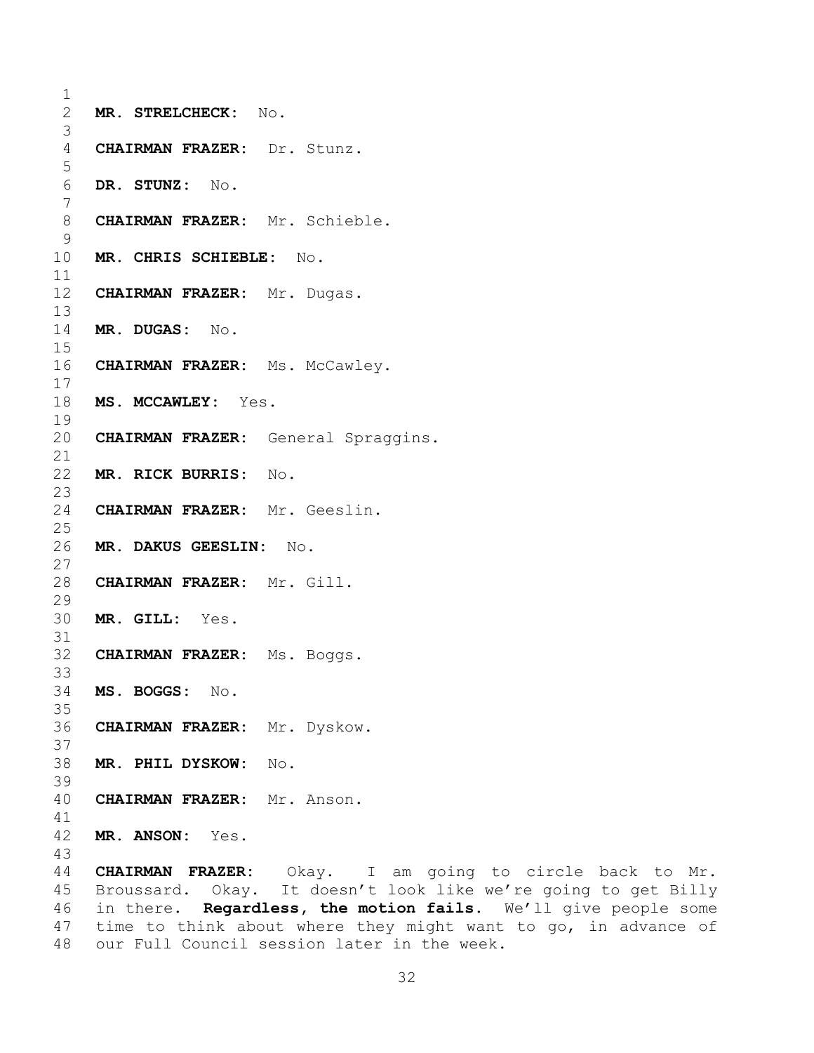**MR. STRELCHECK:** No.

**CHAIRMAN FRAZER:** Dr. Stunz.

**DR. STUNZ:** No.

**CHAIRMAN FRAZER:** Mr. Schieble.

**MR. CHRIS SCHIEBLE:** No.

**CHAIRMAN FRAZER:** Mr. Dugas.

**MR. DUGAS:** No.

**CHAIRMAN FRAZER:** Ms. McCawley.

**MS. MCCAWLEY:** Yes.

**CHAIRMAN FRAZER:** General Spraggins.

**MR. RICK BURRIS:** No.

**CHAIRMAN FRAZER:** Mr. Geeslin.

**MR. DAKUS GEESLIN:** No.

**CHAIRMAN FRAZER:** Mr. Gill.

**MR. GILL:** Yes.

**CHAIRMAN FRAZER:** Ms. Boggs.

**MS. BOGGS:** No.

**CHAIRMAN FRAZER:** Mr. Dyskow.

**MR. PHIL DYSKOW:** No.

**CHAIRMAN FRAZER:** Mr. Anson.

**MR. ANSON:** Yes.

**CHAIRMAN FRAZER:** Okay. I am going to circle back to Mr. Broussard. Okay. It doesn't look like we're going to get Billy in there. **Regardless, the motion fails.** We'll give people some time to think about where they might want to go, in advance of our Full Council session later in the week.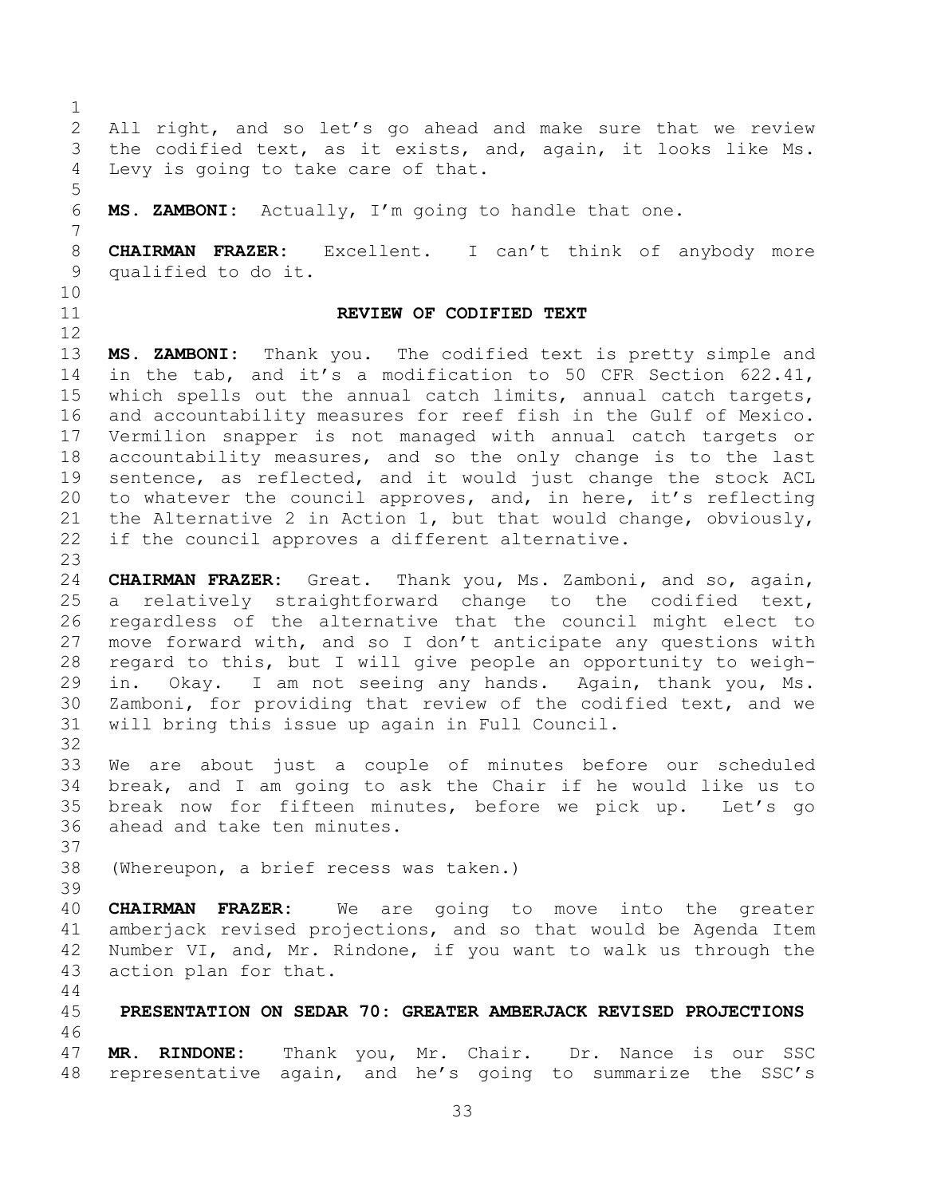All right, and so let's go ahead and make sure that we review the codified text, as it exists, and, again, it looks like Ms. Levy is going to take care of that.

**MS. ZAMBONI:** Actually, I'm going to handle that one.

**CHAIRMAN FRAZER:** Excellent. I can't think of anybody more qualified to do it.

## REVIEW OF CODIFIED TEXT

**MS. ZAMBONI:** Thank you. The codified text is pretty simple and in the tab, and it's a modification to 50 CFR Section 622.41, which spells out the annual catch limits, annual catch targets, and accountability measures for reef fish in the Gulf of Mexico. Vermilion snapper is not managed with annual catch targets or accountability measures, and so the only change is to the last sentence, as reflected, and it would just change the stock ACL to whatever the council approves, and, in here, it's reflecting the Alternative 2 in Action 1, but that would change, obviously, if the council approves a different alternative.

**CHAIRMAN FRAZER:** Great. Thank you, Ms. Zamboni, and so, again, a relatively straightforward change to the codified text, regardless of the alternative that the council might elect to move forward with, and so I don't anticipate any questions with regard to this, but I will give people an opportunity to weigh-in. Okay. I am not seeing any hands. Again, thank you, Ms. Zamboni, for providing that review of the codified text, and we will bring this issue up again in Full Council.

We are about just a couple of minutes before our scheduled break, and I am going to ask the Chair if he would like us to break now for fifteen minutes, before we pick up. Let's go ahead and take ten minutes.

(Whereupon, a brief recess was taken.)

**CHAIRMAN FRAZER:** We are going to move into the greater amberjack revised projections, and so that would be Agenda Item Number VI, and, Mr. Rindone, if you want to walk us through the action plan for that.

## PRESENTATION ON SEDAR 70: GREATER AMBERJACK REVISED PROJECTIONS

**MR. RINDONE:** Thank you, Mr. Chair. Dr. Nance is our SSC representative again, and he's going to summarize the SSC's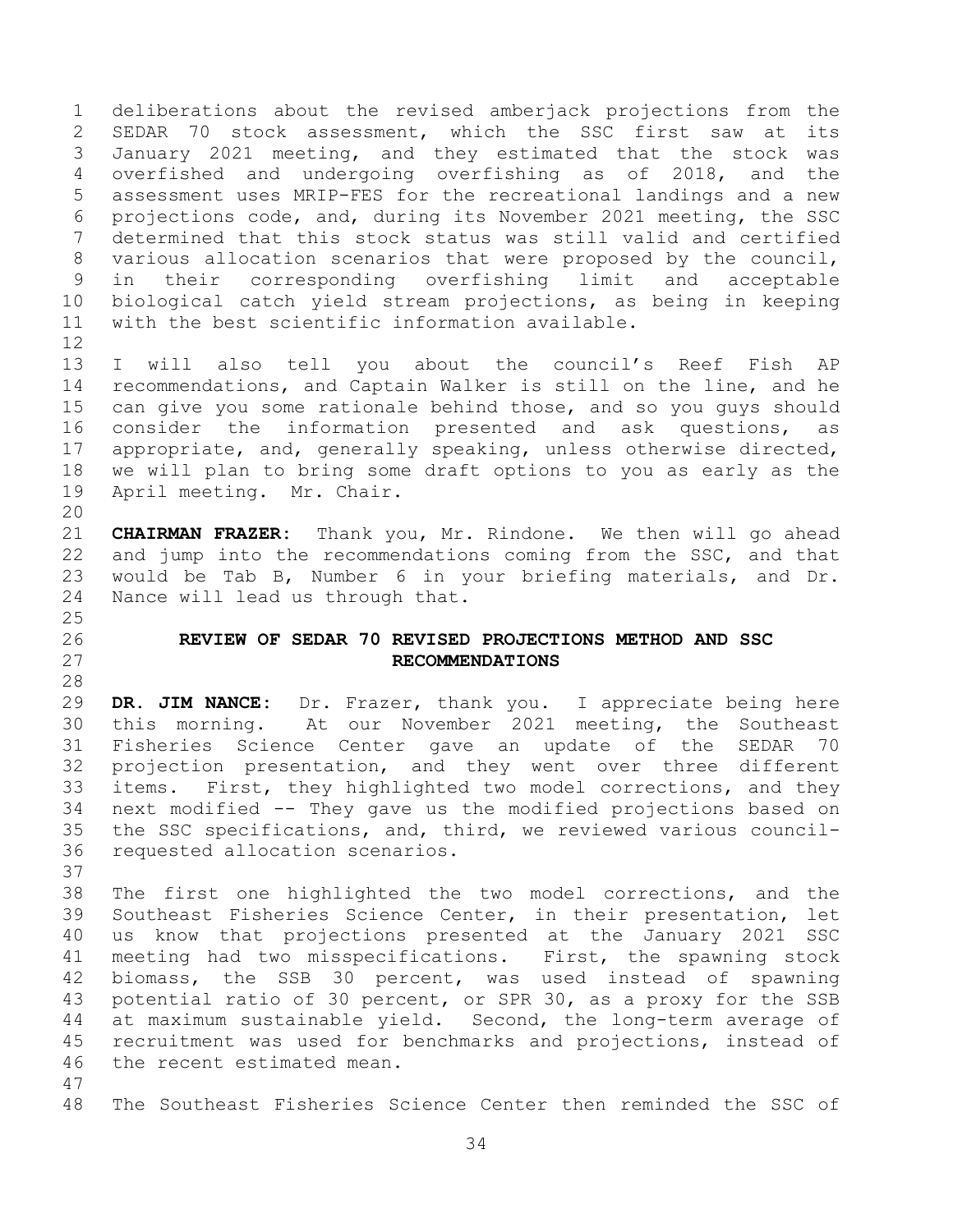deliberations about the revised amberjack projections from the SEDAR 70 stock assessment, which the SSC first saw at its January 2021 meeting, and they estimated that the stock was overfished and undergoing overfishing as of 2018, and the assessment uses MRIP-FES for the recreational landings and a new projections code, and, during its November 2021 meeting, the SSC determined that this stock status was still valid and certified various allocation scenarios that were proposed by the council, in their corresponding overfishing limit and acceptable biological catch yield stream projections, as being in keeping with the best scientific information available.

I will also tell you about the council's Reef Fish AP recommendations, and Captain Walker is still on the line, and he can give you some rationale behind those, and so you guys should consider the information presented and ask questions, as appropriate, and, generally speaking, unless otherwise directed, we will plan to bring some draft options to you as early as the April meeting. Mr. Chair.

**CHAIRMAN FRAZER:** Thank you, Mr. Rindone. We then will go ahead and jump into the recommendations coming from the SSC, and that would be Tab B, Number 6 in your briefing materials, and Dr. Nance will lead us through that.

## REVIEW OF SEDAR 70 REVISED PROJECTIONS METHOD AND SSC RECOMMENDATIONS

**DR. JIM NANCE:** Dr. Frazer, thank you. I appreciate being here this morning. At our November 2021 meeting, the Southeast Fisheries Science Center gave an update of the SEDAR 70 projection presentation, and they went over three different items. First, they highlighted two model corrections, and they next modified -- They gave us the modified projections based on the SSC specifications, and, third, we reviewed various council-requested allocation scenarios.

The first one highlighted the two model corrections, and the Southeast Fisheries Science Center, in their presentation, let us know that projections presented at the January 2021 SSC meeting had two misspecifications. First, the spawning stock biomass, the SSB 30 percent, was used instead of spawning potential ratio of 30 percent, or SPR 30, as a proxy for the SSB at maximum sustainable yield. Second, the long-term average of recruitment was used for benchmarks and projections, instead of the recent estimated mean.

The Southeast Fisheries Science Center then reminded the SSC of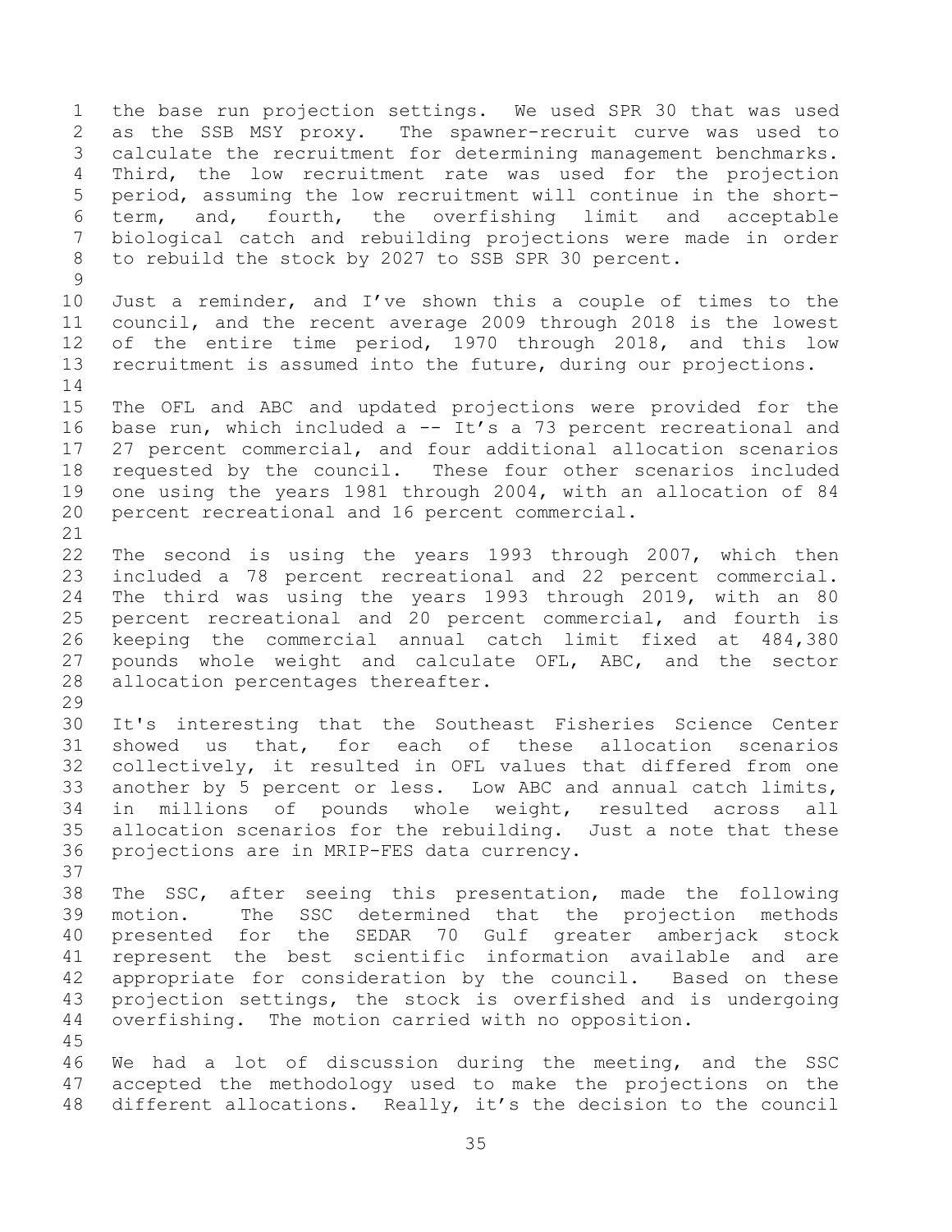the base run projection settings. We used SPR 30 that was used as the SSB MSY proxy. The spawner-recruit curve was used to calculate the recruitment for determining management benchmarks. Third, the low recruitment rate was used for the projection period, assuming the low recruitment will continue in the short-term, and, fourth, the overfishing limit and acceptable biological catch and rebuilding projections were made in order to rebuild the stock by 2027 to SSB SPR 30 percent.

Just a reminder, and I've shown this a couple of times to the council, and the recent average 2009 through 2018 is the lowest of the entire time period, 1970 through 2018, and this low recruitment is assumed into the future, during our projections.

The OFL and ABC and updated projections were provided for the base run, which included a -- It's a 73 percent recreational and 27 percent commercial, and four additional allocation scenarios requested by the council. These four other scenarios included one using the years 1981 through 2004, with an allocation of 84 percent recreational and 16 percent commercial.

The second is using the years 1993 through 2007, which then included a 78 percent recreational and 22 percent commercial. The third was using the years 1993 through 2019, with an 80 percent recreational and 20 percent commercial, and fourth is keeping the commercial annual catch limit fixed at 484,380 pounds whole weight and calculate OFL, ABC, and the sector allocation percentages thereafter.

It's interesting that the Southeast Fisheries Science Center showed us that, for each of these allocation scenarios collectively, it resulted in OFL values that differed from one another by 5 percent or less. Low ABC and annual catch limits, in millions of pounds whole weight, resulted across all allocation scenarios for the rebuilding. Just a note that these projections are in MRIP-FES data currency.

The SSC, after seeing this presentation, made the following motion. The SSC determined that the projection methods presented for the SEDAR 70 Gulf greater amberjack stock represent the best scientific information available and are appropriate for consideration by the council. Based on these projection settings, the stock is overfished and is undergoing overfishing. The motion carried with no opposition.

We had a lot of discussion during the meeting, and the SSC accepted the methodology used to make the projections on the different allocations. Really, it's the decision to the council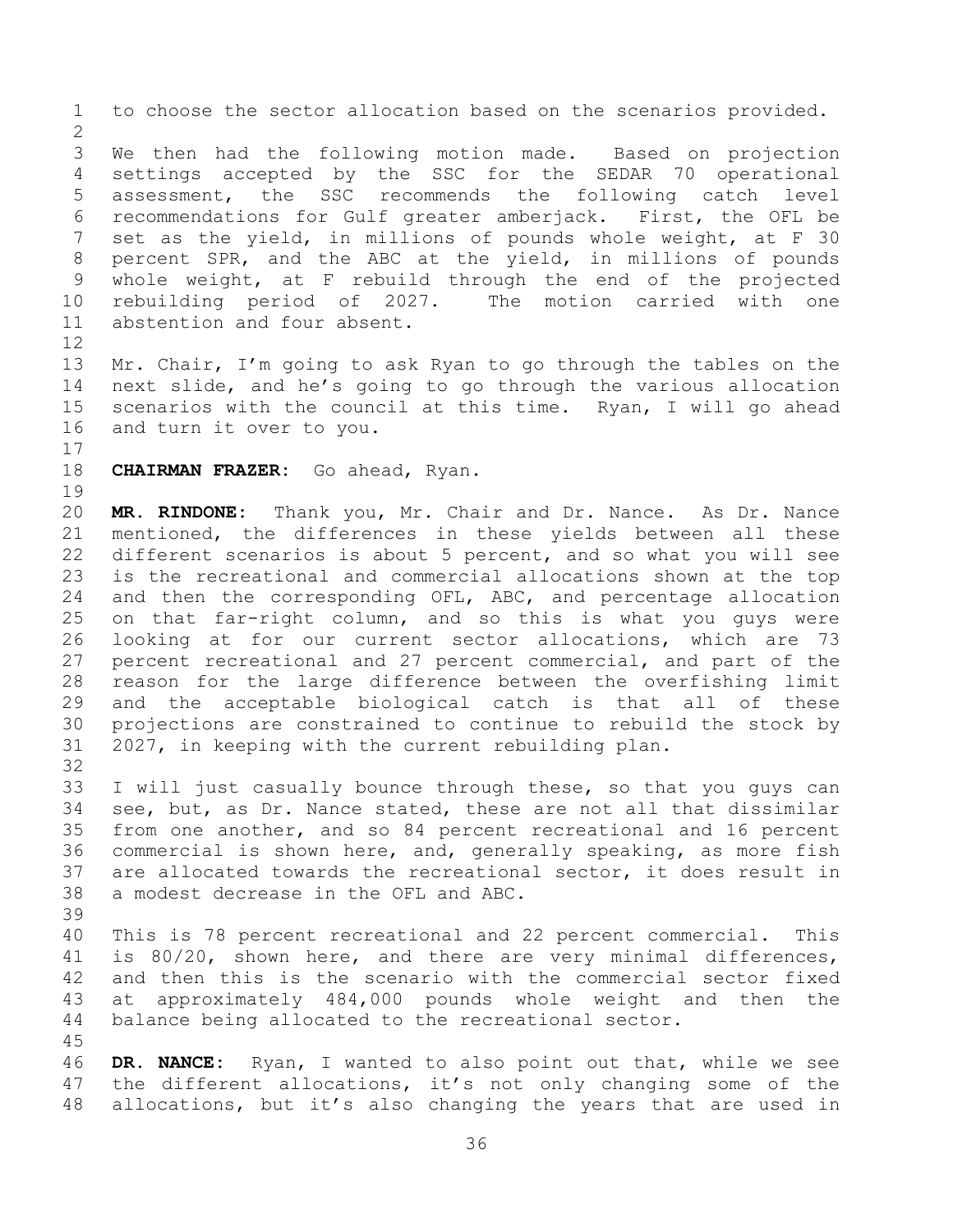to choose the sector allocation based on the scenarios provided.

We then had the following motion made. Based on projection settings accepted by the SSC for the SEDAR 70 operational assessment, the SSC recommends the following catch level recommendations for Gulf greater amberjack. First, the OFL be set as the yield, in millions of pounds whole weight, at F 30 percent SPR, and the ABC at the yield, in millions of pounds whole weight, at F rebuild through the end of the projected rebuilding period of 2027. The motion carried with one abstention and four absent.

Mr. Chair, I'm going to ask Ryan to go through the tables on the next slide, and he's going to go through the various allocation scenarios with the council at this time. Ryan, I will go ahead and turn it over to you.

**CHAIRMAN FRAZER:** Go ahead, Ryan.

**MR. RINDONE:** Thank you, Mr. Chair and Dr. Nance. As Dr. Nance mentioned, the differences in these yields between all these different scenarios is about 5 percent, and so what you will see is the recreational and commercial allocations shown at the top and then the corresponding OFL, ABC, and percentage allocation on that far-right column, and so this is what you guys were looking at for our current sector allocations, which are 73 percent recreational and 27 percent commercial, and part of the reason for the large difference between the overfishing limit and the acceptable biological catch is that all of these projections are constrained to continue to rebuild the stock by 2027, in keeping with the current rebuilding plan.

I will just casually bounce through these, so that you guys can see, but, as Dr. Nance stated, these are not all that dissimilar from one another, and so 84 percent recreational and 16 percent commercial is shown here, and, generally speaking, as more fish are allocated towards the recreational sector, it does result in a modest decrease in the OFL and ABC.

This is 78 percent recreational and 22 percent commercial. This is 80/20, shown here, and there are very minimal differences, and then this is the scenario with the commercial sector fixed at approximately 484,000 pounds whole weight and then the balance being allocated to the recreational sector.

**DR. NANCE:** Ryan, I wanted to also point out that, while we see the different allocations, it's not only changing some of the allocations, but it's also changing the years that are used in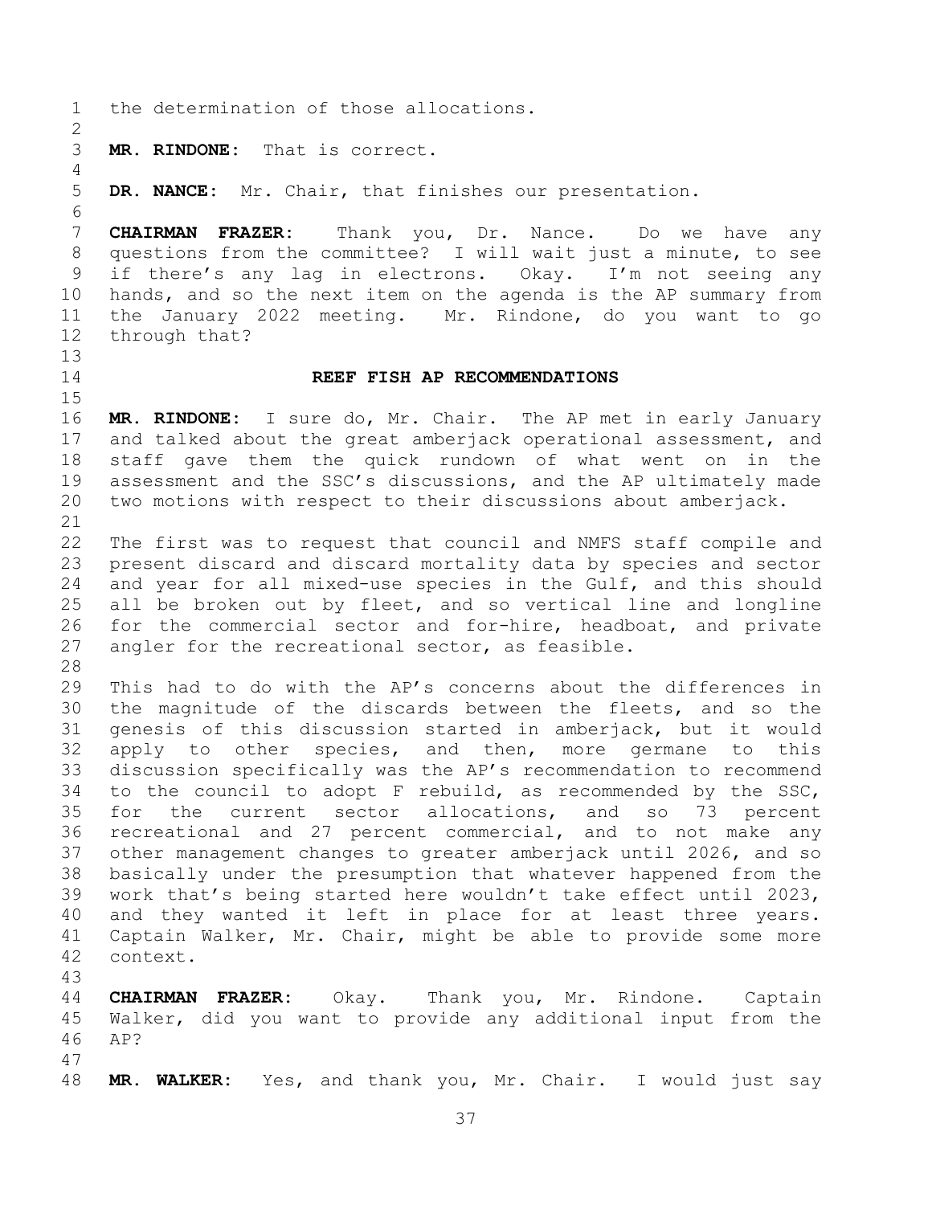the determination of those allocations.

**MR. RINDONE:** That is correct.

**DR. NANCE:** Mr. Chair, that finishes our presentation.

**CHAIRMAN FRAZER:** Thank you, Dr. Nance. Do we have any questions from the committee? I will wait just a minute, to see if there's any lag in electrons. Okay. I'm not seeing any hands, and so the next item on the agenda is the AP summary from the January 2022 meeting. Mr. Rindone, do you want to go through that?

## REEF FISH AP RECOMMENDATIONS

**MR. RINDONE:** I sure do, Mr. Chair. The AP met in early January and talked about the great amberjack operational assessment, and staff gave them the quick rundown of what went on in the assessment and the SSC's discussions, and the AP ultimately made two motions with respect to their discussions about amberjack.

The first was to request that council and NMFS staff compile and present discard and discard mortality data by species and sector and year for all mixed-use species in the Gulf, and this should all be broken out by fleet, and so vertical line and longline for the commercial sector and for-hire, headboat, and private angler for the recreational sector, as feasible.

This had to do with the AP's concerns about the differences in the magnitude of the discards between the fleets, and so the genesis of this discussion started in amberjack, but it would apply to other species, and then, more germane to this discussion specifically was the AP's recommendation to recommend to the council to adopt F rebuild, as recommended by the SSC, for the current sector allocations, and so 73 percent recreational and 27 percent commercial, and to not make any other management changes to greater amberjack until 2026, and so basically under the presumption that whatever happened from the work that's being started here wouldn't take effect until 2023, and they wanted it left in place for at least three years. Captain Walker, Mr. Chair, might be able to provide some more context.

**CHAIRMAN FRAZER:** Okay. Thank you, Mr. Rindone. Captain Walker, did you want to provide any additional input from the AP?

**MR. WALKER:** Yes, and thank you, Mr. Chair. I would just say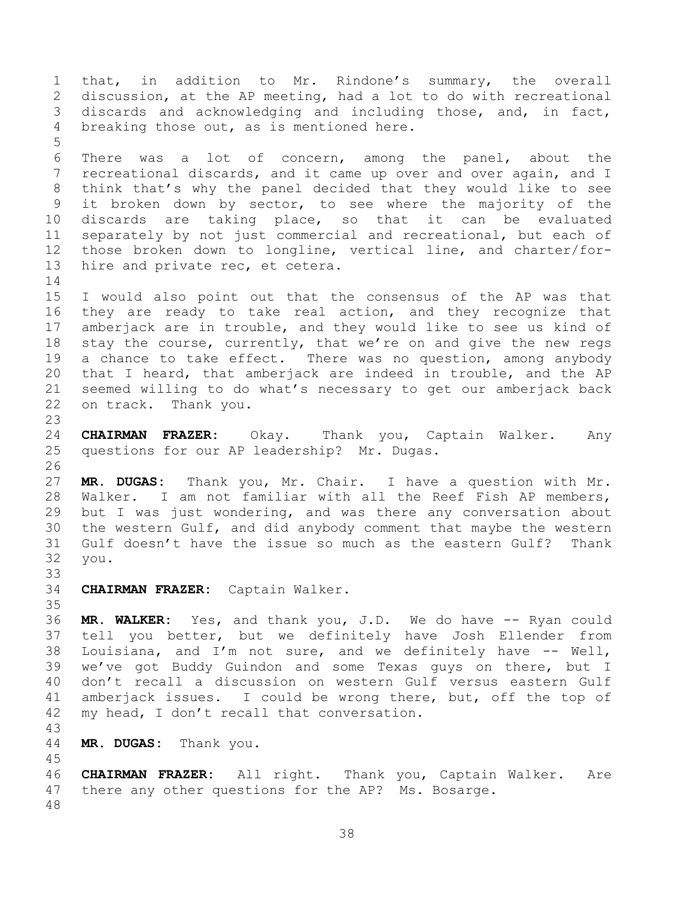that, in addition to Mr. Rindone's summary, the overall discussion, at the AP meeting, had a lot to do with recreational discards and acknowledging and including those, and, in fact, breaking those out, as is mentioned here.

There was a lot of concern, among the panel, about the recreational discards, and it came up over and over again, and I think that's why the panel decided that they would like to see it broken down by sector, to see where the majority of the discards are taking place, so that it can be evaluated separately by not just commercial and recreational, but each of those broken down to longline, vertical line, and charter/for-hire and private rec, et cetera.

I would also point out that the consensus of the AP was that they are ready to take real action, and they recognize that amberjack are in trouble, and they would like to see us kind of stay the course, currently, that we're on and give the new regs a chance to take effect. There was no question, among anybody that I heard, that amberjack are indeed in trouble, and the AP seemed willing to do what's necessary to get our amberjack back on track. Thank you.

**CHAIRMAN FRAZER:** Okay. Thank you, Captain Walker. Any questions for our AP leadership? Mr. Dugas.

**MR. DUGAS:** Thank you, Mr. Chair. I have a question with Mr. Walker. I am not familiar with all the Reef Fish AP members, but I was just wondering, and was there any conversation about the western Gulf, and did anybody comment that maybe the western Gulf doesn't have the issue so much as the eastern Gulf? Thank you.

**CHAIRMAN FRAZER:** Captain Walker.

**MR. WALKER:** Yes, and thank you, J.D. We do have -- Ryan could tell you better, but we definitely have Josh Ellender from Louisiana, and I'm not sure, and we definitely have -- Well, we've got Buddy Guindon and some Texas guys on there, but I don't recall a discussion on western Gulf versus eastern Gulf amberjack issues. I could be wrong there, but, off the top of my head, I don't recall that conversation.

**MR. DUGAS:** Thank you.

**CHAIRMAN FRAZER:** All right. Thank you, Captain Walker. Are there any other questions for the AP? Ms. Bosarge.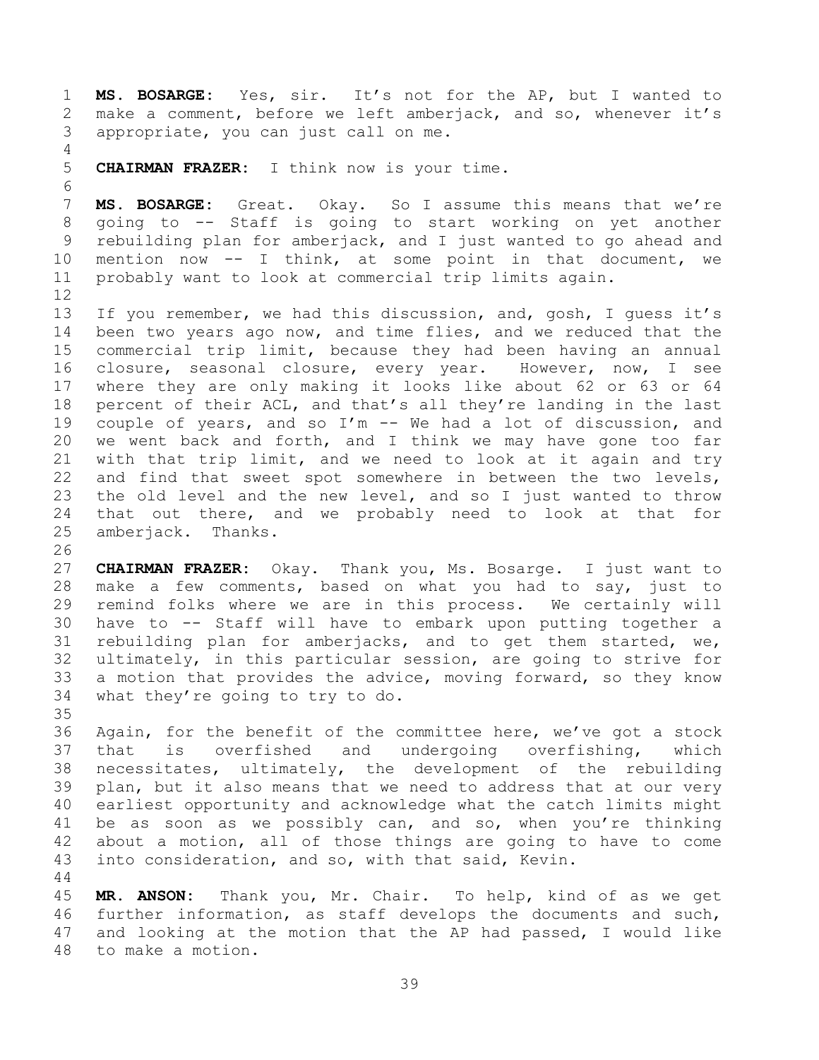**MS. BOSARGE:** Yes, sir. It's not for the AP, but I wanted to make a comment, before we left amberjack, and so, whenever it's appropriate, you can just call on me.

**CHAIRMAN FRAZER:** I think now is your time.

**MS. BOSARGE:** Great. Okay. So I assume this means that we're going to -- Staff is going to start working on yet another rebuilding plan for amberjack, and I just wanted to go ahead and mention now -- I think, at some point in that document, we probably want to look at commercial trip limits again.

If you remember, we had this discussion, and, gosh, I guess it's been two years ago now, and time flies, and we reduced that the commercial trip limit, because they had been having an annual closure, seasonal closure, every year. However, now, I see where they are only making it looks like about 62 or 63 or 64 percent of their ACL, and that's all they're landing in the last couple of years, and so I'm -- We had a lot of discussion, and we went back and forth, and I think we may have gone too far with that trip limit, and we need to look at it again and try and find that sweet spot somewhere in between the two levels, the old level and the new level, and so I just wanted to throw that out there, and we probably need to look at that for amberjack. Thanks.

**CHAIRMAN FRAZER:** Okay. Thank you, Ms. Bosarge. I just want to make a few comments, based on what you had to say, just to remind folks where we are in this process. We certainly will have to -- Staff will have to embark upon putting together a rebuilding plan for amberjacks, and to get them started, we, ultimately, in this particular session, are going to strive for a motion that provides the advice, moving forward, so they know what they're going to try to do.

Again, for the benefit of the committee here, we've got a stock that is overfished and undergoing overfishing, which necessitates, ultimately, the development of the rebuilding plan, but it also means that we need to address that at our very earliest opportunity and acknowledge what the catch limits might be as soon as we possibly can, and so, when you're thinking about a motion, all of those things are going to have to come into consideration, and so, with that said, Kevin.

**MR. ANSON:** Thank you, Mr. Chair. To help, kind of as we get further information, as staff develops the documents and such, and looking at the motion that the AP had passed, I would like to make a motion.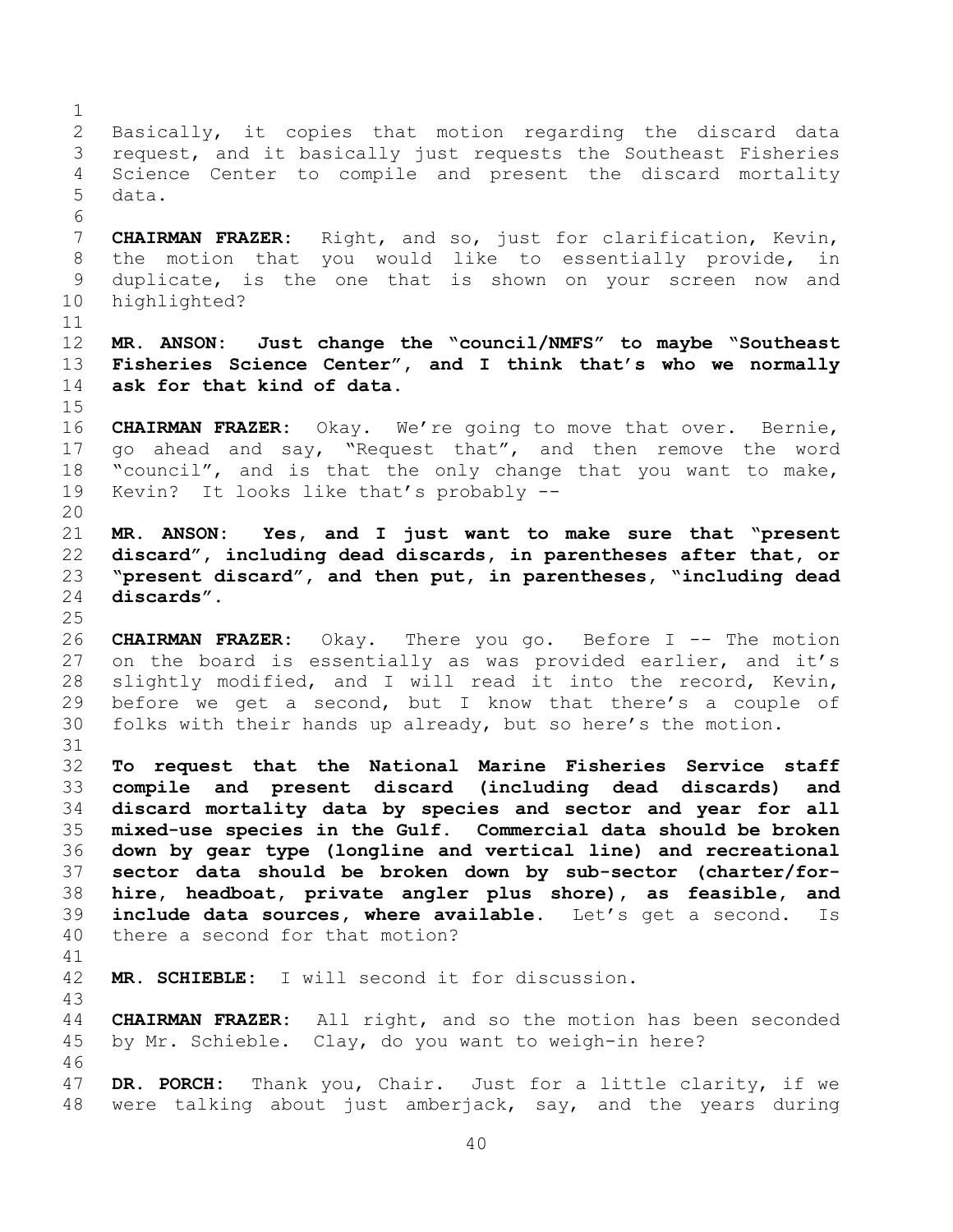Basically, it copies that motion regarding the discard data request, and it basically just requests the Southeast Fisheries Science Center to compile and present the discard mortality data.

**CHAIRMAN FRAZER:** Right, and so, just for clarification, Kevin, the motion that you would like to essentially provide, in duplicate, is the one that is shown on your screen now and highlighted?

**MR. ANSON: Just change the "council/NMFS" to maybe "Southeast Fisheries Science Center", and I think that's who we normally ask for that kind of data.**

**CHAIRMAN FRAZER:** Okay. We're going to move that over. Bernie, go ahead and say, "Request that", and then remove the word "council", and is that the only change that you want to make, Kevin? It looks like that's probably --

**MR. ANSON: Yes, and I just want to make sure that "present discard", including dead discards, in parentheses after that, or "present discard", and then put, in parentheses, "including dead discards".**

**CHAIRMAN FRAZER:** Okay. There you go. Before I -- The motion on the board is essentially as was provided earlier, and it's slightly modified, and I will read it into the record, Kevin, before we get a second, but I know that there's a couple of folks with their hands up already, but so here's the motion.

**To request that the National Marine Fisheries Service staff compile and present discard (including dead discards) and discard mortality data by species and sector and year for all mixed-use species in the Gulf. Commercial data should be broken down by gear type (longline and vertical line) and recreational sector data should be broken down by sub-sector (charter/for-hire, headboat, private angler plus shore), as feasible, and include data sources, where available.** Let's get a second. Is there a second for that motion?

**MR. SCHIEBLE:** I will second it for discussion.

**CHAIRMAN FRAZER:** All right, and so the motion has been seconded by Mr. Schieble. Clay, do you want to weigh-in here?

**DR. PORCH:** Thank you, Chair. Just for a little clarity, if we were talking about just amberjack, say, and the years during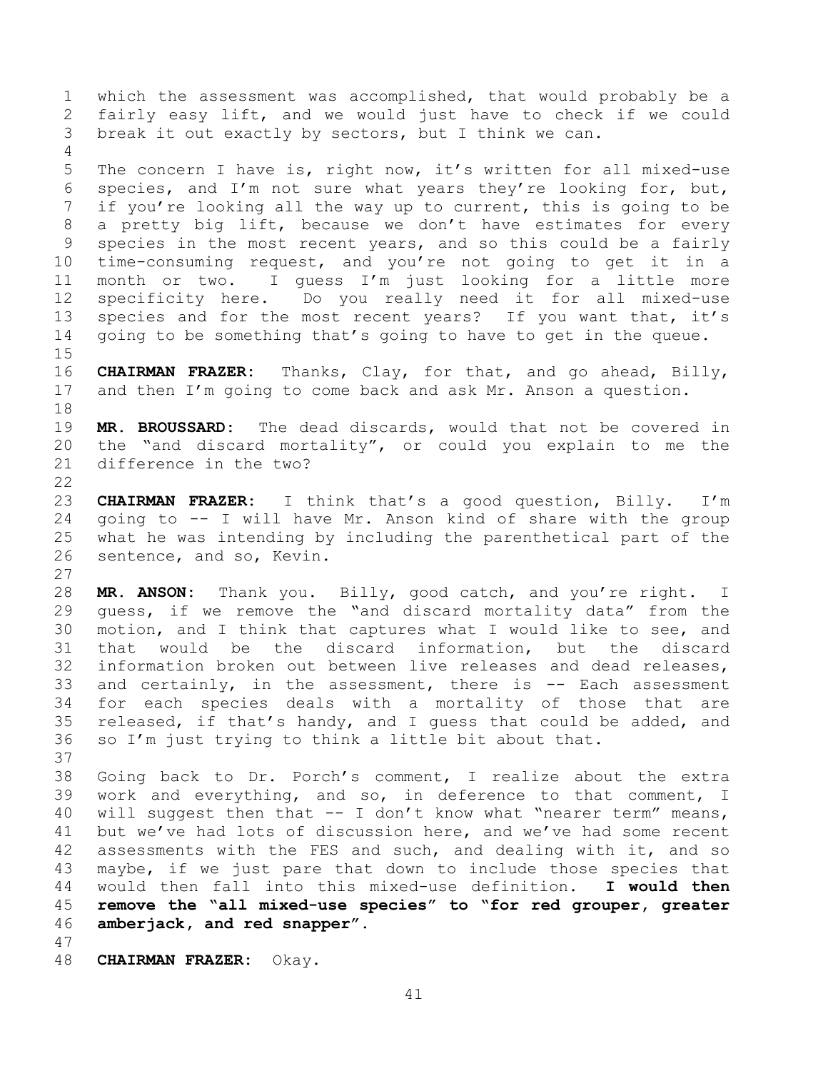which the assessment was accomplished, that would probably be a fairly easy lift, and we would just have to check if we could break it out exactly by sectors, but I think we can.

The concern I have is, right now, it's written for all mixed-use species, and I'm not sure what years they're looking for, but, if you're looking all the way up to current, this is going to be a pretty big lift, because we don't have estimates for every species in the most recent years, and so this could be a fairly time-consuming request, and you're not going to get it in a month or two. I guess I'm just looking for a little more specificity here. Do you really need it for all mixed-use species and for the most recent years? If you want that, it's going to be something that's going to have to get in the queue.

**CHAIRMAN FRAZER:** Thanks, Clay, for that, and go ahead, Billy, and then I'm going to come back and ask Mr. Anson a question.

**MR. BROUSSARD:** The dead discards, would that not be covered in the "and discard mortality", or could you explain to me the difference in the two?

**CHAIRMAN FRAZER:** I think that's a good question, Billy. I'm going to -- I will have Mr. Anson kind of share with the group what he was intending by including the parenthetical part of the sentence, and so, Kevin.

**MR. ANSON:** Thank you. Billy, good catch, and you're right. I guess, if we remove the "and discard mortality data" from the motion, and I think that captures what I would like to see, and that would be the discard information, but the discard information broken out between live releases and dead releases, and certainly, in the assessment, there is -- Each assessment for each species deals with a mortality of those that are released, if that's handy, and I guess that could be added, and so I'm just trying to think a little bit about that.

Going back to Dr. Porch's comment, I realize about the extra work and everything, and so, in deference to that comment, I will suggest then that -- I don't know what "nearer term" means, but we've had lots of discussion here, and we've had some recent assessments with the FES and such, and dealing with it, and so maybe, if we just pare that down to include those species that would then fall into this mixed-use definition. **I would then remove the "all mixed-use species" to "for red grouper, greater amberjack, and red snapper".**

**CHAIRMAN FRAZER:** Okay.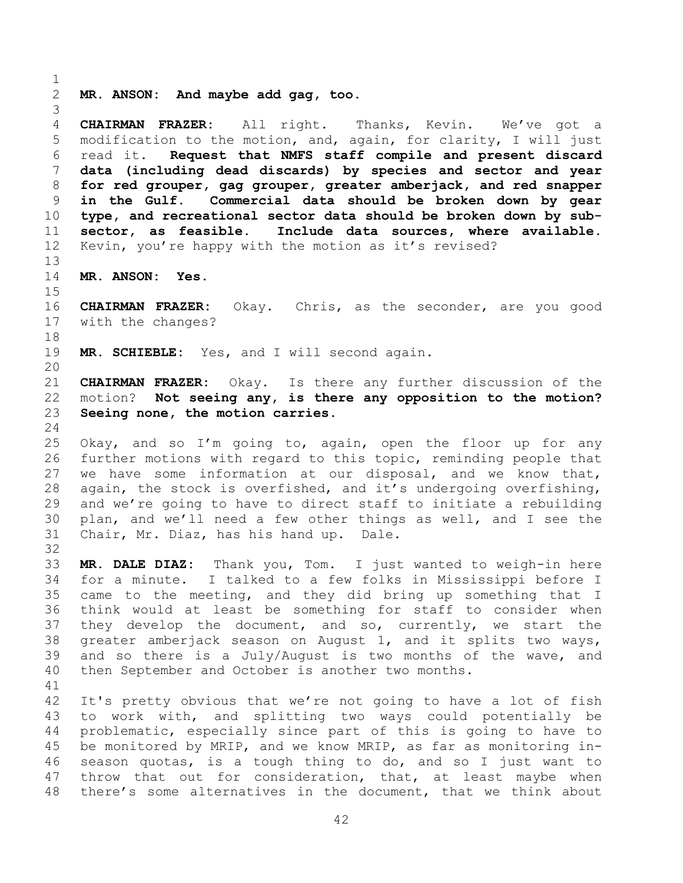**MR. ANSON: And maybe add gag, too.**

**CHAIRMAN FRAZER:** All right. Thanks, Kevin. We've got a modification to the motion, and, again, for clarity, I will just read it. **Request that NMFS staff compile and present discard data (including dead discards) by species and sector and year for red grouper, gag grouper, greater amberjack, and red snapper in the Gulf. Commercial data should be broken down by gear type, and recreational sector data should be broken down by sub-sector, as feasible. Include data sources, where available.** Kevin, you're happy with the motion as it's revised?

**MR. ANSON: Yes.**

**CHAIRMAN FRAZER:** Okay. Chris, as the seconder, are you good with the changes?

**MR. SCHIEBLE:** Yes, and I will second again.

**CHAIRMAN FRAZER:** Okay. Is there any further discussion of the motion? **Not seeing any, is there any opposition to the motion? Seeing none, the motion carries.**

Okay, and so I'm going to, again, open the floor up for any further motions with regard to this topic, reminding people that we have some information at our disposal, and we know that, again, the stock is overfished, and it's undergoing overfishing, and we're going to have to direct staff to initiate a rebuilding plan, and we'll need a few other things as well, and I see the Chair, Mr. Diaz, has his hand up. Dale.

**MR. DALE DIAZ:** Thank you, Tom. I just wanted to weigh-in here for a minute. I talked to a few folks in Mississippi before I came to the meeting, and they did bring up something that I think would at least be something for staff to consider when they develop the document, and so, currently, we start the greater amberjack season on August 1, and it splits two ways, and so there is a July/August is two months of the wave, and then September and October is another two months.

It's pretty obvious that we're not going to have a lot of fish to work with, and splitting two ways could potentially be problematic, especially since part of this is going to have to be monitored by MRIP, and we know MRIP, as far as monitoring in-season quotas, is a tough thing to do, and so I just want to throw that out for consideration, that, at least maybe when there's some alternatives in the document, that we think about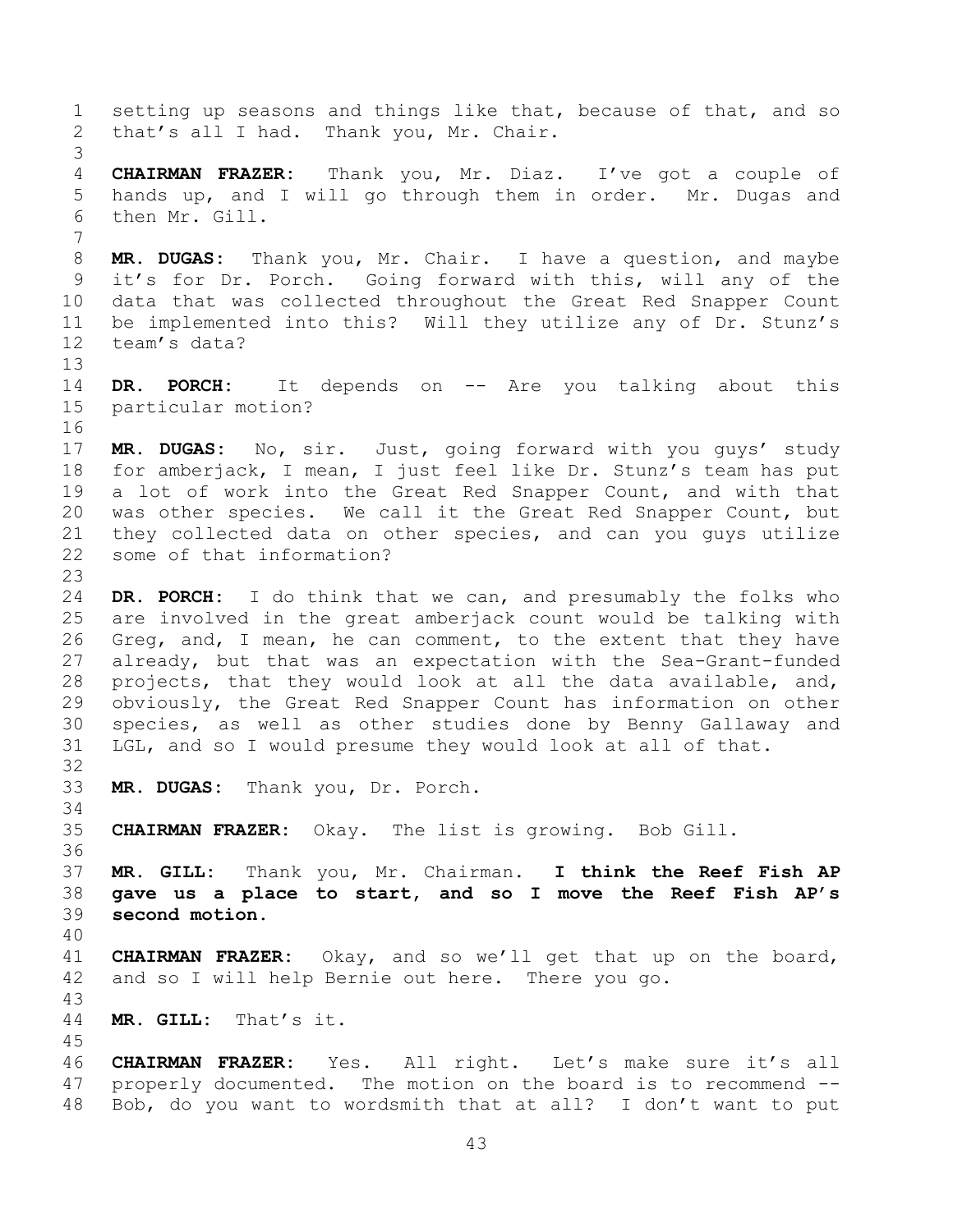setting up seasons and things like that, because of that, and so that's all I had. Thank you, Mr. Chair.

**CHAIRMAN FRAZER:** Thank you, Mr. Diaz. I've got a couple of hands up, and I will go through them in order. Mr. Dugas and then Mr. Gill.

**MR. DUGAS:** Thank you, Mr. Chair. I have a question, and maybe it's for Dr. Porch. Going forward with this, will any of the data that was collected throughout the Great Red Snapper Count be implemented into this? Will they utilize any of Dr. Stunz's team's data?

**DR. PORCH:** It depends on -- Are you talking about this particular motion?

**MR. DUGAS:** No, sir. Just, going forward with you guys' study for amberjack, I mean, I just feel like Dr. Stunz's team has put a lot of work into the Great Red Snapper Count, and with that was other species. We call it the Great Red Snapper Count, but they collected data on other species, and can you guys utilize some of that information?

**DR. PORCH:** I do think that we can, and presumably the folks who are involved in the great amberjack count would be talking with Greg, and, I mean, he can comment, to the extent that they have already, but that was an expectation with the Sea-Grant-funded projects, that they would look at all the data available, and, obviously, the Great Red Snapper Count has information on other species, as well as other studies done by Benny Gallaway and LGL, and so I would presume they would look at all of that.

**MR. DUGAS:** Thank you, Dr. Porch.

**CHAIRMAN FRAZER:** Okay. The list is growing. Bob Gill.

**MR. GILL:** Thank you, Mr. Chairman. **I think the Reef Fish AP gave us a place to start, and so I move the Reef Fish AP's second motion.**

**CHAIRMAN FRAZER:** Okay, and so we'll get that up on the board, and so I will help Bernie out here. There you go.

**MR. GILL:** That's it.

**CHAIRMAN FRAZER:** Yes. All right. Let's make sure it's all properly documented. The motion on the board is to recommend -- Bob, do you want to wordsmith that at all? I don't want to put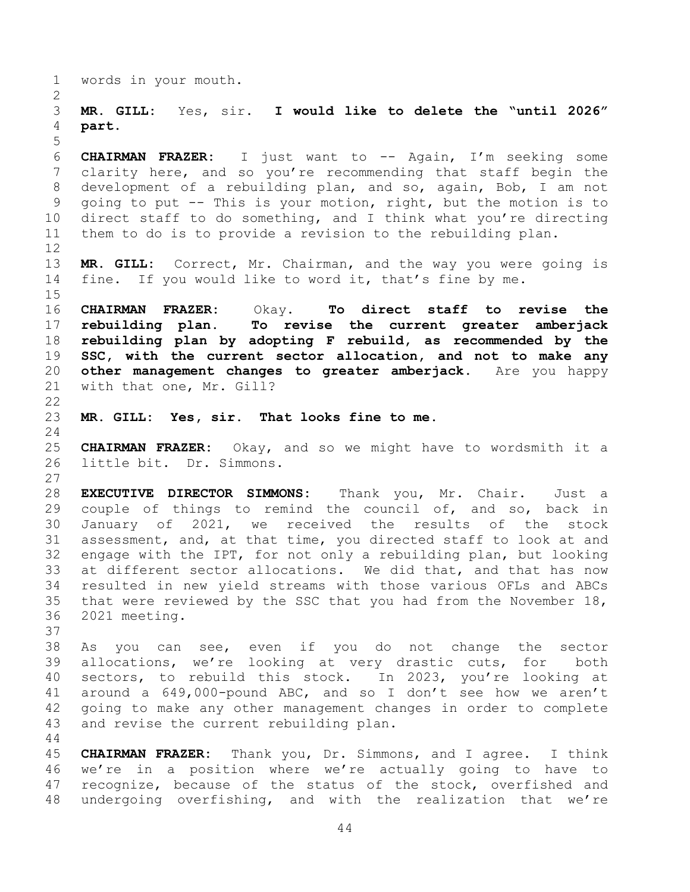words in your mouth.

**MR. GILL:** Yes, sir. **I would like to delete the "until 2026" part.**

**CHAIRMAN FRAZER:** I just want to -- Again, I'm seeking some clarity here, and so you're recommending that staff begin the development of a rebuilding plan, and so, again, Bob, I am not going to put -- This is your motion, right, but the motion is to direct staff to do something, and I think what you're directing them to do is to provide a revision to the rebuilding plan.

**MR. GILL:** Correct, Mr. Chairman, and the way you were going is fine. If you would like to word it, that's fine by me.

**CHAIRMAN FRAZER:** Okay. **To direct staff to revise the rebuilding plan. To revise the current greater amberjack rebuilding plan by adopting F rebuild, as recommended by the SSC, with the current sector allocation, and not to make any other management changes to greater amberjack.** Are you happy with that one, Mr. Gill?

**MR. GILL: Yes, sir. That looks fine to me.**

**CHAIRMAN FRAZER:** Okay, and so we might have to wordsmith it a little bit. Dr. Simmons.

**EXECUTIVE DIRECTOR SIMMONS:** Thank you, Mr. Chair. Just a couple of things to remind the council of, and so, back in January of 2021, we received the results of the stock assessment, and, at that time, you directed staff to look at and engage with the IPT, for not only a rebuilding plan, but looking at different sector allocations. We did that, and that has now resulted in new yield streams with those various OFLs and ABCs that were reviewed by the SSC that you had from the November 18, 2021 meeting.

As you can see, even if you do not change the sector allocations, we're looking at very drastic cuts, for both sectors, to rebuild this stock. In 2023, you're looking at around a 649,000-pound ABC, and so I don't see how we aren't going to make any other management changes in order to complete and revise the current rebuilding plan.

**CHAIRMAN FRAZER:** Thank you, Dr. Simmons, and I agree. I think we're in a position where we're actually going to have to recognize, because of the status of the stock, overfished and undergoing overfishing, and with the realization that we're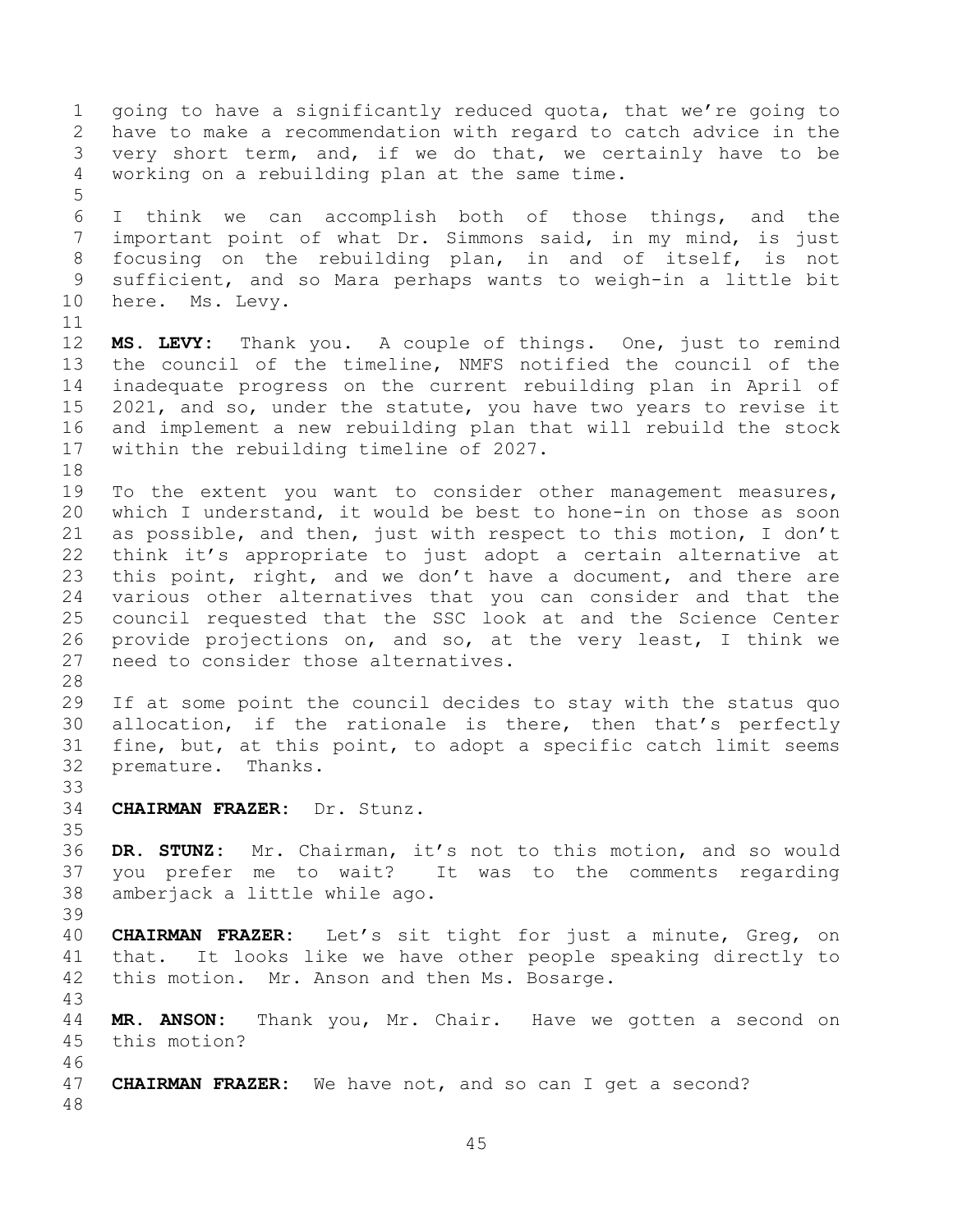going to have a significantly reduced quota, that we're going to have to make a recommendation with regard to catch advice in the very short term, and, if we do that, we certainly have to be working on a rebuilding plan at the same time.

I think we can accomplish both of those things, and the important point of what Dr. Simmons said, in my mind, is just focusing on the rebuilding plan, in and of itself, is not sufficient, and so Mara perhaps wants to weigh-in a little bit here. Ms. Levy.

**MS. LEVY:** Thank you. A couple of things. One, just to remind the council of the timeline, NMFS notified the council of the inadequate progress on the current rebuilding plan in April of 2021, and so, under the statute, you have two years to revise it and implement a new rebuilding plan that will rebuild the stock within the rebuilding timeline of 2027.

To the extent you want to consider other management measures, which I understand, it would be best to hone-in on those as soon as possible, and then, just with respect to this motion, I don't think it's appropriate to just adopt a certain alternative at this point, right, and we don't have a document, and there are various other alternatives that you can consider and that the council requested that the SSC look at and the Science Center provide projections on, and so, at the very least, I think we need to consider those alternatives.

If at some point the council decides to stay with the status quo allocation, if the rationale is there, then that's perfectly fine, but, at this point, to adopt a specific catch limit seems premature. Thanks.

**CHAIRMAN FRAZER:** Dr. Stunz.

**DR. STUNZ:** Mr. Chairman, it's not to this motion, and so would you prefer me to wait? It was to the comments regarding amberjack a little while ago.

**CHAIRMAN FRAZER:** Let's sit tight for just a minute, Greg, on that. It looks like we have other people speaking directly to this motion. Mr. Anson and then Ms. Bosarge.

**MR. ANSON:** Thank you, Mr. Chair. Have we gotten a second on this motion?

**CHAIRMAN FRAZER:** We have not, and so can I get a second?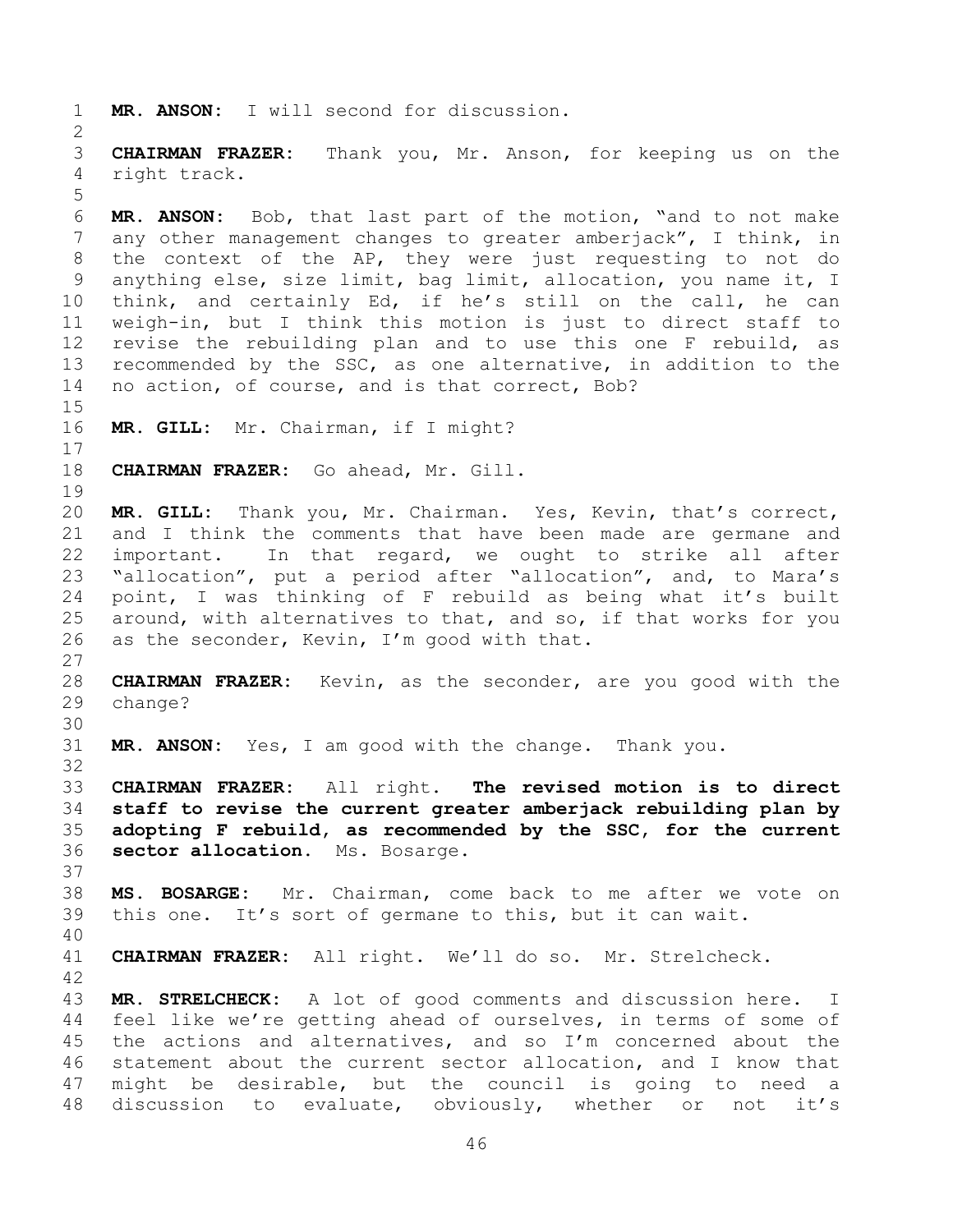**MR. ANSON:** I will second for discussion.

**CHAIRMAN FRAZER:** Thank you, Mr. Anson, for keeping us on the right track.

**MR. ANSON:** Bob, that last part of the motion, "and to not make any other management changes to greater amberjack", I think, in the context of the AP, they were just requesting to not do anything else, size limit, bag limit, allocation, you name it, I think, and certainly Ed, if he's still on the call, he can weigh-in, but I think this motion is just to direct staff to revise the rebuilding plan and to use this one F rebuild, as recommended by the SSC, as one alternative, in addition to the no action, of course, and is that correct, Bob?

**MR. GILL:** Mr. Chairman, if I might?

**CHAIRMAN FRAZER:** Go ahead, Mr. Gill.

**MR. GILL:** Thank you, Mr. Chairman. Yes, Kevin, that's correct, and I think the comments that have been made are germane and important. In that regard, we ought to strike all after "allocation", put a period after "allocation", and, to Mara's point, I was thinking of F rebuild as being what it's built around, with alternatives to that, and so, if that works for you as the seconder, Kevin, I'm good with that.

**CHAIRMAN FRAZER:** Kevin, as the seconder, are you good with the change?

**MR. ANSON:** Yes, I am good with the change. Thank you.

**CHAIRMAN FRAZER:** All right. **The revised motion is to direct staff to revise the current greater amberjack rebuilding plan by adopting F rebuild, as recommended by the SSC, for the current sector allocation.** Ms. Bosarge.

**MS. BOSARGE:** Mr. Chairman, come back to me after we vote on this one. It's sort of germane to this, but it can wait.

**CHAIRMAN FRAZER:** All right. We'll do so. Mr. Strelcheck.

**MR. STRELCHECK:** A lot of good comments and discussion here. I feel like we're getting ahead of ourselves, in terms of some of the actions and alternatives, and so I'm concerned about the statement about the current sector allocation, and I know that might be desirable, but the council is going to need a discussion to evaluate, obviously, whether or not it's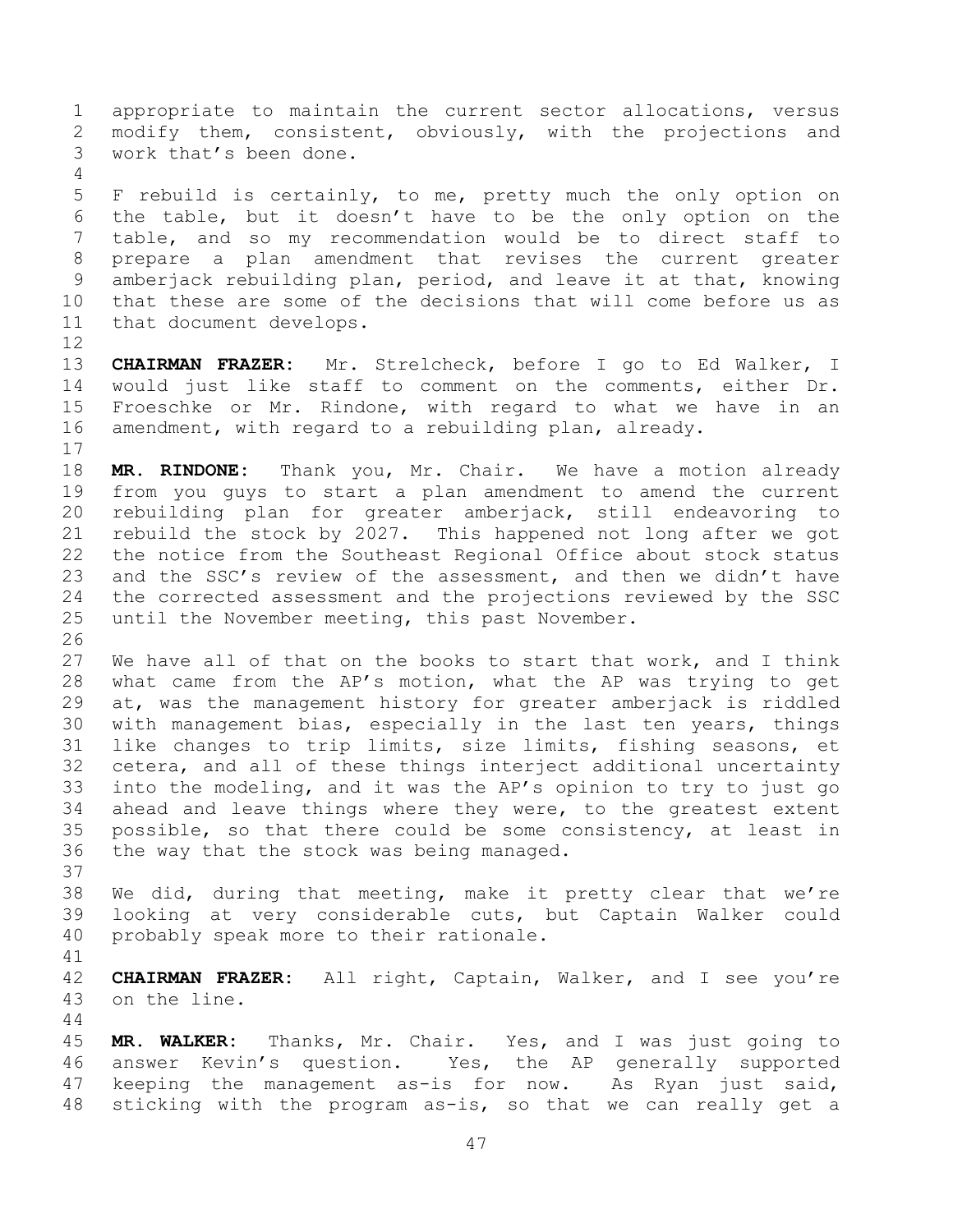appropriate to maintain the current sector allocations, versus modify them, consistent, obviously, with the projections and work that's been done.

F rebuild is certainly, to me, pretty much the only option on the table, but it doesn't have to be the only option on the table, and so my recommendation would be to direct staff to prepare a plan amendment that revises the current greater amberjack rebuilding plan, period, and leave it at that, knowing that these are some of the decisions that will come before us as that document develops.

**CHAIRMAN FRAZER:** Mr. Strelcheck, before I go to Ed Walker, I would just like staff to comment on the comments, either Dr. Froeschke or Mr. Rindone, with regard to what we have in an amendment, with regard to a rebuilding plan, already.

**MR. RINDONE:** Thank you, Mr. Chair. We have a motion already from you guys to start a plan amendment to amend the current rebuilding plan for greater amberjack, still endeavoring to rebuild the stock by 2027. This happened not long after we got the notice from the Southeast Regional Office about stock status and the SSC's review of the assessment, and then we didn't have the corrected assessment and the projections reviewed by the SSC until the November meeting, this past November.

We have all of that on the books to start that work, and I think what came from the AP's motion, what the AP was trying to get at, was the management history for greater amberjack is riddled with management bias, especially in the last ten years, things like changes to trip limits, size limits, fishing seasons, et cetera, and all of these things interject additional uncertainty into the modeling, and it was the AP's opinion to try to just go ahead and leave things where they were, to the greatest extent possible, so that there could be some consistency, at least in the way that the stock was being managed.

We did, during that meeting, make it pretty clear that we're looking at very considerable cuts, but Captain Walker could probably speak more to their rationale.

**CHAIRMAN FRAZER:** All right, Captain, Walker, and I see you're on the line.

**MR. WALKER:** Thanks, Mr. Chair. Yes, and I was just going to answer Kevin's question. Yes, the AP generally supported keeping the management as-is for now. As Ryan just said, sticking with the program as-is, so that we can really get a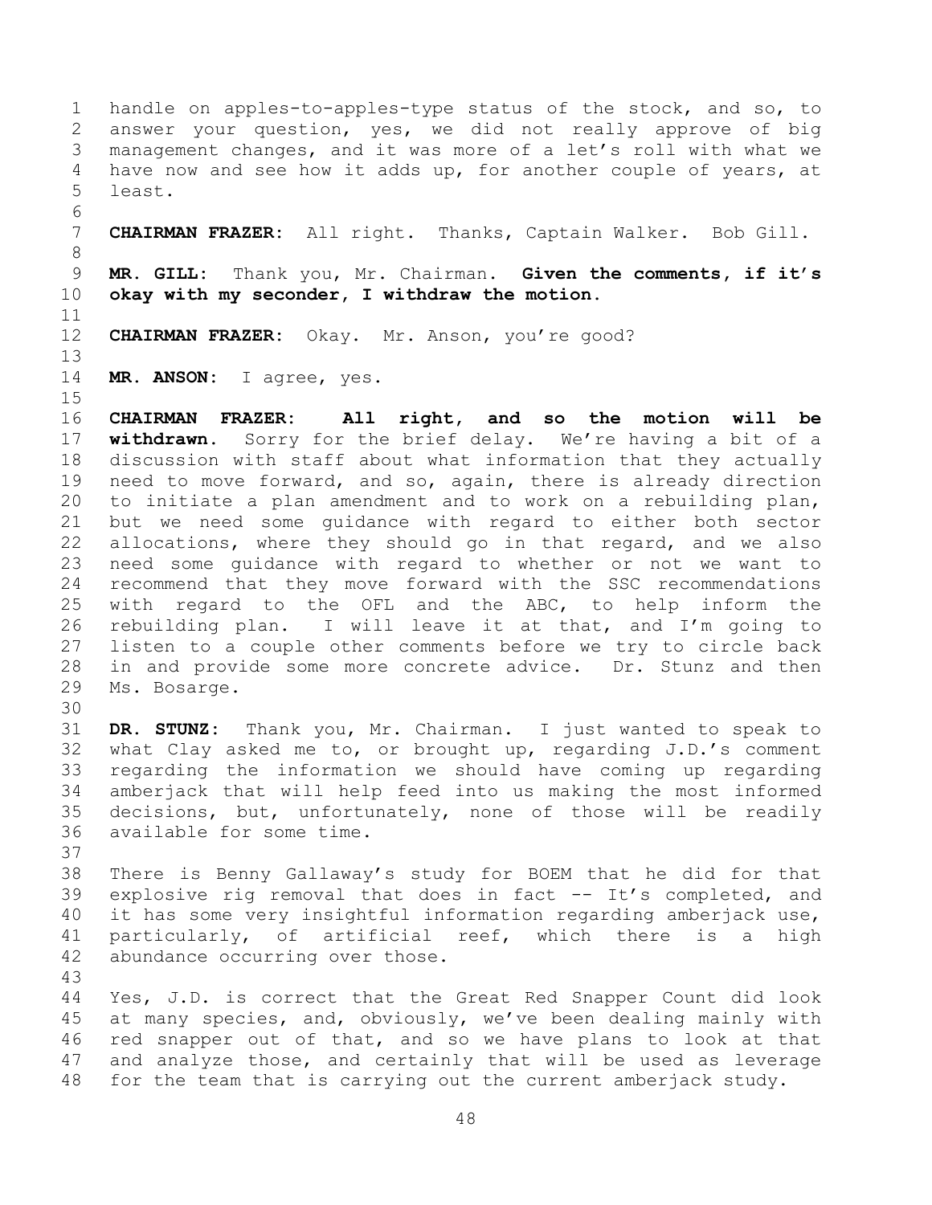handle on apples-to-apples-type status of the stock, and so, to answer your question, yes, we did not really approve of big management changes, and it was more of a let's roll with what we have now and see how it adds up, for another couple of years, at least.

**CHAIRMAN FRAZER:** All right. Thanks, Captain Walker. Bob Gill.

**MR. GILL:** Thank you, Mr. Chairman. **Given the comments, if it's okay with my seconder, I withdraw the motion.**

**CHAIRMAN FRAZER:** Okay. Mr. Anson, you're good?

**MR. ANSON:** I agree, yes.

**CHAIRMAN FRAZER: All right, and so the motion will be withdrawn.** Sorry for the brief delay. We're having a bit of a discussion with staff about what information that they actually need to move forward, and so, again, there is already direction to initiate a plan amendment and to work on a rebuilding plan, but we need some guidance with regard to either both sector allocations, where they should go in that regard, and we also need some guidance with regard to whether or not we want to recommend that they move forward with the SSC recommendations with regard to the OFL and the ABC, to help inform the rebuilding plan. I will leave it at that, and I'm going to listen to a couple other comments before we try to circle back in and provide some more concrete advice. Dr. Stunz and then Ms. Bosarge.

**DR. STUNZ:** Thank you, Mr. Chairman. I just wanted to speak to what Clay asked me to, or brought up, regarding J.D.'s comment regarding the information we should have coming up regarding amberjack that will help feed into us making the most informed decisions, but, unfortunately, none of those will be readily available for some time.

There is Benny Gallaway's study for BOEM that he did for that explosive rig removal that does in fact -- It's completed, and it has some very insightful information regarding amberjack use, particularly, of artificial reef, which there is a high abundance occurring over those.

Yes, J.D. is correct that the Great Red Snapper Count did look at many species, and, obviously, we've been dealing mainly with red snapper out of that, and so we have plans to look at that and analyze those, and certainly that will be used as leverage for the team that is carrying out the current amberjack study.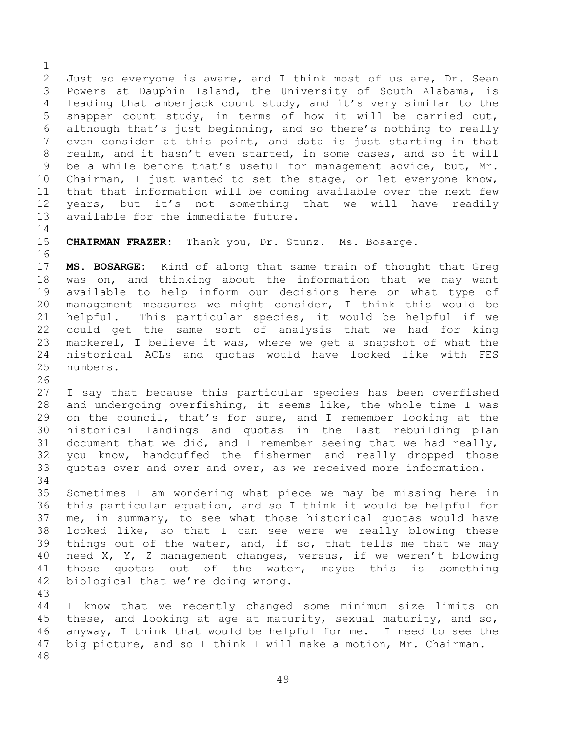Just so everyone is aware, and I think most of us are, Dr. Sean Powers at Dauphin Island, the University of South Alabama, is leading that amberjack count study, and it's very similar to the snapper count study, in terms of how it will be carried out, although that's just beginning, and so there's nothing to really even consider at this point, and data is just starting in that realm, and it hasn't even started, in some cases, and so it will be a while before that's useful for management advice, but, Mr. Chairman, I just wanted to set the stage, or let everyone know, that that information will be coming available over the next few years, but it's not something that we will have readily available for the immediate future.

**CHAIRMAN FRAZER:** Thank you, Dr. Stunz. Ms. Bosarge.

**MS. BOSARGE:** Kind of along that same train of thought that Greg was on, and thinking about the information that we may want available to help inform our decisions here on what type of management measures we might consider, I think this would be helpful. This particular species, it would be helpful if we could get the same sort of analysis that we had for king mackerel, I believe it was, where we get a snapshot of what the historical ACLs and quotas would have looked like with FES numbers.

I say that because this particular species has been overfished and undergoing overfishing, it seems like, the whole time I was on the council, that's for sure, and I remember looking at the historical landings and quotas in the last rebuilding plan document that we did, and I remember seeing that we had really, you know, handcuffed the fishermen and really dropped those quotas over and over and over, as we received more information.

Sometimes I am wondering what piece we may be missing here in this particular equation, and so I think it would be helpful for me, in summary, to see what those historical quotas would have looked like, so that I can see were we really blowing these things out of the water, and, if so, that tells me that we may need X, Y, Z management changes, versus, if we weren't blowing those quotas out of the water, maybe this is something biological that we're doing wrong.

I know that we recently changed some minimum size limits on these, and looking at age at maturity, sexual maturity, and so, anyway, I think that would be helpful for me. I need to see the big picture, and so I think I will make a motion, Mr. Chairman.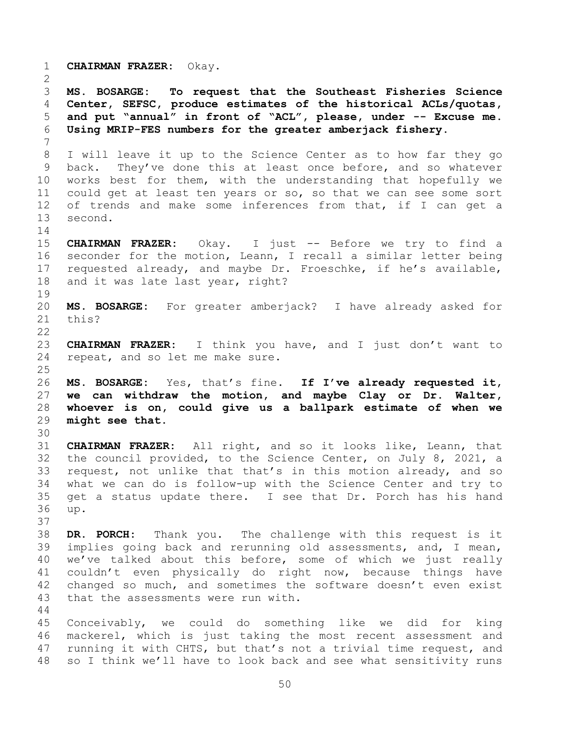**CHAIRMAN FRAZER:** Okay.

**MS. BOSARGE: To request that the Southeast Fisheries Science Center, SEFSC, produce estimates of the historical ACLs/quotas, and put "annual" in front of "ACL", please, under -- Excuse me. Using MRIP-FES numbers for the greater amberjack fishery.**

I will leave it up to the Science Center as to how far they go back. They've done this at least once before, and so whatever works best for them, with the understanding that hopefully we could get at least ten years or so, so that we can see some sort of trends and make some inferences from that, if I can get a second.

**CHAIRMAN FRAZER:** Okay. I just -- Before we try to find a seconder for the motion, Leann, I recall a similar letter being requested already, and maybe Dr. Froeschke, if he's available, and it was late last year, right?

**MS. BOSARGE:** For greater amberjack? I have already asked for this?

**CHAIRMAN FRAZER:** I think you have, and I just don't want to repeat, and so let me make sure.

**MS. BOSARGE:** Yes, that's fine. **If I've already requested it, we can withdraw the motion, and maybe Clay or Dr. Walter, whoever is on, could give us a ballpark estimate of when we might see that.**

**CHAIRMAN FRAZER:** All right, and so it looks like, Leann, that the council provided, to the Science Center, on July 8, 2021, a request, not unlike that that's in this motion already, and so what we can do is follow-up with the Science Center and try to get a status update there. I see that Dr. Porch has his hand up.

**DR. PORCH:** Thank you. The challenge with this request is it implies going back and rerunning old assessments, and, I mean, we've talked about this before, some of which we just really couldn't even physically do right now, because things have changed so much, and sometimes the software doesn't even exist that the assessments were run with.

Conceivably, we could do something like we did for king mackerel, which is just taking the most recent assessment and running it with CHTS, but that's not a trivial time request, and so I think we'll have to look back and see what sensitivity runs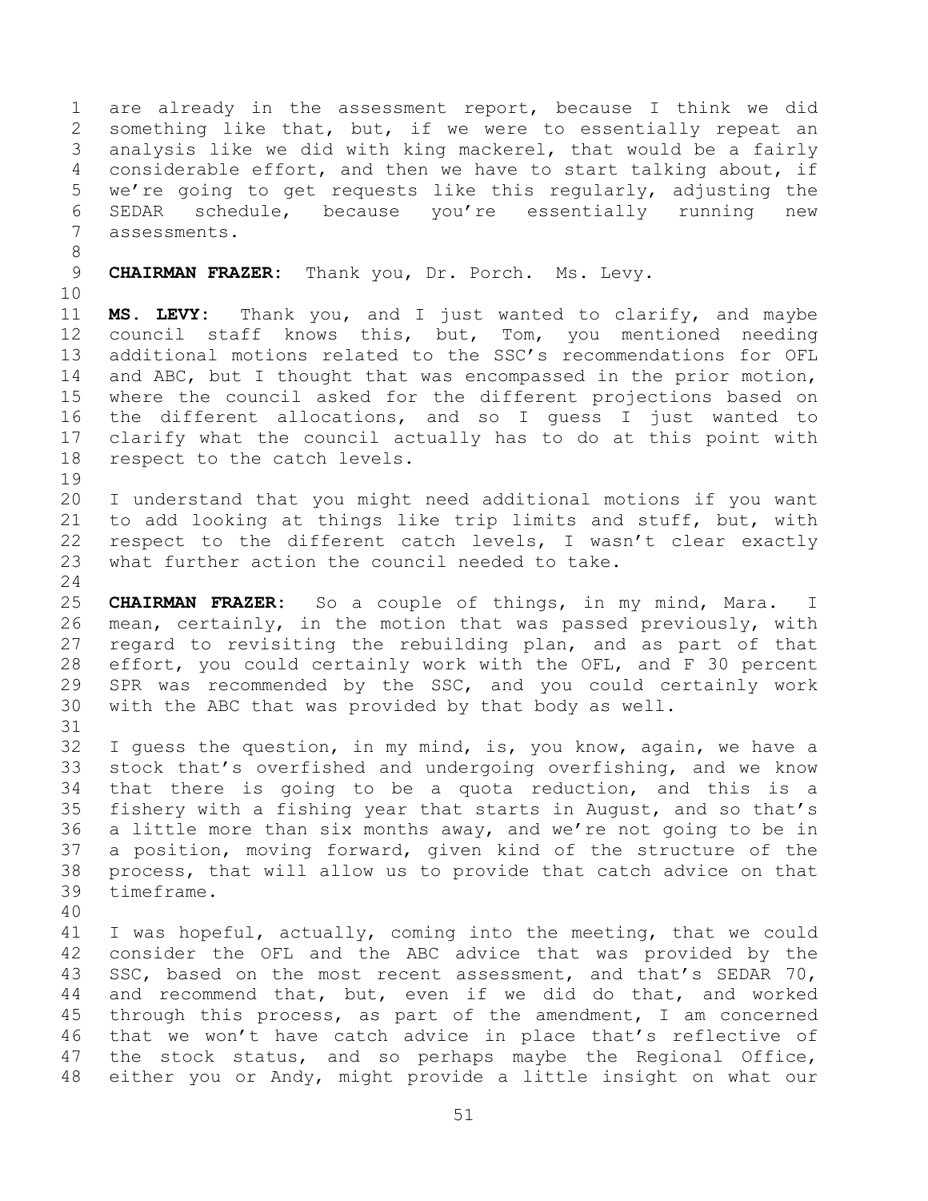are already in the assessment report, because I think we did something like that, but, if we were to essentially repeat an analysis like we did with king mackerel, that would be a fairly considerable effort, and then we have to start talking about, if we're going to get requests like this regularly, adjusting the SEDAR schedule, because you're essentially running new assessments.

**CHAIRMAN FRAZER:** Thank you, Dr. Porch. Ms. Levy.

**MS. LEVY:** Thank you, and I just wanted to clarify, and maybe council staff knows this, but, Tom, you mentioned needing additional motions related to the SSC's recommendations for OFL and ABC, but I thought that was encompassed in the prior motion, where the council asked for the different projections based on the different allocations, and so I guess I just wanted to clarify what the council actually has to do at this point with respect to the catch levels.

I understand that you might need additional motions if you want to add looking at things like trip limits and stuff, but, with respect to the different catch levels, I wasn't clear exactly what further action the council needed to take.

**CHAIRMAN FRAZER:** So a couple of things, in my mind, Mara. I mean, certainly, in the motion that was passed previously, with regard to revisiting the rebuilding plan, and as part of that effort, you could certainly work with the OFL, and F 30 percent SPR was recommended by the SSC, and you could certainly work with the ABC that was provided by that body as well.

I guess the question, in my mind, is, you know, again, we have a stock that's overfished and undergoing overfishing, and we know that there is going to be a quota reduction, and this is a fishery with a fishing year that starts in August, and so that's a little more than six months away, and we're not going to be in a position, moving forward, given kind of the structure of the process, that will allow us to provide that catch advice on that timeframe.

I was hopeful, actually, coming into the meeting, that we could consider the OFL and the ABC advice that was provided by the SSC, based on the most recent assessment, and that's SEDAR 70, and recommend that, but, even if we did do that, and worked through this process, as part of the amendment, I am concerned that we won't have catch advice in place that's reflective of the stock status, and so perhaps maybe the Regional Office, either you or Andy, might provide a little insight on what our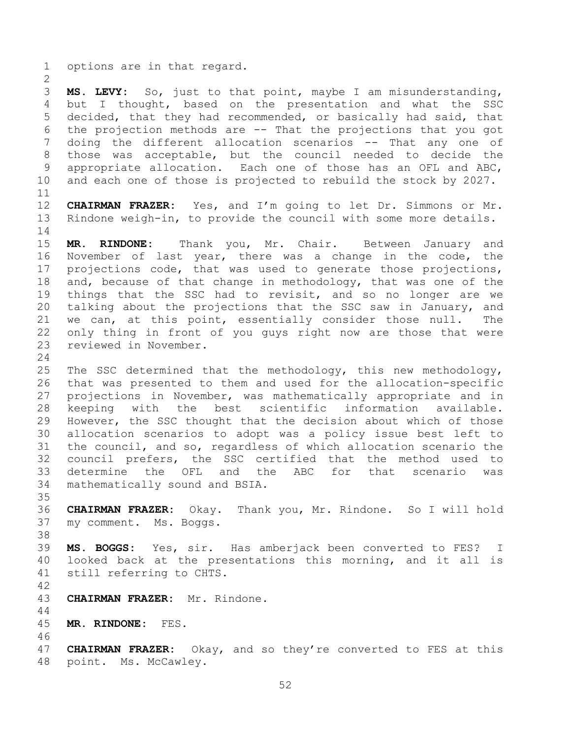options are in that regard.

**MS. LEVY:** So, just to that point, maybe I am misunderstanding, but I thought, based on the presentation and what the SSC decided, that they had recommended, or basically had said, that the projection methods are -- That the projections that you got doing the different allocation scenarios -- That any one of those was acceptable, but the council needed to decide the appropriate allocation. Each one of those has an OFL and ABC, and each one of those is projected to rebuild the stock by 2027.

**CHAIRMAN FRAZER:** Yes, and I'm going to let Dr. Simmons or Mr. Rindone weigh-in, to provide the council with some more details.

**MR. RINDONE:** Thank you, Mr. Chair. Between January and November of last year, there was a change in the code, the projections code, that was used to generate those projections, and, because of that change in methodology, that was one of the things that the SSC had to revisit, and so no longer are we talking about the projections that the SSC saw in January, and we can, at this point, essentially consider those null. The only thing in front of you guys right now are those that were reviewed in November.

The SSC determined that the methodology, this new methodology, that was presented to them and used for the allocation-specific projections in November, was mathematically appropriate and in keeping with the best scientific information available. However, the SSC thought that the decision about which of those allocation scenarios to adopt was a policy issue best left to the council, and so, regardless of which allocation scenario the council prefers, the SSC certified that the method used to determine the OFL and the ABC for that scenario was mathematically sound and BSIA.

**CHAIRMAN FRAZER:** Okay. Thank you, Mr. Rindone. So I will hold my comment. Ms. Boggs.

**MS. BOGGS:** Yes, sir. Has amberjack been converted to FES? I looked back at the presentations this morning, and it all is still referring to CHTS.

**CHAIRMAN FRAZER:** Mr. Rindone.

**MR. RINDONE:** FES.

**CHAIRMAN FRAZER:** Okay, and so they're converted to FES at this point. Ms. McCawley.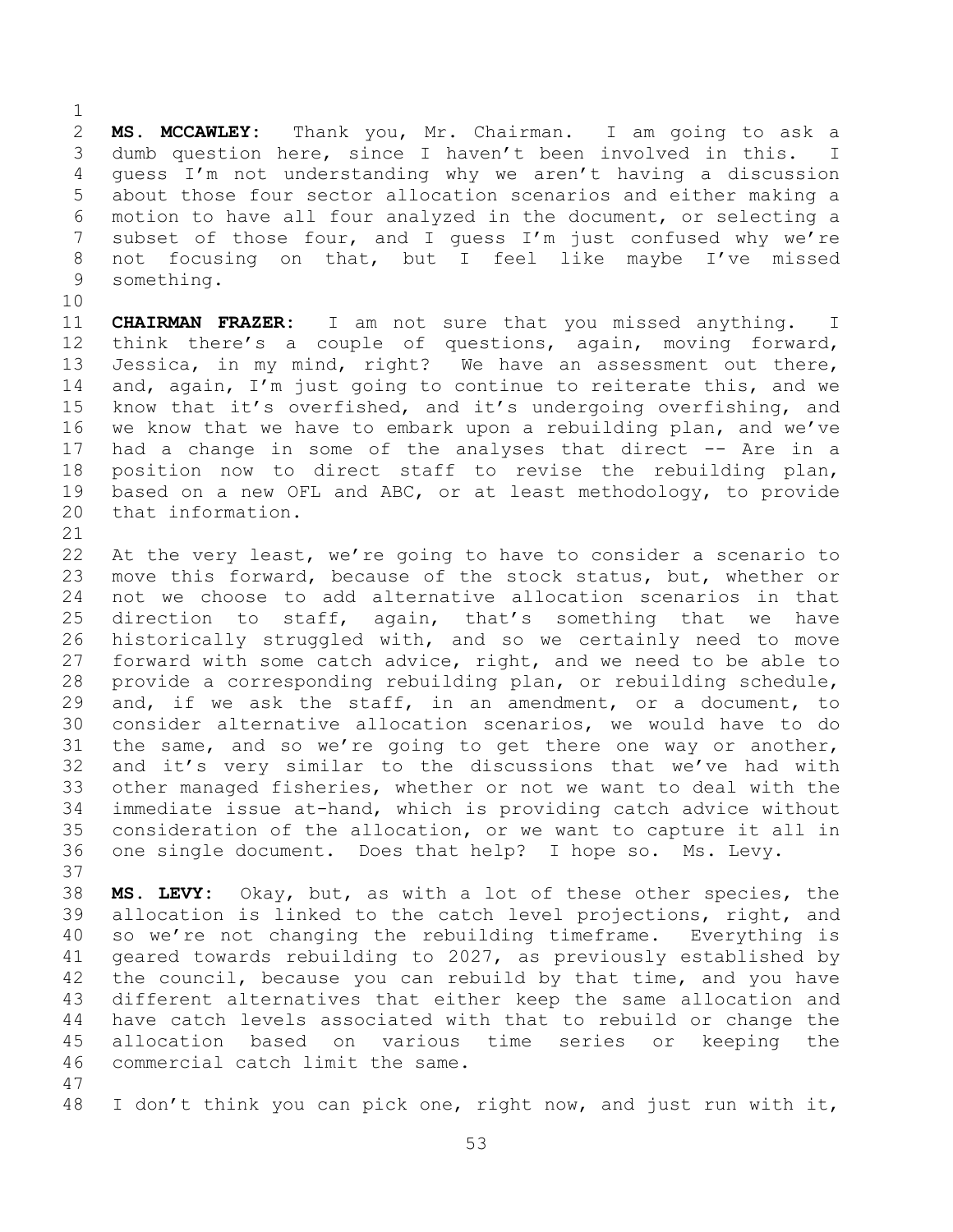**MS. MCCAWLEY:** Thank you, Mr. Chairman. I am going to ask a dumb question here, since I haven't been involved in this. I guess I'm not understanding why we aren't having a discussion about those four sector allocation scenarios and either making a motion to have all four analyzed in the document, or selecting a subset of those four, and I guess I'm just confused why we're not focusing on that, but I feel like maybe I've missed something.

**CHAIRMAN FRAZER:** I am not sure that you missed anything. I think there's a couple of questions, again, moving forward, Jessica, in my mind, right? We have an assessment out there, and, again, I'm just going to continue to reiterate this, and we know that it's overfished, and it's undergoing overfishing, and we know that we have to embark upon a rebuilding plan, and we've had a change in some of the analyses that direct -- Are in a position now to direct staff to revise the rebuilding plan, based on a new OFL and ABC, or at least methodology, to provide that information.

At the very least, we're going to have to consider a scenario to move this forward, because of the stock status, but, whether or not we choose to add alternative allocation scenarios in that direction to staff, again, that's something that we have historically struggled with, and so we certainly need to move forward with some catch advice, right, and we need to be able to provide a corresponding rebuilding plan, or rebuilding schedule, and, if we ask the staff, in an amendment, or a document, to consider alternative allocation scenarios, we would have to do the same, and so we're going to get there one way or another, and it's very similar to the discussions that we've had with other managed fisheries, whether or not we want to deal with the immediate issue at-hand, which is providing catch advice without consideration of the allocation, or we want to capture it all in one single document. Does that help? I hope so. Ms. Levy.

**MS. LEVY:** Okay, but, as with a lot of these other species, the allocation is linked to the catch level projections, right, and so we're not changing the rebuilding timeframe. Everything is geared towards rebuilding to 2027, as previously established by the council, because you can rebuild by that time, and you have different alternatives that either keep the same allocation and have catch levels associated with that to rebuild or change the allocation based on various time series or keeping the commercial catch limit the same.

I don't think you can pick one, right now, and just run with it,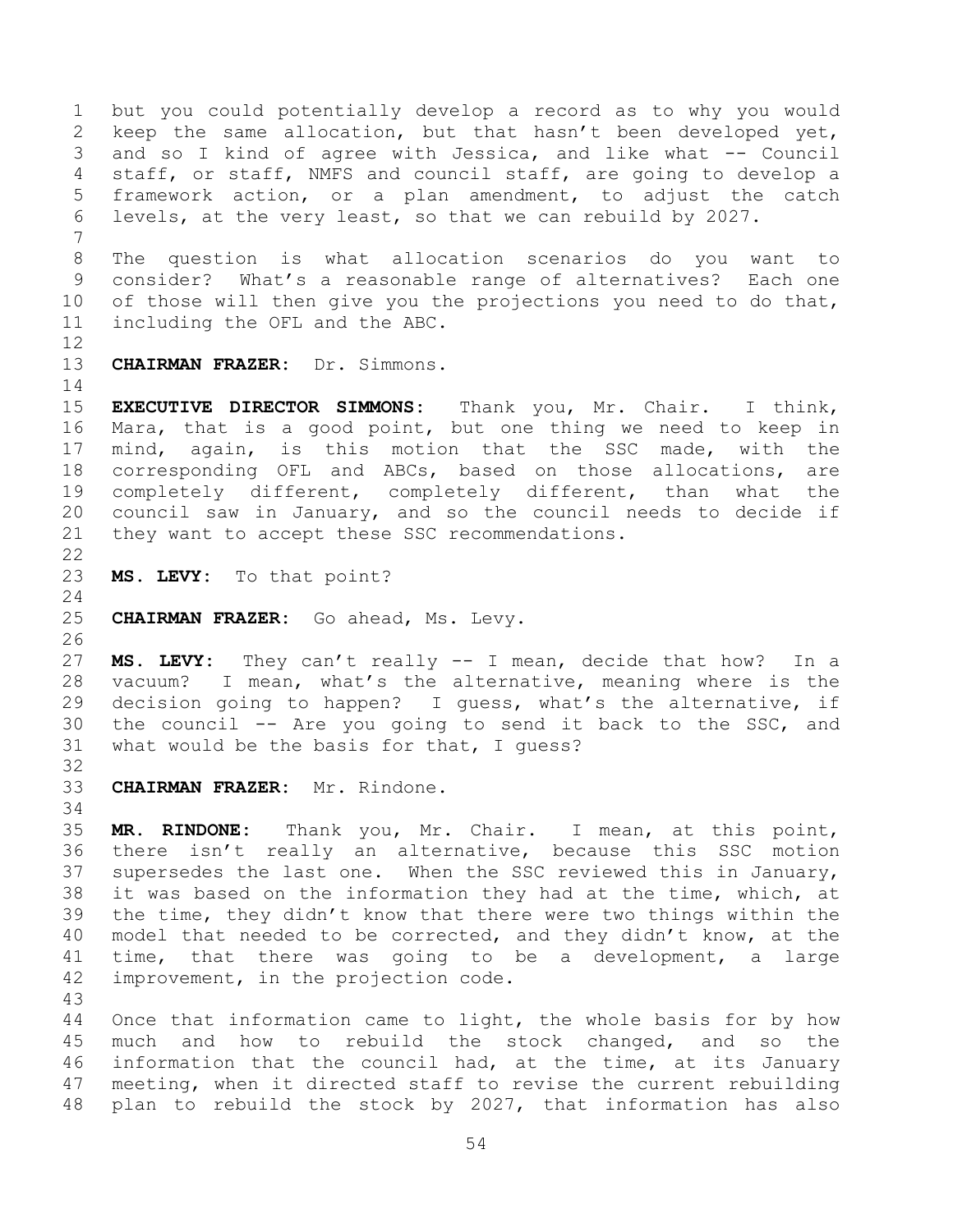but you could potentially develop a record as to why you would keep the same allocation, but that hasn't been developed yet, and so I kind of agree with Jessica, and like what -- Council staff, or staff, NMFS and council staff, are going to develop a framework action, or a plan amendment, to adjust the catch levels, at the very least, so that we can rebuild by 2027.

The question is what allocation scenarios do you want to consider? What's a reasonable range of alternatives? Each one of those will then give you the projections you need to do that, including the OFL and the ABC.

**CHAIRMAN FRAZER:** Dr. Simmons.

**EXECUTIVE DIRECTOR SIMMONS:** Thank you, Mr. Chair. I think, Mara, that is a good point, but one thing we need to keep in mind, again, is this motion that the SSC made, with the corresponding OFL and ABCs, based on those allocations, are completely different, completely different, than what the council saw in January, and so the council needs to decide if they want to accept these SSC recommendations.

**MS. LEVY:** To that point?

**CHAIRMAN FRAZER:** Go ahead, Ms. Levy.

**MS. LEVY:** They can't really -- I mean, decide that how? In a vacuum? I mean, what's the alternative, meaning where is the decision going to happen? I guess, what's the alternative, if the council -- Are you going to send it back to the SSC, and what would be the basis for that, I guess?

**CHAIRMAN FRAZER:** Mr. Rindone.

**MR. RINDONE:** Thank you, Mr. Chair. I mean, at this point, there isn't really an alternative, because this SSC motion supersedes the last one. When the SSC reviewed this in January, it was based on the information they had at the time, which, at the time, they didn't know that there were two things within the model that needed to be corrected, and they didn't know, at the time, that there was going to be a development, a large improvement, in the projection code.

Once that information came to light, the whole basis for by how much and how to rebuild the stock changed, and so the information that the council had, at the time, at its January meeting, when it directed staff to revise the current rebuilding plan to rebuild the stock by 2027, that information has also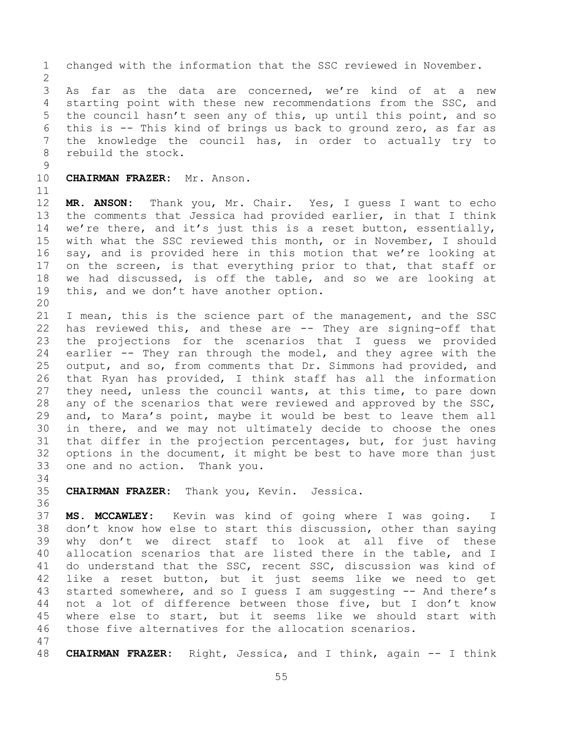changed with the information that the SSC reviewed in November.

As far as the data are concerned, we're kind of at a new starting point with these new recommendations from the SSC, and the council hasn't seen any of this, up until this point, and so this is -- This kind of brings us back to ground zero, as far as the knowledge the council has, in order to actually try to rebuild the stock.

**CHAIRMAN FRAZER:** Mr. Anson.

**MR. ANSON:** Thank you, Mr. Chair. Yes, I guess I want to echo the comments that Jessica had provided earlier, in that I think we're there, and it's just this is a reset button, essentially, with what the SSC reviewed this month, or in November, I should say, and is provided here in this motion that we're looking at on the screen, is that everything prior to that, that staff or we had discussed, is off the table, and so we are looking at this, and we don't have another option.

I mean, this is the science part of the management, and the SSC has reviewed this, and these are -- They are signing-off that the projections for the scenarios that I guess we provided earlier -- They ran through the model, and they agree with the output, and so, from comments that Dr. Simmons had provided, and that Ryan has provided, I think staff has all the information they need, unless the council wants, at this time, to pare down any of the scenarios that were reviewed and approved by the SSC, and, to Mara's point, maybe it would be best to leave them all in there, and we may not ultimately decide to choose the ones that differ in the projection percentages, but, for just having options in the document, it might be best to have more than just one and no action. Thank you.

**CHAIRMAN FRAZER:** Thank you, Kevin. Jessica.

**MS. MCCAWLEY:** Kevin was kind of going where I was going. I don't know how else to start this discussion, other than saying why don't we direct staff to look at all five of these allocation scenarios that are listed there in the table, and I do understand that the SSC, recent SSC, discussion was kind of like a reset button, but it just seems like we need to get started somewhere, and so I guess I am suggesting -- And there's not a lot of difference between those five, but I don't know where else to start, but it seems like we should start with those five alternatives for the allocation scenarios.

**CHAIRMAN FRAZER:** Right, Jessica, and I think, again -- I think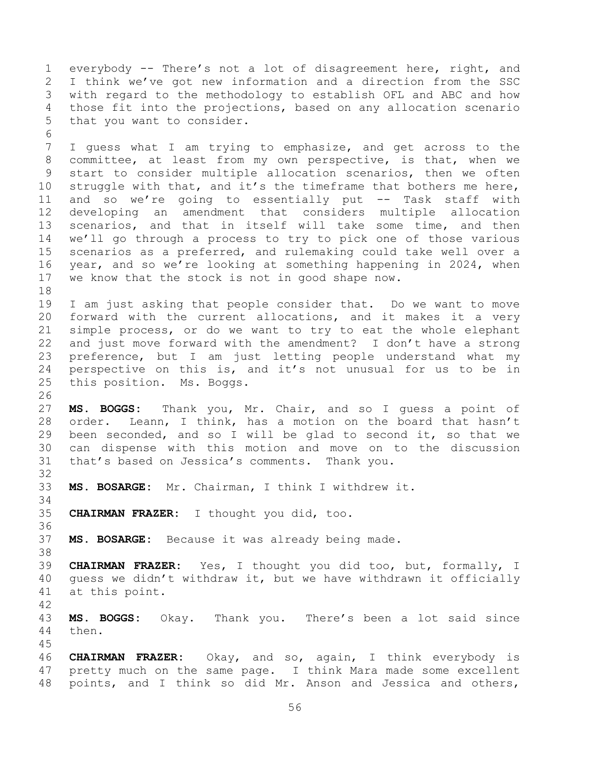everybody -- There's not a lot of disagreement here, right, and I think we've got new information and a direction from the SSC with regard to the methodology to establish OFL and ABC and how those fit into the projections, based on any allocation scenario that you want to consider.

I guess what I am trying to emphasize, and get across to the committee, at least from my own perspective, is that, when we start to consider multiple allocation scenarios, then we often struggle with that, and it's the timeframe that bothers me here, and so we're going to essentially put -- Task staff with developing an amendment that considers multiple allocation scenarios, and that in itself will take some time, and then we'll go through a process to try to pick one of those various scenarios as a preferred, and rulemaking could take well over a year, and so we're looking at something happening in 2024, when we know that the stock is not in good shape now.

I am just asking that people consider that. Do we want to move forward with the current allocations, and it makes it a very simple process, or do we want to try to eat the whole elephant and just move forward with the amendment? I don't have a strong preference, but I am just letting people understand what my perspective on this is, and it's not unusual for us to be in this position. Ms. Boggs.

**MS. BOGGS:** Thank you, Mr. Chair, and so I guess a point of order. Leann, I think, has a motion on the board that hasn't been seconded, and so I will be glad to second it, so that we can dispense with this motion and move on to the discussion that's based on Jessica's comments. Thank you.

**MS. BOSARGE:** Mr. Chairman, I think I withdrew it.

**CHAIRMAN FRAZER:** I thought you did, too.

**MS. BOSARGE:** Because it was already being made.

**CHAIRMAN FRAZER:** Yes, I thought you did too, but, formally, I guess we didn't withdraw it, but we have withdrawn it officially at this point.

**MS. BOGGS:** Okay. Thank you. There's been a lot said since then.

**CHAIRMAN FRAZER:** Okay, and so, again, I think everybody is pretty much on the same page. I think Mara made some excellent points, and I think so did Mr. Anson and Jessica and others,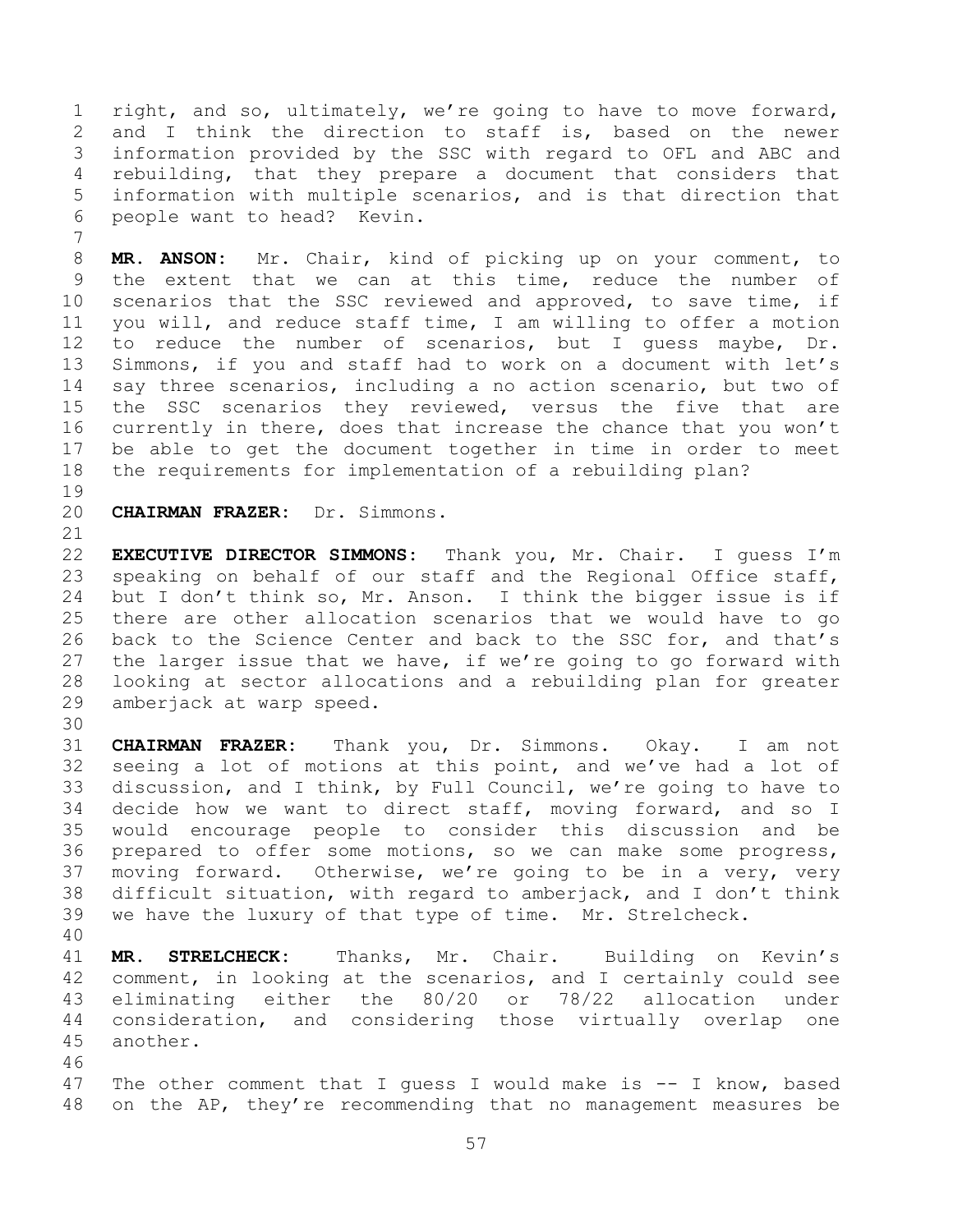right, and so, ultimately, we're going to have to move forward, and I think the direction to staff is, based on the newer information provided by the SSC with regard to OFL and ABC and rebuilding, that they prepare a document that considers that information with multiple scenarios, and is that direction that people want to head? Kevin.

**MR. ANSON:** Mr. Chair, kind of picking up on your comment, to the extent that we can at this time, reduce the number of scenarios that the SSC reviewed and approved, to save time, if you will, and reduce staff time, I am willing to offer a motion to reduce the number of scenarios, but I guess maybe, Dr. Simmons, if you and staff had to work on a document with let's say three scenarios, including a no action scenario, but two of the SSC scenarios they reviewed, versus the five that are currently in there, does that increase the chance that you won't be able to get the document together in time in order to meet the requirements for implementation of a rebuilding plan?

**CHAIRMAN FRAZER:** Dr. Simmons.

**EXECUTIVE DIRECTOR SIMMONS:** Thank you, Mr. Chair. I guess I'm speaking on behalf of our staff and the Regional Office staff, but I don't think so, Mr. Anson. I think the bigger issue is if there are other allocation scenarios that we would have to go back to the Science Center and back to the SSC for, and that's the larger issue that we have, if we're going to go forward with looking at sector allocations and a rebuilding plan for greater amberjack at warp speed.

**CHAIRMAN FRAZER:** Thank you, Dr. Simmons. Okay. I am not seeing a lot of motions at this point, and we've had a lot of discussion, and I think, by Full Council, we're going to have to decide how we want to direct staff, moving forward, and so I would encourage people to consider this discussion and be prepared to offer some motions, so we can make some progress, moving forward. Otherwise, we're going to be in a very, very difficult situation, with regard to amberjack, and I don't think we have the luxury of that type of time. Mr. Strelcheck.

**MR. STRELCHECK:** Thanks, Mr. Chair. Building on Kevin's comment, in looking at the scenarios, and I certainly could see eliminating either the 80/20 or 78/22 allocation under consideration, and considering those virtually overlap one another.

The other comment that I guess I would make is -- I know, based on the AP, they're recommending that no management measures be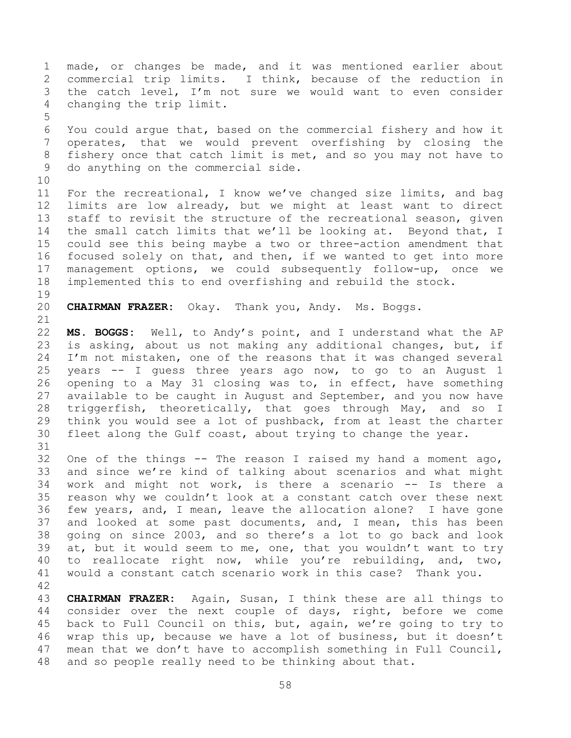made, or changes be made, and it was mentioned earlier about commercial trip limits. I think, because of the reduction in the catch level, I'm not sure we would want to even consider changing the trip limit.

You could argue that, based on the commercial fishery and how it operates, that we would prevent overfishing by closing the fishery once that catch limit is met, and so you may not have to do anything on the commercial side.

For the recreational, I know we've changed size limits, and bag limits are low already, but we might at least want to direct staff to revisit the structure of the recreational season, given the small catch limits that we'll be looking at. Beyond that, I could see this being maybe a two or three-action amendment that focused solely on that, and then, if we wanted to get into more management options, we could subsequently follow-up, once we implemented this to end overfishing and rebuild the stock.

**CHAIRMAN FRAZER:** Okay. Thank you, Andy. Ms. Boggs.

**MS. BOGGS:** Well, to Andy's point, and I understand what the AP is asking, about us not making any additional changes, but, if I'm not mistaken, one of the reasons that it was changed several years -- I guess three years ago now, to go to an August 1 opening to a May 31 closing was to, in effect, have something available to be caught in August and September, and you now have triggerfish, theoretically, that goes through May, and so I think you would see a lot of pushback, from at least the charter fleet along the Gulf coast, about trying to change the year.

One of the things -- The reason I raised my hand a moment ago, and since we're kind of talking about scenarios and what might work and might not work, is there a scenario -- Is there a reason why we couldn't look at a constant catch over these next few years, and, I mean, leave the allocation alone? I have gone and looked at some past documents, and, I mean, this has been going on since 2003, and so there's a lot to go back and look at, but it would seem to me, one, that you wouldn't want to try to reallocate right now, while you're rebuilding, and, two, would a constant catch scenario work in this case? Thank you.

**CHAIRMAN FRAZER:** Again, Susan, I think these are all things to consider over the next couple of days, right, before we come back to Full Council on this, but, again, we're going to try to wrap this up, because we have a lot of business, but it doesn't mean that we don't have to accomplish something in Full Council, and so people really need to be thinking about that.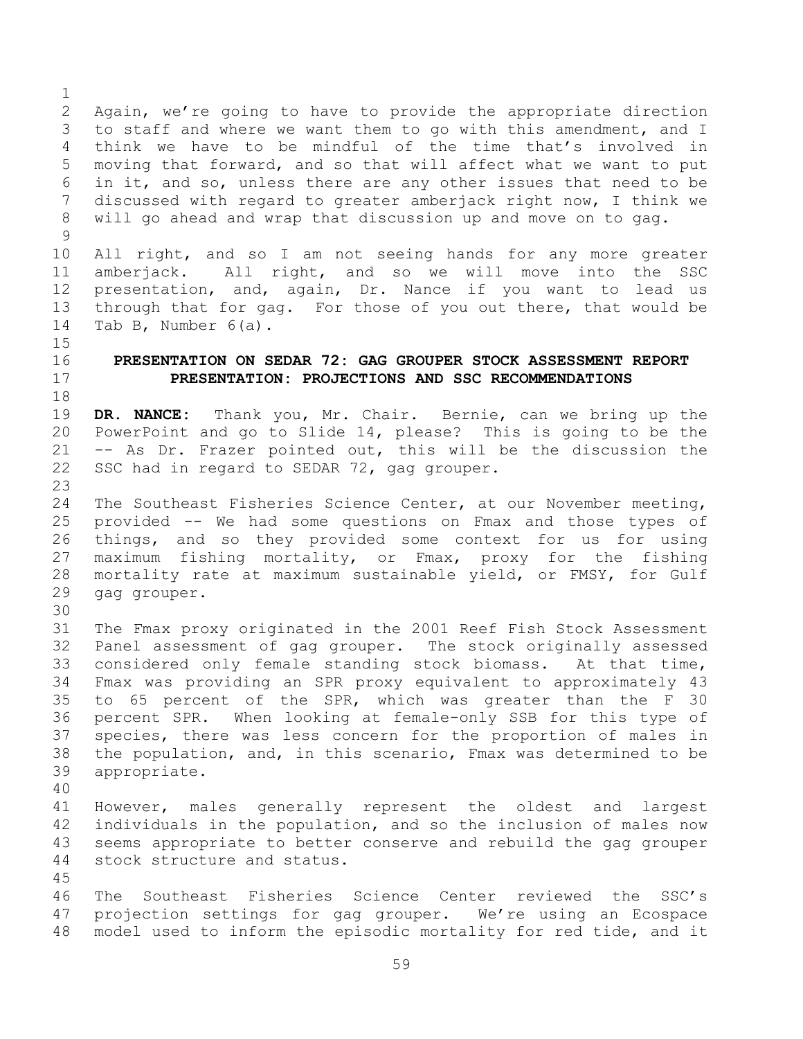Again, we're going to have to provide the appropriate direction to staff and where we want them to go with this amendment, and I think we have to be mindful of the time that's involved in moving that forward, and so that will affect what we want to put in it, and so, unless there are any other issues that need to be discussed with regard to greater amberjack right now, I think we will go ahead and wrap that discussion up and move on to gag.

All right, and so I am not seeing hands for any more greater amberjack. All right, and so we will move into the SSC presentation, and, again, Dr. Nance if you want to lead us through that for gag. For those of you out there, that would be Tab B, Number 6(a).

## PRESENTATION ON SEDAR 72: GAG GROUPER STOCK ASSESSMENT REPORT PRESENTATION: PROJECTIONS AND SSC RECOMMENDATIONS

**DR. NANCE:** Thank you, Mr. Chair. Bernie, can we bring up the PowerPoint and go to Slide 14, please? This is going to be the -- As Dr. Frazer pointed out, this will be the discussion the SSC had in regard to SEDAR 72, gag grouper.

The Southeast Fisheries Science Center, at our November meeting, provided -- We had some questions on Fmax and those types of things, and so they provided some context for us for using maximum fishing mortality, or Fmax, proxy for the fishing mortality rate at maximum sustainable yield, or FMSY, for Gulf gag grouper.

The Fmax proxy originated in the 2001 Reef Fish Stock Assessment Panel assessment of gag grouper. The stock originally assessed considered only female standing stock biomass. At that time, Fmax was providing an SPR proxy equivalent to approximately 43 to 65 percent of the SPR, which was greater than the F 30 percent SPR. When looking at female-only SSB for this type of species, there was less concern for the proportion of males in the population, and, in this scenario, Fmax was determined to be appropriate.

However, males generally represent the oldest and largest individuals in the population, and so the inclusion of males now seems appropriate to better conserve and rebuild the gag grouper stock structure and status.

The Southeast Fisheries Science Center reviewed the SSC's projection settings for gag grouper. We're using an Ecospace model used to inform the episodic mortality for red tide, and it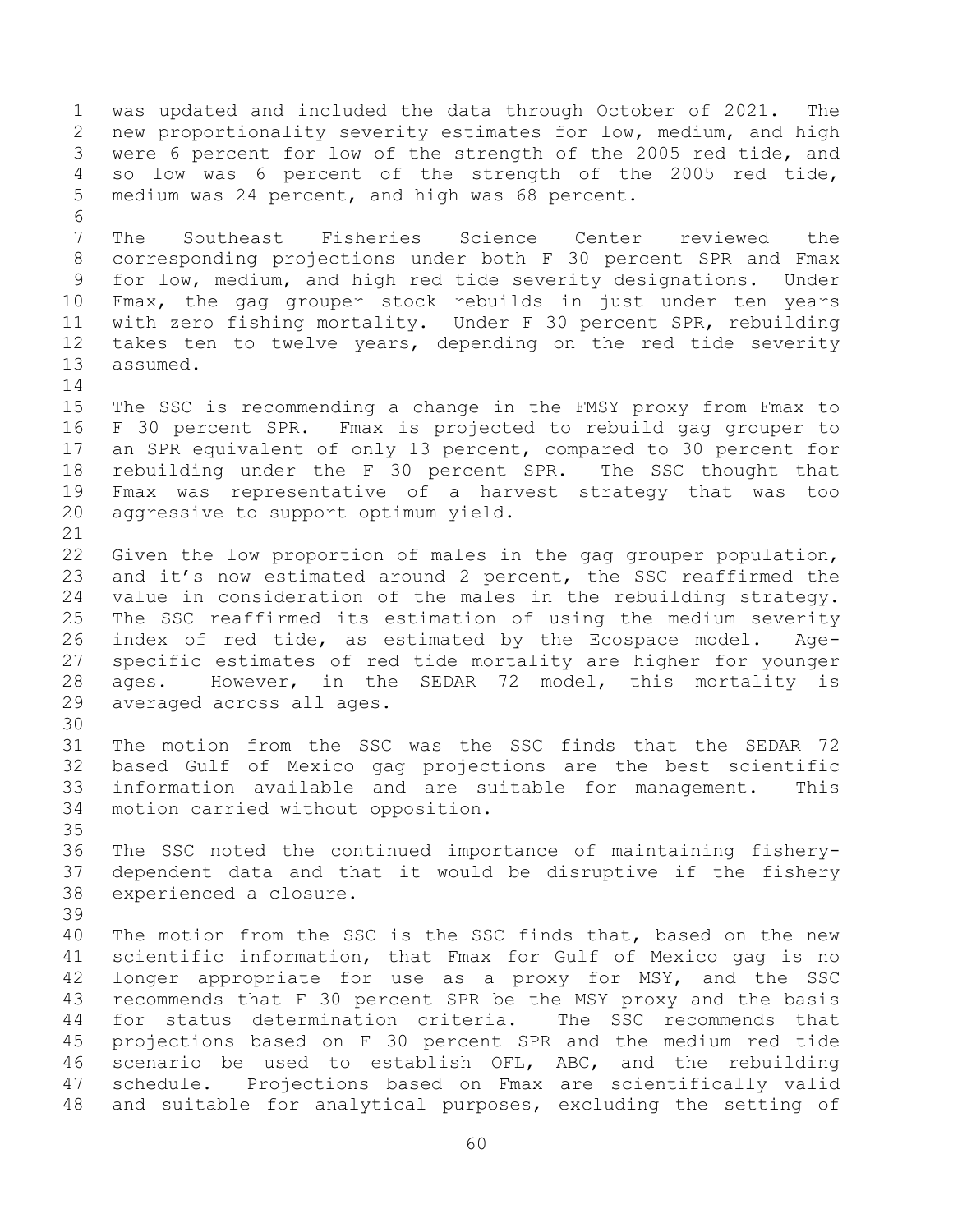was updated and included the data through October of 2021. The new proportionality severity estimates for low, medium, and high were 6 percent for low of the strength of the 2005 red tide, and so low was 6 percent of the strength of the 2005 red tide, medium was 24 percent, and high was 68 percent.

The Southeast Fisheries Science Center reviewed the corresponding projections under both F 30 percent SPR and Fmax for low, medium, and high red tide severity designations. Under Fmax, the gag grouper stock rebuilds in just under ten years with zero fishing mortality. Under F 30 percent SPR, rebuilding takes ten to twelve years, depending on the red tide severity assumed.

The SSC is recommending a change in the FMSY proxy from Fmax to F 30 percent SPR. Fmax is projected to rebuild gag grouper to an SPR equivalent of only 13 percent, compared to 30 percent for rebuilding under the F 30 percent SPR. The SSC thought that Fmax was representative of a harvest strategy that was too aggressive to support optimum yield.

Given the low proportion of males in the gag grouper population, and it's now estimated around 2 percent, the SSC reaffirmed the value in consideration of the males in the rebuilding strategy. The SSC reaffirmed its estimation of using the medium severity index of red tide, as estimated by the Ecospace model. Age-specific estimates of red tide mortality are higher for younger ages. However, in the SEDAR 72 model, this mortality is averaged across all ages.

The motion from the SSC was the SSC finds that the SEDAR 72 based Gulf of Mexico gag projections are the best scientific information available and are suitable for management. This motion carried without opposition.

The SSC noted the continued importance of maintaining fishery-dependent data and that it would be disruptive if the fishery experienced a closure.

The motion from the SSC is the SSC finds that, based on the new scientific information, that Fmax for Gulf of Mexico gag is no longer appropriate for use as a proxy for MSY, and the SSC recommends that F 30 percent SPR be the MSY proxy and the basis for status determination criteria. The SSC recommends that projections based on F 30 percent SPR and the medium red tide scenario be used to establish OFL, ABC, and the rebuilding schedule. Projections based on Fmax are scientifically valid and suitable for analytical purposes, excluding the setting of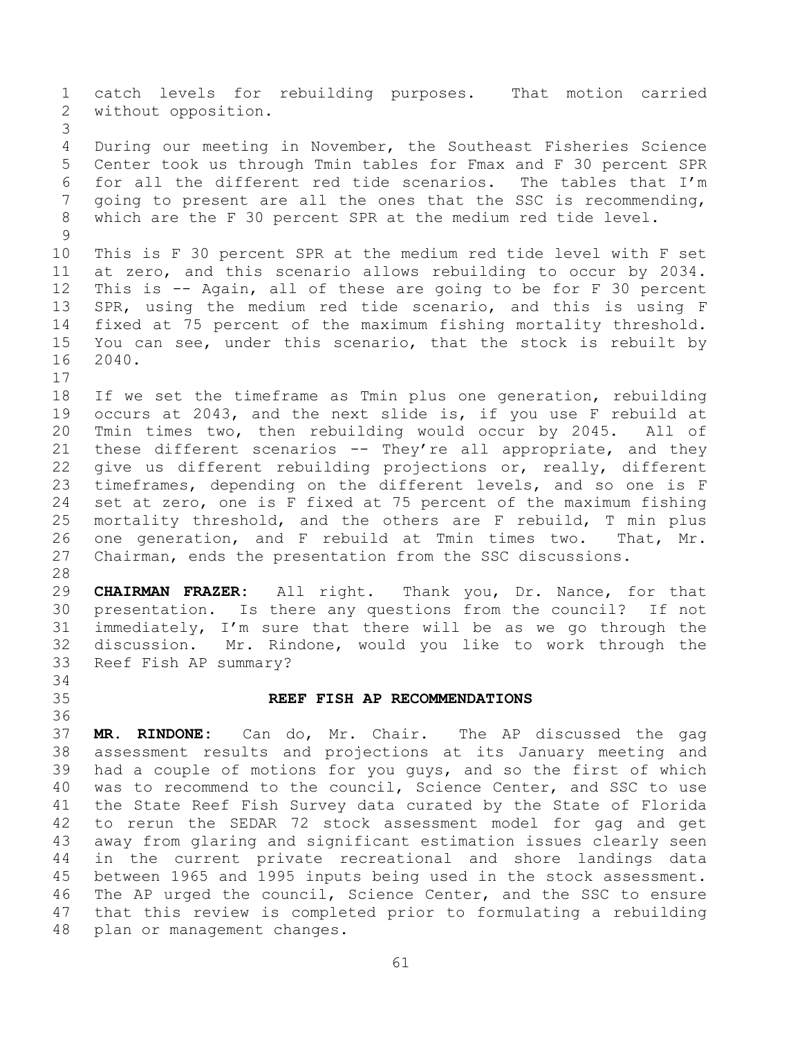catch levels for rebuilding purposes. That motion carried without opposition.

During our meeting in November, the Southeast Fisheries Science Center took us through Tmin tables for Fmax and F 30 percent SPR for all the different red tide scenarios. The tables that I'm going to present are all the ones that the SSC is recommending, which are the F 30 percent SPR at the medium red tide level.

This is F 30 percent SPR at the medium red tide level with F set at zero, and this scenario allows rebuilding to occur by 2034. This is -- Again, all of these are going to be for F 30 percent SPR, using the medium red tide scenario, and this is using F fixed at 75 percent of the maximum fishing mortality threshold. You can see, under this scenario, that the stock is rebuilt by 2040.

If we set the timeframe as Tmin plus one generation, rebuilding occurs at 2043, and the next slide is, if you use F rebuild at Tmin times two, then rebuilding would occur by 2045. All of these different scenarios -- They're all appropriate, and they give us different rebuilding projections or, really, different timeframes, depending on the different levels, and so one is F set at zero, one is F fixed at 75 percent of the maximum fishing mortality threshold, and the others are F rebuild, T min plus one generation, and F rebuild at Tmin times two. That, Mr. Chairman, ends the presentation from the SSC discussions.

**CHAIRMAN FRAZER:** All right. Thank you, Dr. Nance, for that presentation. Is there any questions from the council? If not immediately, I'm sure that there will be as we go through the discussion. Mr. Rindone, would you like to work through the Reef Fish AP summary?

## REEF FISH AP RECOMMENDATIONS

**MR. RINDONE:** Can do, Mr. Chair. The AP discussed the gag assessment results and projections at its January meeting and had a couple of motions for you guys, and so the first of which was to recommend to the council, Science Center, and SSC to use the State Reef Fish Survey data curated by the State of Florida to rerun the SEDAR 72 stock assessment model for gag and get away from glaring and significant estimation issues clearly seen in the current private recreational and shore landings data between 1965 and 1995 inputs being used in the stock assessment. The AP urged the council, Science Center, and the SSC to ensure that this review is completed prior to formulating a rebuilding plan or management changes.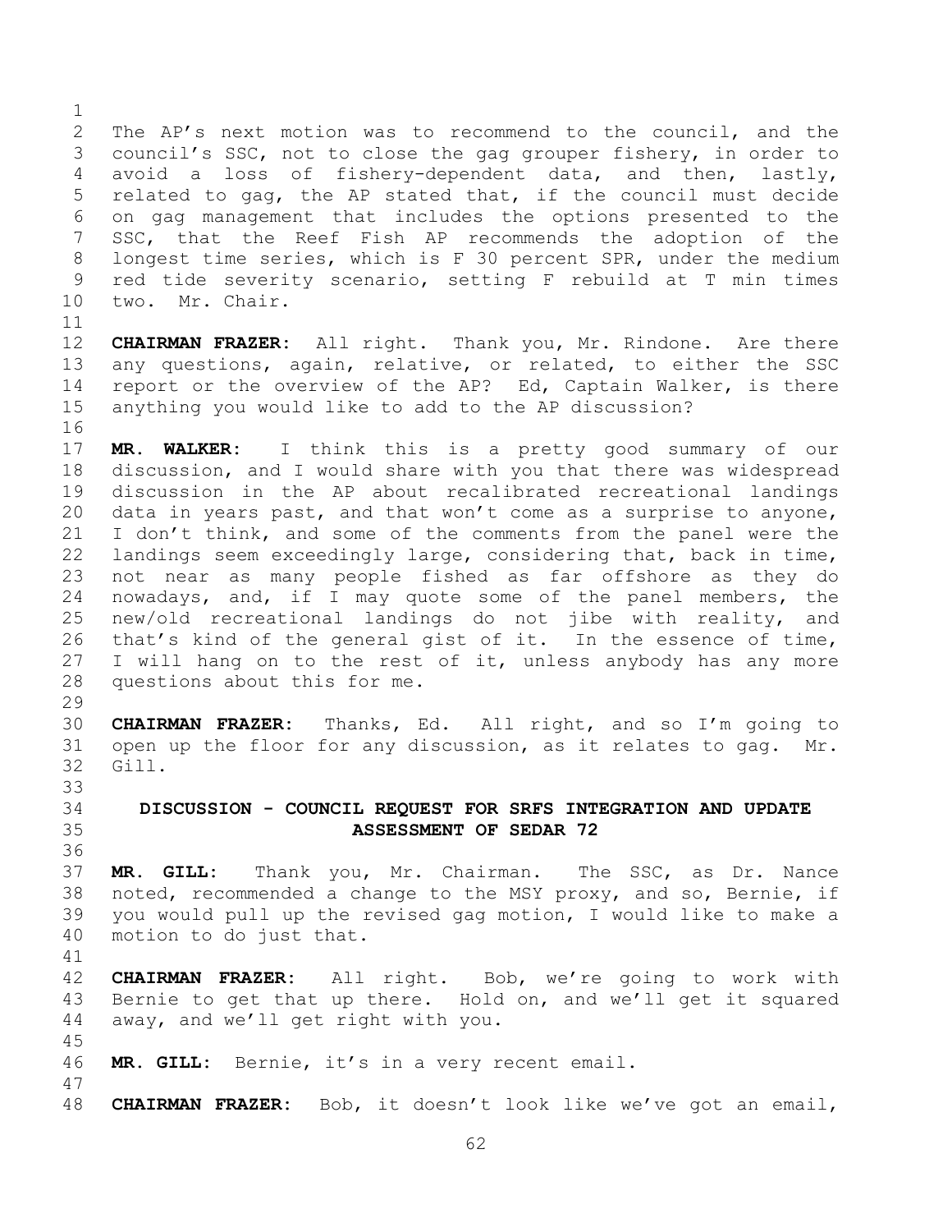The AP's next motion was to recommend to the council, and the council's SSC, not to close the gag grouper fishery, in order to avoid a loss of fishery-dependent data, and then, lastly, related to gag, the AP stated that, if the council must decide on gag management that includes the options presented to the SSC, that the Reef Fish AP recommends the adoption of the longest time series, which is F 30 percent SPR, under the medium red tide severity scenario, setting F rebuild at T min times two. Mr. Chair.

**CHAIRMAN FRAZER:** All right. Thank you, Mr. Rindone. Are there any questions, again, relative, or related, to either the SSC report or the overview of the AP? Ed, Captain Walker, is there anything you would like to add to the AP discussion?

**MR. WALKER:** I think this is a pretty good summary of our discussion, and I would share with you that there was widespread discussion in the AP about recalibrated recreational landings data in years past, and that won't come as a surprise to anyone, I don't think, and some of the comments from the panel were the landings seem exceedingly large, considering that, back in time, not near as many people fished as far offshore as they do nowadays, and, if I may quote some of the panel members, the new/old recreational landings do not jibe with reality, and that's kind of the general gist of it. In the essence of time, I will hang on to the rest of it, unless anybody has any more questions about this for me.

**CHAIRMAN FRAZER:** Thanks, Ed. All right, and so I'm going to open up the floor for any discussion, as it relates to gag. Mr. Gill.

## DISCUSSION - COUNCIL REQUEST FOR SRFS INTEGRATION AND UPDATE ASSESSMENT OF SEDAR 72

**MR. GILL:** Thank you, Mr. Chairman. The SSC, as Dr. Nance noted, recommended a change to the MSY proxy, and so, Bernie, if you would pull up the revised gag motion, I would like to make a motion to do just that.

**CHAIRMAN FRAZER:** All right. Bob, we're going to work with Bernie to get that up there. Hold on, and we'll get it squared away, and we'll get right with you.

**MR. GILL:** Bernie, it's in a very recent email.

**CHAIRMAN FRAZER:** Bob, it doesn't look like we've got an email,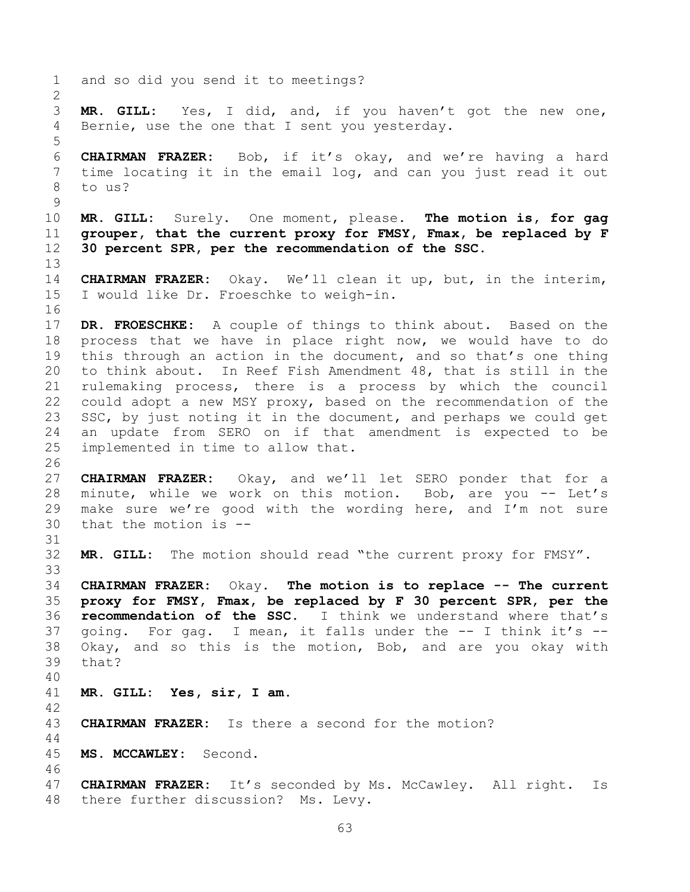and so did you send it to meetings?

**MR. GILL:** Yes, I did, and, if you haven't got the new one, Bernie, use the one that I sent you yesterday.

**CHAIRMAN FRAZER:** Bob, if it's okay, and we're having a hard time locating it in the email log, and can you just read it out to us?

**MR. GILL:** Surely. One moment, please. **The motion is, for gag grouper, that the current proxy for FMSY, Fmax, be replaced by F 30 percent SPR, per the recommendation of the SSC.**

**CHAIRMAN FRAZER:** Okay. We'll clean it up, but, in the interim, I would like Dr. Froeschke to weigh-in.

**DR. FROESCHKE:** A couple of things to think about. Based on the process that we have in place right now, we would have to do this through an action in the document, and so that's one thing to think about. In Reef Fish Amendment 48, that is still in the rulemaking process, there is a process by which the council could adopt a new MSY proxy, based on the recommendation of the SSC, by just noting it in the document, and perhaps we could get an update from SERO on if that amendment is expected to be implemented in time to allow that.

**CHAIRMAN FRAZER:** Okay, and we'll let SERO ponder that for a minute, while we work on this motion. Bob, are you -- Let's make sure we're good with the wording here, and I'm not sure that the motion is --

**MR. GILL:** The motion should read "the current proxy for FMSY".

**CHAIRMAN FRAZER:** Okay. **The motion is to replace -- The current proxy for FMSY, Fmax, be replaced by F 30 percent SPR, per the recommendation of the SSC.** I think we understand where that's going. For gag. I mean, it falls under the -- I think it's -- Okay, and so this is the motion, Bob, and are you okay with that?

**MR. GILL: Yes, sir, I am.**

**CHAIRMAN FRAZER:** Is there a second for the motion?

**MS. MCCAWLEY:** Second.

**CHAIRMAN FRAZER:** It's seconded by Ms. McCawley. All right. Is there further discussion? Ms. Levy.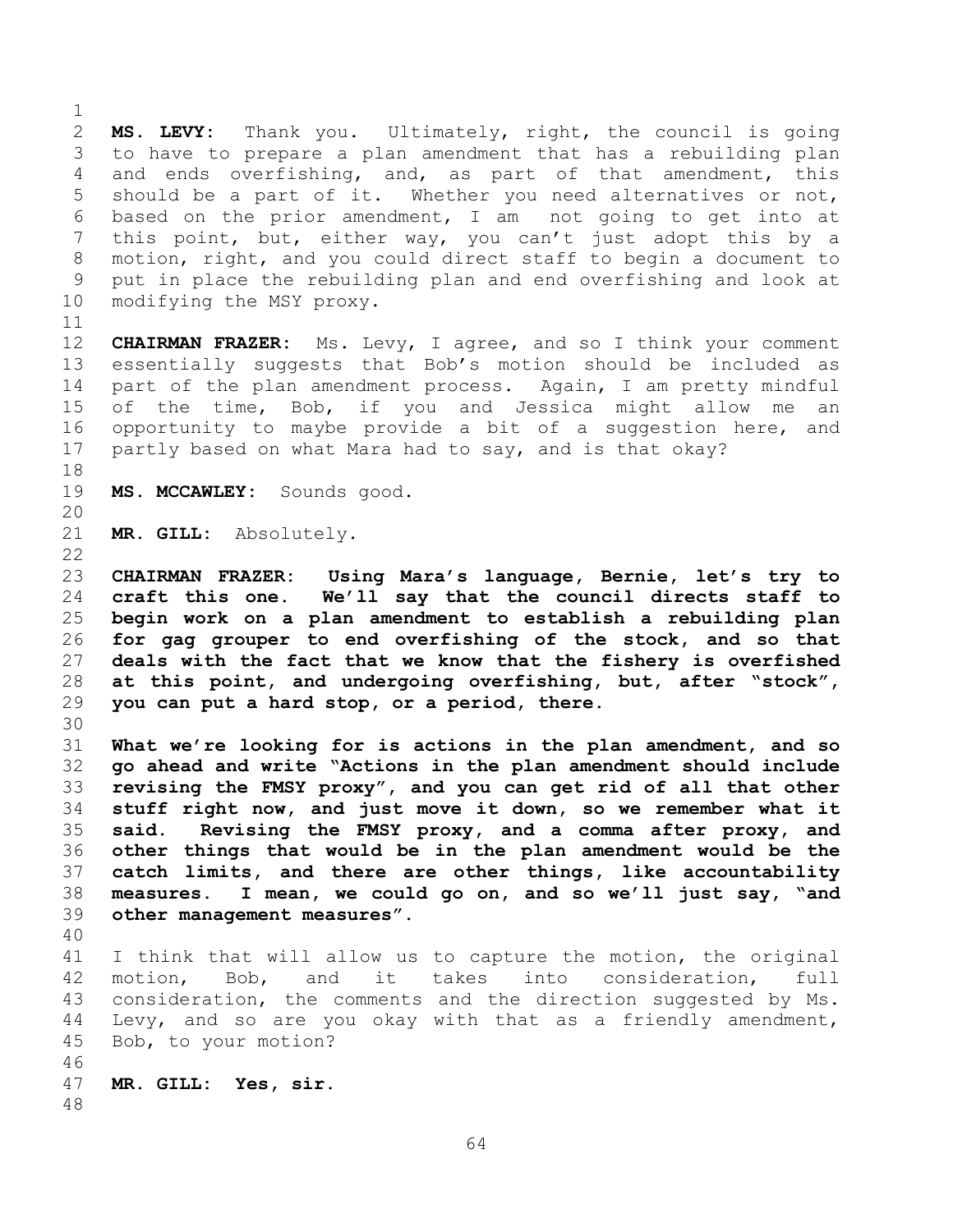**MS. LEVY:** Thank you. Ultimately, right, the council is going to have to prepare a plan amendment that has a rebuilding plan and ends overfishing, and, as part of that amendment, this should be a part of it. Whether you need alternatives or not, based on the prior amendment, I am not going to get into at this point, but, either way, you can't just adopt this by a motion, right, and you could direct staff to begin a document to put in place the rebuilding plan and end overfishing and look at modifying the MSY proxy.

**CHAIRMAN FRAZER:** Ms. Levy, I agree, and so I think your comment essentially suggests that Bob's motion should be included as part of the plan amendment process. Again, I am pretty mindful of the time, Bob, if you and Jessica might allow me an opportunity to maybe provide a bit of a suggestion here, and partly based on what Mara had to say, and is that okay?

**MS. MCCAWLEY:** Sounds good.

**MR. GILL:** Absolutely.

**CHAIRMAN FRAZER: Using Mara's language, Bernie, let's try to craft this one. We'll say that the council directs staff to begin work on a plan amendment to establish a rebuilding plan for gag grouper to end overfishing of the stock, and so that deals with the fact that we know that the fishery is overfished at this point, and undergoing overfishing, but, after "stock", you can put a hard stop, or a period, there.**

**What we're looking for is actions in the plan amendment, and so go ahead and write "Actions in the plan amendment should include revising the FMSY proxy", and you can get rid of all that other stuff right now, and just move it down, so we remember what it said. Revising the FMSY proxy, and a comma after proxy, and other things that would be in the plan amendment would be the catch limits, and there are other things, like accountability measures. I mean, we could go on, and so we'll just say, "and other management measures".**

I think that will allow us to capture the motion, the original motion, Bob, and it takes into consideration, full consideration, the comments and the direction suggested by Ms. Levy, and so are you okay with that as a friendly amendment, Bob, to your motion?

**MR. GILL: Yes, sir.**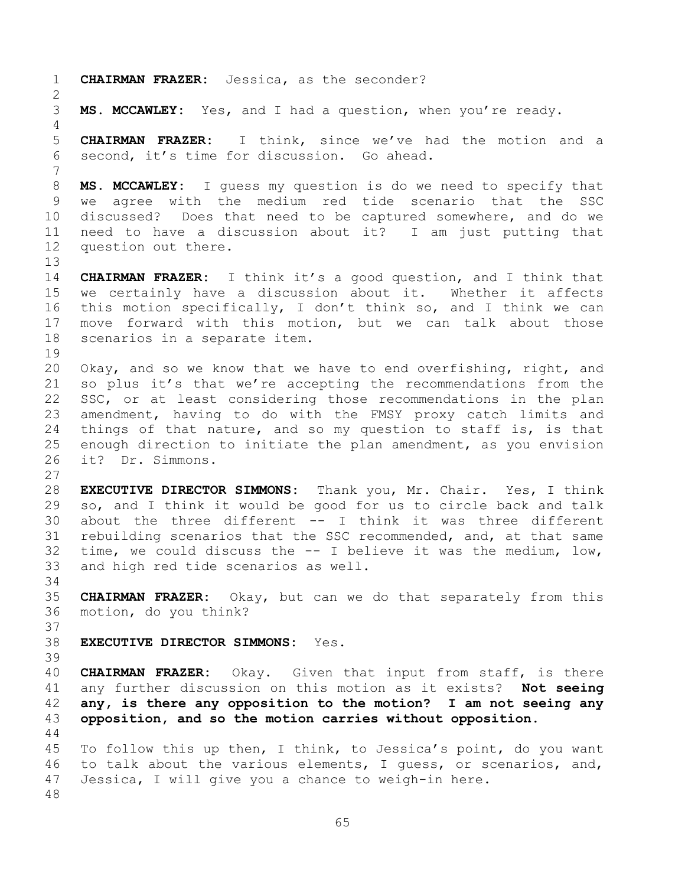**CHAIRMAN FRAZER:** Jessica, as the seconder?

**MS. MCCAWLEY:** Yes, and I had a question, when you're ready.

**CHAIRMAN FRAZER:** I think, since we've had the motion and a second, it's time for discussion. Go ahead.

**MS. MCCAWLEY:** I guess my question is do we need to specify that we agree with the medium red tide scenario that the SSC discussed? Does that need to be captured somewhere, and do we need to have a discussion about it? I am just putting that question out there.

**CHAIRMAN FRAZER:** I think it's a good question, and I think that we certainly have a discussion about it. Whether it affects this motion specifically, I don't think so, and I think we can move forward with this motion, but we can talk about those scenarios in a separate item.

Okay, and so we know that we have to end overfishing, right, and so plus it's that we're accepting the recommendations from the SSC, or at least considering those recommendations in the plan amendment, having to do with the FMSY proxy catch limits and things of that nature, and so my question to staff is, is that enough direction to initiate the plan amendment, as you envision it? Dr. Simmons.

**EXECUTIVE DIRECTOR SIMMONS:** Thank you, Mr. Chair. Yes, I think so, and I think it would be good for us to circle back and talk about the three different -- I think it was three different rebuilding scenarios that the SSC recommended, and, at that same time, we could discuss the -- I believe it was the medium, low, and high red tide scenarios as well.

**CHAIRMAN FRAZER:** Okay, but can we do that separately from this motion, do you think?

**EXECUTIVE DIRECTOR SIMMONS:** Yes.

**CHAIRMAN FRAZER:** Okay. Given that input from staff, is there any further discussion on this motion as it exists? **Not seeing any, is there any opposition to the motion? I am not seeing any opposition, and so the motion carries without opposition.**

To follow this up then, I think, to Jessica's point, do you want to talk about the various elements, I guess, or scenarios, and, Jessica, I will give you a chance to weigh-in here.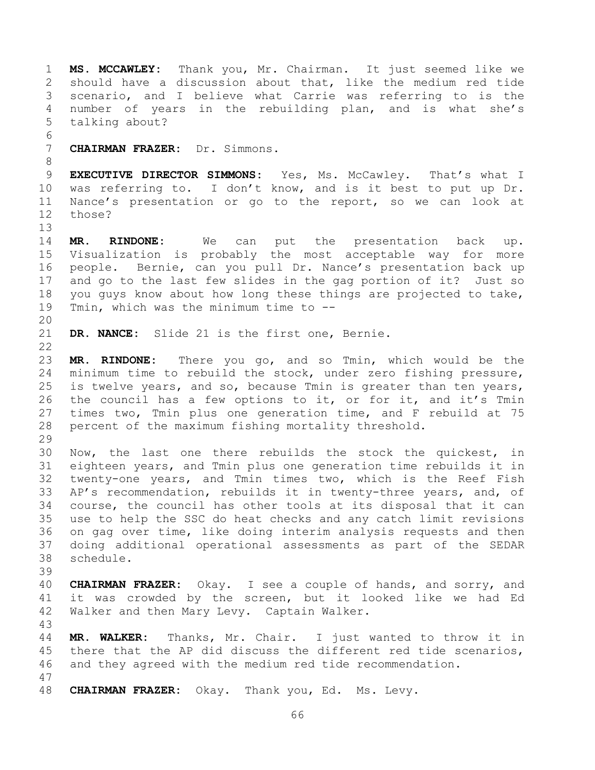**MS. MCCAWLEY:** Thank you, Mr. Chairman. It just seemed like we should have a discussion about that, like the medium red tide scenario, and I believe what Carrie was referring to is the number of years in the rebuilding plan, and is what she's talking about?

**CHAIRMAN FRAZER:** Dr. Simmons.

**EXECUTIVE DIRECTOR SIMMONS:** Yes, Ms. McCawley. That's what I was referring to. I don't know, and is it best to put up Dr. Nance's presentation or go to the report, so we can look at those?

**MR. RINDONE:** We can put the presentation back up. Visualization is probably the most acceptable way for more people. Bernie, can you pull Dr. Nance's presentation back up and go to the last few slides in the gag portion of it? Just so you guys know about how long these things are projected to take, Tmin, which was the minimum time to --

**DR. NANCE:** Slide 21 is the first one, Bernie.

**MR. RINDONE:** There you go, and so Tmin, which would be the minimum time to rebuild the stock, under zero fishing pressure, is twelve years, and so, because Tmin is greater than ten years, the council has a few options to it, or for it, and it's Tmin times two, Tmin plus one generation time, and F rebuild at 75 percent of the maximum fishing mortality threshold.

Now, the last one there rebuilds the stock the quickest, in eighteen years, and Tmin plus one generation time rebuilds it in twenty-one years, and Tmin times two, which is the Reef Fish AP's recommendation, rebuilds it in twenty-three years, and, of course, the council has other tools at its disposal that it can use to help the SSC do heat checks and any catch limit revisions on gag over time, like doing interim analysis requests and then doing additional operational assessments as part of the SEDAR schedule.

**CHAIRMAN FRAZER:** Okay. I see a couple of hands, and sorry, and it was crowded by the screen, but it looked like we had Ed Walker and then Mary Levy. Captain Walker.

**MR. WALKER:** Thanks, Mr. Chair. I just wanted to throw it in there that the AP did discuss the different red tide scenarios, and they agreed with the medium red tide recommendation.

**CHAIRMAN FRAZER:** Okay. Thank you, Ed. Ms. Levy.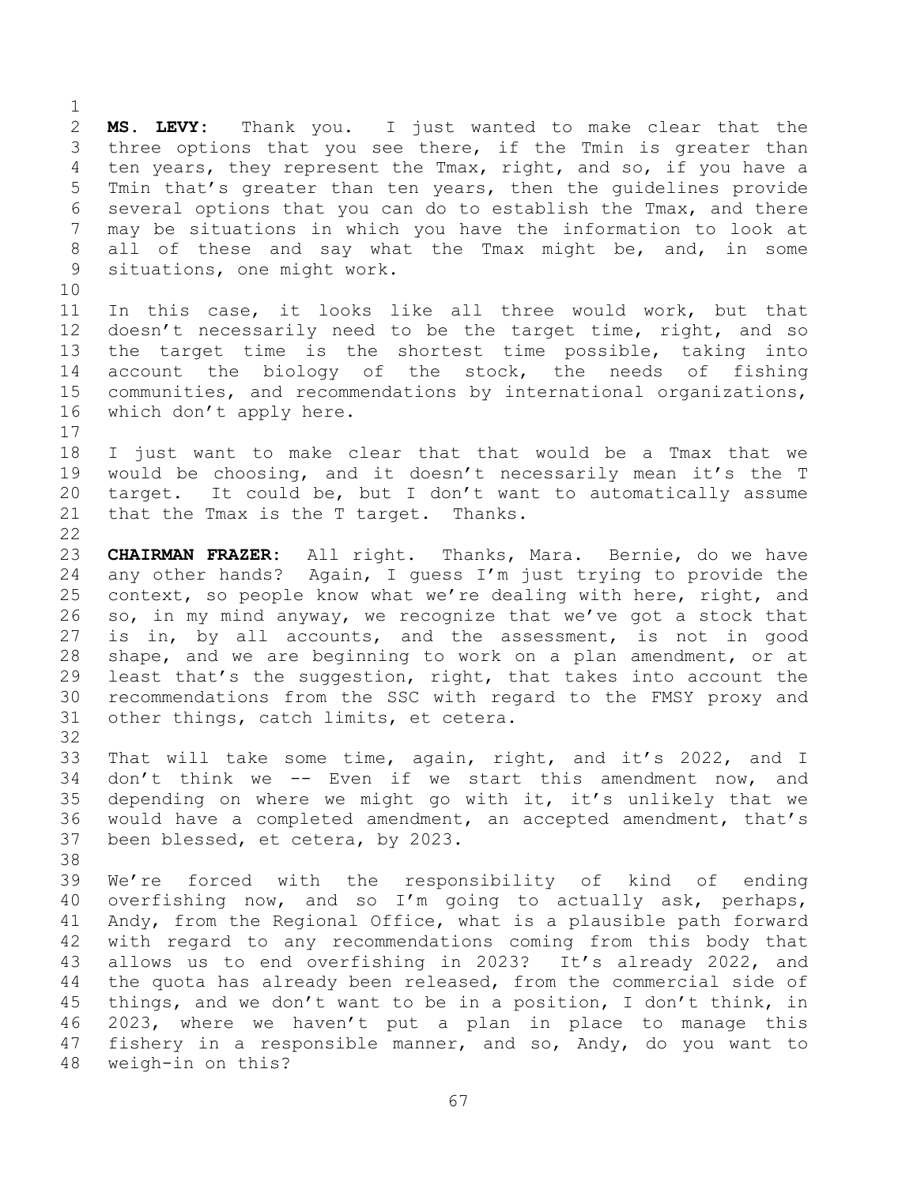**MS. LEVY:** Thank you. I just wanted to make clear that the three options that you see there, if the Tmin is greater than ten years, they represent the Tmax, right, and so, if you have a Tmin that's greater than ten years, then the guidelines provide several options that you can do to establish the Tmax, and there may be situations in which you have the information to look at all of these and say what the Tmax might be, and, in some situations, one might work.

In this case, it looks like all three would work, but that doesn't necessarily need to be the target time, right, and so the target time is the shortest time possible, taking into account the biology of the stock, the needs of fishing communities, and recommendations by international organizations, which don't apply here.

I just want to make clear that that would be a Tmax that we would be choosing, and it doesn't necessarily mean it's the T target. It could be, but I don't want to automatically assume that the Tmax is the T target. Thanks.

**CHAIRMAN FRAZER:** All right. Thanks, Mara. Bernie, do we have any other hands? Again, I guess I'm just trying to provide the context, so people know what we're dealing with here, right, and so, in my mind anyway, we recognize that we've got a stock that is in, by all accounts, and the assessment, is not in good shape, and we are beginning to work on a plan amendment, or at least that's the suggestion, right, that takes into account the recommendations from the SSC with regard to the FMSY proxy and other things, catch limits, et cetera.

That will take some time, again, right, and it's 2022, and I don't think we -- Even if we start this amendment now, and depending on where we might go with it, it's unlikely that we would have a completed amendment, an accepted amendment, that's been blessed, et cetera, by 2023.

We're forced with the responsibility of kind of ending overfishing now, and so I'm going to actually ask, perhaps, Andy, from the Regional Office, what is a plausible path forward with regard to any recommendations coming from this body that allows us to end overfishing in 2023? It's already 2022, and the quota has already been released, from the commercial side of things, and we don't want to be in a position, I don't think, in 2023, where we haven't put a plan in place to manage this fishery in a responsible manner, and so, Andy, do you want to weigh-in on this?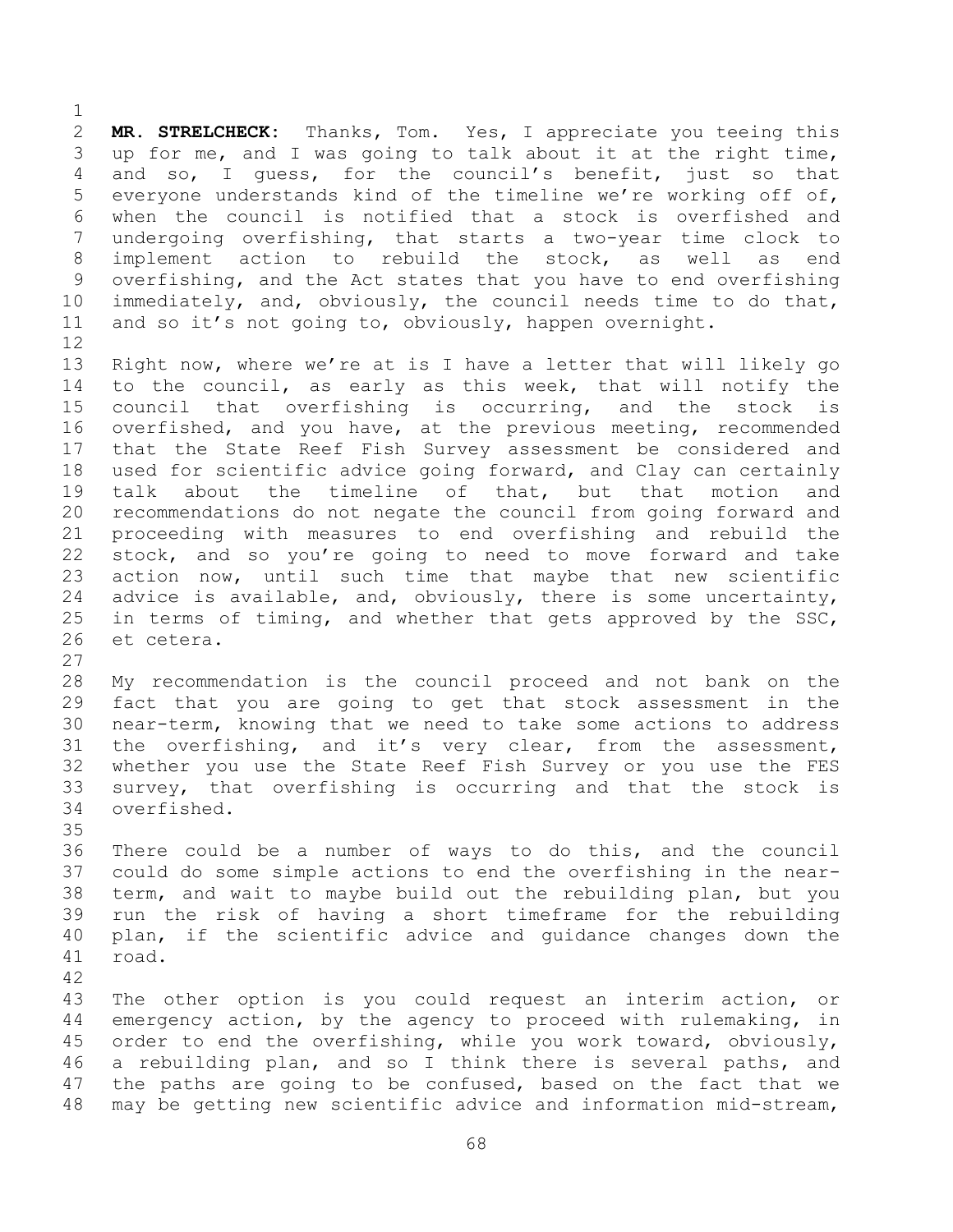**MR. STRELCHECK:** Thanks, Tom. Yes, I appreciate you teeing this up for me, and I was going to talk about it at the right time, and so, I guess, for the council's benefit, just so that everyone understands kind of the timeline we're working off of, when the council is notified that a stock is overfished and undergoing overfishing, that starts a two-year time clock to implement action to rebuild the stock, as well as end overfishing, and the Act states that you have to end overfishing immediately, and, obviously, the council needs time to do that, and so it's not going to, obviously, happen overnight.

Right now, where we're at is I have a letter that will likely go to the council, as early as this week, that will notify the council that overfishing is occurring, and the stock is overfished, and you have, at the previous meeting, recommended that the State Reef Fish Survey assessment be considered and used for scientific advice going forward, and Clay can certainly talk about the timeline of that, but that motion and recommendations do not negate the council from going forward and proceeding with measures to end overfishing and rebuild the stock, and so you're going to need to move forward and take action now, until such time that maybe that new scientific advice is available, and, obviously, there is some uncertainty, in terms of timing, and whether that gets approved by the SSC, et cetera.

My recommendation is the council proceed and not bank on the fact that you are going to get that stock assessment in the near-term, knowing that we need to take some actions to address the overfishing, and it's very clear, from the assessment, whether you use the State Reef Fish Survey or you use the FES survey, that overfishing is occurring and that the stock is overfished.

There could be a number of ways to do this, and the council could do some simple actions to end the overfishing in the near-term, and wait to maybe build out the rebuilding plan, but you run the risk of having a short timeframe for the rebuilding plan, if the scientific advice and guidance changes down the road.

The other option is you could request an interim action, or emergency action, by the agency to proceed with rulemaking, in order to end the overfishing, while you work toward, obviously, a rebuilding plan, and so I think there is several paths, and the paths are going to be confused, based on the fact that we may be getting new scientific advice and information mid-stream,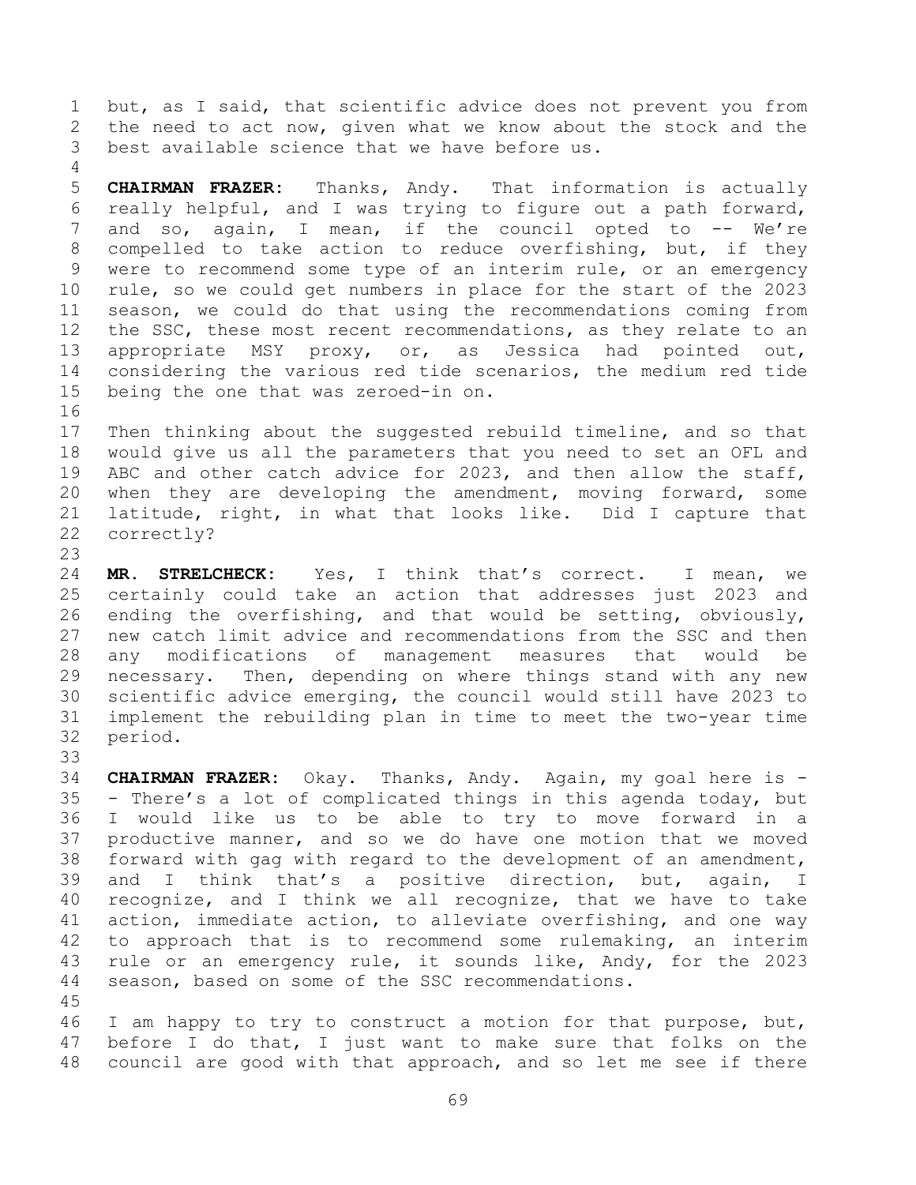but, as I said, that scientific advice does not prevent you from the need to act now, given what we know about the stock and the best available science that we have before us.

**CHAIRMAN FRAZER:** Thanks, Andy. That information is actually really helpful, and I was trying to figure out a path forward, and so, again, I mean, if the council opted to -- We're compelled to take action to reduce overfishing, but, if they were to recommend some type of an interim rule, or an emergency rule, so we could get numbers in place for the start of the 2023 season, we could do that using the recommendations coming from the SSC, these most recent recommendations, as they relate to an appropriate MSY proxy, or, as Jessica had pointed out, considering the various red tide scenarios, the medium red tide being the one that was zeroed-in on.

Then thinking about the suggested rebuild timeline, and so that would give us all the parameters that you need to set an OFL and ABC and other catch advice for 2023, and then allow the staff, when they are developing the amendment, moving forward, some latitude, right, in what that looks like. Did I capture that correctly?

**MR. STRELCHECK:** Yes, I think that's correct. I mean, we certainly could take an action that addresses just 2023 and ending the overfishing, and that would be setting, obviously, new catch limit advice and recommendations from the SSC and then any modifications of management measures that would be necessary. Then, depending on where things stand with any new scientific advice emerging, the council would still have 2023 to implement the rebuilding plan in time to meet the two-year time period.

**CHAIRMAN FRAZER:** Okay. Thanks, Andy. Again, my goal here is -- There's a lot of complicated things in this agenda today, but I would like us to be able to try to move forward in a productive manner, and so we do have one motion that we moved forward with gag with regard to the development of an amendment, and I think that's a positive direction, but, again, I recognize, and I think we all recognize, that we have to take action, immediate action, to alleviate overfishing, and one way to approach that is to recommend some rulemaking, an interim rule or an emergency rule, it sounds like, Andy, for the 2023 season, based on some of the SSC recommendations.

I am happy to try to construct a motion for that purpose, but, before I do that, I just want to make sure that folks on the council are good with that approach, and so let me see if there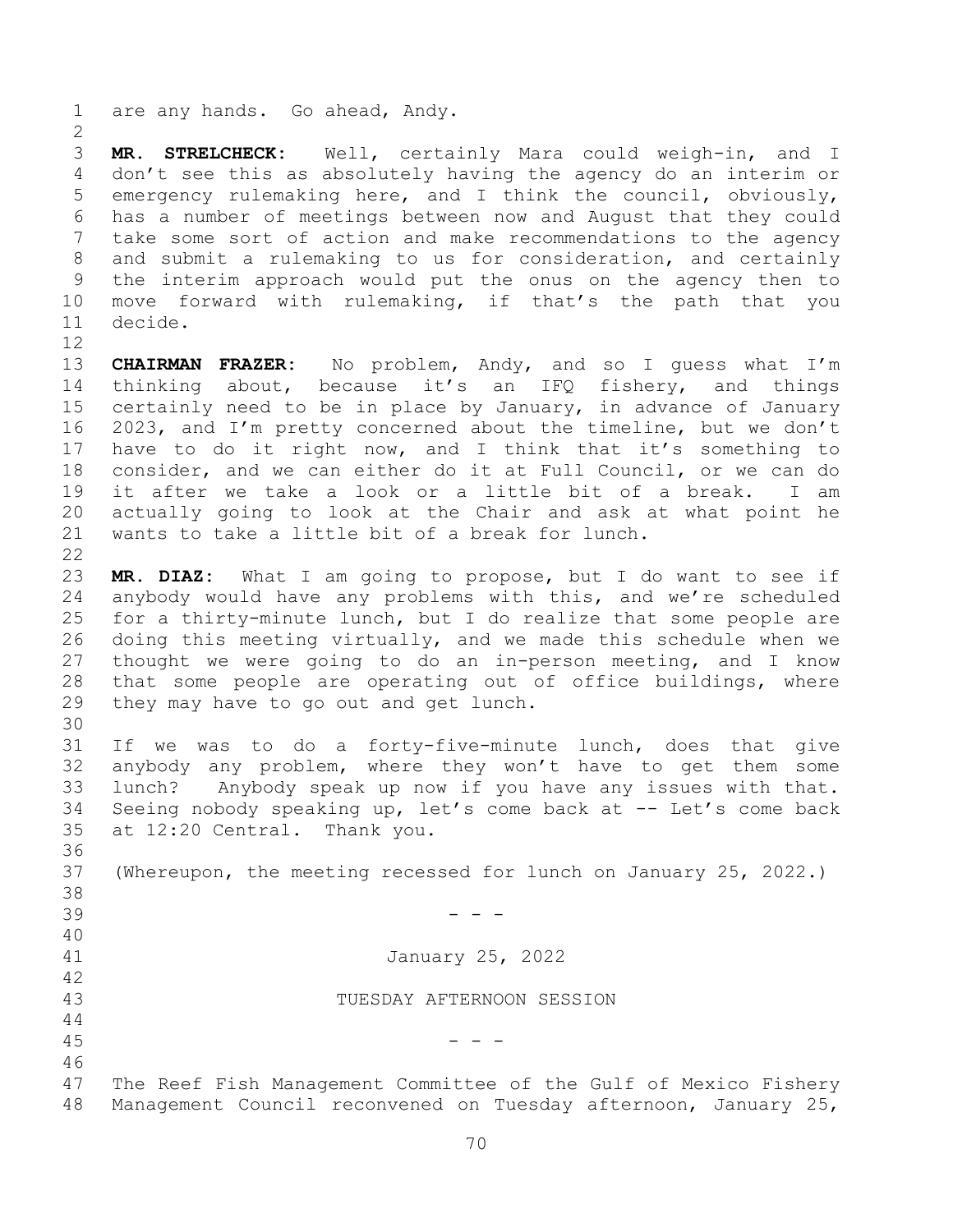are any hands. Go ahead, Andy.

**MR. STRELCHECK:** Well, certainly Mara could weigh-in, and I don't see this as absolutely having the agency do an interim or emergency rulemaking here, and I think the council, obviously, has a number of meetings between now and August that they could take some sort of action and make recommendations to the agency and submit a rulemaking to us for consideration, and certainly the interim approach would put the onus on the agency then to move forward with rulemaking, if that's the path that you decide.

**CHAIRMAN FRAZER:** No problem, Andy, and so I guess what I'm thinking about, because it's an IFQ fishery, and things certainly need to be in place by January, in advance of January 2023, and I'm pretty concerned about the timeline, but we don't have to do it right now, and I think that it's something to consider, and we can either do it at Full Council, or we can do it after we take a look or a little bit of a break. I am actually going to look at the Chair and ask at what point he wants to take a little bit of a break for lunch.

**MR. DIAZ:** What I am going to propose, but I do want to see if anybody would have any problems with this, and we're scheduled for a thirty-minute lunch, but I do realize that some people are doing this meeting virtually, and we made this schedule when we thought we were going to do an in-person meeting, and I know that some people are operating out of office buildings, where they may have to go out and get lunch.

If we was to do a forty-five-minute lunch, does that give anybody any problem, where they won't have to get them some lunch? Anybody speak up now if you have any issues with that. Seeing nobody speaking up, let's come back at -- Let's come back at 12:20 Central. Thank you.

(Whereupon, the meeting recessed for lunch on January 25, 2022.)

\- - -

January 25, 2022

TUESDAY AFTERNOON SESSION

\- - -

The Reef Fish Management Committee of the Gulf of Mexico Fishery Management Council reconvened on Tuesday afternoon, January 25,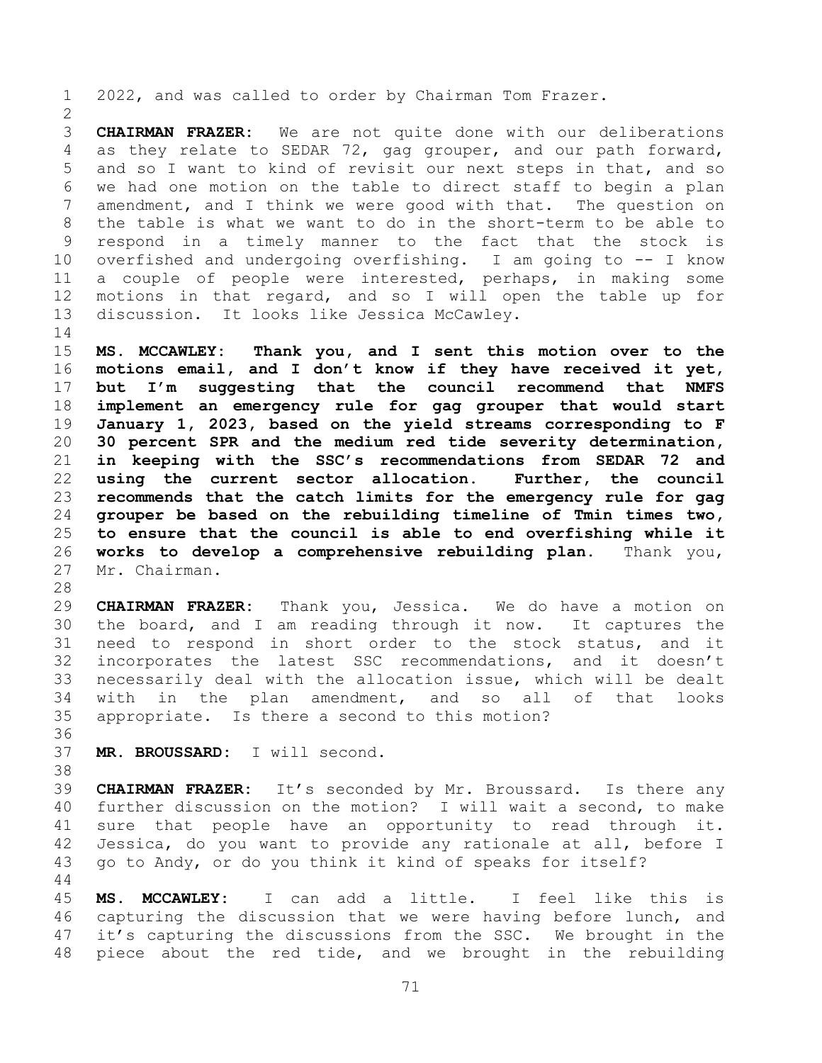2022, and was called to order by Chairman Tom Frazer.

**CHAIRMAN FRAZER:** We are not quite done with our deliberations as they relate to SEDAR 72, gag grouper, and our path forward, and so I want to kind of revisit our next steps in that, and so we had one motion on the table to direct staff to begin a plan amendment, and I think we were good with that. The question on the table is what we want to do in the short-term to be able to respond in a timely manner to the fact that the stock is overfished and undergoing overfishing. I am going to -- I know a couple of people were interested, perhaps, in making some motions in that regard, and so I will open the table up for discussion. It looks like Jessica McCawley.

**MS. MCCAWLEY: Thank you, and I sent this motion over to the motions email, and I don't know if they have received it yet, but I'm suggesting that the council recommend that NMFS implement an emergency rule for gag grouper that would start January 1, 2023, based on the yield streams corresponding to F 30 percent SPR and the medium red tide severity determination, in keeping with the SSC's recommendations from SEDAR 72 and using the current sector allocation. Further, the council recommends that the catch limits for the emergency rule for gag grouper be based on the rebuilding timeline of Tmin times two, to ensure that the council is able to end overfishing while it works to develop a comprehensive rebuilding plan.** Thank you, Mr. Chairman.

**CHAIRMAN FRAZER:** Thank you, Jessica. We do have a motion on the board, and I am reading through it now. It captures the need to respond in short order to the stock status, and it incorporates the latest SSC recommendations, and it doesn't necessarily deal with the allocation issue, which will be dealt with in the plan amendment, and so all of that looks appropriate. Is there a second to this motion?

**MR. BROUSSARD:** I will second.

**CHAIRMAN FRAZER:** It's seconded by Mr. Broussard. Is there any further discussion on the motion? I will wait a second, to make sure that people have an opportunity to read through it. Jessica, do you want to provide any rationale at all, before I go to Andy, or do you think it kind of speaks for itself?

**MS. MCCAWLEY:** I can add a little. I feel like this is capturing the discussion that we were having before lunch, and it's capturing the discussions from the SSC. We brought in the piece about the red tide, and we brought in the rebuilding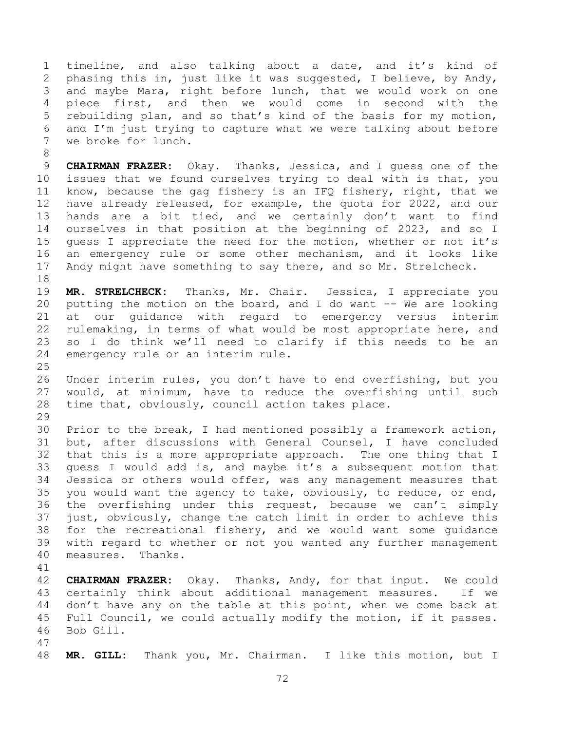timeline, and also talking about a date, and it's kind of phasing this in, just like it was suggested, I believe, by Andy, and maybe Mara, right before lunch, that we would work on one piece first, and then we would come in second with the rebuilding plan, and so that's kind of the basis for my motion, and I'm just trying to capture what we were talking about before we broke for lunch.

**CHAIRMAN FRAZER:** Okay. Thanks, Jessica, and I guess one of the issues that we found ourselves trying to deal with is that, you know, because the gag fishery is an IFQ fishery, right, that we have already released, for example, the quota for 2022, and our hands are a bit tied, and we certainly don't want to find ourselves in that position at the beginning of 2023, and so I guess I appreciate the need for the motion, whether or not it's an emergency rule or some other mechanism, and it looks like Andy might have something to say there, and so Mr. Strelcheck.

**MR. STRELCHECK:** Thanks, Mr. Chair. Jessica, I appreciate you putting the motion on the board, and I do want -- We are looking at our guidance with regard to emergency versus interim rulemaking, in terms of what would be most appropriate here, and so I do think we'll need to clarify if this needs to be an emergency rule or an interim rule.

Under interim rules, you don't have to end overfishing, but you would, at minimum, have to reduce the overfishing until such time that, obviously, council action takes place.

Prior to the break, I had mentioned possibly a framework action, but, after discussions with General Counsel, I have concluded that this is a more appropriate approach. The one thing that I guess I would add is, and maybe it's a subsequent motion that Jessica or others would offer, was any management measures that you would want the agency to take, obviously, to reduce, or end, the overfishing under this request, because we can't simply just, obviously, change the catch limit in order to achieve this for the recreational fishery, and we would want some guidance with regard to whether or not you wanted any further management measures. Thanks.

**CHAIRMAN FRAZER:** Okay. Thanks, Andy, for that input. We could certainly think about additional management measures. If we don't have any on the table at this point, when we come back at Full Council, we could actually modify the motion, if it passes. Bob Gill.

**MR. GILL:** Thank you, Mr. Chairman. I like this motion, but I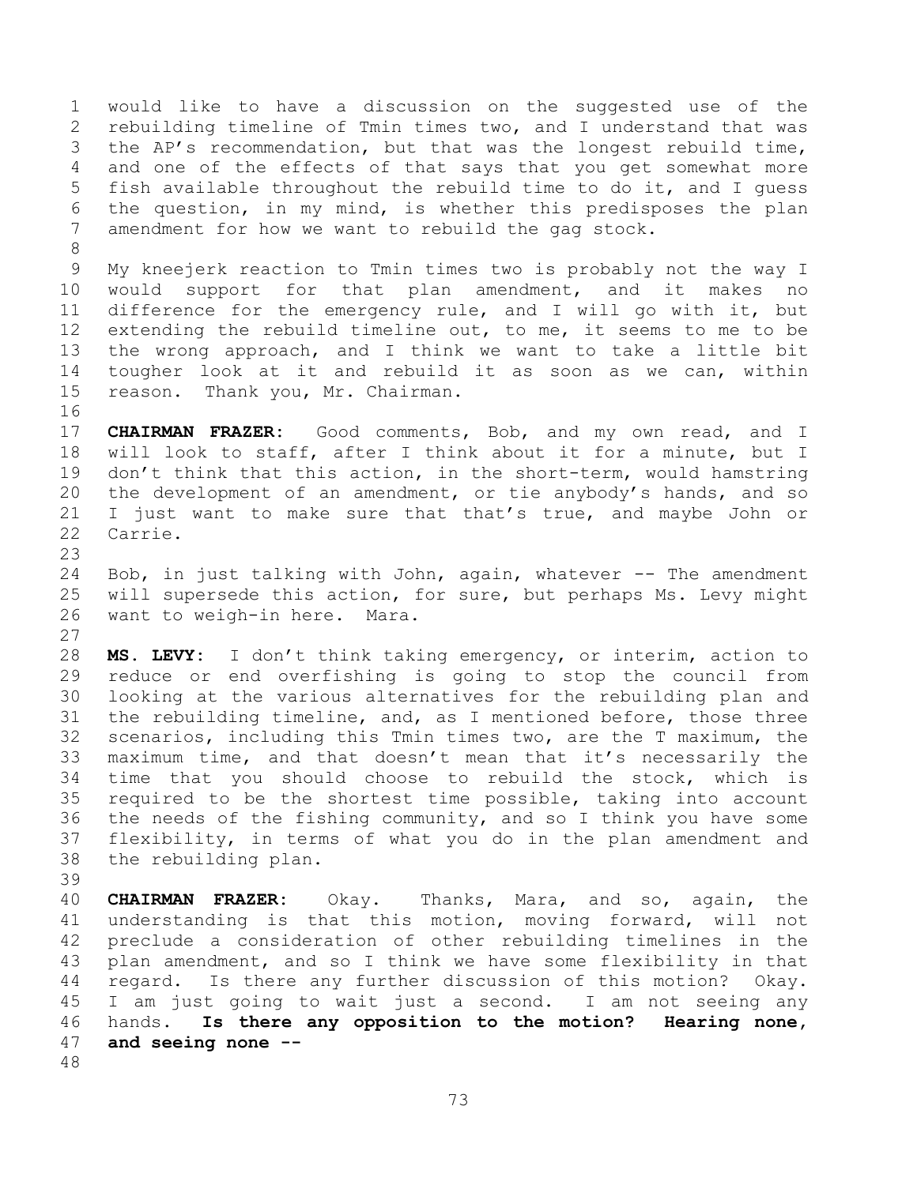would like to have a discussion on the suggested use of the rebuilding timeline of Tmin times two, and I understand that was the AP's recommendation, but that was the longest rebuild time, and one of the effects of that says that you get somewhat more fish available throughout the rebuild time to do it, and I guess the question, in my mind, is whether this predisposes the plan amendment for how we want to rebuild the gag stock.

My kneejerk reaction to Tmin times two is probably not the way I would support for that plan amendment, and it makes no difference for the emergency rule, and I will go with it, but extending the rebuild timeline out, to me, it seems to me to be the wrong approach, and I think we want to take a little bit tougher look at it and rebuild it as soon as we can, within reason. Thank you, Mr. Chairman.

**CHAIRMAN FRAZER:** Good comments, Bob, and my own read, and I will look to staff, after I think about it for a minute, but I don't think that this action, in the short-term, would hamstring the development of an amendment, or tie anybody's hands, and so I just want to make sure that that's true, and maybe John or Carrie.

Bob, in just talking with John, again, whatever -- The amendment will supersede this action, for sure, but perhaps Ms. Levy might want to weigh-in here. Mara.

**MS. LEVY:** I don't think taking emergency, or interim, action to reduce or end overfishing is going to stop the council from looking at the various alternatives for the rebuilding plan and the rebuilding timeline, and, as I mentioned before, those three scenarios, including this Tmin times two, are the T maximum, the maximum time, and that doesn't mean that it's necessarily the time that you should choose to rebuild the stock, which is required to be the shortest time possible, taking into account the needs of the fishing community, and so I think you have some flexibility, in terms of what you do in the plan amendment and the rebuilding plan.

**CHAIRMAN FRAZER:** Okay. Thanks, Mara, and so, again, the understanding is that this motion, moving forward, will not preclude a consideration of other rebuilding timelines in the plan amendment, and so I think we have some flexibility in that regard. Is there any further discussion of this motion? Okay. I am just going to wait just a second. I am not seeing any hands. **Is there any opposition to the motion? Hearing none, and seeing none --**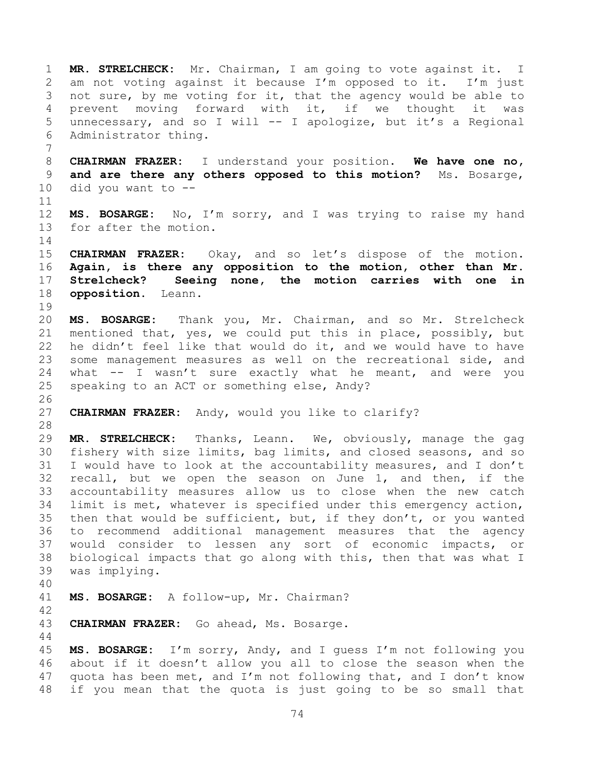**MR. STRELCHECK:** Mr. Chairman, I am going to vote against it. I am not voting against it because I'm opposed to it. I'm just not sure, by me voting for it, that the agency would be able to prevent moving forward with it, if we thought it was unnecessary, and so I will -- I apologize, but it's a Regional Administrator thing.

**CHAIRMAN FRAZER:** I understand your position. **We have one no, and are there any others opposed to this motion?** Ms. Bosarge, did you want to --

**MS. BOSARGE:** No, I'm sorry, and I was trying to raise my hand for after the motion.

**CHAIRMAN FRAZER:** Okay, and so let's dispose of the motion. **Again, is there any opposition to the motion, other than Mr. Strelcheck? Seeing none, the motion carries with one in opposition.** Leann.

**MS. BOSARGE:** Thank you, Mr. Chairman, and so Mr. Strelcheck mentioned that, yes, we could put this in place, possibly, but he didn't feel like that would do it, and we would have to have some management measures as well on the recreational side, and what -- I wasn't sure exactly what he meant, and were you speaking to an ACT or something else, Andy?

**CHAIRMAN FRAZER:** Andy, would you like to clarify?

**MR. STRELCHECK:** Thanks, Leann. We, obviously, manage the gag fishery with size limits, bag limits, and closed seasons, and so I would have to look at the accountability measures, and I don't recall, but we open the season on June 1, and then, if the accountability measures allow us to close when the new catch limit is met, whatever is specified under this emergency action, then that would be sufficient, but, if they don't, or you wanted to recommend additional management measures that the agency would consider to lessen any sort of economic impacts, or biological impacts that go along with this, then that was what I was implying.

**MS. BOSARGE:** A follow-up, Mr. Chairman?

**CHAIRMAN FRAZER:** Go ahead, Ms. Bosarge.

**MS. BOSARGE:** I'm sorry, Andy, and I guess I'm not following you about if it doesn't allow you all to close the season when the quota has been met, and I'm not following that, and I don't know if you mean that the quota is just going to be so small that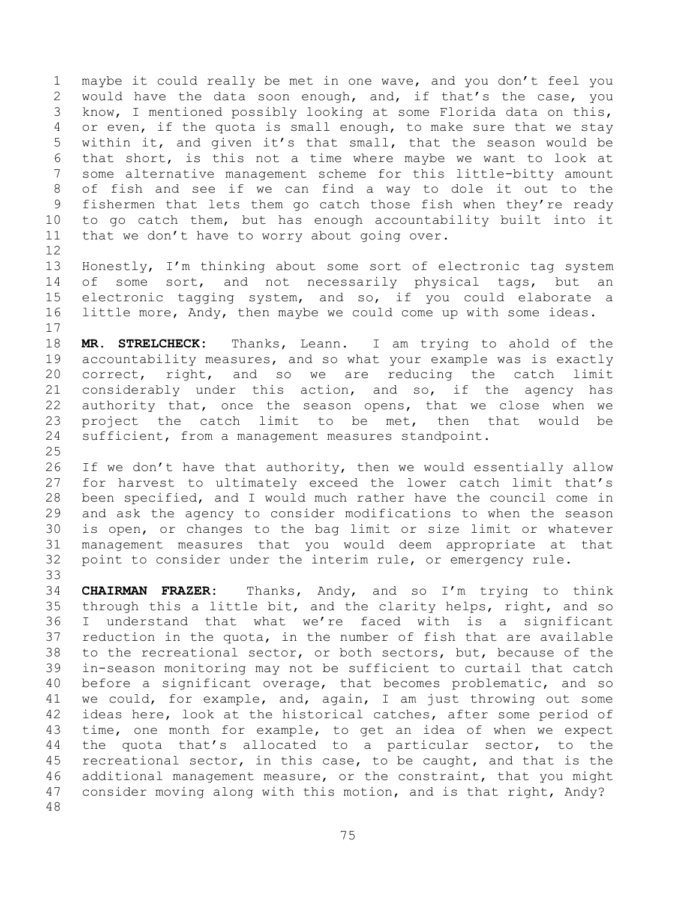maybe it could really be met in one wave, and you don't feel you would have the data soon enough, and, if that's the case, you know, I mentioned possibly looking at some Florida data on this, or even, if the quota is small enough, to make sure that we stay within it, and given it's that small, that the season would be that short, is this not a time where maybe we want to look at some alternative management scheme for this little-bitty amount of fish and see if we can find a way to dole it out to the fishermen that lets them go catch those fish when they're ready to go catch them, but has enough accountability built into it that we don't have to worry about going over.

Honestly, I'm thinking about some sort of electronic tag system of some sort, and not necessarily physical tags, but an electronic tagging system, and so, if you could elaborate a little more, Andy, then maybe we could come up with some ideas.

**MR. STRELCHECK:** Thanks, Leann. I am trying to ahold of the accountability measures, and so what your example was is exactly correct, right, and so we are reducing the catch limit considerably under this action, and so, if the agency has authority that, once the season opens, that we close when we project the catch limit to be met, then that would be sufficient, from a management measures standpoint.

If we don't have that authority, then we would essentially allow for harvest to ultimately exceed the lower catch limit that's been specified, and I would much rather have the council come in and ask the agency to consider modifications to when the season is open, or changes to the bag limit or size limit or whatever management measures that you would deem appropriate at that point to consider under the interim rule, or emergency rule.

**CHAIRMAN FRAZER:** Thanks, Andy, and so I'm trying to think through this a little bit, and the clarity helps, right, and so I understand that what we're faced with is a significant reduction in the quota, in the number of fish that are available to the recreational sector, or both sectors, but, because of the in-season monitoring may not be sufficient to curtail that catch before a significant overage, that becomes problematic, and so we could, for example, and, again, I am just throwing out some ideas here, look at the historical catches, after some period of time, one month for example, to get an idea of when we expect the quota that's allocated to a particular sector, to the recreational sector, in this case, to be caught, and that is the additional management measure, or the constraint, that you might consider moving along with this motion, and is that right, Andy?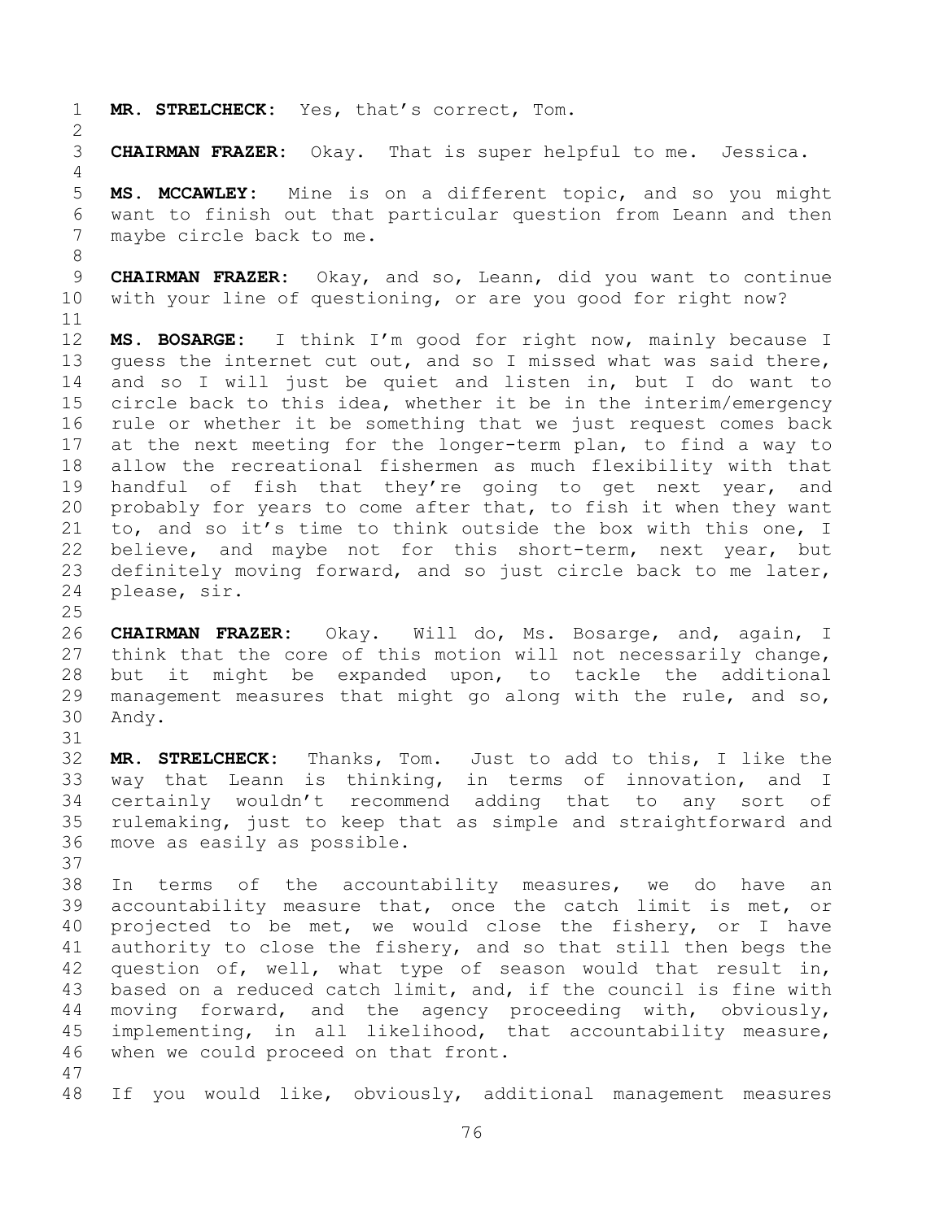**MR. STRELCHECK:** Yes, that's correct, Tom.

**CHAIRMAN FRAZER:** Okay. That is super helpful to me. Jessica.

**MS. MCCAWLEY:** Mine is on a different topic, and so you might want to finish out that particular question from Leann and then maybe circle back to me.

**CHAIRMAN FRAZER:** Okay, and so, Leann, did you want to continue with your line of questioning, or are you good for right now?

**MS. BOSARGE:** I think I'm good for right now, mainly because I guess the internet cut out, and so I missed what was said there, and so I will just be quiet and listen in, but I do want to circle back to this idea, whether it be in the interim/emergency rule or whether it be something that we just request comes back at the next meeting for the longer-term plan, to find a way to allow the recreational fishermen as much flexibility with that handful of fish that they're going to get next year, and probably for years to come after that, to fish it when they want to, and so it's time to think outside the box with this one, I believe, and maybe not for this short-term, next year, but definitely moving forward, and so just circle back to me later, please, sir.

**CHAIRMAN FRAZER:** Okay. Will do, Ms. Bosarge, and, again, I think that the core of this motion will not necessarily change, but it might be expanded upon, to tackle the additional management measures that might go along with the rule, and so, Andy.

**MR. STRELCHECK:** Thanks, Tom. Just to add to this, I like the way that Leann is thinking, in terms of innovation, and I certainly wouldn't recommend adding that to any sort of rulemaking, just to keep that as simple and straightforward and move as easily as possible.

In terms of the accountability measures, we do have an accountability measure that, once the catch limit is met, or projected to be met, we would close the fishery, or I have authority to close the fishery, and so that still then begs the question of, well, what type of season would that result in, based on a reduced catch limit, and, if the council is fine with moving forward, and the agency proceeding with, obviously, implementing, in all likelihood, that accountability measure, when we could proceed on that front.

If you would like, obviously, additional management measures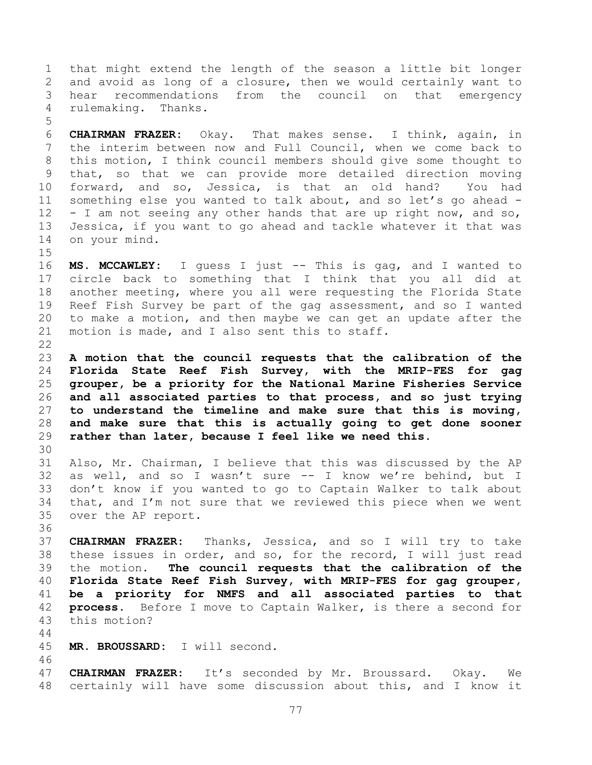that might extend the length of the season a little bit longer and avoid as long of a closure, then we would certainly want to hear recommendations from the council on that emergency rulemaking. Thanks.

**CHAIRMAN FRAZER:** Okay. That makes sense. I think, again, in the interim between now and Full Council, when we come back to this motion, I think council members should give some thought to that, so that we can provide more detailed direction moving forward, and so, Jessica, is that an old hand? You had something else you wanted to talk about, and so let's go ahead -- I am not seeing any other hands that are up right now, and so, Jessica, if you want to go ahead and tackle whatever it that was on your mind.

**MS. MCCAWLEY:** I guess I just -- This is gag, and I wanted to circle back to something that I think that you all did at another meeting, where you all were requesting the Florida State Reef Fish Survey be part of the gag assessment, and so I wanted to make a motion, and then maybe we can get an update after the motion is made, and I also sent this to staff.

**A motion that the council requests that the calibration of the Florida State Reef Fish Survey, with the MRIP-FES for gag grouper, be a priority for the National Marine Fisheries Service and all associated parties to that process, and so just trying to understand the timeline and make sure that this is moving, and make sure that this is actually going to get done sooner rather than later, because I feel like we need this.**

Also, Mr. Chairman, I believe that this was discussed by the AP as well, and so I wasn't sure -- I know we're behind, but I don't know if you wanted to go to Captain Walker to talk about that, and I'm not sure that we reviewed this piece when we went over the AP report.

**CHAIRMAN FRAZER:** Thanks, Jessica, and so I will try to take these issues in order, and so, for the record, I will just read the motion. **The council requests that the calibration of the Florida State Reef Fish Survey, with MRIP-FES for gag grouper, be a priority for NMFS and all associated parties to that process.** Before I move to Captain Walker, is there a second for this motion?

**MR. BROUSSARD:** I will second.

**CHAIRMAN FRAZER:** It's seconded by Mr. Broussard. Okay. We certainly will have some discussion about this, and I know it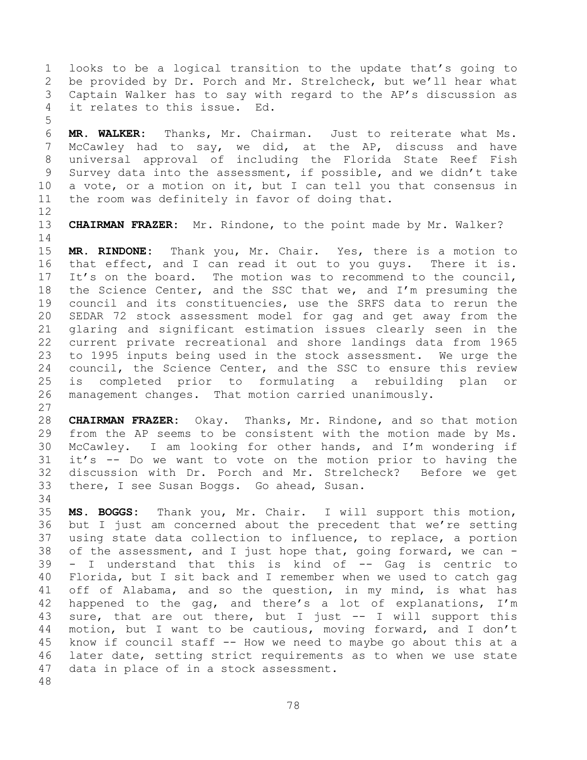looks to be a logical transition to the update that's going to be provided by Dr. Porch and Mr. Strelcheck, but we'll hear what Captain Walker has to say with regard to the AP's discussion as it relates to this issue. Ed.

**MR. WALKER:** Thanks, Mr. Chairman. Just to reiterate what Ms. McCawley had to say, we did, at the AP, discuss and have universal approval of including the Florida State Reef Fish Survey data into the assessment, if possible, and we didn't take a vote, or a motion on it, but I can tell you that consensus in the room was definitely in favor of doing that.

**CHAIRMAN FRAZER:** Mr. Rindone, to the point made by Mr. Walker?

**MR. RINDONE:** Thank you, Mr. Chair. Yes, there is a motion to that effect, and I can read it out to you guys. There it is. It's on the board. The motion was to recommend to the council, the Science Center, and the SSC that we, and I'm presuming the council and its constituencies, use the SRFS data to rerun the SEDAR 72 stock assessment model for gag and get away from the glaring and significant estimation issues clearly seen in the current private recreational and shore landings data from 1965 to 1995 inputs being used in the stock assessment. We urge the council, the Science Center, and the SSC to ensure this review is completed prior to formulating a rebuilding plan or management changes. That motion carried unanimously.

**CHAIRMAN FRAZER:** Okay. Thanks, Mr. Rindone, and so that motion from the AP seems to be consistent with the motion made by Ms. McCawley. I am looking for other hands, and I'm wondering if it's -- Do we want to vote on the motion prior to having the discussion with Dr. Porch and Mr. Strelcheck? Before we get there, I see Susan Boggs. Go ahead, Susan.

**MS. BOGGS:** Thank you, Mr. Chair. I will support this motion, but I just am concerned about the precedent that we're setting using state data collection to influence, to replace, a portion of the assessment, and I just hope that, going forward, we can -- I understand that this is kind of -- Gag is centric to Florida, but I sit back and I remember when we used to catch gag off of Alabama, and so the question, in my mind, is what has happened to the gag, and there's a lot of explanations, I'm sure, that are out there, but I just -- I will support this motion, but I want to be cautious, moving forward, and I don't know if council staff -- How we need to maybe go about this at a later date, setting strict requirements as to when we use state data in place of in a stock assessment.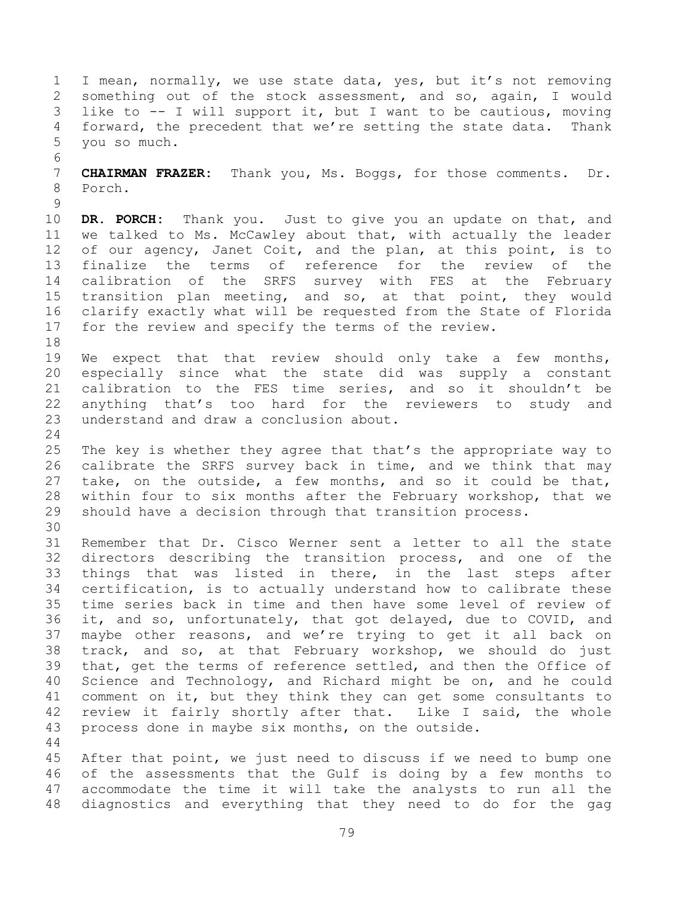I mean, normally, we use state data, yes, but it's not removing something out of the stock assessment, and so, again, I would like to -- I will support it, but I want to be cautious, moving forward, the precedent that we're setting the state data. Thank you so much.

**CHAIRMAN FRAZER:** Thank you, Ms. Boggs, for those comments. Dr. Porch.

**DR. PORCH:** Thank you. Just to give you an update on that, and we talked to Ms. McCawley about that, with actually the leader of our agency, Janet Coit, and the plan, at this point, is to finalize the terms of reference for the review of the calibration of the SRFS survey with FES at the February transition plan meeting, and so, at that point, they would clarify exactly what will be requested from the State of Florida for the review and specify the terms of the review.

We expect that that review should only take a few months, especially since what the state did was supply a constant calibration to the FES time series, and so it shouldn't be anything that's too hard for the reviewers to study and understand and draw a conclusion about.

The key is whether they agree that that's the appropriate way to calibrate the SRFS survey back in time, and we think that may take, on the outside, a few months, and so it could be that, within four to six months after the February workshop, that we should have a decision through that transition process.

Remember that Dr. Cisco Werner sent a letter to all the state directors describing the transition process, and one of the things that was listed in there, in the last steps after certification, is to actually understand how to calibrate these time series back in time and then have some level of review of it, and so, unfortunately, that got delayed, due to COVID, and maybe other reasons, and we're trying to get it all back on track, and so, at that February workshop, we should do just that, get the terms of reference settled, and then the Office of Science and Technology, and Richard might be on, and he could comment on it, but they think they can get some consultants to review it fairly shortly after that. Like I said, the whole process done in maybe six months, on the outside.

After that point, we just need to discuss if we need to bump one of the assessments that the Gulf is doing by a few months to accommodate the time it will take the analysts to run all the diagnostics and everything that they need to do for the gag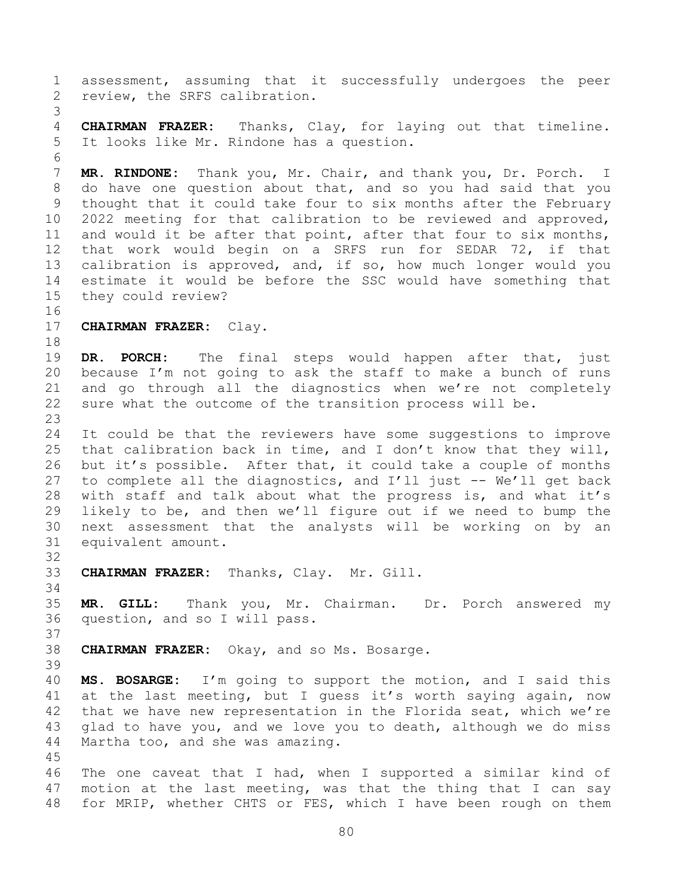assessment, assuming that it successfully undergoes the peer review, the SRFS calibration.

**CHAIRMAN FRAZER:** Thanks, Clay, for laying out that timeline. It looks like Mr. Rindone has a question.

**MR. RINDONE:** Thank you, Mr. Chair, and thank you, Dr. Porch. I do have one question about that, and so you had said that you thought that it could take four to six months after the February 2022 meeting for that calibration to be reviewed and approved, and would it be after that point, after that four to six months, that work would begin on a SRFS run for SEDAR 72, if that calibration is approved, and, if so, how much longer would you estimate it would be before the SSC would have something that they could review?

**CHAIRMAN FRAZER:** Clay.

**DR. PORCH:** The final steps would happen after that, just because I'm not going to ask the staff to make a bunch of runs and go through all the diagnostics when we're not completely sure what the outcome of the transition process will be.

It could be that the reviewers have some suggestions to improve that calibration back in time, and I don't know that they will, but it's possible. After that, it could take a couple of months to complete all the diagnostics, and I'll just -- We'll get back with staff and talk about what the progress is, and what it's likely to be, and then we'll figure out if we need to bump the next assessment that the analysts will be working on by an equivalent amount.

**CHAIRMAN FRAZER:** Thanks, Clay. Mr. Gill.

**MR. GILL:** Thank you, Mr. Chairman. Dr. Porch answered my question, and so I will pass.

**CHAIRMAN FRAZER:** Okay, and so Ms. Bosarge.

**MS. BOSARGE:** I'm going to support the motion, and I said this at the last meeting, but I guess it's worth saying again, now that we have new representation in the Florida seat, which we're glad to have you, and we love you to death, although we do miss Martha too, and she was amazing.

The one caveat that I had, when I supported a similar kind of motion at the last meeting, was that the thing that I can say for MRIP, whether CHTS or FES, which I have been rough on them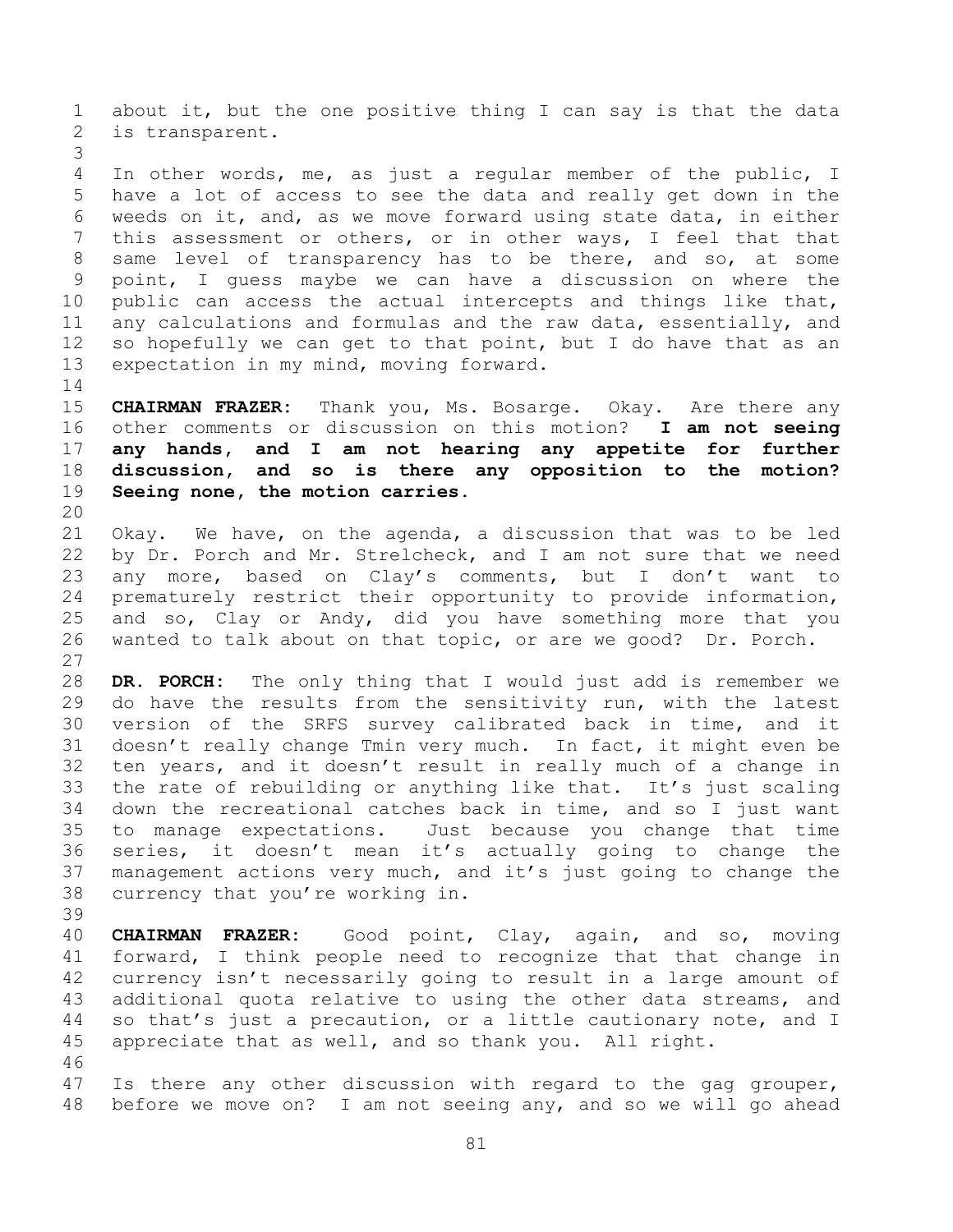about it, but the one positive thing I can say is that the data is transparent.

In other words, me, as just a regular member of the public, I have a lot of access to see the data and really get down in the weeds on it, and, as we move forward using state data, in either this assessment or others, or in other ways, I feel that that same level of transparency has to be there, and so, at some point, I guess maybe we can have a discussion on where the public can access the actual intercepts and things like that, any calculations and formulas and the raw data, essentially, and so hopefully we can get to that point, but I do have that as an expectation in my mind, moving forward.

**CHAIRMAN FRAZER:** Thank you, Ms. Bosarge. Okay. Are there any other comments or discussion on this motion? **I am not seeing any hands, and I am not hearing any appetite for further discussion, and so is there any opposition to the motion? Seeing none, the motion carries.**

Okay. We have, on the agenda, a discussion that was to be led by Dr. Porch and Mr. Strelcheck, and I am not sure that we need any more, based on Clay's comments, but I don't want to prematurely restrict their opportunity to provide information, and so, Clay or Andy, did you have something more that you wanted to talk about on that topic, or are we good? Dr. Porch.

**DR. PORCH:** The only thing that I would just add is remember we do have the results from the sensitivity run, with the latest version of the SRFS survey calibrated back in time, and it doesn't really change Tmin very much. In fact, it might even be ten years, and it doesn't result in really much of a change in the rate of rebuilding or anything like that. It's just scaling down the recreational catches back in time, and so I just want to manage expectations. Just because you change that time series, it doesn't mean it's actually going to change the management actions very much, and it's just going to change the currency that you're working in.

**CHAIRMAN FRAZER:** Good point, Clay, again, and so, moving forward, I think people need to recognize that that change in currency isn't necessarily going to result in a large amount of additional quota relative to using the other data streams, and so that's just a precaution, or a little cautionary note, and I appreciate that as well, and so thank you. All right.

Is there any other discussion with regard to the gag grouper, before we move on? I am not seeing any, and so we will go ahead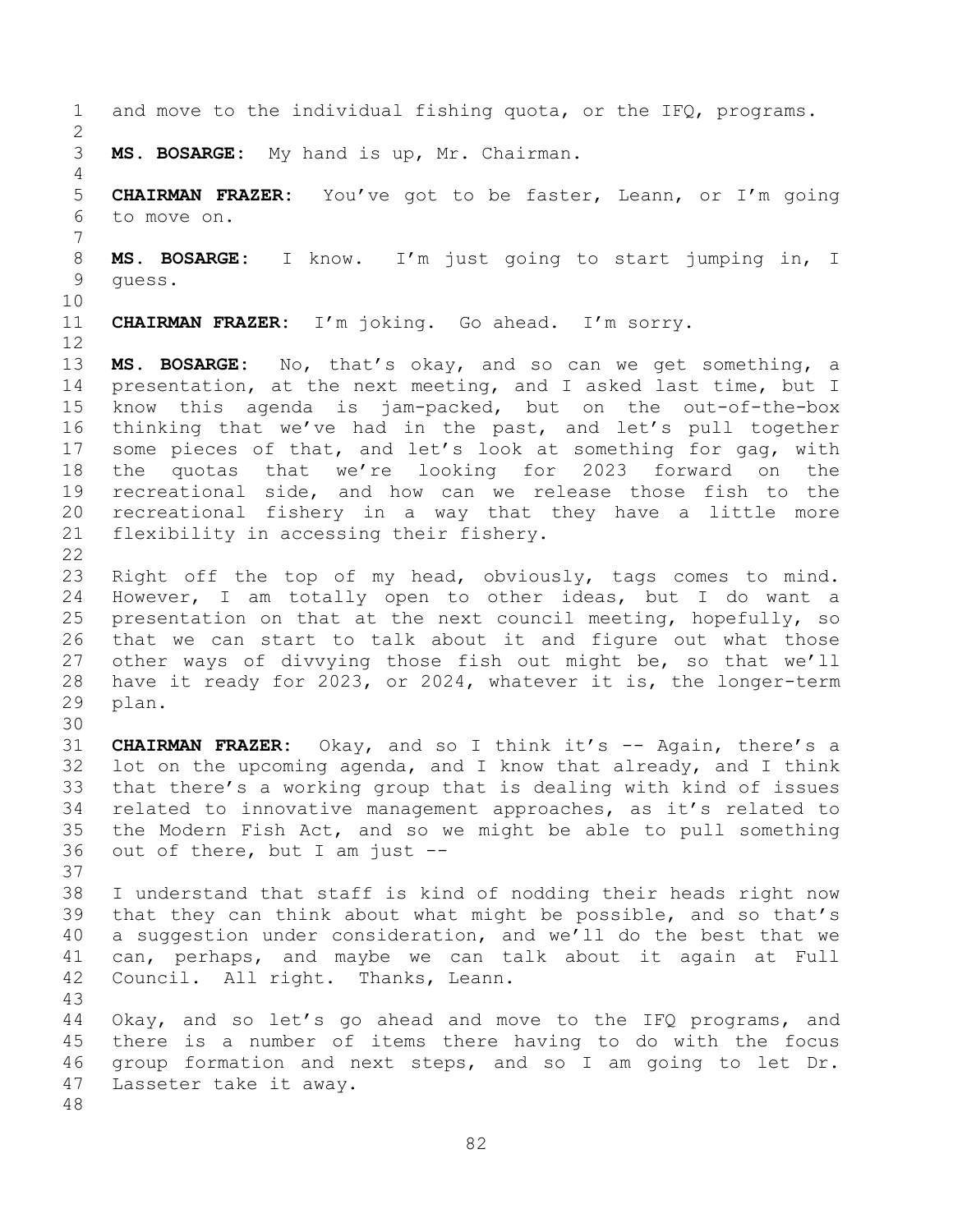and move to the individual fishing quota, or the IFQ, programs.

**MS. BOSARGE:** My hand is up, Mr. Chairman.

**CHAIRMAN FRAZER:** You've got to be faster, Leann, or I'm going to move on.

**MS. BOSARGE:** I know. I'm just going to start jumping in, I guess.

**CHAIRMAN FRAZER:** I'm joking. Go ahead. I'm sorry.

**MS. BOSARGE:** No, that's okay, and so can we get something, a presentation, at the next meeting, and I asked last time, but I know this agenda is jam-packed, but on the out-of-the-box thinking that we've had in the past, and let's pull together some pieces of that, and let's look at something for gag, with the quotas that we're looking for 2023 forward on the recreational side, and how can we release those fish to the recreational fishery in a way that they have a little more flexibility in accessing their fishery.

Right off the top of my head, obviously, tags comes to mind. However, I am totally open to other ideas, but I do want a presentation on that at the next council meeting, hopefully, so that we can start to talk about it and figure out what those other ways of divvying those fish out might be, so that we'll have it ready for 2023, or 2024, whatever it is, the longer-term plan.

**CHAIRMAN FRAZER:** Okay, and so I think it's -- Again, there's a lot on the upcoming agenda, and I know that already, and I think that there's a working group that is dealing with kind of issues related to innovative management approaches, as it's related to the Modern Fish Act, and so we might be able to pull something out of there, but I am just --

I understand that staff is kind of nodding their heads right now that they can think about what might be possible, and so that's a suggestion under consideration, and we'll do the best that we can, perhaps, and maybe we can talk about it again at Full Council. All right. Thanks, Leann.

Okay, and so let's go ahead and move to the IFQ programs, and there is a number of items there having to do with the focus group formation and next steps, and so I am going to let Dr. Lasseter take it away.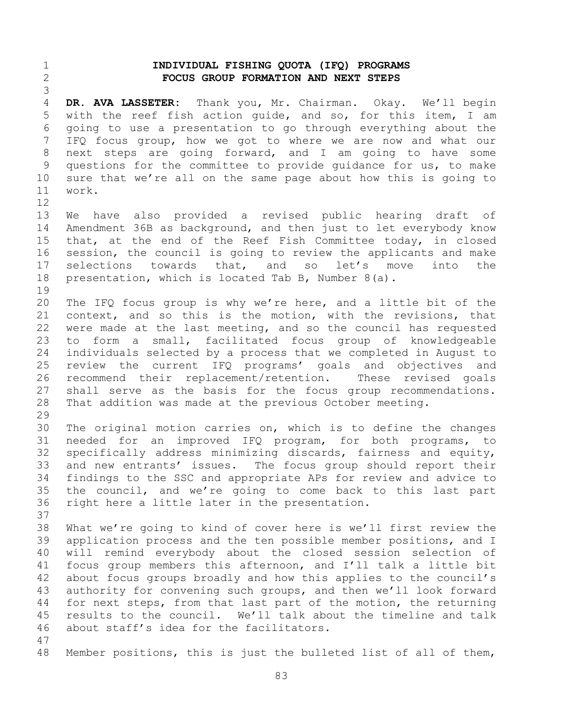# INDIVIDUAL FISHING QUOTA (IFQ) PROGRAMS
## FOCUS GROUP FORMATION AND NEXT STEPS

**DR. AVA LASSETER:** Thank you, Mr. Chairman. Okay. We'll begin with the reef fish action guide, and so, for this item, I am going to use a presentation to go through everything about the IFQ focus group, how we got to where we are now and what our next steps are going forward, and I am going to have some questions for the committee to provide guidance for us, to make sure that we're all on the same page about how this is going to work.

We have also provided a revised public hearing draft of Amendment 36B as background, and then just to let everybody know that, at the end of the Reef Fish Committee today, in closed session, the council is going to review the applicants and make selections towards that, and so let's move into the presentation, which is located Tab B, Number 8(a).

The IFQ focus group is why we're here, and a little bit of the context, and so this is the motion, with the revisions, that were made at the last meeting, and so the council has requested to form a small, facilitated focus group of knowledgeable individuals selected by a process that we completed in August to review the current IFQ programs' goals and objectives and recommend their replacement/retention. These revised goals shall serve as the basis for the focus group recommendations. That addition was made at the previous October meeting.

The original motion carries on, which is to define the changes needed for an improved IFQ program, for both programs, to specifically address minimizing discards, fairness and equity, and new entrants' issues. The focus group should report their findings to the SSC and appropriate APs for review and advice to the council, and we're going to come back to this last part right here a little later in the presentation.

What we're going to kind of cover here is we'll first review the application process and the ten possible member positions, and I will remind everybody about the closed session selection of focus group members this afternoon, and I'll talk a little bit about focus groups broadly and how this applies to the council's authority for convening such groups, and then we'll look forward for next steps, from that last part of the motion, the returning results to the council. We'll talk about the timeline and talk about staff's idea for the facilitators.

Member positions, this is just the bulleted list of all of them,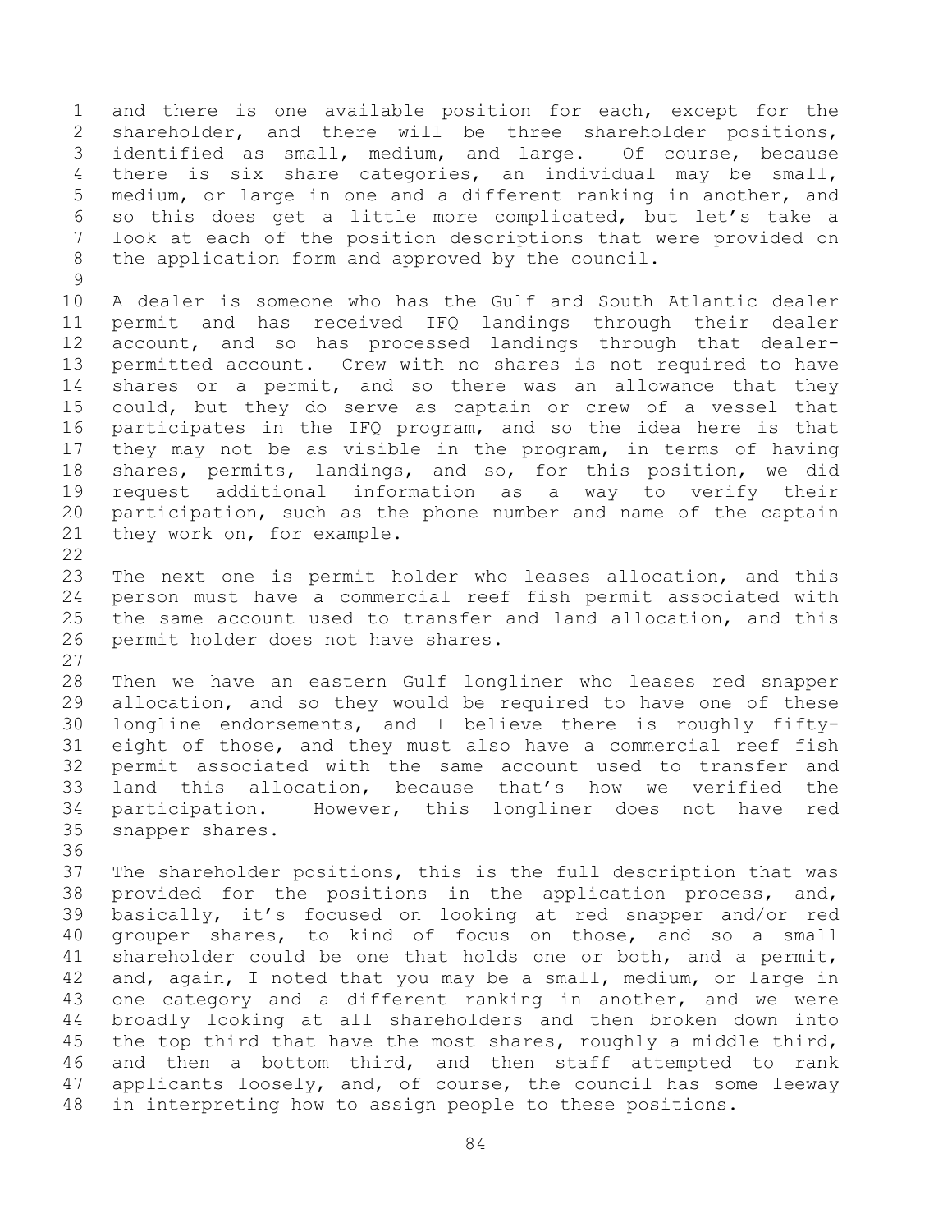and there is one available position for each, except for the shareholder, and there will be three shareholder positions, identified as small, medium, and large. Of course, because there is six share categories, an individual may be small, medium, or large in one and a different ranking in another, and so this does get a little more complicated, but let's take a look at each of the position descriptions that were provided on the application form and approved by the council.

A dealer is someone who has the Gulf and South Atlantic dealer permit and has received IFQ landings through their dealer account, and so has processed landings through that dealer-permitted account. Crew with no shares is not required to have shares or a permit, and so there was an allowance that they could, but they do serve as captain or crew of a vessel that participates in the IFQ program, and so the idea here is that they may not be as visible in the program, in terms of having shares, permits, landings, and so, for this position, we did request additional information as a way to verify their participation, such as the phone number and name of the captain they work on, for example.

The next one is permit holder who leases allocation, and this person must have a commercial reef fish permit associated with the same account used to transfer and land allocation, and this permit holder does not have shares.

Then we have an eastern Gulf longliner who leases red snapper allocation, and so they would be required to have one of these longline endorsements, and I believe there is roughly fifty-eight of those, and they must also have a commercial reef fish permit associated with the same account used to transfer and land this allocation, because that's how we verified the participation. However, this longliner does not have red snapper shares.

The shareholder positions, this is the full description that was provided for the positions in the application process, and, basically, it's focused on looking at red snapper and/or red grouper shares, to kind of focus on those, and so a small shareholder could be one that holds one or both, and a permit, and, again, I noted that you may be a small, medium, or large in one category and a different ranking in another, and we were broadly looking at all shareholders and then broken down into the top third that have the most shares, roughly a middle third, and then a bottom third, and then staff attempted to rank applicants loosely, and, of course, the council has some leeway in interpreting how to assign people to these positions.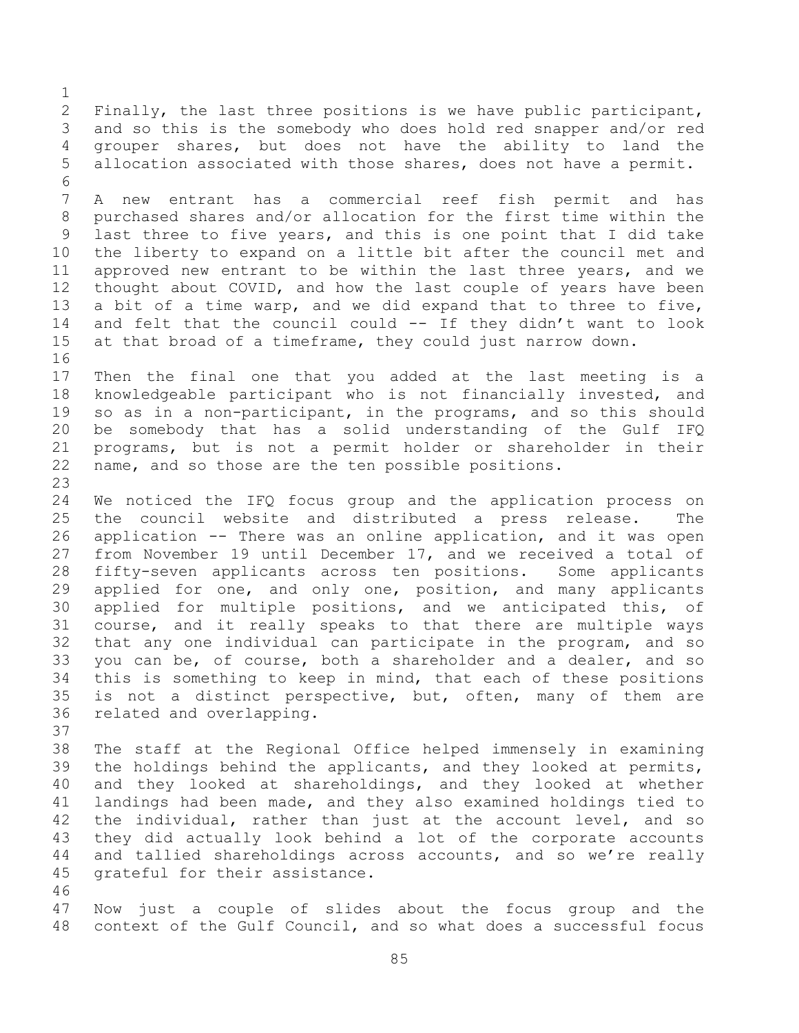Finally, the last three positions is we have public participant, and so this is the somebody who does hold red snapper and/or red grouper shares, but does not have the ability to land the allocation associated with those shares, does not have a permit.

A new entrant has a commercial reef fish permit and has purchased shares and/or allocation for the first time within the last three to five years, and this is one point that I did take the liberty to expand on a little bit after the council met and approved new entrant to be within the last three years, and we thought about COVID, and how the last couple of years have been a bit of a time warp, and we did expand that to three to five, and felt that the council could -- If they didn't want to look at that broad of a timeframe, they could just narrow down.

Then the final one that you added at the last meeting is a knowledgeable participant who is not financially invested, and so as in a non-participant, in the programs, and so this should be somebody that has a solid understanding of the Gulf IFQ programs, but is not a permit holder or shareholder in their name, and so those are the ten possible positions.

We noticed the IFQ focus group and the application process on the council website and distributed a press release. The application -- There was an online application, and it was open from November 19 until December 17, and we received a total of fifty-seven applicants across ten positions. Some applicants applied for one, and only one, position, and many applicants applied for multiple positions, and we anticipated this, of course, and it really speaks to that there are multiple ways that any one individual can participate in the program, and so you can be, of course, both a shareholder and a dealer, and so this is something to keep in mind, that each of these positions is not a distinct perspective, but, often, many of them are related and overlapping.

The staff at the Regional Office helped immensely in examining the holdings behind the applicants, and they looked at permits, and they looked at shareholdings, and they looked at whether landings had been made, and they also examined holdings tied to the individual, rather than just at the account level, and so they did actually look behind a lot of the corporate accounts and tallied shareholdings across accounts, and so we're really grateful for their assistance.

Now just a couple of slides about the focus group and the context of the Gulf Council, and so what does a successful focus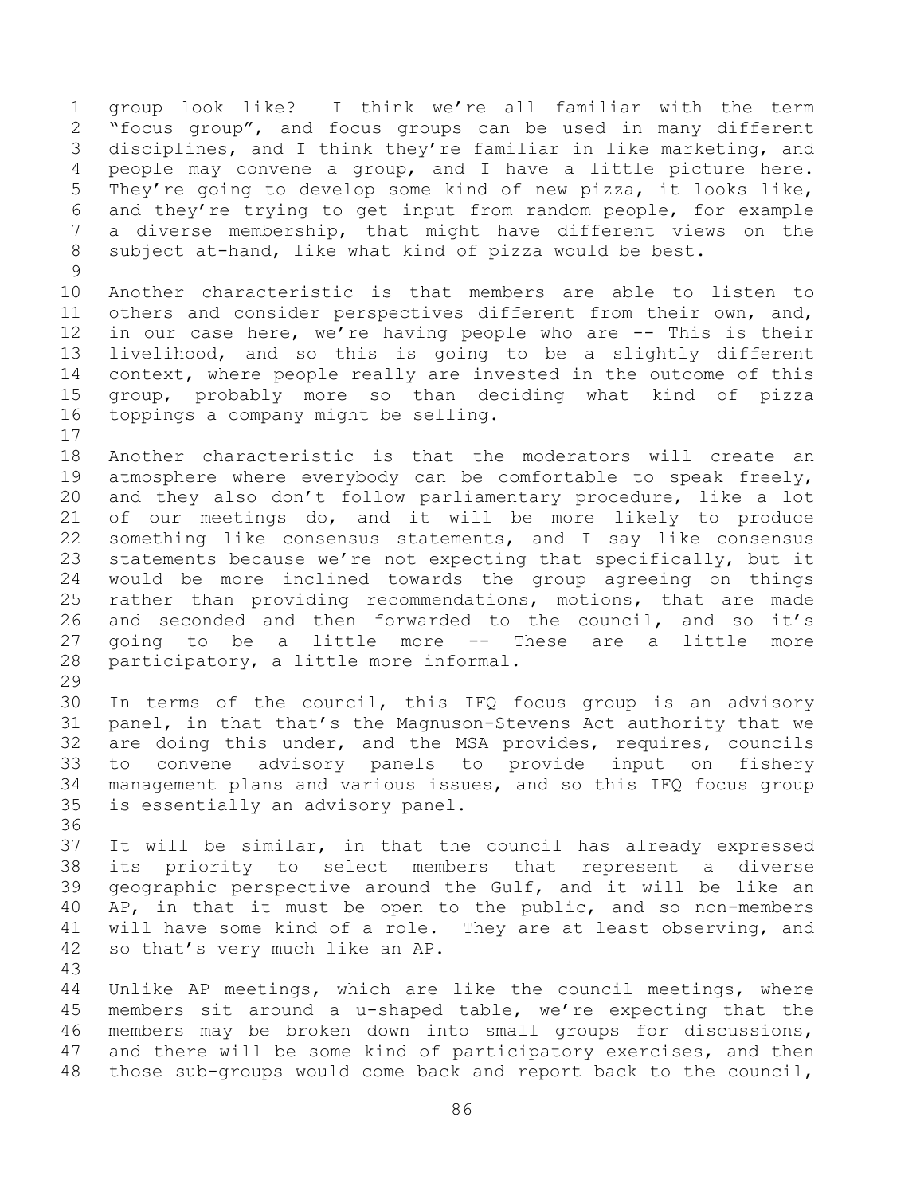group look like? I think we're all familiar with the term "focus group", and focus groups can be used in many different disciplines, and I think they're familiar in like marketing, and people may convene a group, and I have a little picture here. They're going to develop some kind of new pizza, it looks like, and they're trying to get input from random people, for example a diverse membership, that might have different views on the subject at-hand, like what kind of pizza would be best.

Another characteristic is that members are able to listen to others and consider perspectives different from their own, and, in our case here, we're having people who are -- This is their livelihood, and so this is going to be a slightly different context, where people really are invested in the outcome of this group, probably more so than deciding what kind of pizza toppings a company might be selling.

Another characteristic is that the moderators will create an atmosphere where everybody can be comfortable to speak freely, and they also don't follow parliamentary procedure, like a lot of our meetings do, and it will be more likely to produce something like consensus statements, and I say like consensus statements because we're not expecting that specifically, but it would be more inclined towards the group agreeing on things rather than providing recommendations, motions, that are made and seconded and then forwarded to the council, and so it's going to be a little more -- These are a little more participatory, a little more informal.

In terms of the council, this IFQ focus group is an advisory panel, in that that's the Magnuson-Stevens Act authority that we are doing this under, and the MSA provides, requires, councils to convene advisory panels to provide input on fishery management plans and various issues, and so this IFQ focus group is essentially an advisory panel.

It will be similar, in that the council has already expressed its priority to select members that represent a diverse geographic perspective around the Gulf, and it will be like an AP, in that it must be open to the public, and so non-members will have some kind of a role. They are at least observing, and so that's very much like an AP.

Unlike AP meetings, which are like the council meetings, where members sit around a u-shaped table, we're expecting that the members may be broken down into small groups for discussions, and there will be some kind of participatory exercises, and then those sub-groups would come back and report back to the council,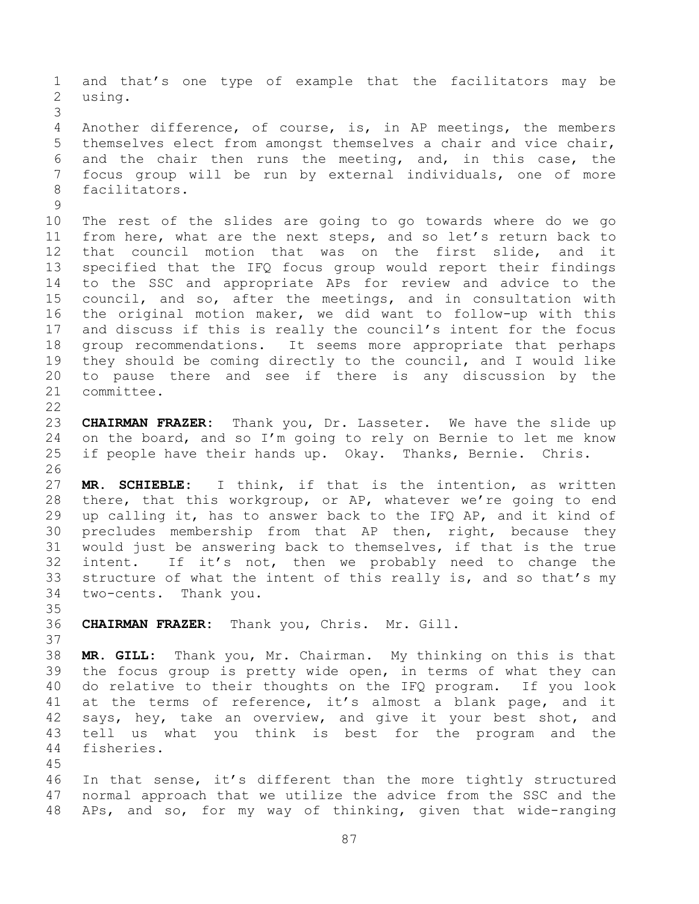and that's one type of example that the facilitators may be using.

Another difference, of course, is, in AP meetings, the members themselves elect from amongst themselves a chair and vice chair, and the chair then runs the meeting, and, in this case, the focus group will be run by external individuals, one of more facilitators.

The rest of the slides are going to go towards where do we go from here, what are the next steps, and so let's return back to that council motion that was on the first slide, and it specified that the IFQ focus group would report their findings to the SSC and appropriate APs for review and advice to the council, and so, after the meetings, and in consultation with the original motion maker, we did want to follow-up with this and discuss if this is really the council's intent for the focus group recommendations. It seems more appropriate that perhaps they should be coming directly to the council, and I would like to pause there and see if there is any discussion by the committee.

**CHAIRMAN FRAZER:** Thank you, Dr. Lasseter. We have the slide up on the board, and so I'm going to rely on Bernie to let me know if people have their hands up. Okay. Thanks, Bernie. Chris.

**MR. SCHIEBLE:** I think, if that is the intention, as written there, that this workgroup, or AP, whatever we're going to end up calling it, has to answer back to the IFQ AP, and it kind of precludes membership from that AP then, right, because they would just be answering back to themselves, if that is the true intent. If it's not, then we probably need to change the structure of what the intent of this really is, and so that's my two-cents. Thank you.

**CHAIRMAN FRAZER:** Thank you, Chris. Mr. Gill.

**MR. GILL:** Thank you, Mr. Chairman. My thinking on this is that the focus group is pretty wide open, in terms of what they can do relative to their thoughts on the IFQ program. If you look at the terms of reference, it's almost a blank page, and it says, hey, take an overview, and give it your best shot, and tell us what you think is best for the program and the fisheries.

In that sense, it's different than the more tightly structured normal approach that we utilize the advice from the SSC and the APs, and so, for my way of thinking, given that wide-ranging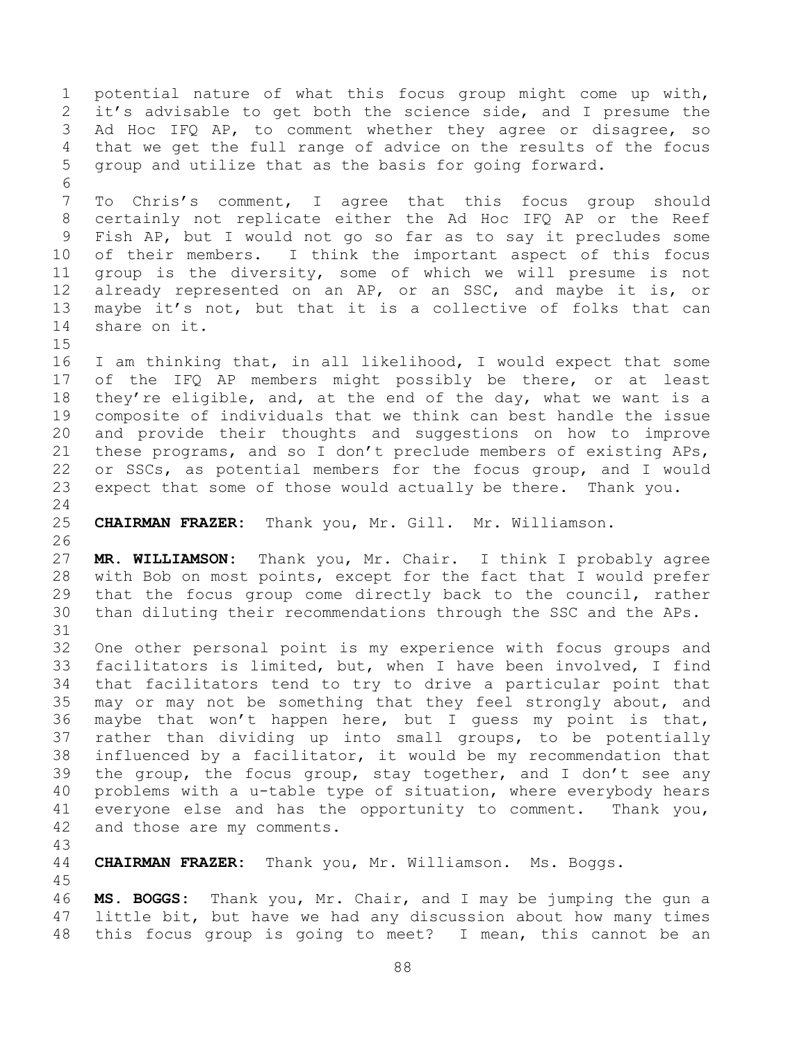potential nature of what this focus group might come up with, it's advisable to get both the science side, and I presume the Ad Hoc IFQ AP, to comment whether they agree or disagree, so that we get the full range of advice on the results of the focus group and utilize that as the basis for going forward.

To Chris's comment, I agree that this focus group should certainly not replicate either the Ad Hoc IFQ AP or the Reef Fish AP, but I would not go so far as to say it precludes some of their members. I think the important aspect of this focus group is the diversity, some of which we will presume is not already represented on an AP, or an SSC, and maybe it is, or maybe it's not, but that it is a collective of folks that can share on it.

I am thinking that, in all likelihood, I would expect that some of the IFQ AP members might possibly be there, or at least they're eligible, and, at the end of the day, what we want is a composite of individuals that we think can best handle the issue and provide their thoughts and suggestions on how to improve these programs, and so I don't preclude members of existing APs, or SSCs, as potential members for the focus group, and I would expect that some of those would actually be there. Thank you.

**CHAIRMAN FRAZER:** Thank you, Mr. Gill. Mr. Williamson.

**MR. WILLIAMSON:** Thank you, Mr. Chair. I think I probably agree with Bob on most points, except for the fact that I would prefer that the focus group come directly back to the council, rather than diluting their recommendations through the SSC and the APs.

One other personal point is my experience with focus groups and facilitators is limited, but, when I have been involved, I find that facilitators tend to try to drive a particular point that may or may not be something that they feel strongly about, and maybe that won't happen here, but I guess my point is that, rather than dividing up into small groups, to be potentially influenced by a facilitator, it would be my recommendation that the group, the focus group, stay together, and I don't see any problems with a u-table type of situation, where everybody hears everyone else and has the opportunity to comment. Thank you, and those are my comments.

**CHAIRMAN FRAZER:** Thank you, Mr. Williamson. Ms. Boggs.

**MS. BOGGS:** Thank you, Mr. Chair, and I may be jumping the gun a little bit, but have we had any discussion about how many times this focus group is going to meet? I mean, this cannot be an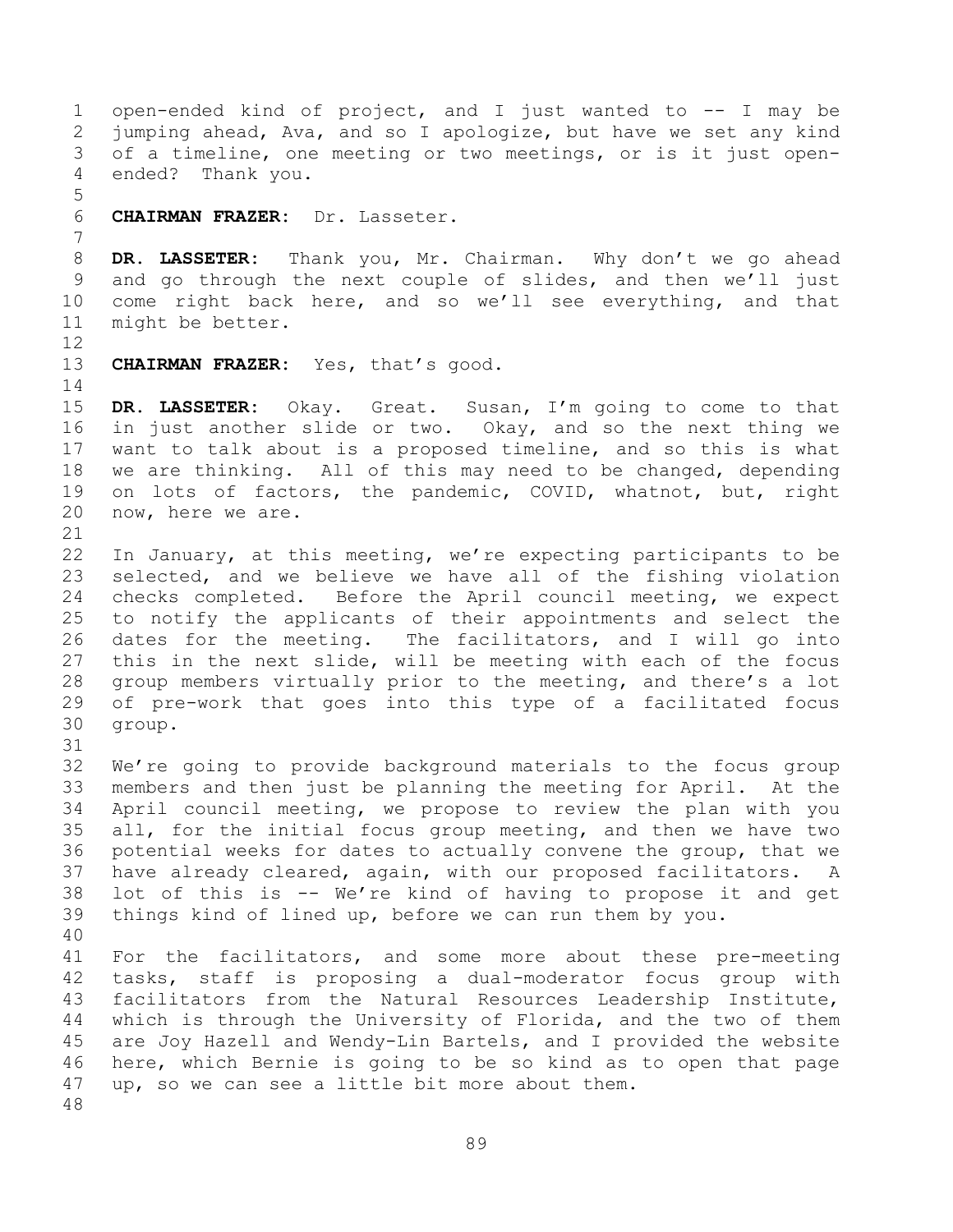open-ended kind of project, and I just wanted to -- I may be jumping ahead, Ava, and so I apologize, but have we set any kind of a timeline, one meeting or two meetings, or is it just open-ended? Thank you.

**CHAIRMAN FRAZER:** Dr. Lasseter.

**DR. LASSETER:** Thank you, Mr. Chairman. Why don't we go ahead and go through the next couple of slides, and then we'll just come right back here, and so we'll see everything, and that might be better.

**CHAIRMAN FRAZER:** Yes, that's good.

**DR. LASSETER:** Okay. Great. Susan, I'm going to come to that in just another slide or two. Okay, and so the next thing we want to talk about is a proposed timeline, and so this is what we are thinking. All of this may need to be changed, depending on lots of factors, the pandemic, COVID, whatnot, but, right now, here we are.

In January, at this meeting, we're expecting participants to be selected, and we believe we have all of the fishing violation checks completed. Before the April council meeting, we expect to notify the applicants of their appointments and select the dates for the meeting. The facilitators, and I will go into this in the next slide, will be meeting with each of the focus group members virtually prior to the meeting, and there's a lot of pre-work that goes into this type of a facilitated focus group.

We're going to provide background materials to the focus group members and then just be planning the meeting for April. At the April council meeting, we propose to review the plan with you all, for the initial focus group meeting, and then we have two potential weeks for dates to actually convene the group, that we have already cleared, again, with our proposed facilitators. A lot of this is -- We're kind of having to propose it and get things kind of lined up, before we can run them by you.

For the facilitators, and some more about these pre-meeting tasks, staff is proposing a dual-moderator focus group with facilitators from the Natural Resources Leadership Institute, which is through the University of Florida, and the two of them are Joy Hazell and Wendy-Lin Bartels, and I provided the website here, which Bernie is going to be so kind as to open that page up, so we can see a little bit more about them.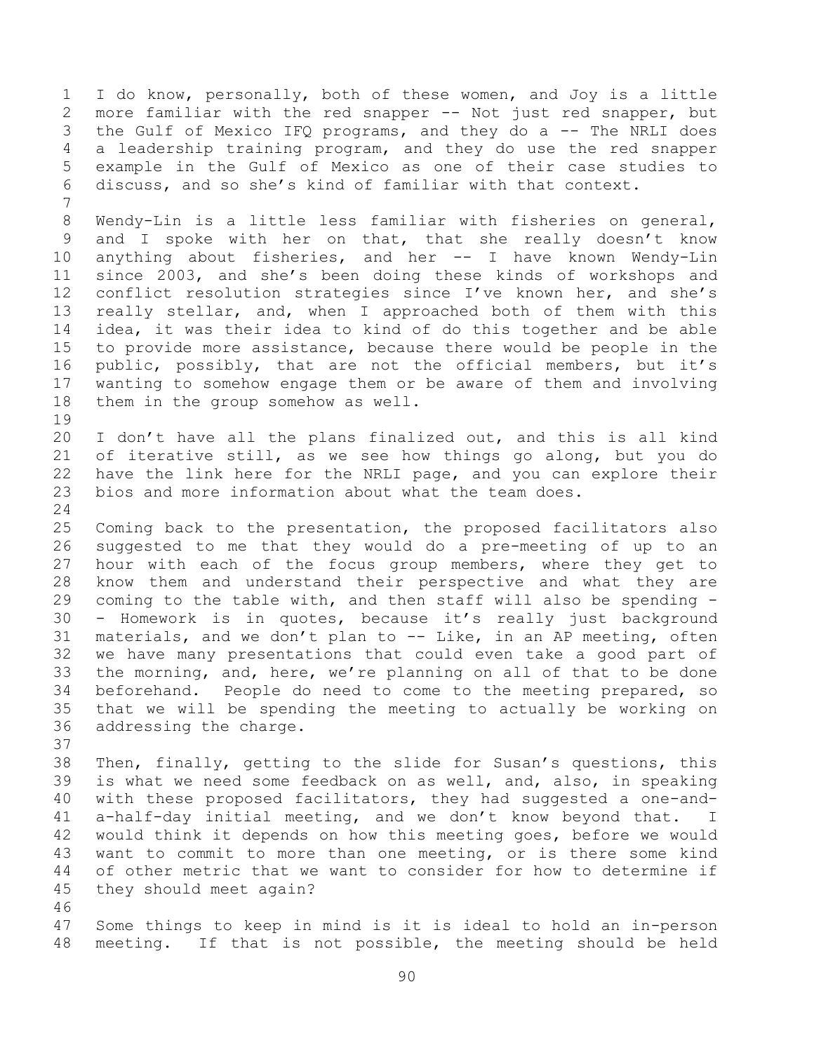I do know, personally, both of these women, and Joy is a little more familiar with the red snapper -- Not just red snapper, but the Gulf of Mexico IFQ programs, and they do a -- The NRLI does a leadership training program, and they do use the red snapper example in the Gulf of Mexico as one of their case studies to discuss, and so she's kind of familiar with that context.

Wendy-Lin is a little less familiar with fisheries on general, and I spoke with her on that, that she really doesn't know anything about fisheries, and her -- I have known Wendy-Lin since 2003, and she's been doing these kinds of workshops and conflict resolution strategies since I've known her, and she's really stellar, and, when I approached both of them with this idea, it was their idea to kind of do this together and be able to provide more assistance, because there would be people in the public, possibly, that are not the official members, but it's wanting to somehow engage them or be aware of them and involving them in the group somehow as well.

I don't have all the plans finalized out, and this is all kind of iterative still, as we see how things go along, but you do have the link here for the NRLI page, and you can explore their bios and more information about what the team does.

Coming back to the presentation, the proposed facilitators also suggested to me that they would do a pre-meeting of up to an hour with each of the focus group members, where they get to know them and understand their perspective and what they are coming to the table with, and then staff will also be spending -- Homework is in quotes, because it's really just background materials, and we don't plan to -- Like, in an AP meeting, often we have many presentations that could even take a good part of the morning, and, here, we're planning on all of that to be done beforehand. People do need to come to the meeting prepared, so that we will be spending the meeting to actually be working on addressing the charge.

Then, finally, getting to the slide for Susan's questions, this is what we need some feedback on as well, and, also, in speaking with these proposed facilitators, they had suggested a one-and-a-half-day initial meeting, and we don't know beyond that. I would think it depends on how this meeting goes, before we would want to commit to more than one meeting, or is there some kind of other metric that we want to consider for how to determine if they should meet again?

Some things to keep in mind is it is ideal to hold an in-person meeting. If that is not possible, the meeting should be held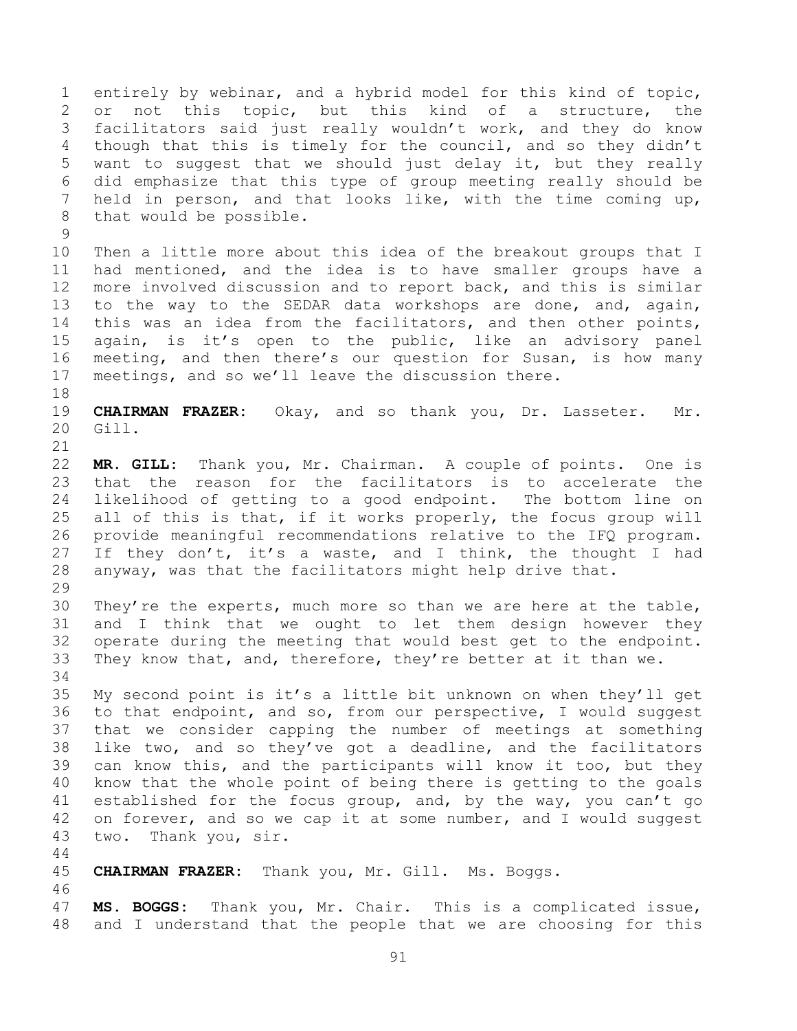entirely by webinar, and a hybrid model for this kind of topic, or not this topic, but this kind of a structure, the facilitators said just really wouldn't work, and they do know though that this is timely for the council, and so they didn't want to suggest that we should just delay it, but they really did emphasize that this type of group meeting really should be held in person, and that looks like, with the time coming up, that would be possible.

Then a little more about this idea of the breakout groups that I had mentioned, and the idea is to have smaller groups have a more involved discussion and to report back, and this is similar to the way to the SEDAR data workshops are done, and, again, this was an idea from the facilitators, and then other points, again, is it's open to the public, like an advisory panel meeting, and then there's our question for Susan, is how many meetings, and so we'll leave the discussion there.

**CHAIRMAN FRAZER:** Okay, and so thank you, Dr. Lasseter. Mr. Gill.

**MR. GILL:** Thank you, Mr. Chairman. A couple of points. One is that the reason for the facilitators is to accelerate the likelihood of getting to a good endpoint. The bottom line on all of this is that, if it works properly, the focus group will provide meaningful recommendations relative to the IFQ program. If they don't, it's a waste, and I think, the thought I had anyway, was that the facilitators might help drive that.

They're the experts, much more so than we are here at the table, and I think that we ought to let them design however they operate during the meeting that would best get to the endpoint. They know that, and, therefore, they're better at it than we.

My second point is it's a little bit unknown on when they'll get to that endpoint, and so, from our perspective, I would suggest that we consider capping the number of meetings at something like two, and so they've got a deadline, and the facilitators can know this, and the participants will know it too, but they know that the whole point of being there is getting to the goals established for the focus group, and, by the way, you can't go on forever, and so we cap it at some number, and I would suggest two. Thank you, sir.

**CHAIRMAN FRAZER:** Thank you, Mr. Gill. Ms. Boggs.

**MS. BOGGS:** Thank you, Mr. Chair. This is a complicated issue, and I understand that the people that we are choosing for this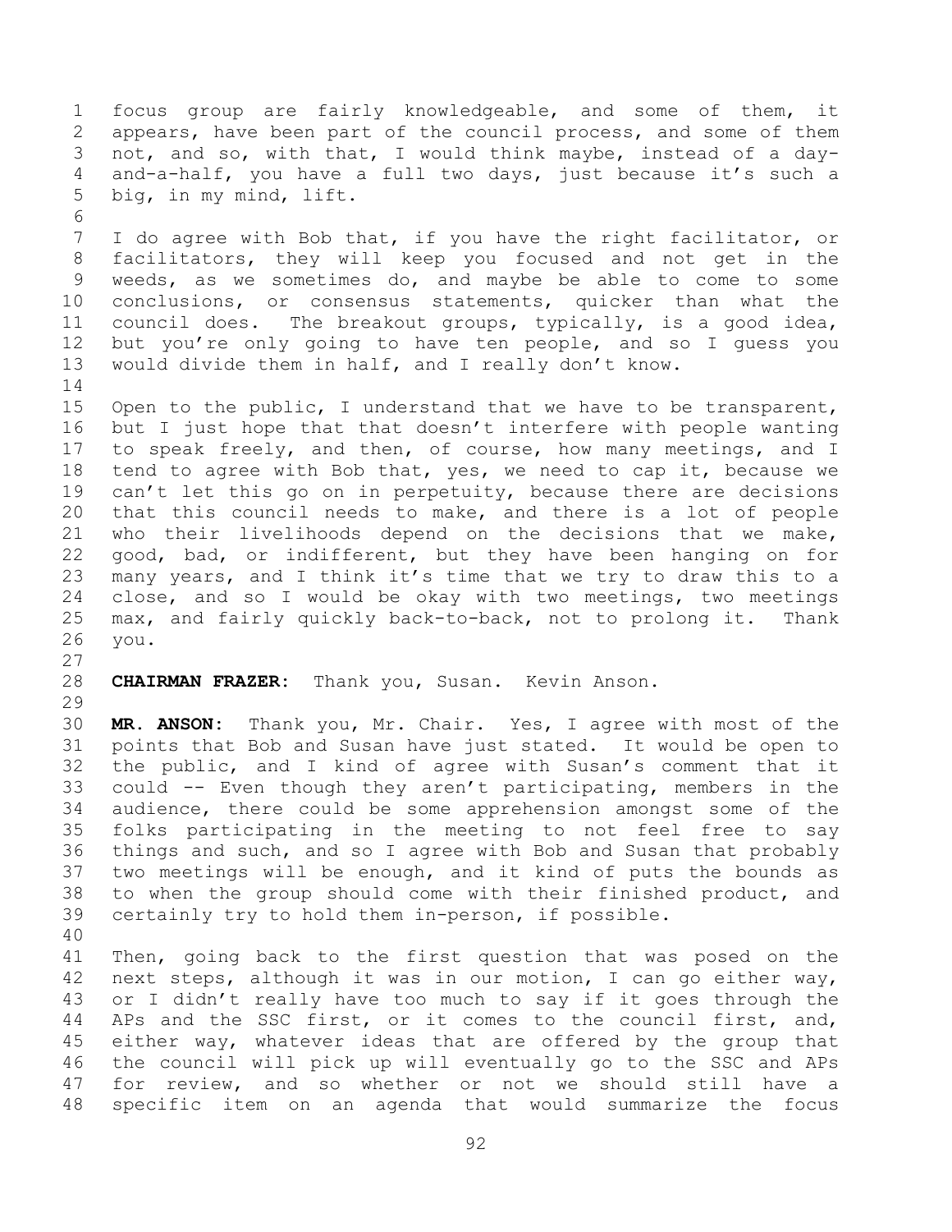focus group are fairly knowledgeable, and some of them, it appears, have been part of the council process, and some of them not, and so, with that, I would think maybe, instead of a day-and-a-half, you have a full two days, just because it's such a big, in my mind, lift.

I do agree with Bob that, if you have the right facilitator, or facilitators, they will keep you focused and not get in the weeds, as we sometimes do, and maybe be able to come to some conclusions, or consensus statements, quicker than what the council does. The breakout groups, typically, is a good idea, but you're only going to have ten people, and so I guess you would divide them in half, and I really don't know.

Open to the public, I understand that we have to be transparent, but I just hope that that doesn't interfere with people wanting to speak freely, and then, of course, how many meetings, and I tend to agree with Bob that, yes, we need to cap it, because we can't let this go on in perpetuity, because there are decisions that this council needs to make, and there is a lot of people who their livelihoods depend on the decisions that we make, good, bad, or indifferent, but they have been hanging on for many years, and I think it's time that we try to draw this to a close, and so I would be okay with two meetings, two meetings max, and fairly quickly back-to-back, not to prolong it. Thank you.

**CHAIRMAN FRAZER:** Thank you, Susan. Kevin Anson.

**MR. ANSON:** Thank you, Mr. Chair. Yes, I agree with most of the points that Bob and Susan have just stated. It would be open to the public, and I kind of agree with Susan's comment that it could -- Even though they aren't participating, members in the audience, there could be some apprehension amongst some of the folks participating in the meeting to not feel free to say things and such, and so I agree with Bob and Susan that probably two meetings will be enough, and it kind of puts the bounds as to when the group should come with their finished product, and certainly try to hold them in-person, if possible.

Then, going back to the first question that was posed on the next steps, although it was in our motion, I can go either way, or I didn't really have too much to say if it goes through the APs and the SSC first, or it comes to the council first, and, either way, whatever ideas that are offered by the group that the council will pick up will eventually go to the SSC and APs for review, and so whether or not we should still have a specific item on an agenda that would summarize the focus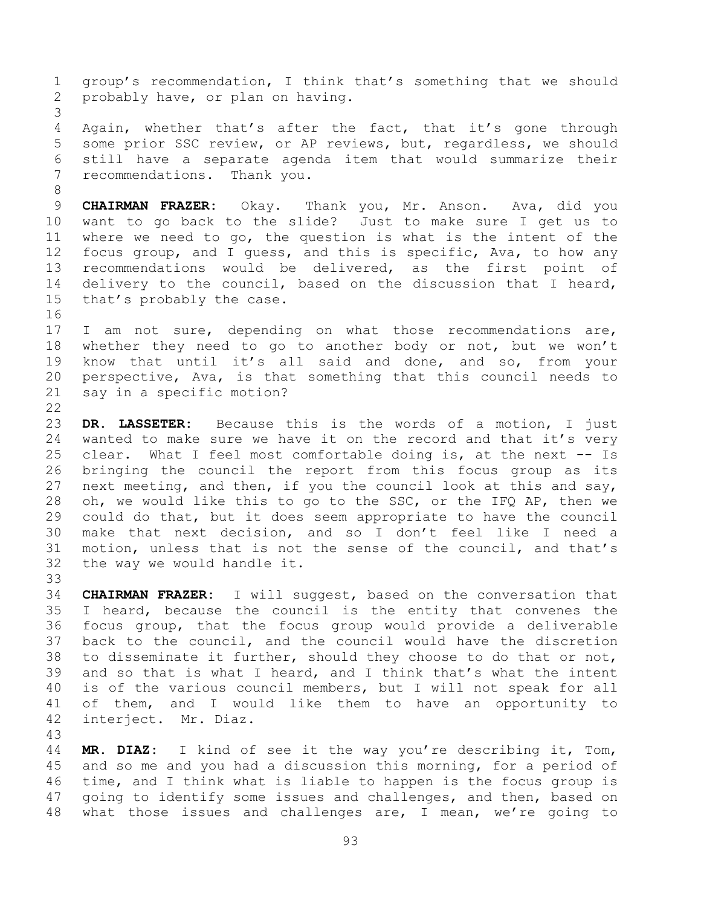group's recommendation, I think that's something that we should probably have, or plan on having.

Again, whether that's after the fact, that it's gone through some prior SSC review, or AP reviews, but, regardless, we should still have a separate agenda item that would summarize their recommendations. Thank you.

**CHAIRMAN FRAZER:** Okay. Thank you, Mr. Anson. Ava, did you want to go back to the slide? Just to make sure I get us to where we need to go, the question is what is the intent of the focus group, and I guess, and this is specific, Ava, to how any recommendations would be delivered, as the first point of delivery to the council, based on the discussion that I heard, that's probably the case.

I am not sure, depending on what those recommendations are, whether they need to go to another body or not, but we won't know that until it's all said and done, and so, from your perspective, Ava, is that something that this council needs to say in a specific motion?

**DR. LASSETER:** Because this is the words of a motion, I just wanted to make sure we have it on the record and that it's very clear. What I feel most comfortable doing is, at the next -- Is bringing the council the report from this focus group as its next meeting, and then, if you the council look at this and say, oh, we would like this to go to the SSC, or the IFQ AP, then we could do that, but it does seem appropriate to have the council make that next decision, and so I don't feel like I need a motion, unless that is not the sense of the council, and that's the way we would handle it.

**CHAIRMAN FRAZER:** I will suggest, based on the conversation that I heard, because the council is the entity that convenes the focus group, that the focus group would provide a deliverable back to the council, and the council would have the discretion to disseminate it further, should they choose to do that or not, and so that is what I heard, and I think that's what the intent is of the various council members, but I will not speak for all of them, and I would like them to have an opportunity to interject. Mr. Diaz.

**MR. DIAZ:** I kind of see it the way you're describing it, Tom, and so me and you had a discussion this morning, for a period of time, and I think what is liable to happen is the focus group is going to identify some issues and challenges, and then, based on what those issues and challenges are, I mean, we're going to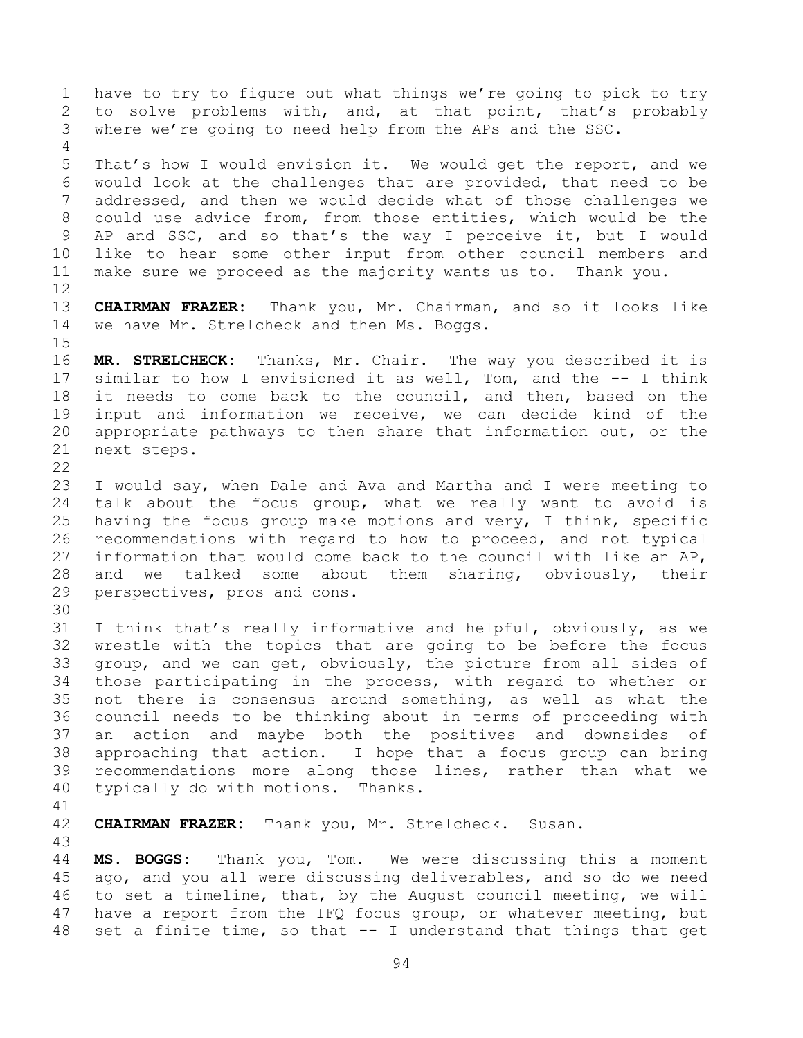have to try to figure out what things we're going to pick to try to solve problems with, and, at that point, that's probably where we're going to need help from the APs and the SSC.

That's how I would envision it. We would get the report, and we would look at the challenges that are provided, that need to be addressed, and then we would decide what of those challenges we could use advice from, from those entities, which would be the AP and SSC, and so that's the way I perceive it, but I would like to hear some other input from other council members and make sure we proceed as the majority wants us to. Thank you.

**CHAIRMAN FRAZER:** Thank you, Mr. Chairman, and so it looks like we have Mr. Strelcheck and then Ms. Boggs.

**MR. STRELCHECK:** Thanks, Mr. Chair. The way you described it is similar to how I envisioned it as well, Tom, and the -- I think it needs to come back to the council, and then, based on the input and information we receive, we can decide kind of the appropriate pathways to then share that information out, or the next steps.

I would say, when Dale and Ava and Martha and I were meeting to talk about the focus group, what we really want to avoid is having the focus group make motions and very, I think, specific recommendations with regard to how to proceed, and not typical information that would come back to the council with like an AP, and we talked some about them sharing, obviously, their perspectives, pros and cons.

I think that's really informative and helpful, obviously, as we wrestle with the topics that are going to be before the focus group, and we can get, obviously, the picture from all sides of those participating in the process, with regard to whether or not there is consensus around something, as well as what the council needs to be thinking about in terms of proceeding with an action and maybe both the positives and downsides of approaching that action. I hope that a focus group can bring recommendations more along those lines, rather than what we typically do with motions. Thanks.

**CHAIRMAN FRAZER:** Thank you, Mr. Strelcheck. Susan.

**MS. BOGGS:** Thank you, Tom. We were discussing this a moment ago, and you all were discussing deliverables, and so do we need to set a timeline, that, by the August council meeting, we will have a report from the IFQ focus group, or whatever meeting, but set a finite time, so that -- I understand that things that get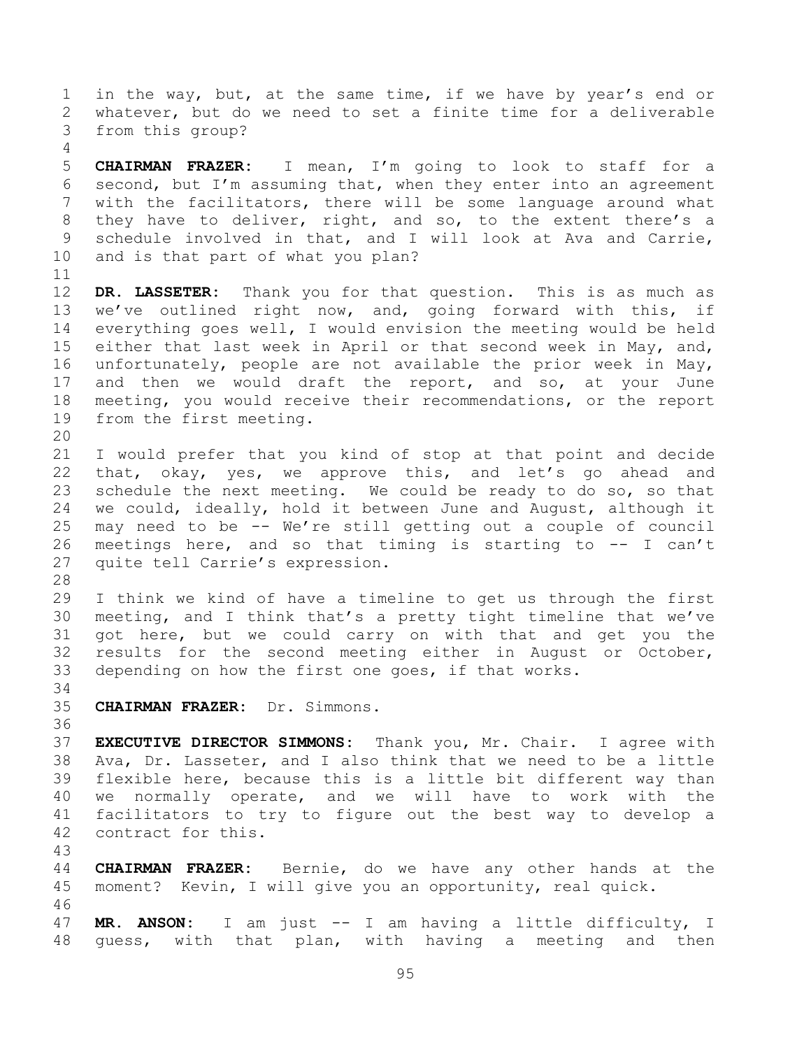in the way, but, at the same time, if we have by year's end or whatever, but do we need to set a finite time for a deliverable from this group?

**CHAIRMAN FRAZER:** I mean, I'm going to look to staff for a second, but I'm assuming that, when they enter into an agreement with the facilitators, there will be some language around what they have to deliver, right, and so, to the extent there's a schedule involved in that, and I will look at Ava and Carrie, and is that part of what you plan?

**DR. LASSETER:** Thank you for that question. This is as much as we've outlined right now, and, going forward with this, if everything goes well, I would envision the meeting would be held either that last week in April or that second week in May, and, unfortunately, people are not available the prior week in May, and then we would draft the report, and so, at your June meeting, you would receive their recommendations, or the report from the first meeting.

I would prefer that you kind of stop at that point and decide that, okay, yes, we approve this, and let's go ahead and schedule the next meeting. We could be ready to do so, so that we could, ideally, hold it between June and August, although it may need to be -- We're still getting out a couple of council meetings here, and so that timing is starting to -- I can't quite tell Carrie's expression.

I think we kind of have a timeline to get us through the first meeting, and I think that's a pretty tight timeline that we've got here, but we could carry on with that and get you the results for the second meeting either in August or October, depending on how the first one goes, if that works.

**CHAIRMAN FRAZER:** Dr. Simmons.

**EXECUTIVE DIRECTOR SIMMONS:** Thank you, Mr. Chair. I agree with Ava, Dr. Lasseter, and I also think that we need to be a little flexible here, because this is a little bit different way than we normally operate, and we will have to work with the facilitators to try to figure out the best way to develop a contract for this.

**CHAIRMAN FRAZER:** Bernie, do we have any other hands at the moment? Kevin, I will give you an opportunity, real quick.

**MR. ANSON:** I am just -- I am having a little difficulty, I guess, with that plan, with having a meeting and then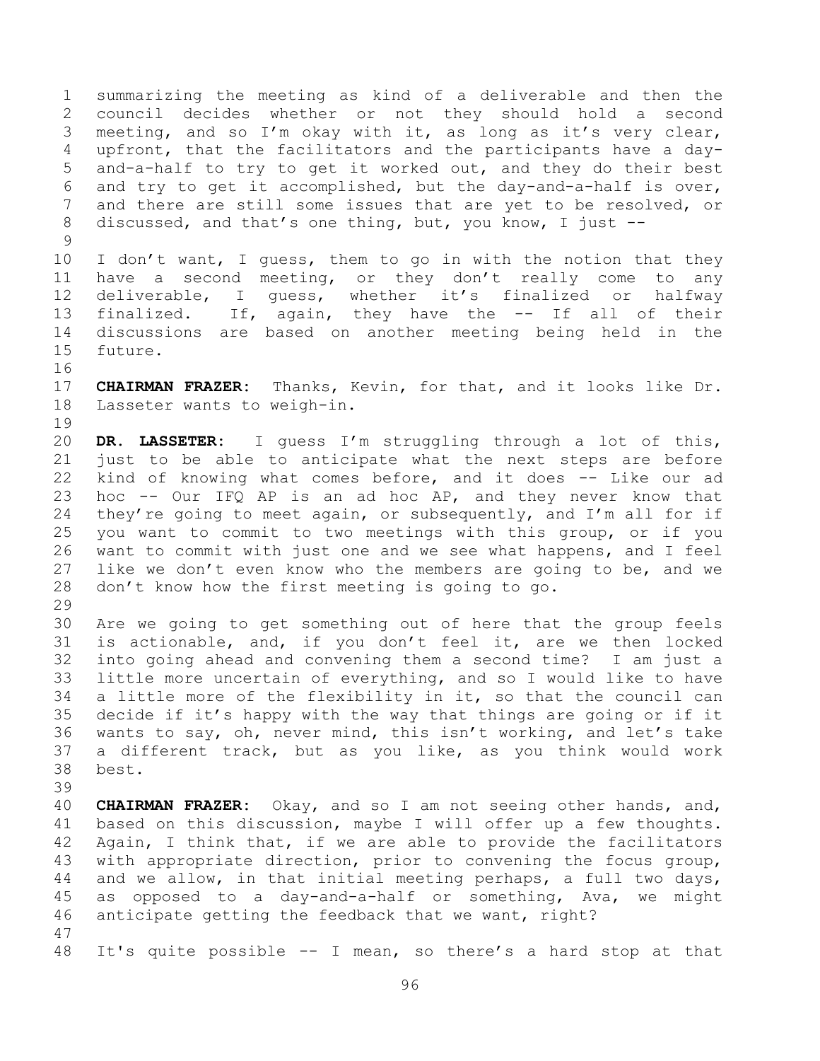summarizing the meeting as kind of a deliverable and then the council decides whether or not they should hold a second meeting, and so I'm okay with it, as long as it's very clear, upfront, that the facilitators and the participants have a day-and-a-half to try to get it worked out, and they do their best and try to get it accomplished, but the day-and-a-half is over, and there are still some issues that are yet to be resolved, or discussed, and that's one thing, but, you know, I just --

I don't want, I guess, them to go in with the notion that they have a second meeting, or they don't really come to any deliverable, I guess, whether it's finalized or halfway finalized. If, again, they have the -- If all of their discussions are based on another meeting being held in the future.

**CHAIRMAN FRAZER:** Thanks, Kevin, for that, and it looks like Dr. Lasseter wants to weigh-in.

**DR. LASSETER:** I guess I'm struggling through a lot of this, just to be able to anticipate what the next steps are before kind of knowing what comes before, and it does -- Like our ad hoc -- Our IFQ AP is an ad hoc AP, and they never know that they're going to meet again, or subsequently, and I'm all for if you want to commit to two meetings with this group, or if you want to commit with just one and we see what happens, and I feel like we don't even know who the members are going to be, and we don't know how the first meeting is going to go.

Are we going to get something out of here that the group feels is actionable, and, if you don't feel it, are we then locked into going ahead and convening them a second time? I am just a little more uncertain of everything, and so I would like to have a little more of the flexibility in it, so that the council can decide if it's happy with the way that things are going or if it wants to say, oh, never mind, this isn't working, and let's take a different track, but as you like, as you think would work best.

**CHAIRMAN FRAZER:** Okay, and so I am not seeing other hands, and, based on this discussion, maybe I will offer up a few thoughts. Again, I think that, if we are able to provide the facilitators with appropriate direction, prior to convening the focus group, and we allow, in that initial meeting perhaps, a full two days, as opposed to a day-and-a-half or something, Ava, we might anticipate getting the feedback that we want, right?

It's quite possible -- I mean, so there's a hard stop at that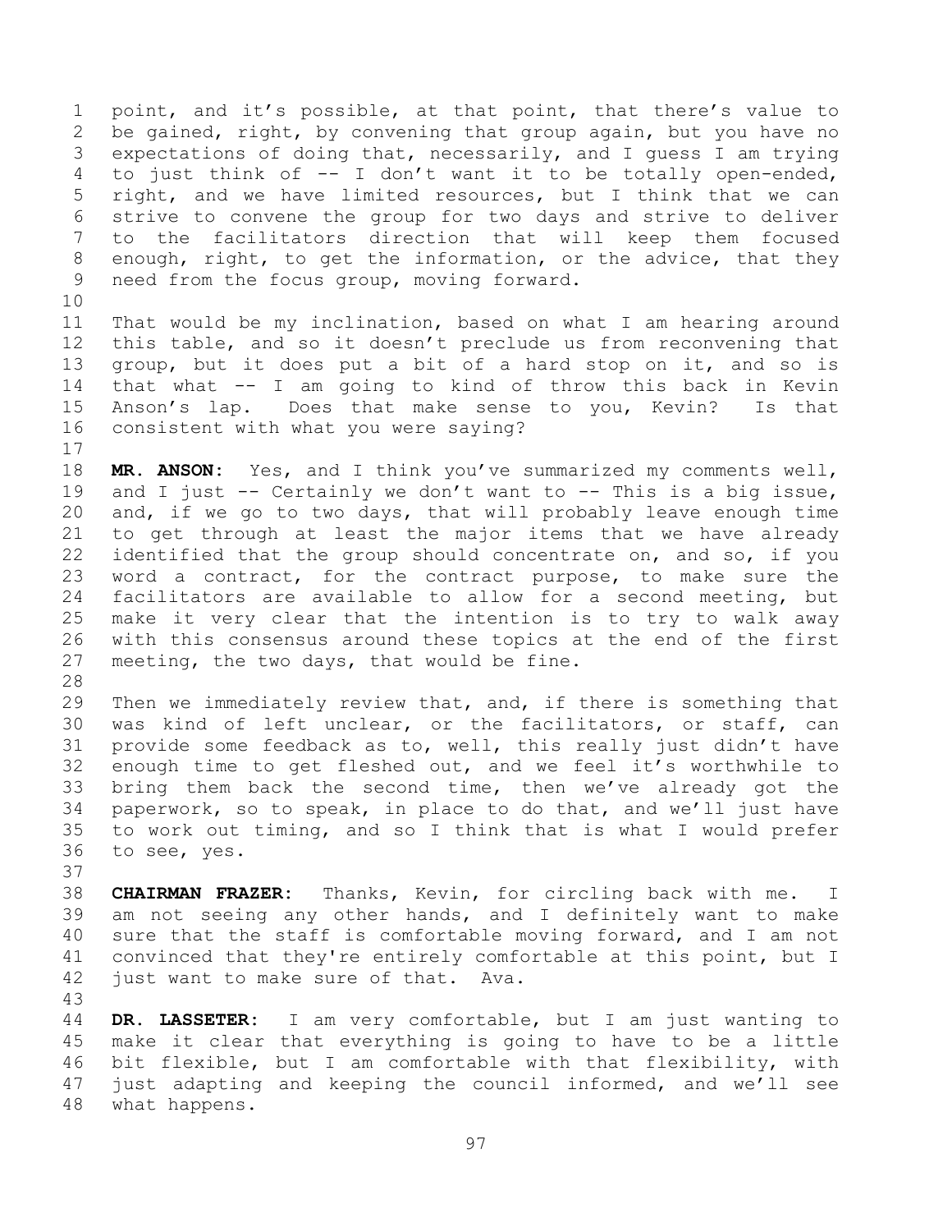point, and it's possible, at that point, that there's value to be gained, right, by convening that group again, but you have no expectations of doing that, necessarily, and I guess I am trying to just think of -- I don't want it to be totally open-ended, right, and we have limited resources, but I think that we can strive to convene the group for two days and strive to deliver to the facilitators direction that will keep them focused enough, right, to get the information, or the advice, that they need from the focus group, moving forward.

That would be my inclination, based on what I am hearing around this table, and so it doesn't preclude us from reconvening that group, but it does put a bit of a hard stop on it, and so is that what -- I am going to kind of throw this back in Kevin Anson's lap. Does that make sense to you, Kevin? Is that consistent with what you were saying?

**MR. ANSON:** Yes, and I think you've summarized my comments well, and I just -- Certainly we don't want to -- This is a big issue, and, if we go to two days, that will probably leave enough time to get through at least the major items that we have already identified that the group should concentrate on, and so, if you word a contract, for the contract purpose, to make sure the facilitators are available to allow for a second meeting, but make it very clear that the intention is to try to walk away with this consensus around these topics at the end of the first meeting, the two days, that would be fine.

Then we immediately review that, and, if there is something that was kind of left unclear, or the facilitators, or staff, can provide some feedback as to, well, this really just didn't have enough time to get fleshed out, and we feel it's worthwhile to bring them back the second time, then we've already got the paperwork, so to speak, in place to do that, and we'll just have to work out timing, and so I think that is what I would prefer to see, yes.

**CHAIRMAN FRAZER:** Thanks, Kevin, for circling back with me. I am not seeing any other hands, and I definitely want to make sure that the staff is comfortable moving forward, and I am not convinced that they're entirely comfortable at this point, but I just want to make sure of that. Ava.

**DR. LASSETER:** I am very comfortable, but I am just wanting to make it clear that everything is going to have to be a little bit flexible, but I am comfortable with that flexibility, with just adapting and keeping the council informed, and we'll see what happens.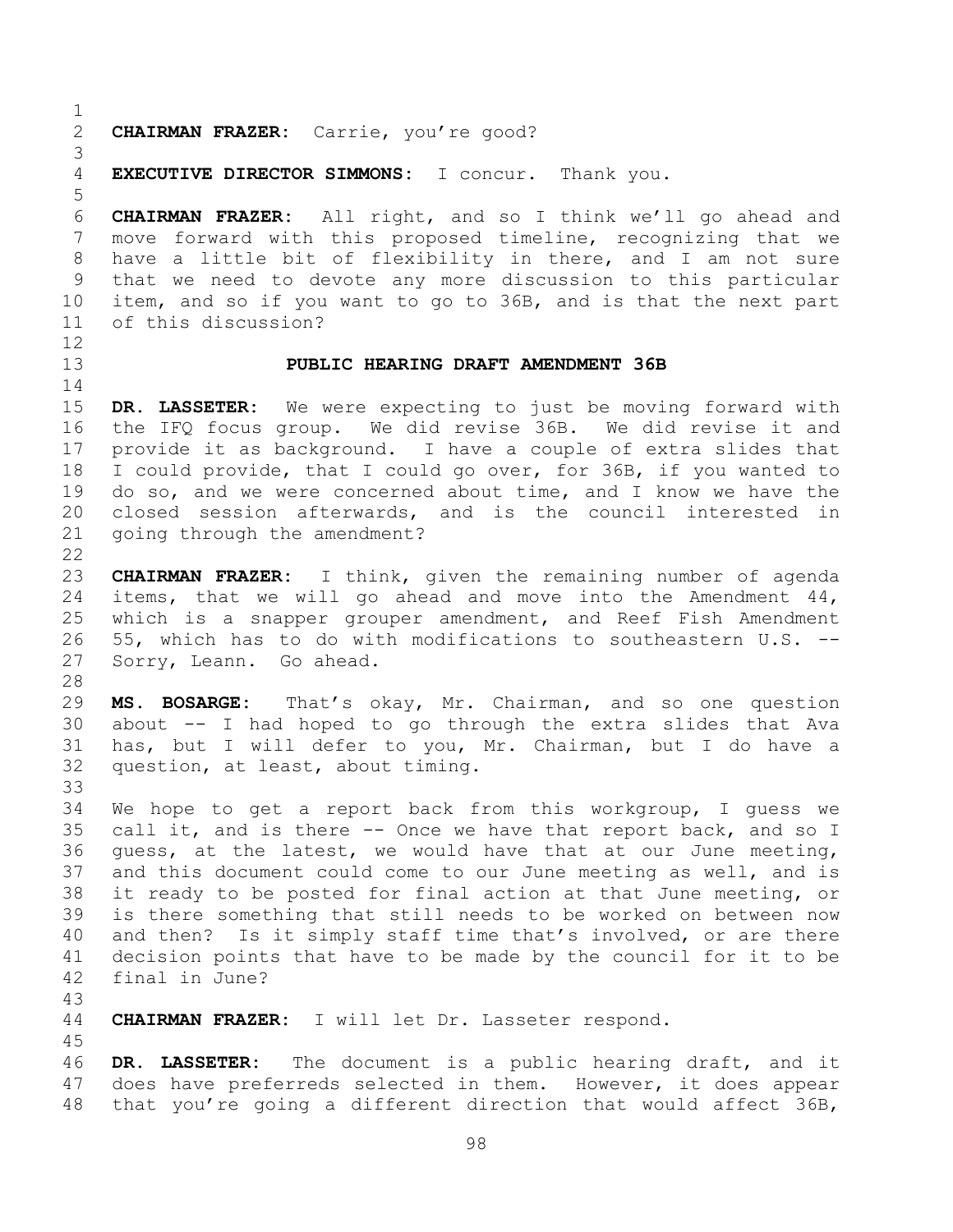**CHAIRMAN FRAZER:** Carrie, you're good?

**EXECUTIVE DIRECTOR SIMMONS:** I concur. Thank you.

**CHAIRMAN FRAZER:** All right, and so I think we'll go ahead and move forward with this proposed timeline, recognizing that we have a little bit of flexibility in there, and I am not sure that we need to devote any more discussion to this particular item, and so if you want to go to 36B, and is that the next part of this discussion?

## PUBLIC HEARING DRAFT AMENDMENT 36B

**DR. LASSETER:** We were expecting to just be moving forward with the IFQ focus group. We did revise 36B. We did revise it and provide it as background. I have a couple of extra slides that I could provide, that I could go over, for 36B, if you wanted to do so, and we were concerned about time, and I know we have the closed session afterwards, and is the council interested in going through the amendment?

**CHAIRMAN FRAZER:** I think, given the remaining number of agenda items, that we will go ahead and move into the Amendment 44, which is a snapper grouper amendment, and Reef Fish Amendment 55, which has to do with modifications to southeastern U.S. -- Sorry, Leann. Go ahead.

**MS. BOSARGE:** That's okay, Mr. Chairman, and so one question about -- I had hoped to go through the extra slides that Ava has, but I will defer to you, Mr. Chairman, but I do have a question, at least, about timing.

We hope to get a report back from this workgroup, I guess we call it, and is there -- Once we have that report back, and so I guess, at the latest, we would have that at our June meeting, and this document could come to our June meeting as well, and is it ready to be posted for final action at that June meeting, or is there something that still needs to be worked on between now and then? Is it simply staff time that's involved, or are there decision points that have to be made by the council for it to be final in June?

**CHAIRMAN FRAZER:** I will let Dr. Lasseter respond.

**DR. LASSETER:** The document is a public hearing draft, and it does have preferreds selected in them. However, it does appear that you're going a different direction that would affect 36B,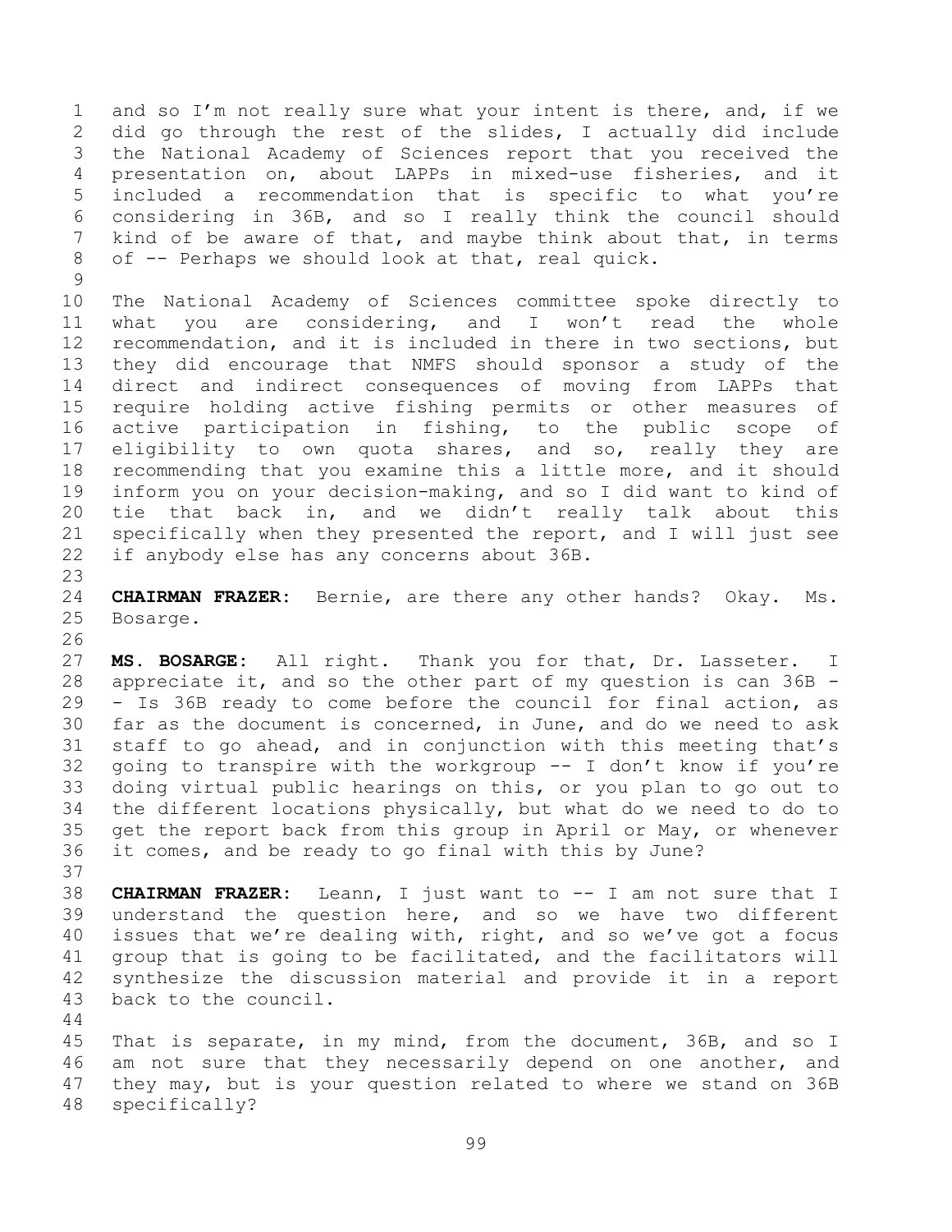and so I'm not really sure what your intent is there, and, if we did go through the rest of the slides, I actually did include the National Academy of Sciences report that you received the presentation on, about LAPPs in mixed-use fisheries, and it included a recommendation that is specific to what you're considering in 36B, and so I really think the council should kind of be aware of that, and maybe think about that, in terms of -- Perhaps we should look at that, real quick.

The National Academy of Sciences committee spoke directly to what you are considering, and I won't read the whole recommendation, and it is included in there in two sections, but they did encourage that NMFS should sponsor a study of the direct and indirect consequences of moving from LAPPs that require holding active fishing permits or other measures of active participation in fishing, to the public scope of eligibility to own quota shares, and so, really they are recommending that you examine this a little more, and it should inform you on your decision-making, and so I did want to kind of tie that back in, and we didn't really talk about this specifically when they presented the report, and I will just see if anybody else has any concerns about 36B.

**CHAIRMAN FRAZER:** Bernie, are there any other hands? Okay. Ms. Bosarge.

**MS. BOSARGE:** All right. Thank you for that, Dr. Lasseter. I appreciate it, and so the other part of my question is can 36B - - Is 36B ready to come before the council for final action, as far as the document is concerned, in June, and do we need to ask staff to go ahead, and in conjunction with this meeting that's going to transpire with the workgroup -- I don't know if you're doing virtual public hearings on this, or you plan to go out to the different locations physically, but what do we need to do to get the report back from this group in April or May, or whenever it comes, and be ready to go final with this by June?

**CHAIRMAN FRAZER:** Leann, I just want to -- I am not sure that I understand the question here, and so we have two different issues that we're dealing with, right, and so we've got a focus group that is going to be facilitated, and the facilitators will synthesize the discussion material and provide it in a report back to the council.

That is separate, in my mind, from the document, 36B, and so I am not sure that they necessarily depend on one another, and they may, but is your question related to where we stand on 36B specifically?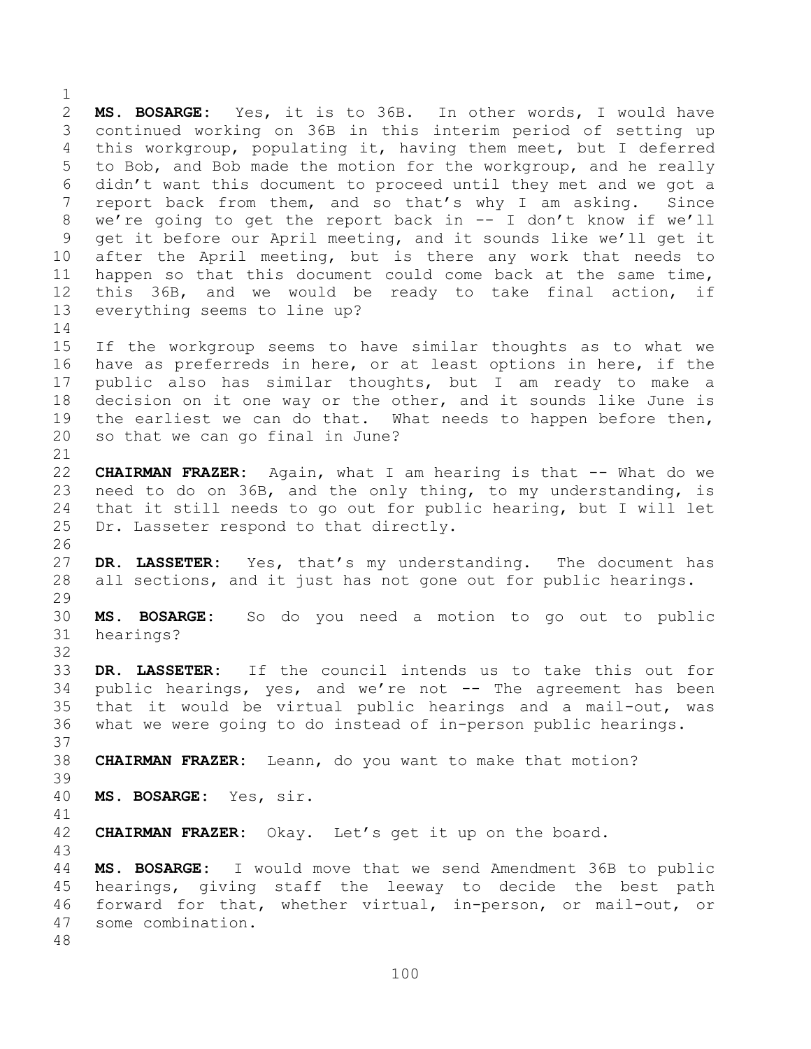**MS. BOSARGE:** Yes, it is to 36B. In other words, I would have continued working on 36B in this interim period of setting up this workgroup, populating it, having them meet, but I deferred to Bob, and Bob made the motion for the workgroup, and he really didn't want this document to proceed until they met and we got a report back from them, and so that's why I am asking. Since we're going to get the report back in -- I don't know if we'll get it before our April meeting, and it sounds like we'll get it after the April meeting, but is there any work that needs to happen so that this document could come back at the same time, this 36B, and we would be ready to take final action, if everything seems to line up?

If the workgroup seems to have similar thoughts as to what we have as preferreds in here, or at least options in here, if the public also has similar thoughts, but I am ready to make a decision on it one way or the other, and it sounds like June is the earliest we can do that. What needs to happen before then, so that we can go final in June?

**CHAIRMAN FRAZER:** Again, what I am hearing is that -- What do we need to do on 36B, and the only thing, to my understanding, is that it still needs to go out for public hearing, but I will let Dr. Lasseter respond to that directly.

**DR. LASSETER:** Yes, that's my understanding. The document has all sections, and it just has not gone out for public hearings.

**MS. BOSARGE:** So do you need a motion to go out to public hearings?

**DR. LASSETER:** If the council intends us to take this out for public hearings, yes, and we're not -- The agreement has been that it would be virtual public hearings and a mail-out, was what we were going to do instead of in-person public hearings.

**CHAIRMAN FRAZER:** Leann, do you want to make that motion?

**MS. BOSARGE:** Yes, sir.

**CHAIRMAN FRAZER:** Okay. Let's get it up on the board.

**MS. BOSARGE:** I would move that we send Amendment 36B to public hearings, giving staff the leeway to decide the best path forward for that, whether virtual, in-person, or mail-out, or some combination.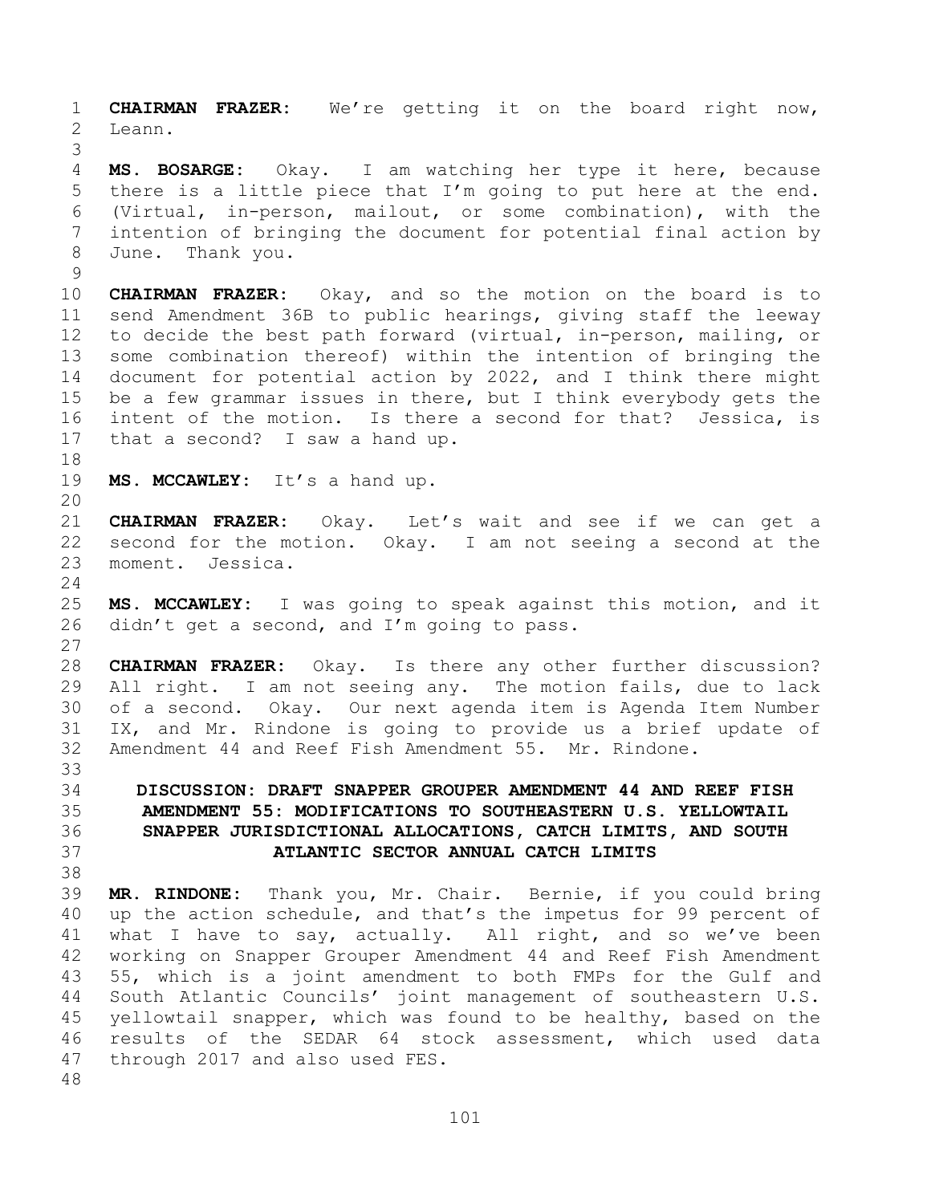**CHAIRMAN FRAZER:** We're getting it on the board right now, Leann.

**MS. BOSARGE:** Okay. I am watching her type it here, because there is a little piece that I'm going to put here at the end. (Virtual, in-person, mailout, or some combination), with the intention of bringing the document for potential final action by June. Thank you.

**CHAIRMAN FRAZER:** Okay, and so the motion on the board is to send Amendment 36B to public hearings, giving staff the leeway to decide the best path forward (virtual, in-person, mailing, or some combination thereof) within the intention of bringing the document for potential action by 2022, and I think there might be a few grammar issues in there, but I think everybody gets the intent of the motion. Is there a second for that? Jessica, is that a second? I saw a hand up.

**MS. MCCAWLEY:** It's a hand up.

**CHAIRMAN FRAZER:** Okay. Let's wait and see if we can get a second for the motion. Okay. I am not seeing a second at the moment. Jessica.

**MS. MCCAWLEY:** I was going to speak against this motion, and it didn't get a second, and I'm going to pass.

**CHAIRMAN FRAZER:** Okay. Is there any other further discussion? All right. I am not seeing any. The motion fails, due to lack of a second. Okay. Our next agenda item is Agenda Item Number IX, and Mr. Rindone is going to provide us a brief update of Amendment 44 and Reef Fish Amendment 55. Mr. Rindone.

## DISCUSSION: DRAFT SNAPPER GROUPER AMENDMENT 44 AND REEF FISH AMENDMENT 55: MODIFICATIONS TO SOUTHEASTERN U.S. YELLOWTAIL SNAPPER JURISDICTIONAL ALLOCATIONS, CATCH LIMITS, AND SOUTH ATLANTIC SECTOR ANNUAL CATCH LIMITS

**MR. RINDONE:** Thank you, Mr. Chair. Bernie, if you could bring up the action schedule, and that's the impetus for 99 percent of what I have to say, actually. All right, and so we've been working on Snapper Grouper Amendment 44 and Reef Fish Amendment 55, which is a joint amendment to both FMPs for the Gulf and South Atlantic Councils' joint management of southeastern U.S. yellowtail snapper, which was found to be healthy, based on the results of the SEDAR 64 stock assessment, which used data through 2017 and also used FES.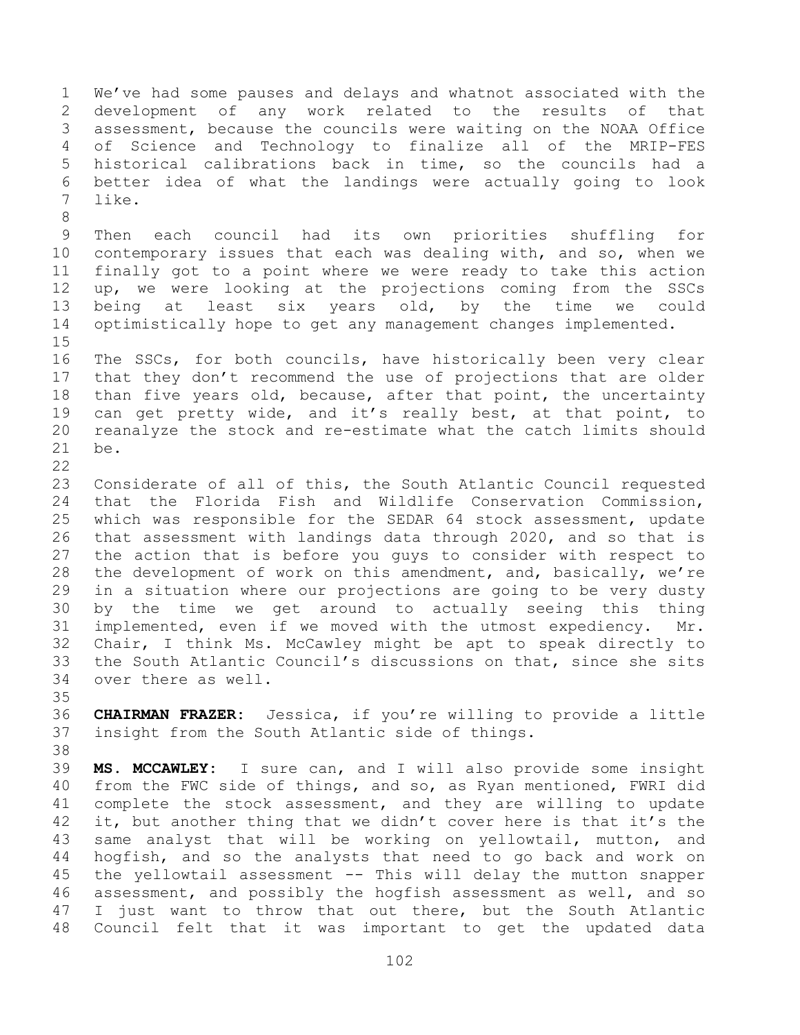We've had some pauses and delays and whatnot associated with the development of any work related to the results of that assessment, because the councils were waiting on the NOAA Office of Science and Technology to finalize all of the MRIP-FES historical calibrations back in time, so the councils had a better idea of what the landings were actually going to look like.

Then each council had its own priorities shuffling for contemporary issues that each was dealing with, and so, when we finally got to a point where we were ready to take this action up, we were looking at the projections coming from the SSCs being at least six years old, by the time we could optimistically hope to get any management changes implemented.

The SSCs, for both councils, have historically been very clear that they don't recommend the use of projections that are older than five years old, because, after that point, the uncertainty can get pretty wide, and it's really best, at that point, to reanalyze the stock and re-estimate what the catch limits should be.

Considerate of all of this, the South Atlantic Council requested that the Florida Fish and Wildlife Conservation Commission, which was responsible for the SEDAR 64 stock assessment, update that assessment with landings data through 2020, and so that is the action that is before you guys to consider with respect to the development of work on this amendment, and, basically, we're in a situation where our projections are going to be very dusty by the time we get around to actually seeing this thing implemented, even if we moved with the utmost expediency. Mr. Chair, I think Ms. McCawley might be apt to speak directly to the South Atlantic Council's discussions on that, since she sits over there as well.

**CHAIRMAN FRAZER:** Jessica, if you're willing to provide a little insight from the South Atlantic side of things.

**MS. MCCAWLEY:** I sure can, and I will also provide some insight from the FWC side of things, and so, as Ryan mentioned, FWRI did complete the stock assessment, and they are willing to update it, but another thing that we didn't cover here is that it's the same analyst that will be working on yellowtail, mutton, and hogfish, and so the analysts that need to go back and work on the yellowtail assessment -- This will delay the mutton snapper assessment, and possibly the hogfish assessment as well, and so I just want to throw that out there, but the South Atlantic Council felt that it was important to get the updated data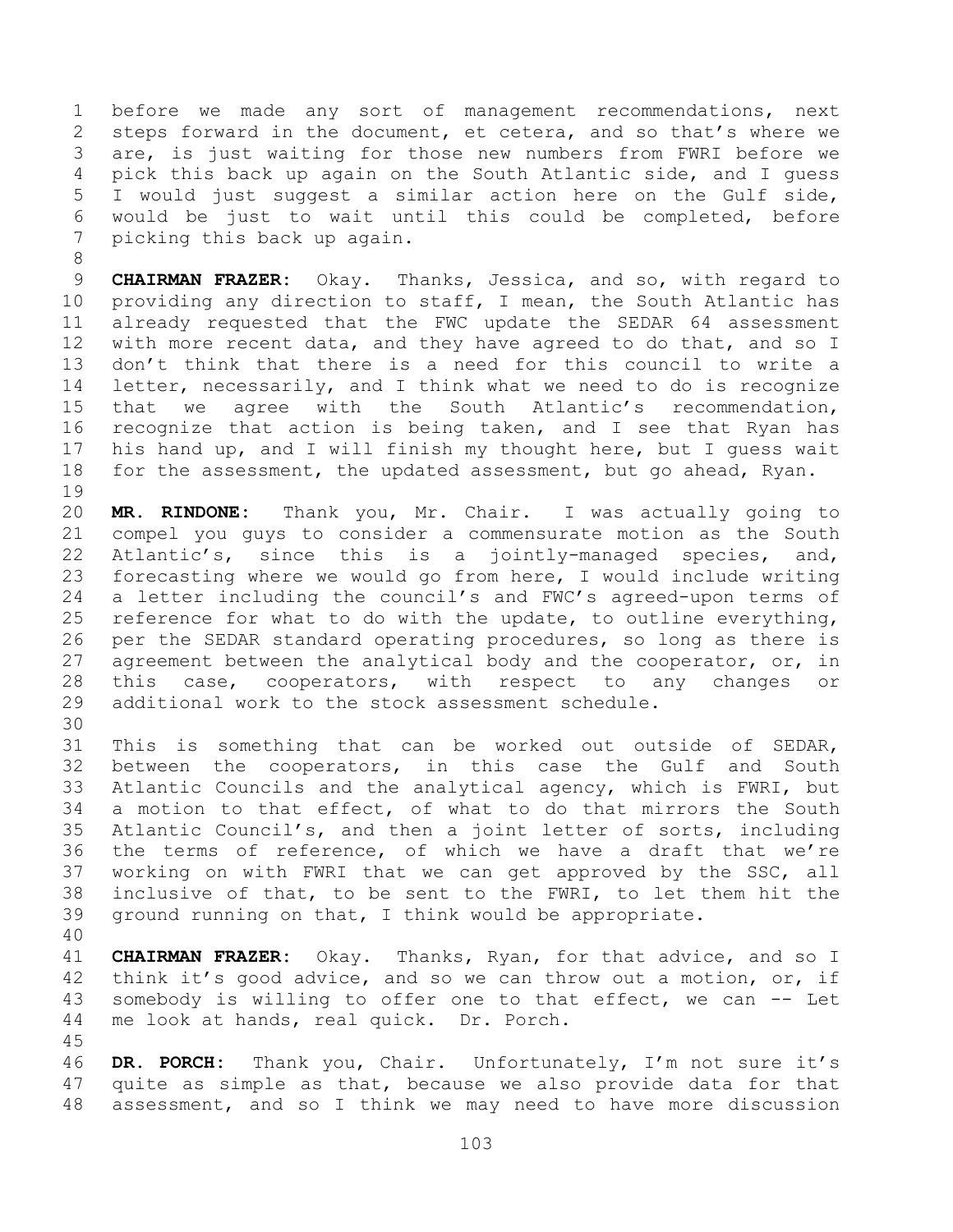before we made any sort of management recommendations, next steps forward in the document, et cetera, and so that's where we are, is just waiting for those new numbers from FWRI before we pick this back up again on the South Atlantic side, and I guess I would just suggest a similar action here on the Gulf side, would be just to wait until this could be completed, before picking this back up again.

**CHAIRMAN FRAZER:** Okay. Thanks, Jessica, and so, with regard to providing any direction to staff, I mean, the South Atlantic has already requested that the FWC update the SEDAR 64 assessment with more recent data, and they have agreed to do that, and so I don't think that there is a need for this council to write a letter, necessarily, and I think what we need to do is recognize that we agree with the South Atlantic's recommendation, recognize that action is being taken, and I see that Ryan has his hand up, and I will finish my thought here, but I guess wait for the assessment, the updated assessment, but go ahead, Ryan.

**MR. RINDONE:** Thank you, Mr. Chair. I was actually going to compel you guys to consider a commensurate motion as the South Atlantic's, since this is a jointly-managed species, and, forecasting where we would go from here, I would include writing a letter including the council's and FWC's agreed-upon terms of reference for what to do with the update, to outline everything, per the SEDAR standard operating procedures, so long as there is agreement between the analytical body and the cooperator, or, in this case, cooperators, with respect to any changes or additional work to the stock assessment schedule.

This is something that can be worked out outside of SEDAR, between the cooperators, in this case the Gulf and South Atlantic Councils and the analytical agency, which is FWRI, but a motion to that effect, of what to do that mirrors the South Atlantic Council's, and then a joint letter of sorts, including the terms of reference, of which we have a draft that we're working on with FWRI that we can get approved by the SSC, all inclusive of that, to be sent to the FWRI, to let them hit the ground running on that, I think would be appropriate.

**CHAIRMAN FRAZER:** Okay. Thanks, Ryan, for that advice, and so I think it's good advice, and so we can throw out a motion, or, if somebody is willing to offer one to that effect, we can -- Let me look at hands, real quick. Dr. Porch.

**DR. PORCH:** Thank you, Chair. Unfortunately, I'm not sure it's quite as simple as that, because we also provide data for that assessment, and so I think we may need to have more discussion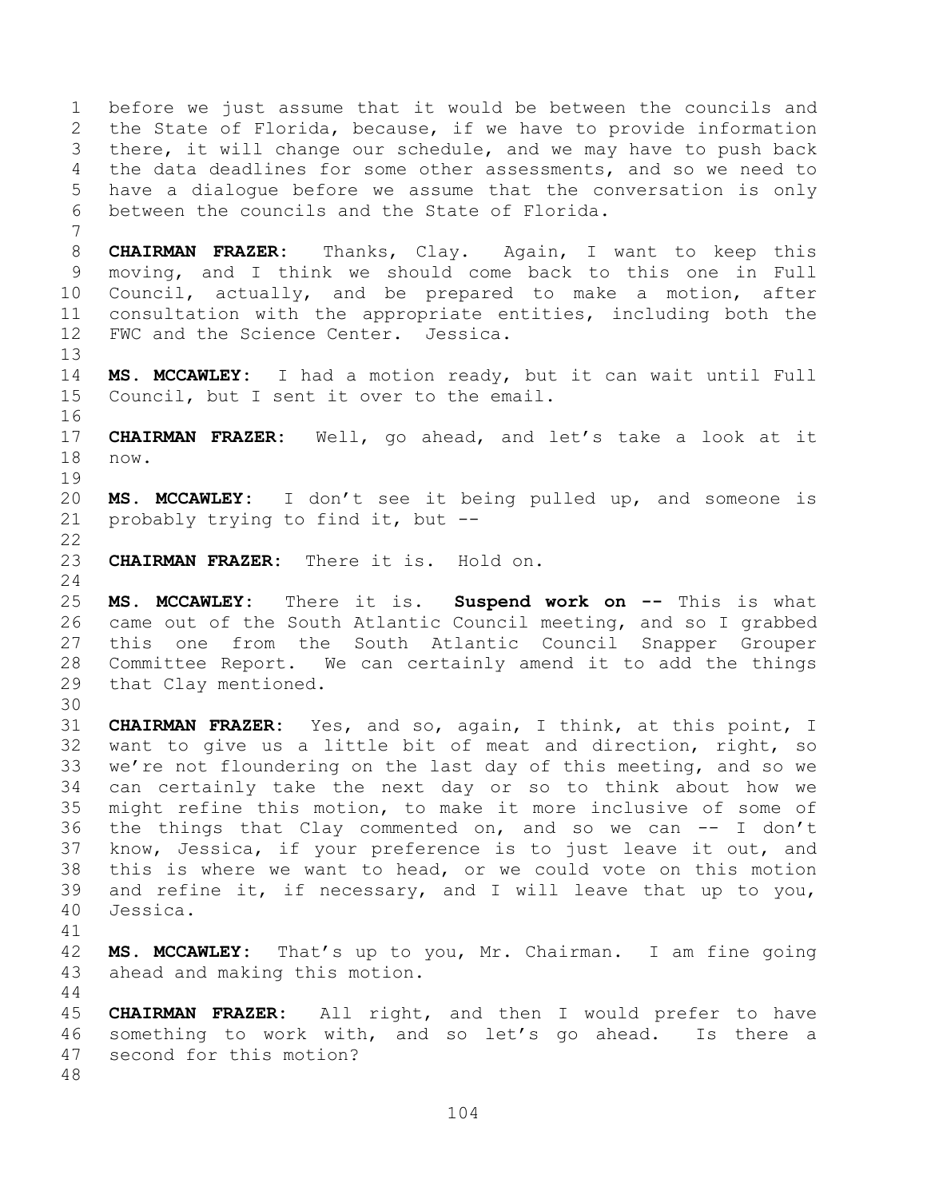before we just assume that it would be between the councils and the State of Florida, because, if we have to provide information there, it will change our schedule, and we may have to push back the data deadlines for some other assessments, and so we need to have a dialogue before we assume that the conversation is only between the councils and the State of Florida.

**CHAIRMAN FRAZER:** Thanks, Clay. Again, I want to keep this moving, and I think we should come back to this one in Full Council, actually, and be prepared to make a motion, after consultation with the appropriate entities, including both the FWC and the Science Center. Jessica.

**MS. MCCAWLEY:** I had a motion ready, but it can wait until Full Council, but I sent it over to the email.

**CHAIRMAN FRAZER:** Well, go ahead, and let's take a look at it now.

**MS. MCCAWLEY:** I don't see it being pulled up, and someone is probably trying to find it, but --

**CHAIRMAN FRAZER:** There it is. Hold on.

**MS. MCCAWLEY:** There it is. **Suspend work on --** This is what came out of the South Atlantic Council meeting, and so I grabbed this one from the South Atlantic Council Snapper Grouper Committee Report. We can certainly amend it to add the things that Clay mentioned.

**CHAIRMAN FRAZER:** Yes, and so, again, I think, at this point, I want to give us a little bit of meat and direction, right, so we're not floundering on the last day of this meeting, and so we can certainly take the next day or so to think about how we might refine this motion, to make it more inclusive of some of the things that Clay commented on, and so we can -- I don't know, Jessica, if your preference is to just leave it out, and this is where we want to head, or we could vote on this motion and refine it, if necessary, and I will leave that up to you, Jessica.

**MS. MCCAWLEY:** That's up to you, Mr. Chairman. I am fine going ahead and making this motion.

**CHAIRMAN FRAZER:** All right, and then I would prefer to have something to work with, and so let's go ahead. Is there a second for this motion?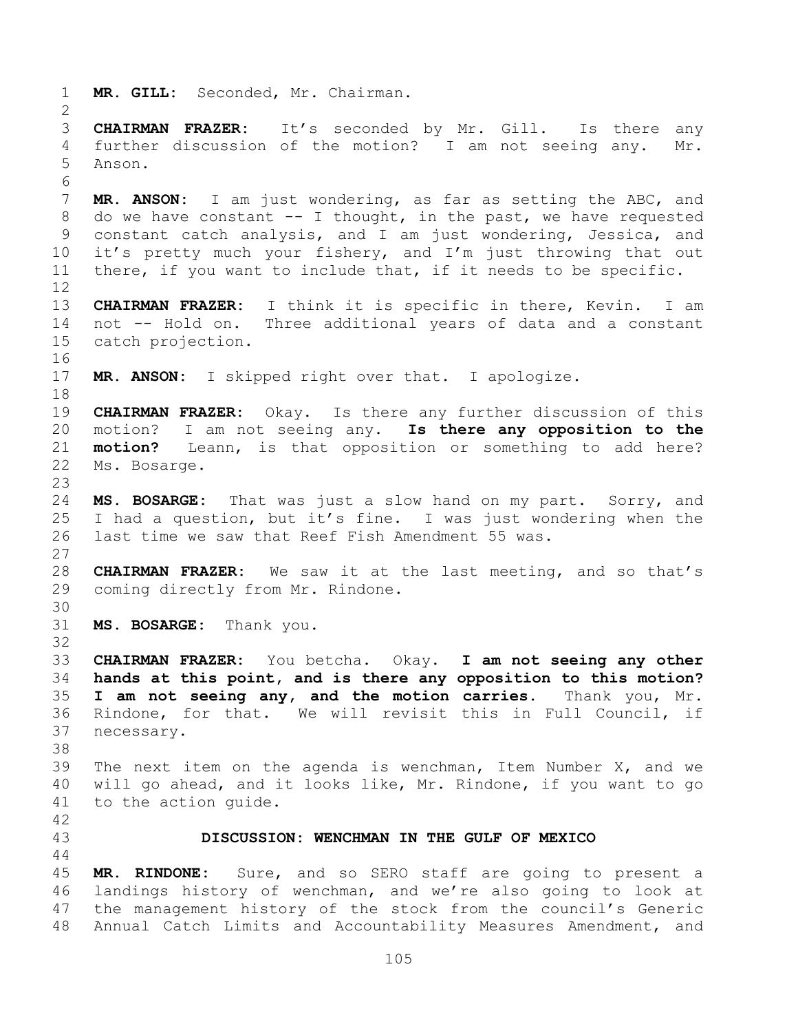**MR. GILL:** Seconded, Mr. Chairman.

**CHAIRMAN FRAZER:** It's seconded by Mr. Gill. Is there any further discussion of the motion? I am not seeing any. Mr. Anson.

**MR. ANSON:** I am just wondering, as far as setting the ABC, and do we have constant -- I thought, in the past, we have requested constant catch analysis, and I am just wondering, Jessica, and it's pretty much your fishery, and I'm just throwing that out there, if you want to include that, if it needs to be specific.

**CHAIRMAN FRAZER:** I think it is specific in there, Kevin. I am not -- Hold on. Three additional years of data and a constant catch projection.

**MR. ANSON:** I skipped right over that. I apologize.

**CHAIRMAN FRAZER:** Okay. Is there any further discussion of this motion? I am not seeing any. **Is there any opposition to the motion?** Leann, is that opposition or something to add here? Ms. Bosarge.

**MS. BOSARGE:** That was just a slow hand on my part. Sorry, and I had a question, but it's fine. I was just wondering when the last time we saw that Reef Fish Amendment 55 was.

**CHAIRMAN FRAZER:** We saw it at the last meeting, and so that's coming directly from Mr. Rindone.

**MS. BOSARGE:** Thank you.

**CHAIRMAN FRAZER:** You betcha. Okay. **I am not seeing any other hands at this point, and is there any opposition to this motion? I am not seeing any, and the motion carries.** Thank you, Mr. Rindone, for that. We will revisit this in Full Council, if necessary.

The next item on the agenda is wenchman, Item Number X, and we will go ahead, and it looks like, Mr. Rindone, if you want to go to the action guide.

## DISCUSSION: WENCHMAN IN THE GULF OF MEXICO

**MR. RINDONE:** Sure, and so SERO staff are going to present a landings history of wenchman, and we're also going to look at the management history of the stock from the council's Generic Annual Catch Limits and Accountability Measures Amendment, and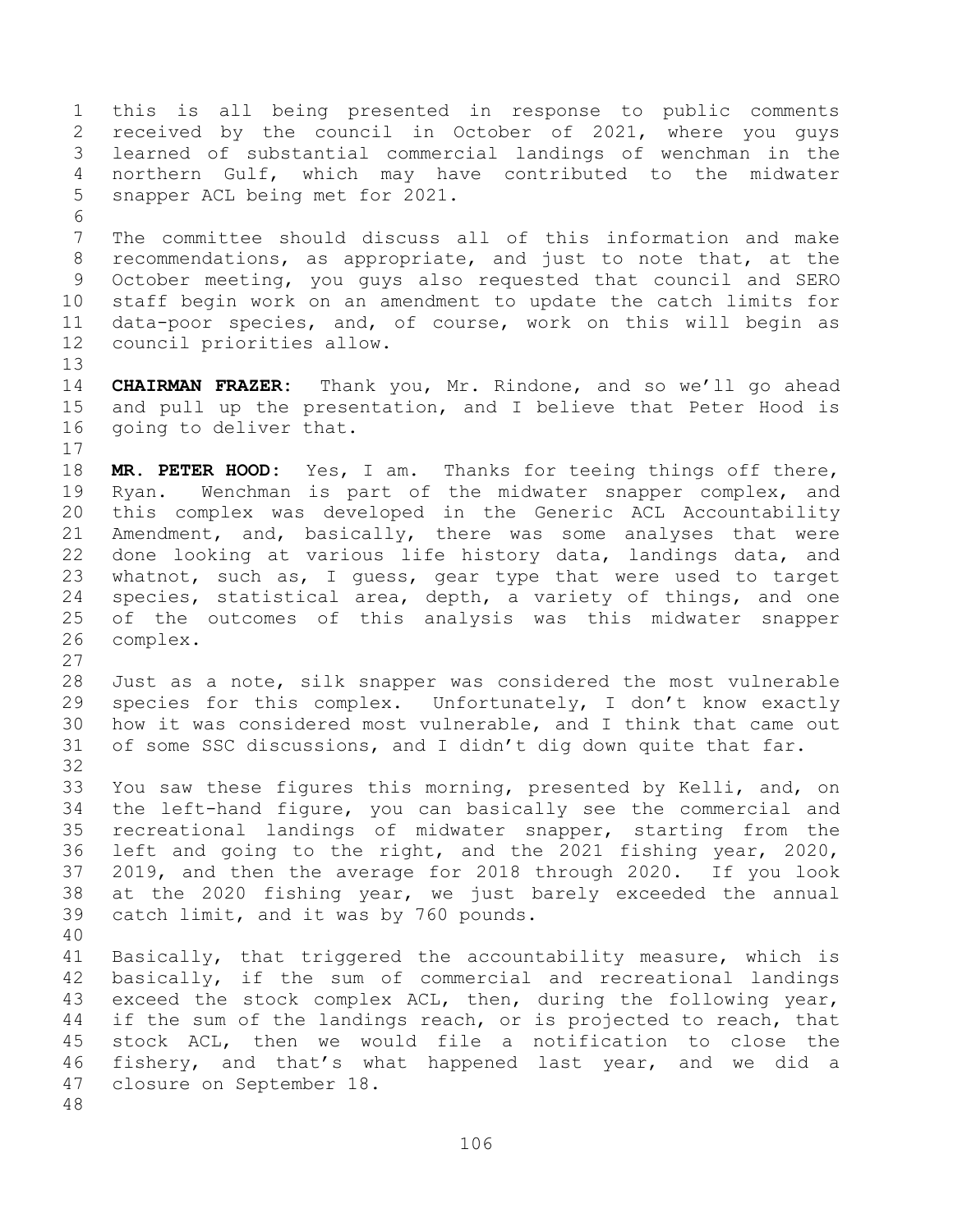this is all being presented in response to public comments received by the council in October of 2021, where you guys learned of substantial commercial landings of wenchman in the northern Gulf, which may have contributed to the midwater snapper ACL being met for 2021.

The committee should discuss all of this information and make recommendations, as appropriate, and just to note that, at the October meeting, you guys also requested that council and SERO staff begin work on an amendment to update the catch limits for data-poor species, and, of course, work on this will begin as council priorities allow.

**CHAIRMAN FRAZER:** Thank you, Mr. Rindone, and so we'll go ahead and pull up the presentation, and I believe that Peter Hood is going to deliver that.

**MR. PETER HOOD:** Yes, I am. Thanks for teeing things off there, Ryan. Wenchman is part of the midwater snapper complex, and this complex was developed in the Generic ACL Accountability Amendment, and, basically, there was some analyses that were done looking at various life history data, landings data, and whatnot, such as, I guess, gear type that were used to target species, statistical area, depth, a variety of things, and one of the outcomes of this analysis was this midwater snapper complex.

Just as a note, silk snapper was considered the most vulnerable species for this complex. Unfortunately, I don't know exactly how it was considered most vulnerable, and I think that came out of some SSC discussions, and I didn't dig down quite that far.

You saw these figures this morning, presented by Kelli, and, on the left-hand figure, you can basically see the commercial and recreational landings of midwater snapper, starting from the left and going to the right, and the 2021 fishing year, 2020, 2019, and then the average for 2018 through 2020. If you look at the 2020 fishing year, we just barely exceeded the annual catch limit, and it was by 760 pounds.

Basically, that triggered the accountability measure, which is basically, if the sum of commercial and recreational landings exceed the stock complex ACL, then, during the following year, if the sum of the landings reach, or is projected to reach, that stock ACL, then we would file a notification to close the fishery, and that's what happened last year, and we did a closure on September 18.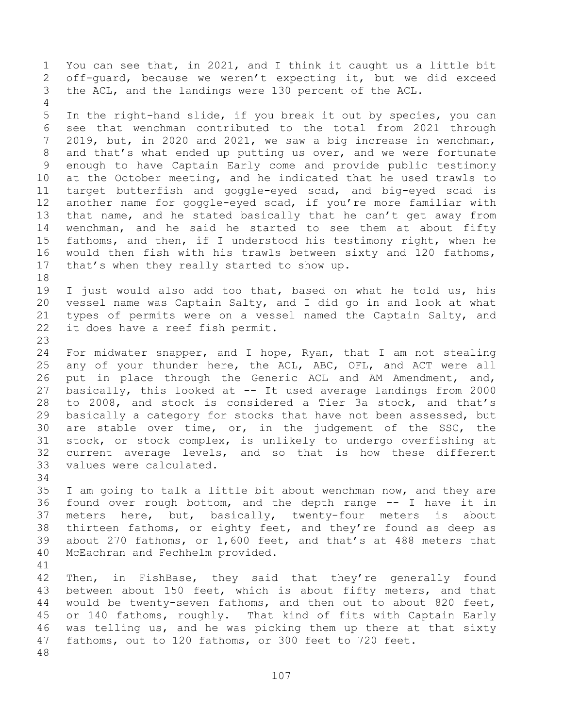You can see that, in 2021, and I think it caught us a little bit off-guard, because we weren't expecting it, but we did exceed the ACL, and the landings were 130 percent of the ACL.

In the right-hand slide, if you break it out by species, you can see that wenchman contributed to the total from 2021 through 2019, but, in 2020 and 2021, we saw a big increase in wenchman, and that's what ended up putting us over, and we were fortunate enough to have Captain Early come and provide public testimony at the October meeting, and he indicated that he used trawls to target butterfish and goggle-eyed scad, and big-eyed scad is another name for goggle-eyed scad, if you're more familiar with that name, and he stated basically that he can't get away from wenchman, and he said he started to see them at about fifty fathoms, and then, if I understood his testimony right, when he would then fish with his trawls between sixty and 120 fathoms, that's when they really started to show up.

I just would also add too that, based on what he told us, his vessel name was Captain Salty, and I did go in and look at what types of permits were on a vessel named the Captain Salty, and it does have a reef fish permit.

For midwater snapper, and I hope, Ryan, that I am not stealing any of your thunder here, the ACL, ABC, OFL, and ACT were all put in place through the Generic ACL and AM Amendment, and, basically, this looked at -- It used average landings from 2000 to 2008, and stock is considered a Tier 3a stock, and that's basically a category for stocks that have not been assessed, but are stable over time, or, in the judgement of the SSC, the stock, or stock complex, is unlikely to undergo overfishing at current average levels, and so that is how these different values were calculated.

I am going to talk a little bit about wenchman now, and they are found over rough bottom, and the depth range -- I have it in meters here, but, basically, twenty-four meters is about thirteen fathoms, or eighty feet, and they're found as deep as about 270 fathoms, or 1,600 feet, and that's at 488 meters that McEachran and Fechhelm provided.

Then, in FishBase, they said that they're generally found between about 150 feet, which is about fifty meters, and that would be twenty-seven fathoms, and then out to about 820 feet, or 140 fathoms, roughly. That kind of fits with Captain Early was telling us, and he was picking them up there at that sixty fathoms, out to 120 fathoms, or 300 feet to 720 feet.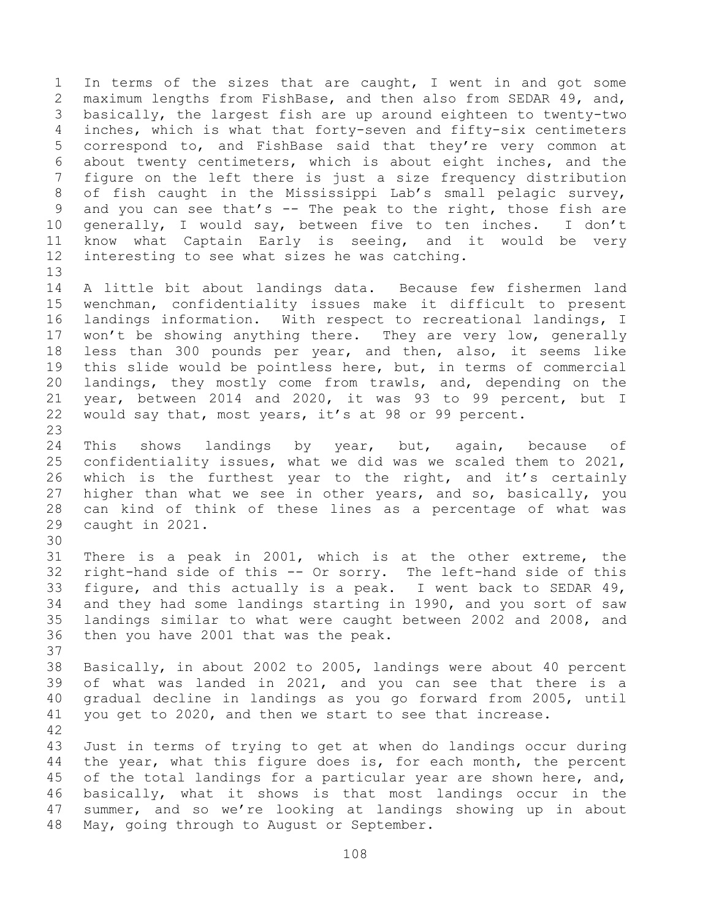In terms of the sizes that are caught, I went in and got some maximum lengths from FishBase, and then also from SEDAR 49, and, basically, the largest fish are up around eighteen to twenty-two inches, which is what that forty-seven and fifty-six centimeters correspond to, and FishBase said that they're very common at about twenty centimeters, which is about eight inches, and the figure on the left there is just a size frequency distribution of fish caught in the Mississippi Lab's small pelagic survey, and you can see that's -- The peak to the right, those fish are generally, I would say, between five to ten inches. I don't know what Captain Early is seeing, and it would be very interesting to see what sizes he was catching.

A little bit about landings data. Because few fishermen land wenchman, confidentiality issues make it difficult to present landings information. With respect to recreational landings, I won't be showing anything there. They are very low, generally less than 300 pounds per year, and then, also, it seems like this slide would be pointless here, but, in terms of commercial landings, they mostly come from trawls, and, depending on the year, between 2014 and 2020, it was 93 to 99 percent, but I would say that, most years, it's at 98 or 99 percent.

This shows landings by year, but, again, because of confidentiality issues, what we did was we scaled them to 2021, which is the furthest year to the right, and it's certainly higher than what we see in other years, and so, basically, you can kind of think of these lines as a percentage of what was caught in 2021.

There is a peak in 2001, which is at the other extreme, the right-hand side of this -- Or sorry. The left-hand side of this figure, and this actually is a peak. I went back to SEDAR 49, and they had some landings starting in 1990, and you sort of saw landings similar to what were caught between 2002 and 2008, and then you have 2001 that was the peak.

Basically, in about 2002 to 2005, landings were about 40 percent of what was landed in 2021, and you can see that there is a gradual decline in landings as you go forward from 2005, until you get to 2020, and then we start to see that increase.

Just in terms of trying to get at when do landings occur during the year, what this figure does is, for each month, the percent of the total landings for a particular year are shown here, and, basically, what it shows is that most landings occur in the summer, and so we're looking at landings showing up in about May, going through to August or September.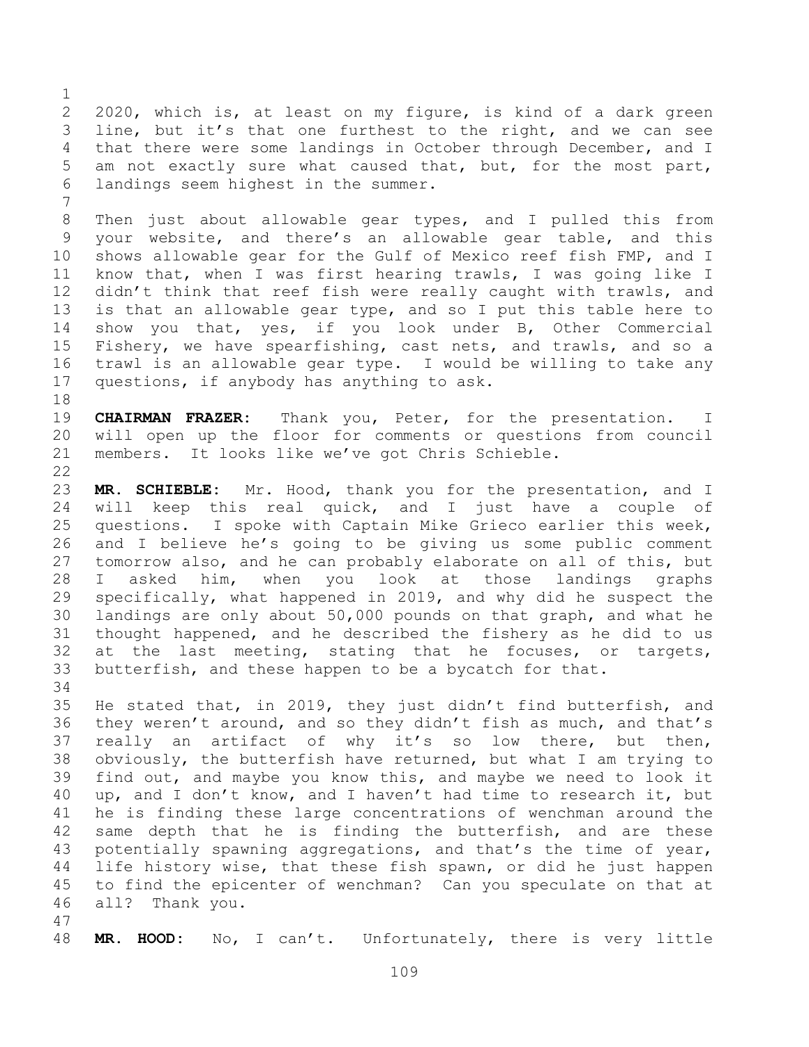2020, which is, at least on my figure, is kind of a dark green line, but it's that one furthest to the right, and we can see that there were some landings in October through December, and I am not exactly sure what caused that, but, for the most part, landings seem highest in the summer.

Then just about allowable gear types, and I pulled this from your website, and there's an allowable gear table, and this shows allowable gear for the Gulf of Mexico reef fish FMP, and I know that, when I was first hearing trawls, I was going like I didn't think that reef fish were really caught with trawls, and is that an allowable gear type, and so I put this table here to show you that, yes, if you look under B, Other Commercial Fishery, we have spearfishing, cast nets, and trawls, and so a trawl is an allowable gear type. I would be willing to take any questions, if anybody has anything to ask.

**CHAIRMAN FRAZER:** Thank you, Peter, for the presentation. I will open up the floor for comments or questions from council members. It looks like we've got Chris Schieble.

**MR. SCHIEBLE:** Mr. Hood, thank you for the presentation, and I will keep this real quick, and I just have a couple of questions. I spoke with Captain Mike Grieco earlier this week, and I believe he's going to be giving us some public comment tomorrow also, and he can probably elaborate on all of this, but I asked him, when you look at those landings graphs specifically, what happened in 2019, and why did he suspect the landings are only about 50,000 pounds on that graph, and what he thought happened, and he described the fishery as he did to us at the last meeting, stating that he focuses, or targets, butterfish, and these happen to be a bycatch for that.

He stated that, in 2019, they just didn't find butterfish, and they weren't around, and so they didn't fish as much, and that's really an artifact of why it's so low there, but then, obviously, the butterfish have returned, but what I am trying to find out, and maybe you know this, and maybe we need to look it up, and I don't know, and I haven't had time to research it, but he is finding these large concentrations of wenchman around the same depth that he is finding the butterfish, and are these potentially spawning aggregations, and that's the time of year, life history wise, that these fish spawn, or did he just happen to find the epicenter of wenchman? Can you speculate on that at all? Thank you.

**MR. HOOD:** No, I can't. Unfortunately, there is very little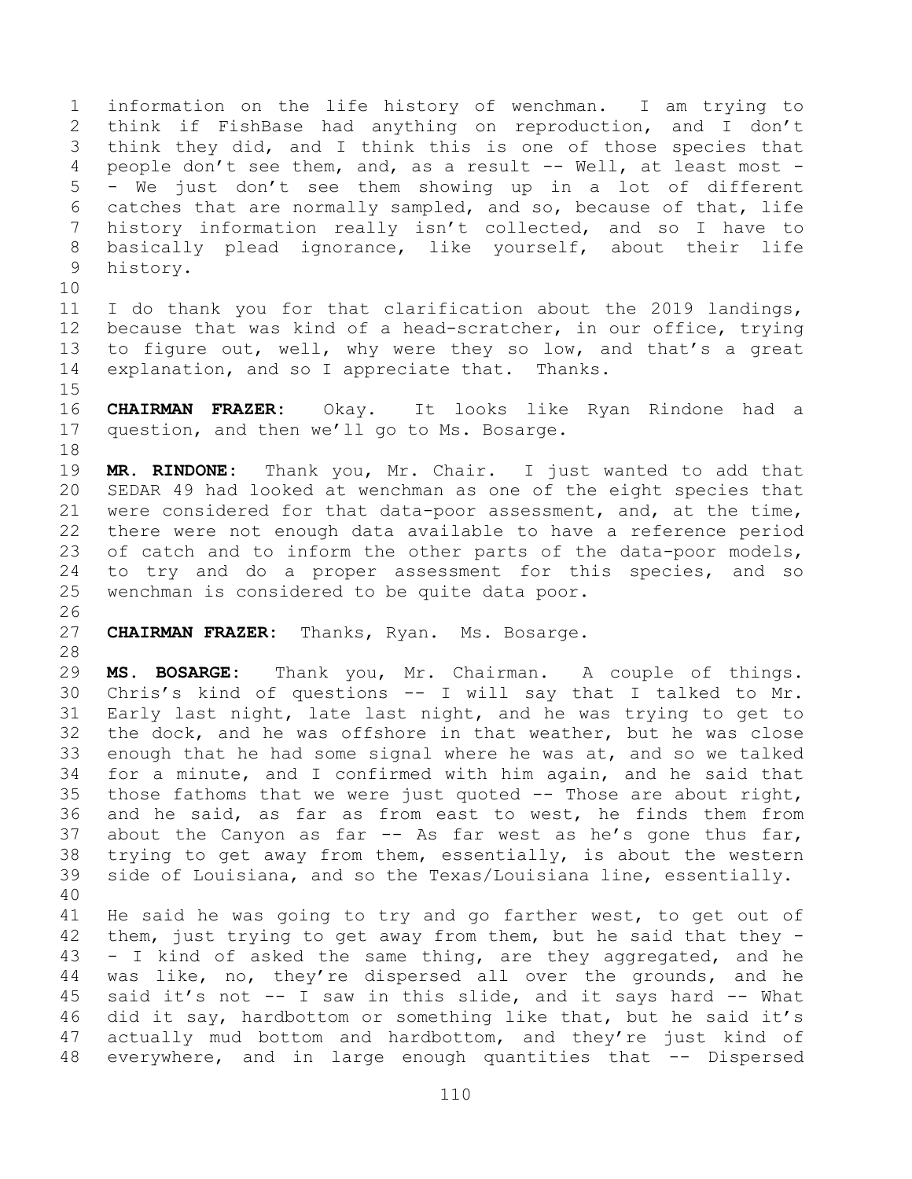information on the life history of wenchman. I am trying to think if FishBase had anything on reproduction, and I don't think they did, and I think this is one of those species that people don't see them, and, as a result -- Well, at least most -- We just don't see them showing up in a lot of different catches that are normally sampled, and so, because of that, life history information really isn't collected, and so I have to basically plead ignorance, like yourself, about their life history.

I do thank you for that clarification about the 2019 landings, because that was kind of a head-scratcher, in our office, trying to figure out, well, why were they so low, and that's a great explanation, and so I appreciate that. Thanks.

**CHAIRMAN FRAZER:** Okay. It looks like Ryan Rindone had a question, and then we'll go to Ms. Bosarge.

**MR. RINDONE:** Thank you, Mr. Chair. I just wanted to add that SEDAR 49 had looked at wenchman as one of the eight species that were considered for that data-poor assessment, and, at the time, there were not enough data available to have a reference period of catch and to inform the other parts of the data-poor models, to try and do a proper assessment for this species, and so wenchman is considered to be quite data poor.

**CHAIRMAN FRAZER:** Thanks, Ryan. Ms. Bosarge.

**MS. BOSARGE:** Thank you, Mr. Chairman. A couple of things. Chris's kind of questions -- I will say that I talked to Mr. Early last night, late last night, and he was trying to get to the dock, and he was offshore in that weather, but he was close enough that he had some signal where he was at, and so we talked for a minute, and I confirmed with him again, and he said that those fathoms that we were just quoted -- Those are about right, and he said, as far as from east to west, he finds them from about the Canyon as far -- As far west as he's gone thus far, trying to get away from them, essentially, is about the western side of Louisiana, and so the Texas/Louisiana line, essentially.

He said he was going to try and go farther west, to get out of them, just trying to get away from them, but he said that they -- I kind of asked the same thing, are they aggregated, and he was like, no, they're dispersed all over the grounds, and he said it's not -- I saw in this slide, and it says hard -- What did it say, hardbottom or something like that, but he said it's actually mud bottom and hardbottom, and they're just kind of everywhere, and in large enough quantities that -- Dispersed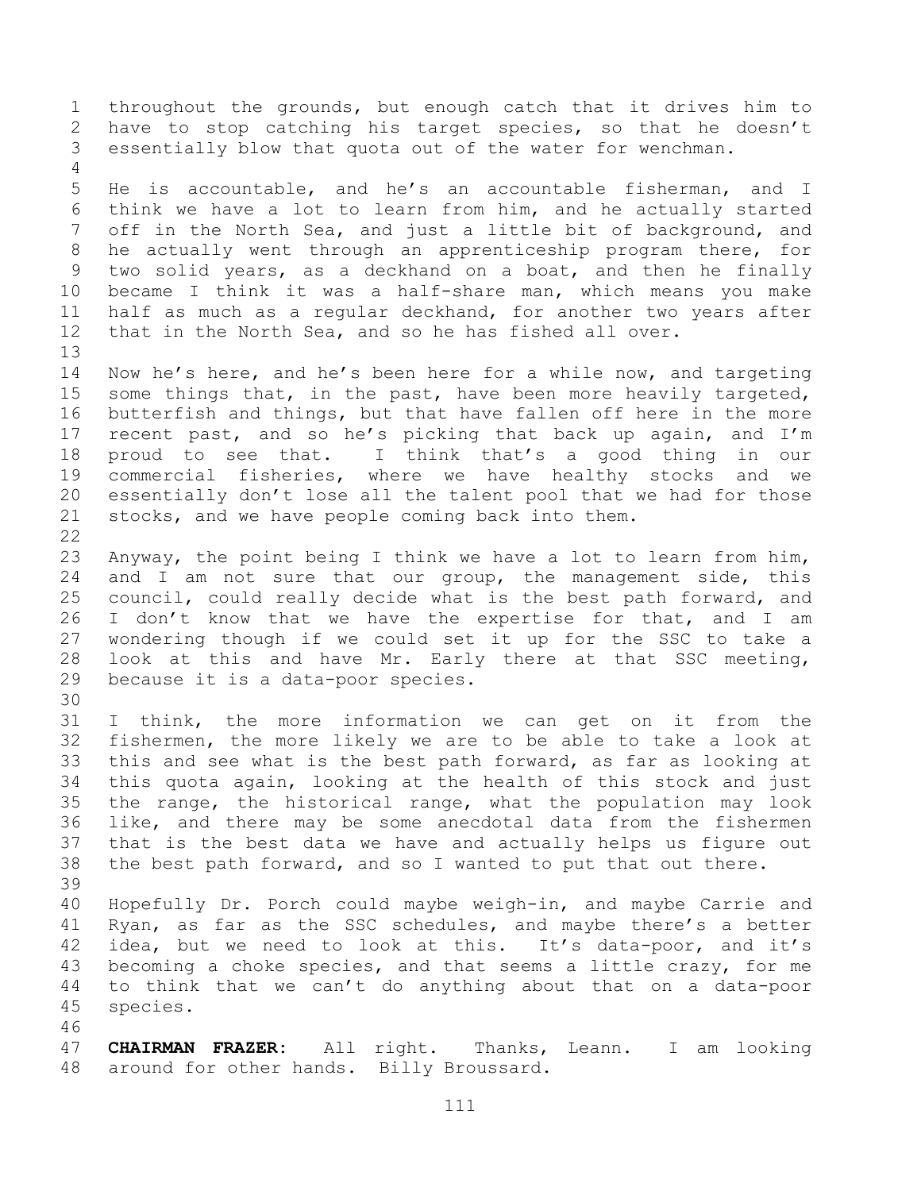throughout the grounds, but enough catch that it drives him to have to stop catching his target species, so that he doesn't essentially blow that quota out of the water for wenchman.

He is accountable, and he's an accountable fisherman, and I think we have a lot to learn from him, and he actually started off in the North Sea, and just a little bit of background, and he actually went through an apprenticeship program there, for two solid years, as a deckhand on a boat, and then he finally became I think it was a half-share man, which means you make half as much as a regular deckhand, for another two years after that in the North Sea, and so he has fished all over.

Now he's here, and he's been here for a while now, and targeting some things that, in the past, have been more heavily targeted, butterfish and things, but that have fallen off here in the more recent past, and so he's picking that back up again, and I'm proud to see that. I think that's a good thing in our commercial fisheries, where we have healthy stocks and we essentially don't lose all the talent pool that we had for those stocks, and we have people coming back into them.

Anyway, the point being I think we have a lot to learn from him, and I am not sure that our group, the management side, this council, could really decide what is the best path forward, and I don't know that we have the expertise for that, and I am wondering though if we could set it up for the SSC to take a look at this and have Mr. Early there at that SSC meeting, because it is a data-poor species.

I think, the more information we can get on it from the fishermen, the more likely we are to be able to take a look at this and see what is the best path forward, as far as looking at this quota again, looking at the health of this stock and just the range, the historical range, what the population may look like, and there may be some anecdotal data from the fishermen that is the best data we have and actually helps us figure out the best path forward, and so I wanted to put that out there.

Hopefully Dr. Porch could maybe weigh-in, and maybe Carrie and Ryan, as far as the SSC schedules, and maybe there's a better idea, but we need to look at this. It's data-poor, and it's becoming a choke species, and that seems a little crazy, for me to think that we can't do anything about that on a data-poor species.

**CHAIRMAN FRAZER:** All right. Thanks, Leann. I am looking around for other hands. Billy Broussard.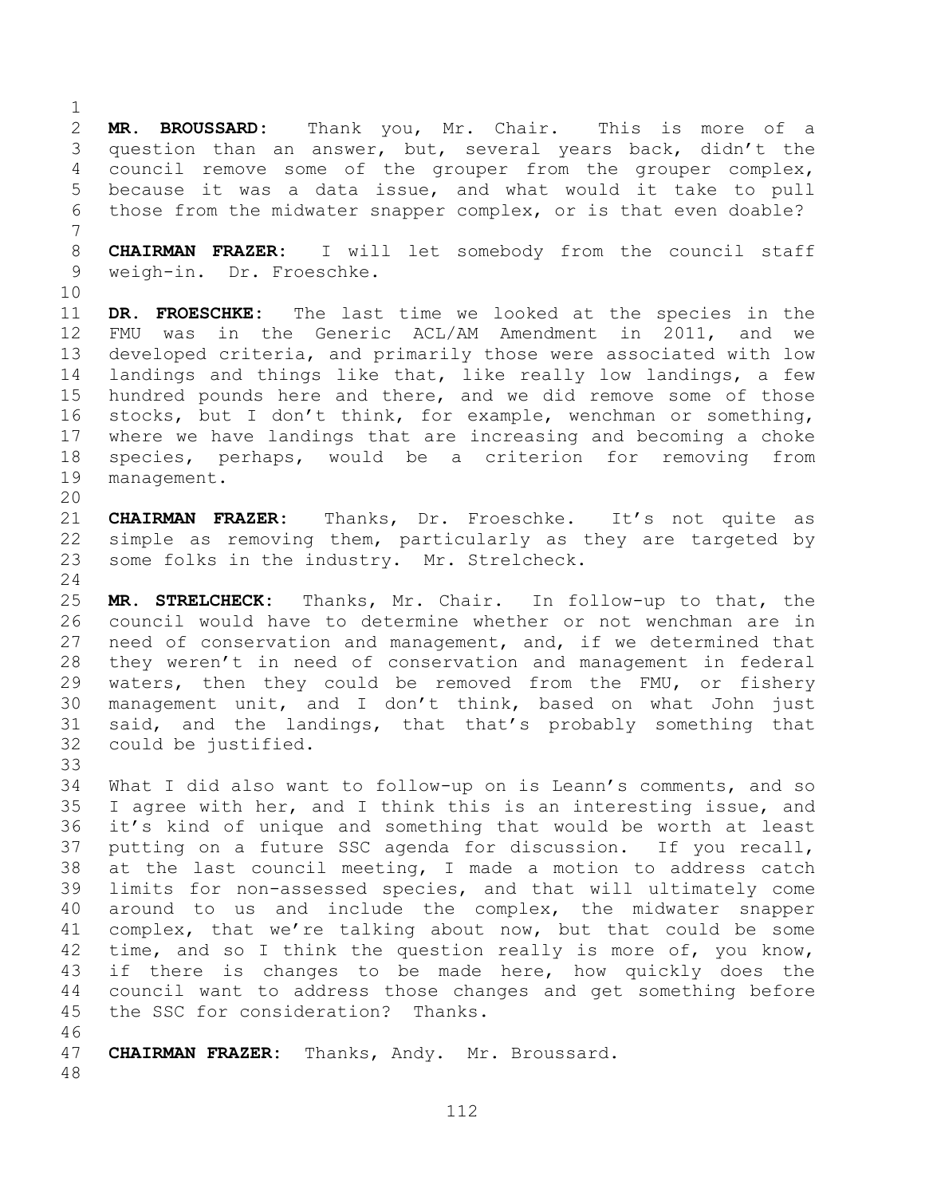**MR. BROUSSARD:** Thank you, Mr. Chair. This is more of a question than an answer, but, several years back, didn't the council remove some of the grouper from the grouper complex, because it was a data issue, and what would it take to pull those from the midwater snapper complex, or is that even doable?

**CHAIRMAN FRAZER:** I will let somebody from the council staff weigh-in. Dr. Froeschke.

**DR. FROESCHKE:** The last time we looked at the species in the FMU was in the Generic ACL/AM Amendment in 2011, and we developed criteria, and primarily those were associated with low landings and things like that, like really low landings, a few hundred pounds here and there, and we did remove some of those stocks, but I don't think, for example, wenchman or something, where we have landings that are increasing and becoming a choke species, perhaps, would be a criterion for removing from management.

**CHAIRMAN FRAZER:** Thanks, Dr. Froeschke. It's not quite as simple as removing them, particularly as they are targeted by some folks in the industry. Mr. Strelcheck.

**MR. STRELCHECK:** Thanks, Mr. Chair. In follow-up to that, the council would have to determine whether or not wenchman are in need of conservation and management, and, if we determined that they weren't in need of conservation and management in federal waters, then they could be removed from the FMU, or fishery management unit, and I don't think, based on what John just said, and the landings, that that's probably something that could be justified.

What I did also want to follow-up on is Leann's comments, and so I agree with her, and I think this is an interesting issue, and it's kind of unique and something that would be worth at least putting on a future SSC agenda for discussion. If you recall, at the last council meeting, I made a motion to address catch limits for non-assessed species, and that will ultimately come around to us and include the complex, the midwater snapper complex, that we're talking about now, but that could be some time, and so I think the question really is more of, you know, if there is changes to be made here, how quickly does the council want to address those changes and get something before the SSC for consideration? Thanks.

**CHAIRMAN FRAZER:** Thanks, Andy. Mr. Broussard.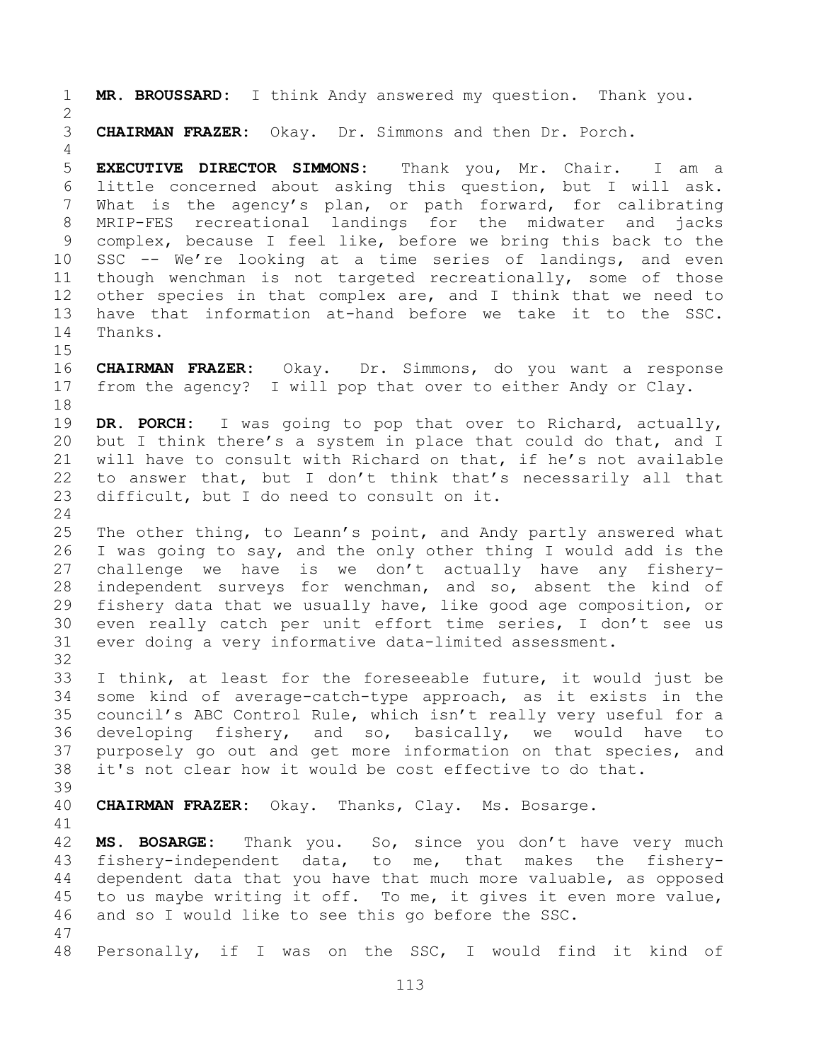**MR. BROUSSARD:** I think Andy answered my question. Thank you.

**CHAIRMAN FRAZER:** Okay. Dr. Simmons and then Dr. Porch.

**EXECUTIVE DIRECTOR SIMMONS:** Thank you, Mr. Chair. I am a little concerned about asking this question, but I will ask. What is the agency's plan, or path forward, for calibrating MRIP-FES recreational landings for the midwater and jacks complex, because I feel like, before we bring this back to the SSC -- We're looking at a time series of landings, and even though wenchman is not targeted recreationally, some of those other species in that complex are, and I think that we need to have that information at-hand before we take it to the SSC. Thanks.

**CHAIRMAN FRAZER:** Okay. Dr. Simmons, do you want a response from the agency? I will pop that over to either Andy or Clay.

**DR. PORCH:** I was going to pop that over to Richard, actually, but I think there's a system in place that could do that, and I will have to consult with Richard on that, if he's not available to answer that, but I don't think that's necessarily all that difficult, but I do need to consult on it.

The other thing, to Leann's point, and Andy partly answered what I was going to say, and the only other thing I would add is the challenge we have is we don't actually have any fishery-independent surveys for wenchman, and so, absent the kind of fishery data that we usually have, like good age composition, or even really catch per unit effort time series, I don't see us ever doing a very informative data-limited assessment.

I think, at least for the foreseeable future, it would just be some kind of average-catch-type approach, as it exists in the council's ABC Control Rule, which isn't really very useful for a developing fishery, and so, basically, we would have to purposely go out and get more information on that species, and it's not clear how it would be cost effective to do that.

**CHAIRMAN FRAZER:** Okay. Thanks, Clay. Ms. Bosarge.

**MS. BOSARGE:** Thank you. So, since you don't have very much fishery-independent data, to me, that makes the fishery-dependent data that you have that much more valuable, as opposed to us maybe writing it off. To me, it gives it even more value, and so I would like to see this go before the SSC.

Personally, if I was on the SSC, I would find it kind of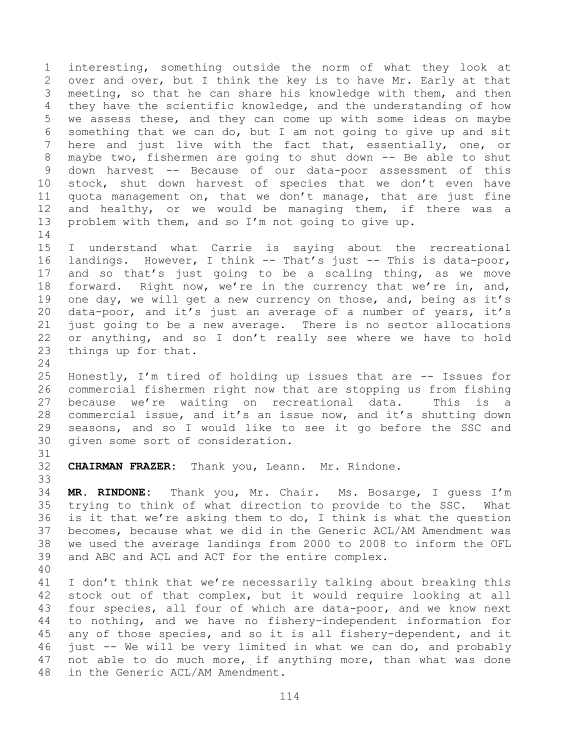interesting, something outside the norm of what they look at over and over, but I think the key is to have Mr. Early at that meeting, so that he can share his knowledge with them, and then they have the scientific knowledge, and the understanding of how we assess these, and they can come up with some ideas on maybe something that we can do, but I am not going to give up and sit here and just live with the fact that, essentially, one, or maybe two, fishermen are going to shut down -- Be able to shut down harvest -- Because of our data-poor assessment of this stock, shut down harvest of species that we don't even have quota management on, that we don't manage, that are just fine and healthy, or we would be managing them, if there was a problem with them, and so I'm not going to give up.

I understand what Carrie is saying about the recreational landings. However, I think -- That's just -- This is data-poor, and so that's just going to be a scaling thing, as we move forward. Right now, we're in the currency that we're in, and, one day, we will get a new currency on those, and, being as it's data-poor, and it's just an average of a number of years, it's just going to be a new average. There is no sector allocations or anything, and so I don't really see where we have to hold things up for that.

Honestly, I'm tired of holding up issues that are -- Issues for commercial fishermen right now that are stopping us from fishing because we're waiting on recreational data. This is a commercial issue, and it's an issue now, and it's shutting down seasons, and so I would like to see it go before the SSC and given some sort of consideration.

**CHAIRMAN FRAZER:** Thank you, Leann. Mr. Rindone.

**MR. RINDONE:** Thank you, Mr. Chair. Ms. Bosarge, I guess I'm trying to think of what direction to provide to the SSC. What is it that we're asking them to do, I think is what the question becomes, because what we did in the Generic ACL/AM Amendment was we used the average landings from 2000 to 2008 to inform the OFL and ABC and ACL and ACT for the entire complex.

I don't think that we're necessarily talking about breaking this stock out of that complex, but it would require looking at all four species, all four of which are data-poor, and we know next to nothing, and we have no fishery-independent information for any of those species, and so it is all fishery-dependent, and it just -- We will be very limited in what we can do, and probably not able to do much more, if anything more, than what was done in the Generic ACL/AM Amendment.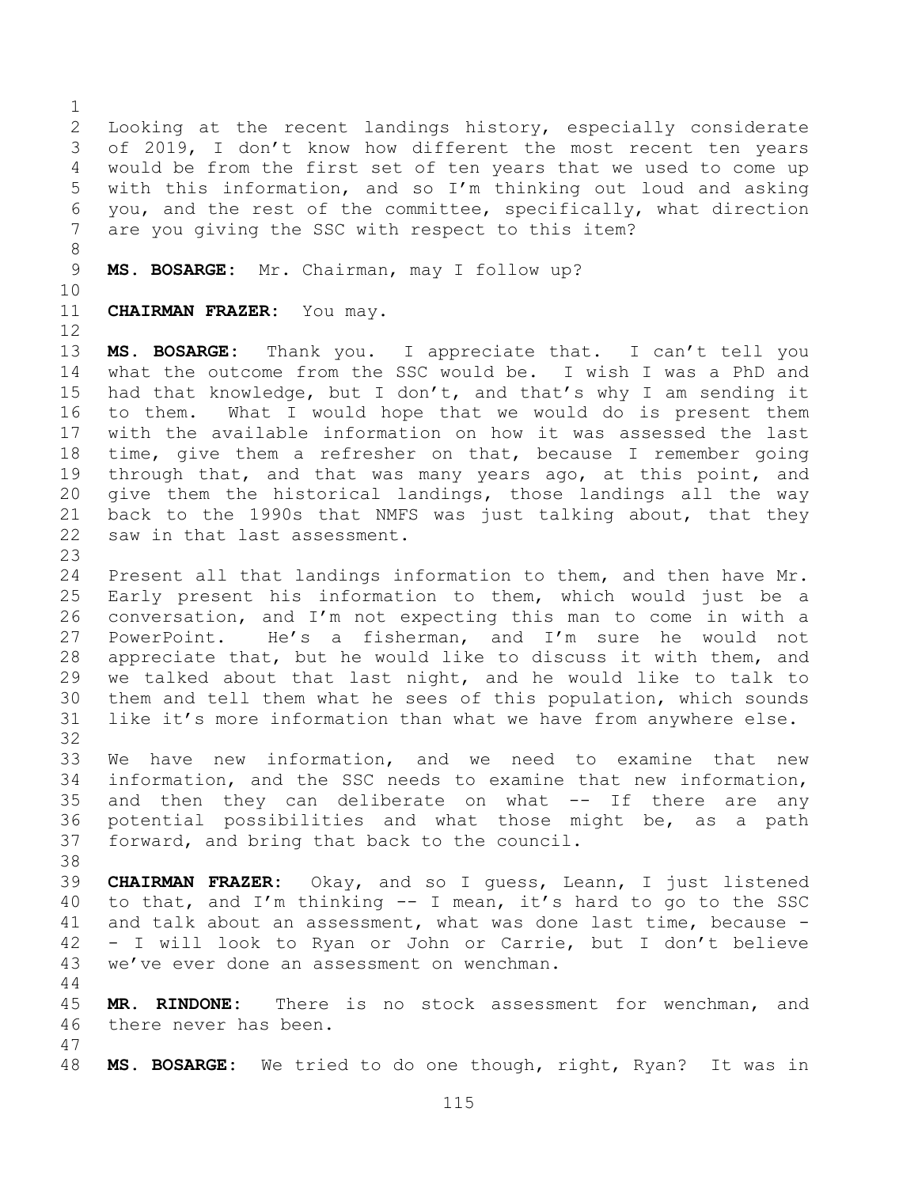Looking at the recent landings history, especially considerate of 2019, I don't know how different the most recent ten years would be from the first set of ten years that we used to come up with this information, and so I'm thinking out loud and asking you, and the rest of the committee, specifically, what direction are you giving the SSC with respect to this item?

**MS. BOSARGE:** Mr. Chairman, may I follow up?

**CHAIRMAN FRAZER:** You may.

**MS. BOSARGE:** Thank you. I appreciate that. I can't tell you what the outcome from the SSC would be. I wish I was a PhD and had that knowledge, but I don't, and that's why I am sending it to them. What I would hope that we would do is present them with the available information on how it was assessed the last time, give them a refresher on that, because I remember going through that, and that was many years ago, at this point, and give them the historical landings, those landings all the way back to the 1990s that NMFS was just talking about, that they saw in that last assessment.

Present all that landings information to them, and then have Mr. Early present his information to them, which would just be a conversation, and I'm not expecting this man to come in with a PowerPoint. He's a fisherman, and I'm sure he would not appreciate that, but he would like to discuss it with them, and we talked about that last night, and he would like to talk to them and tell them what he sees of this population, which sounds like it's more information than what we have from anywhere else.

We have new information, and we need to examine that new information, and the SSC needs to examine that new information, and then they can deliberate on what -- If there are any potential possibilities and what those might be, as a path forward, and bring that back to the council.

**CHAIRMAN FRAZER:** Okay, and so I guess, Leann, I just listened to that, and I'm thinking -- I mean, it's hard to go to the SSC and talk about an assessment, what was done last time, because -- I will look to Ryan or John or Carrie, but I don't believe we've ever done an assessment on wenchman.

**MR. RINDONE:** There is no stock assessment for wenchman, and there never has been.

**MS. BOSARGE:** We tried to do one though, right, Ryan? It was in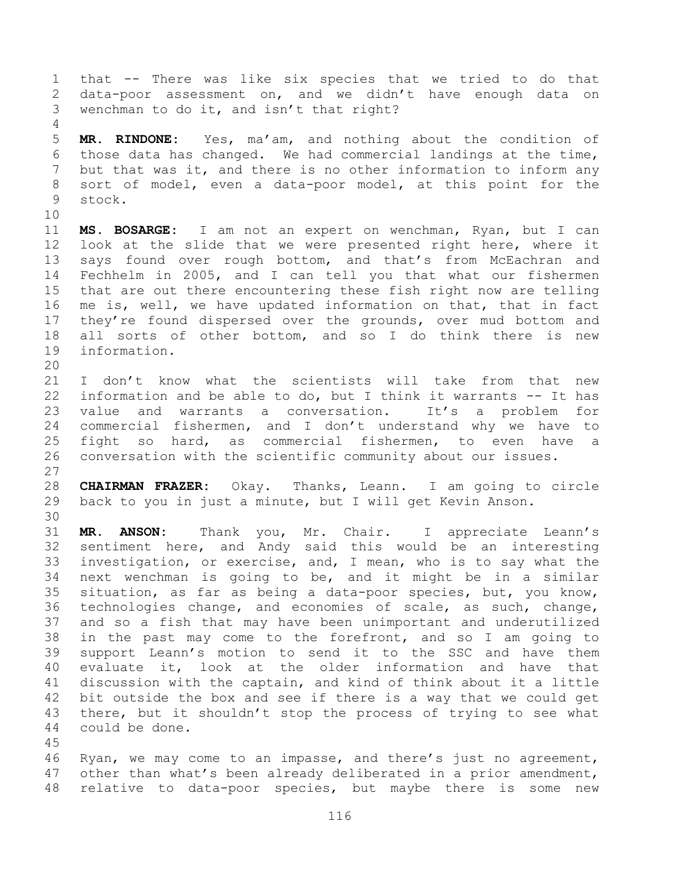that -- There was like six species that we tried to do that data-poor assessment on, and we didn't have enough data on wenchman to do it, and isn't that right?

**MR. RINDONE:** Yes, ma'am, and nothing about the condition of those data has changed. We had commercial landings at the time, but that was it, and there is no other information to inform any sort of model, even a data-poor model, at this point for the stock.

**MS. BOSARGE:** I am not an expert on wenchman, Ryan, but I can look at the slide that we were presented right here, where it says found over rough bottom, and that's from McEachran and Fechhelm in 2005, and I can tell you that what our fishermen that are out there encountering these fish right now are telling me is, well, we have updated information on that, that in fact they're found dispersed over the grounds, over mud bottom and all sorts of other bottom, and so I do think there is new information.

I don't know what the scientists will take from that new information and be able to do, but I think it warrants -- It has value and warrants a conversation. It's a problem for commercial fishermen, and I don't understand why we have to fight so hard, as commercial fishermen, to even have a conversation with the scientific community about our issues.

**CHAIRMAN FRAZER:** Okay. Thanks, Leann. I am going to circle back to you in just a minute, but I will get Kevin Anson.

**MR. ANSON:** Thank you, Mr. Chair. I appreciate Leann's sentiment here, and Andy said this would be an interesting investigation, or exercise, and, I mean, who is to say what the next wenchman is going to be, and it might be in a similar situation, as far as being a data-poor species, but, you know, technologies change, and economies of scale, as such, change, and so a fish that may have been unimportant and underutilized in the past may come to the forefront, and so I am going to support Leann's motion to send it to the SSC and have them evaluate it, look at the older information and have that discussion with the captain, and kind of think about it a little bit outside the box and see if there is a way that we could get there, but it shouldn't stop the process of trying to see what could be done.

Ryan, we may come to an impasse, and there's just no agreement, other than what's been already deliberated in a prior amendment, relative to data-poor species, but maybe there is some new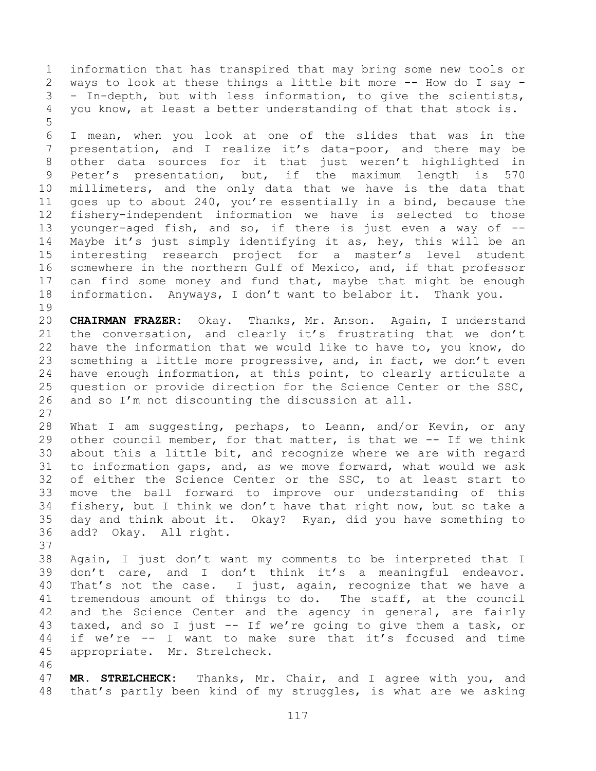information that has transpired that may bring some new tools or ways to look at these things a little bit more -- How do I say -- In-depth, but with less information, to give the scientists, you know, at least a better understanding of that that stock is.

I mean, when you look at one of the slides that was in the presentation, and I realize it's data-poor, and there may be other data sources for it that just weren't highlighted in Peter's presentation, but, if the maximum length is 570 millimeters, and the only data that we have is the data that goes up to about 240, you're essentially in a bind, because the fishery-independent information we have is selected to those younger-aged fish, and so, if there is just even a way of -- Maybe it's just simply identifying it as, hey, this will be an interesting research project for a master's level student somewhere in the northern Gulf of Mexico, and, if that professor can find some money and fund that, maybe that might be enough information. Anyways, I don't want to belabor it. Thank you.

**CHAIRMAN FRAZER:** Okay. Thanks, Mr. Anson. Again, I understand the conversation, and clearly it's frustrating that we don't have the information that we would like to have to, you know, do something a little more progressive, and, in fact, we don't even have enough information, at this point, to clearly articulate a question or provide direction for the Science Center or the SSC, and so I'm not discounting the discussion at all.

What I am suggesting, perhaps, to Leann, and/or Kevin, or any other council member, for that matter, is that we -- If we think about this a little bit, and recognize where we are with regard to information gaps, and, as we move forward, what would we ask of either the Science Center or the SSC, to at least start to move the ball forward to improve our understanding of this fishery, but I think we don't have that right now, but so take a day and think about it. Okay? Ryan, did you have something to add? Okay. All right.

Again, I just don't want my comments to be interpreted that I don't care, and I don't think it's a meaningful endeavor. That's not the case. I just, again, recognize that we have a tremendous amount of things to do. The staff, at the council and the Science Center and the agency in general, are fairly taxed, and so I just -- If we're going to give them a task, or if we're -- I want to make sure that it's focused and time appropriate. Mr. Strelcheck.

**MR. STRELCHECK:** Thanks, Mr. Chair, and I agree with you, and that's partly been kind of my struggles, is what are we asking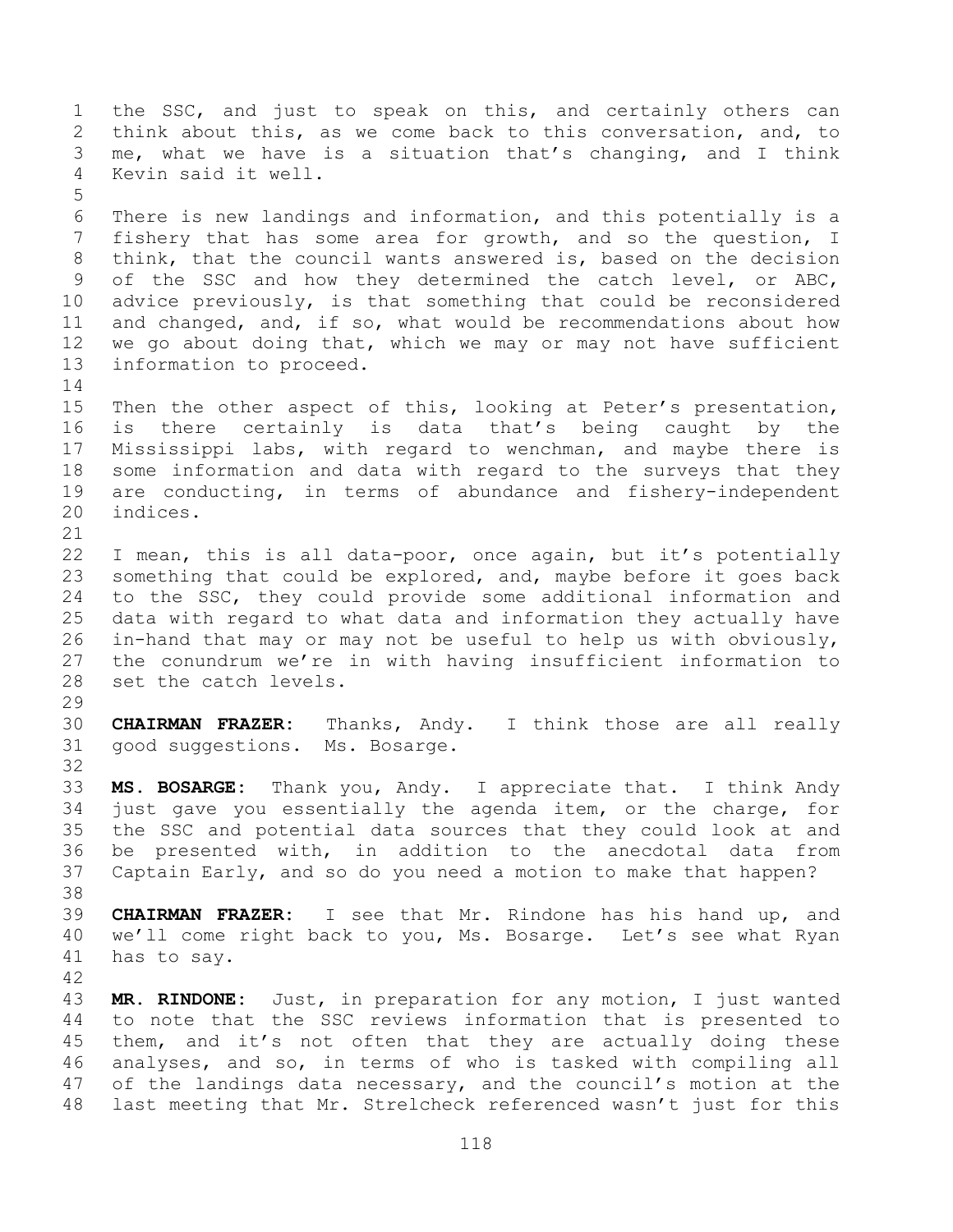the SSC, and just to speak on this, and certainly others can think about this, as we come back to this conversation, and, to me, what we have is a situation that's changing, and I think Kevin said it well.

There is new landings and information, and this potentially is a fishery that has some area for growth, and so the question, I think, that the council wants answered is, based on the decision of the SSC and how they determined the catch level, or ABC, advice previously, is that something that could be reconsidered and changed, and, if so, what would be recommendations about how we go about doing that, which we may or may not have sufficient information to proceed.

Then the other aspect of this, looking at Peter's presentation, is there certainly is data that's being caught by the Mississippi labs, with regard to wenchman, and maybe there is some information and data with regard to the surveys that they are conducting, in terms of abundance and fishery-independent indices.

I mean, this is all data-poor, once again, but it's potentially something that could be explored, and, maybe before it goes back to the SSC, they could provide some additional information and data with regard to what data and information they actually have in-hand that may or may not be useful to help us with obviously, the conundrum we're in with having insufficient information to set the catch levels.

**CHAIRMAN FRAZER:** Thanks, Andy. I think those are all really good suggestions. Ms. Bosarge.

**MS. BOSARGE:** Thank you, Andy. I appreciate that. I think Andy just gave you essentially the agenda item, or the charge, for the SSC and potential data sources that they could look at and be presented with, in addition to the anecdotal data from Captain Early, and so do you need a motion to make that happen?

**CHAIRMAN FRAZER:** I see that Mr. Rindone has his hand up, and we'll come right back to you, Ms. Bosarge. Let's see what Ryan has to say.

**MR. RINDONE:** Just, in preparation for any motion, I just wanted to note that the SSC reviews information that is presented to them, and it's not often that they are actually doing these analyses, and so, in terms of who is tasked with compiling all of the landings data necessary, and the council's motion at the last meeting that Mr. Strelcheck referenced wasn't just for this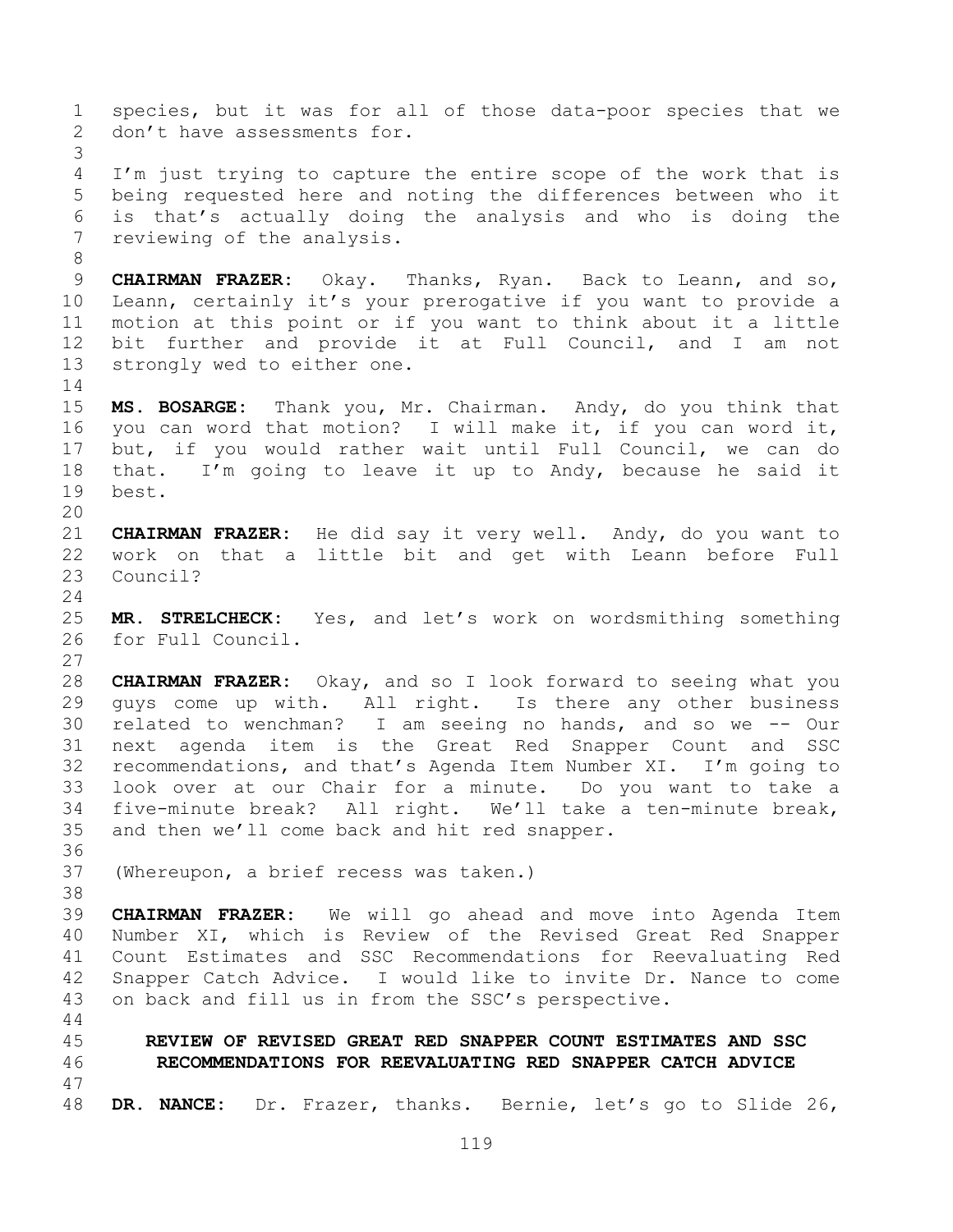species, but it was for all of those data-poor species that we don't have assessments for.

I'm just trying to capture the entire scope of the work that is being requested here and noting the differences between who it is that's actually doing the analysis and who is doing the reviewing of the analysis.

**CHAIRMAN FRAZER:** Okay. Thanks, Ryan. Back to Leann, and so, Leann, certainly it's your prerogative if you want to provide a motion at this point or if you want to think about it a little bit further and provide it at Full Council, and I am not strongly wed to either one.

**MS. BOSARGE:** Thank you, Mr. Chairman. Andy, do you think that you can word that motion? I will make it, if you can word it, but, if you would rather wait until Full Council, we can do that. I'm going to leave it up to Andy, because he said it best.

**CHAIRMAN FRAZER:** He did say it very well. Andy, do you want to work on that a little bit and get with Leann before Full Council?

**MR. STRELCHECK:** Yes, and let's work on wordsmithing something for Full Council.

**CHAIRMAN FRAZER:** Okay, and so I look forward to seeing what you guys come up with. All right. Is there any other business related to wenchman? I am seeing no hands, and so we -- Our next agenda item is the Great Red Snapper Count and SSC recommendations, and that's Agenda Item Number XI. I'm going to look over at our Chair for a minute. Do you want to take a five-minute break? All right. We'll take a ten-minute break, and then we'll come back and hit red snapper.

(Whereupon, a brief recess was taken.)

**CHAIRMAN FRAZER:** We will go ahead and move into Agenda Item Number XI, which is Review of the Revised Great Red Snapper Count Estimates and SSC Recommendations for Reevaluating Red Snapper Catch Advice. I would like to invite Dr. Nance to come on back and fill us in from the SSC's perspective.

## REVIEW OF REVISED GREAT RED SNAPPER COUNT ESTIMATES AND SSC RECOMMENDATIONS FOR REEVALUATING RED SNAPPER CATCH ADVICE

**DR. NANCE:** Dr. Frazer, thanks. Bernie, let's go to Slide 26,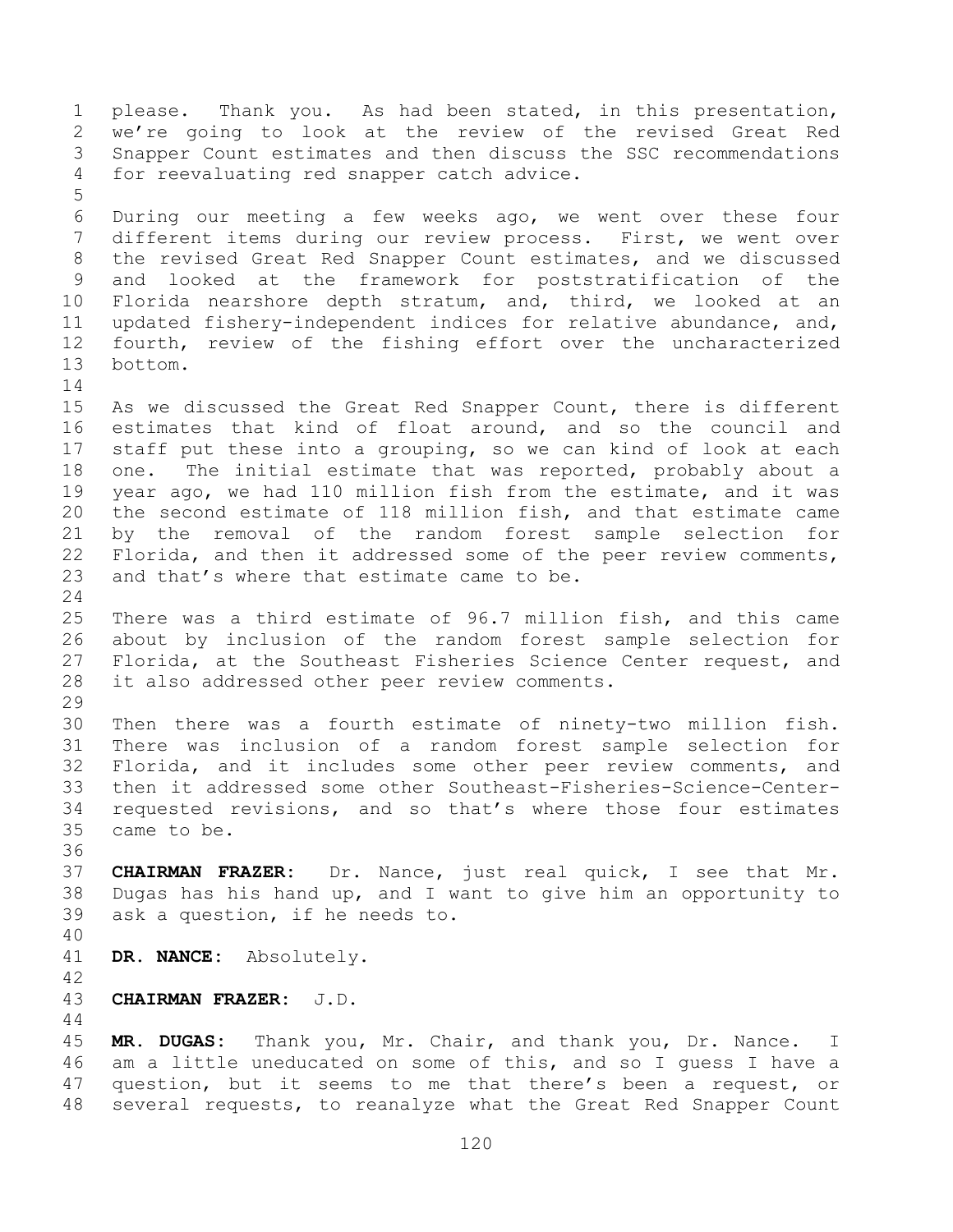please. Thank you. As had been stated, in this presentation, we're going to look at the review of the revised Great Red Snapper Count estimates and then discuss the SSC recommendations for reevaluating red snapper catch advice.

During our meeting a few weeks ago, we went over these four different items during our review process. First, we went over the revised Great Red Snapper Count estimates, and we discussed and looked at the framework for poststratification of the Florida nearshore depth stratum, and, third, we looked at an updated fishery-independent indices for relative abundance, and, fourth, review of the fishing effort over the uncharacterized bottom.

As we discussed the Great Red Snapper Count, there is different estimates that kind of float around, and so the council and staff put these into a grouping, so we can kind of look at each one. The initial estimate that was reported, probably about a year ago, we had 110 million fish from the estimate, and it was the second estimate of 118 million fish, and that estimate came by the removal of the random forest sample selection for Florida, and then it addressed some of the peer review comments, and that's where that estimate came to be.

There was a third estimate of 96.7 million fish, and this came about by inclusion of the random forest sample selection for Florida, at the Southeast Fisheries Science Center request, and it also addressed other peer review comments.

Then there was a fourth estimate of ninety-two million fish. There was inclusion of a random forest sample selection for Florida, and it includes some other peer review comments, and then it addressed some other Southeast-Fisheries-Science-Center-requested revisions, and so that's where those four estimates came to be.

**CHAIRMAN FRAZER:** Dr. Nance, just real quick, I see that Mr. Dugas has his hand up, and I want to give him an opportunity to ask a question, if he needs to.

**DR. NANCE:** Absolutely.

**CHAIRMAN FRAZER:** J.D.

**MR. DUGAS:** Thank you, Mr. Chair, and thank you, Dr. Nance. I am a little uneducated on some of this, and so I guess I have a question, but it seems to me that there's been a request, or several requests, to reanalyze what the Great Red Snapper Count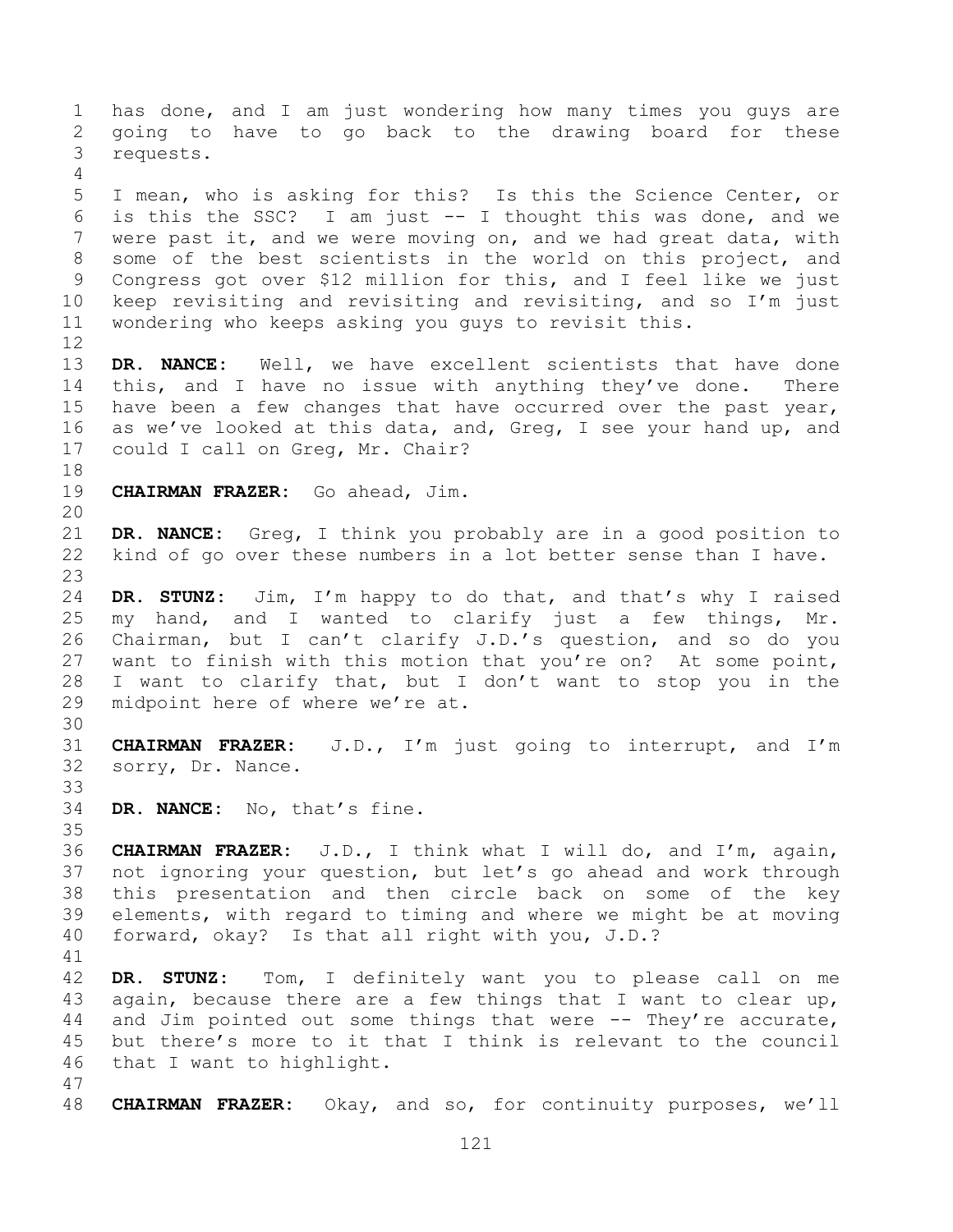has done, and I am just wondering how many times you guys are going to have to go back to the drawing board for these requests.

I mean, who is asking for this? Is this the Science Center, or is this the SSC? I am just -- I thought this was done, and we were past it, and we were moving on, and we had great data, with some of the best scientists in the world on this project, and Congress got over $12 million for this, and I feel like we just keep revisiting and revisiting and revisiting, and so I'm just wondering who keeps asking you guys to revisit this.

**DR. NANCE:** Well, we have excellent scientists that have done this, and I have no issue with anything they've done. There have been a few changes that have occurred over the past year, as we've looked at this data, and, Greg, I see your hand up, and could I call on Greg, Mr. Chair?

**CHAIRMAN FRAZER:** Go ahead, Jim.

**DR. NANCE:** Greg, I think you probably are in a good position to kind of go over these numbers in a lot better sense than I have.

**DR. STUNZ:** Jim, I'm happy to do that, and that's why I raised my hand, and I wanted to clarify just a few things, Mr. Chairman, but I can't clarify J.D.'s question, and so do you want to finish with this motion that you're on? At some point, I want to clarify that, but I don't want to stop you in the midpoint here of where we're at.

**CHAIRMAN FRAZER:** J.D., I'm just going to interrupt, and I'm sorry, Dr. Nance.

**DR. NANCE:** No, that's fine.

**CHAIRMAN FRAZER:** J.D., I think what I will do, and I'm, again, not ignoring your question, but let's go ahead and work through this presentation and then circle back on some of the key elements, with regard to timing and where we might be at moving forward, okay? Is that all right with you, J.D.?

**DR. STUNZ:** Tom, I definitely want you to please call on me again, because there are a few things that I want to clear up, and Jim pointed out some things that were -- They're accurate, but there's more to it that I think is relevant to the council that I want to highlight.

**CHAIRMAN FRAZER:** Okay, and so, for continuity purposes, we'll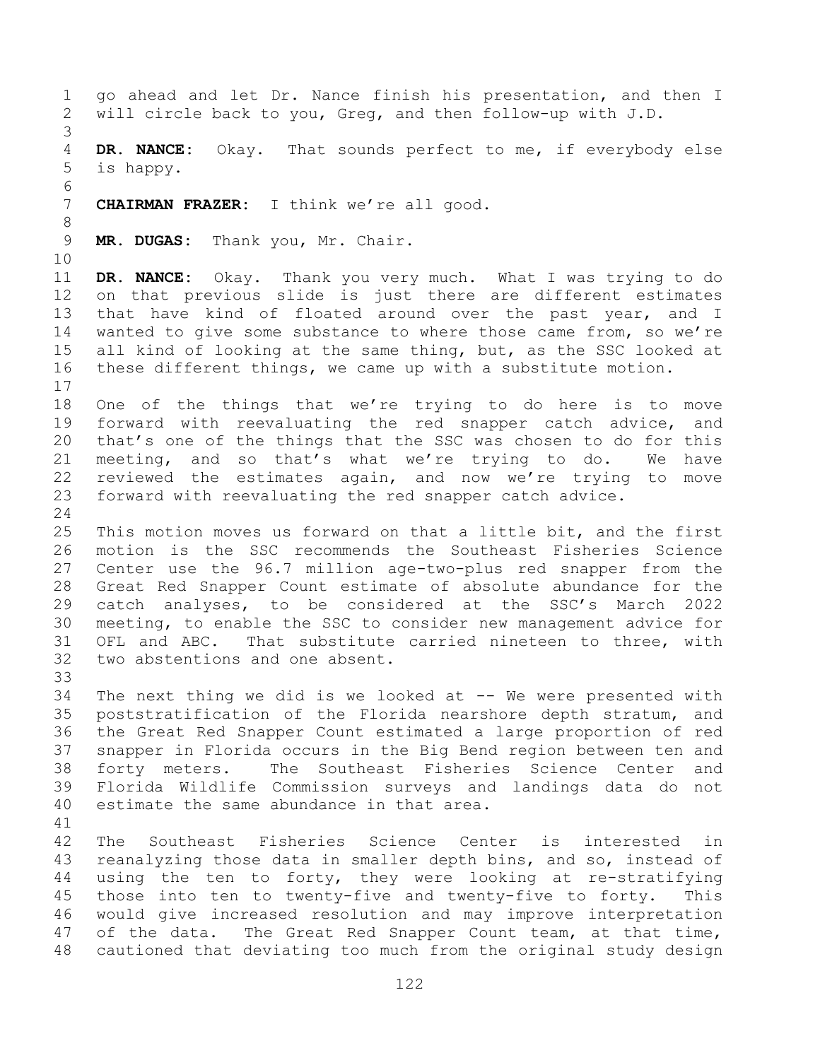go ahead and let Dr. Nance finish his presentation, and then I will circle back to you, Greg, and then follow-up with J.D.

**DR. NANCE:** Okay. That sounds perfect to me, if everybody else is happy.

**CHAIRMAN FRAZER:** I think we're all good.

**MR. DUGAS:** Thank you, Mr. Chair.

**DR. NANCE:** Okay. Thank you very much. What I was trying to do on that previous slide is just there are different estimates that have kind of floated around over the past year, and I wanted to give some substance to where those came from, so we're all kind of looking at the same thing, but, as the SSC looked at these different things, we came up with a substitute motion.

One of the things that we're trying to do here is to move forward with reevaluating the red snapper catch advice, and that's one of the things that the SSC was chosen to do for this meeting, and so that's what we're trying to do. We have reviewed the estimates again, and now we're trying to move forward with reevaluating the red snapper catch advice.

This motion moves us forward on that a little bit, and the first motion is the SSC recommends the Southeast Fisheries Science Center use the 96.7 million age-two-plus red snapper from the Great Red Snapper Count estimate of absolute abundance for the catch analyses, to be considered at the SSC's March 2022 meeting, to enable the SSC to consider new management advice for OFL and ABC. That substitute carried nineteen to three, with two abstentions and one absent.

The next thing we did is we looked at -- We were presented with poststratification of the Florida nearshore depth stratum, and the Great Red Snapper Count estimated a large proportion of red snapper in Florida occurs in the Big Bend region between ten and forty meters. The Southeast Fisheries Science Center and Florida Wildlife Commission surveys and landings data do not estimate the same abundance in that area.

The Southeast Fisheries Science Center is interested in reanalyzing those data in smaller depth bins, and so, instead of using the ten to forty, they were looking at re-stratifying those into ten to twenty-five and twenty-five to forty. This would give increased resolution and may improve interpretation of the data. The Great Red Snapper Count team, at that time, cautioned that deviating too much from the original study design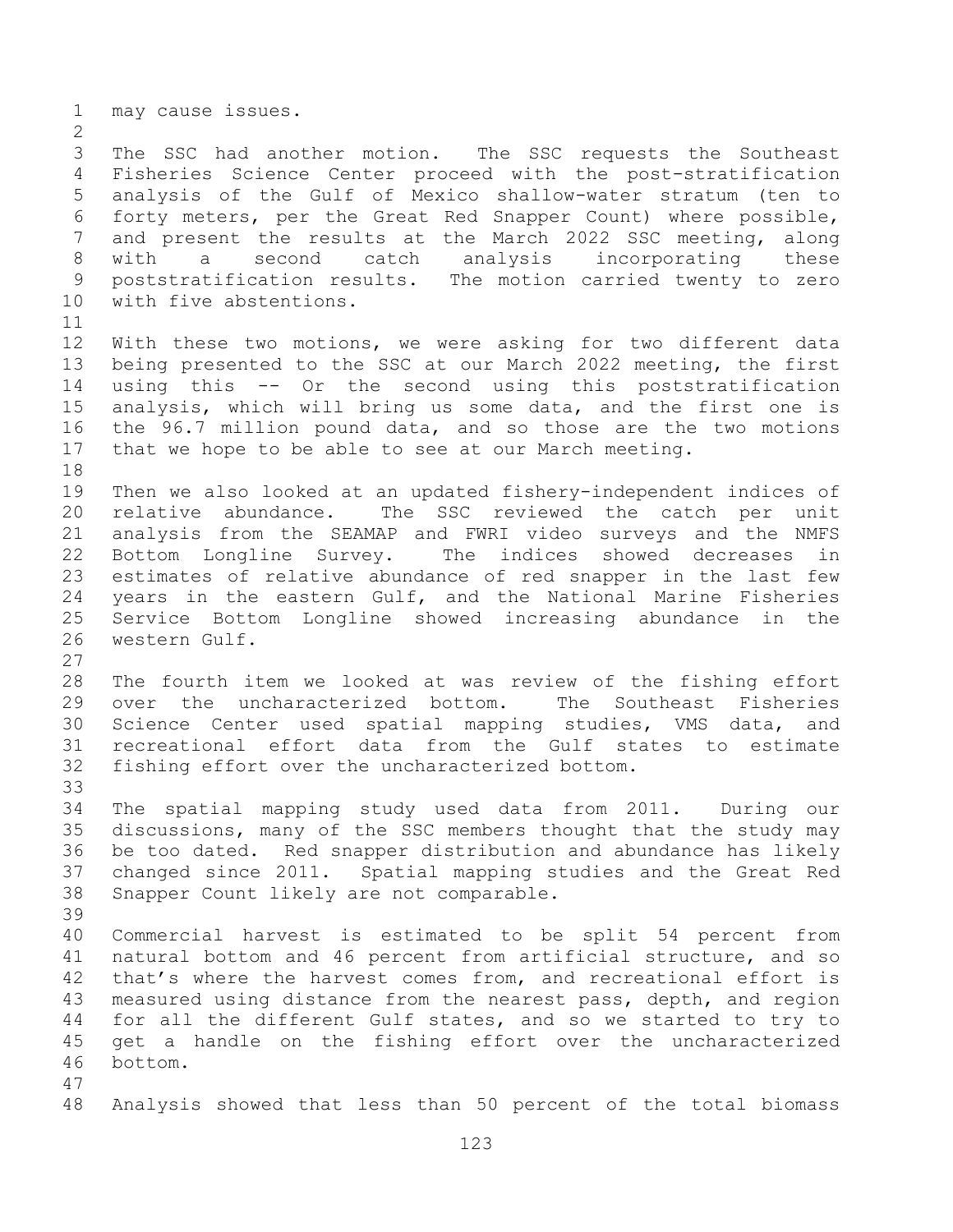may cause issues.

The SSC had another motion. The SSC requests the Southeast Fisheries Science Center proceed with the post-stratification analysis of the Gulf of Mexico shallow-water stratum (ten to forty meters, per the Great Red Snapper Count) where possible, and present the results at the March 2022 SSC meeting, along with a second catch analysis incorporating these poststratification results. The motion carried twenty to zero with five abstentions.

With these two motions, we were asking for two different data being presented to the SSC at our March 2022 meeting, the first using this -- Or the second using this poststratification analysis, which will bring us some data, and the first one is the 96.7 million pound data, and so those are the two motions that we hope to be able to see at our March meeting.

Then we also looked at an updated fishery-independent indices of relative abundance. The SSC reviewed the catch per unit analysis from the SEAMAP and FWRI video surveys and the NMFS Bottom Longline Survey. The indices showed decreases in estimates of relative abundance of red snapper in the last few years in the eastern Gulf, and the National Marine Fisheries Service Bottom Longline showed increasing abundance in the western Gulf.

The fourth item we looked at was review of the fishing effort over the uncharacterized bottom. The Southeast Fisheries Science Center used spatial mapping studies, VMS data, and recreational effort data from the Gulf states to estimate fishing effort over the uncharacterized bottom.

The spatial mapping study used data from 2011. During our discussions, many of the SSC members thought that the study may be too dated. Red snapper distribution and abundance has likely changed since 2011. Spatial mapping studies and the Great Red Snapper Count likely are not comparable.

Commercial harvest is estimated to be split 54 percent from natural bottom and 46 percent from artificial structure, and so that's where the harvest comes from, and recreational effort is measured using distance from the nearest pass, depth, and region for all the different Gulf states, and so we started to try to get a handle on the fishing effort over the uncharacterized bottom.

Analysis showed that less than 50 percent of the total biomass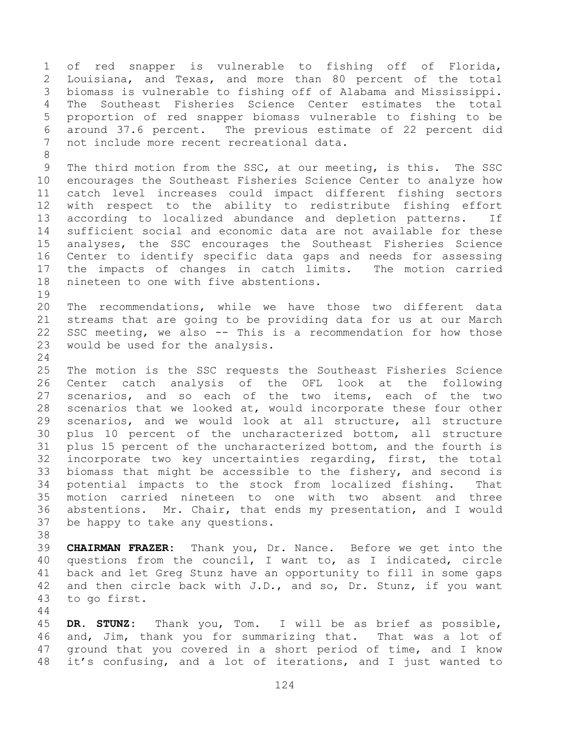of red snapper is vulnerable to fishing off of Florida, Louisiana, and Texas, and more than 80 percent of the total biomass is vulnerable to fishing off of Alabama and Mississippi. The Southeast Fisheries Science Center estimates the total proportion of red snapper biomass vulnerable to fishing to be around 37.6 percent. The previous estimate of 22 percent did not include more recent recreational data.

The third motion from the SSC, at our meeting, is this. The SSC encourages the Southeast Fisheries Science Center to analyze how catch level increases could impact different fishing sectors with respect to the ability to redistribute fishing effort according to localized abundance and depletion patterns. If sufficient social and economic data are not available for these analyses, the SSC encourages the Southeast Fisheries Science Center to identify specific data gaps and needs for assessing the impacts of changes in catch limits. The motion carried nineteen to one with five abstentions.

The recommendations, while we have those two different data streams that are going to be providing data for us at our March SSC meeting, we also -- This is a recommendation for how those would be used for the analysis.

The motion is the SSC requests the Southeast Fisheries Science Center catch analysis of the OFL look at the following scenarios, and so each of the two items, each of the two scenarios that we looked at, would incorporate these four other scenarios, and we would look at all structure, all structure plus 10 percent of the uncharacterized bottom, all structure plus 15 percent of the uncharacterized bottom, and the fourth is incorporate two key uncertainties regarding, first, the total biomass that might be accessible to the fishery, and second is potential impacts to the stock from localized fishing. That motion carried nineteen to one with two absent and three abstentions. Mr. Chair, that ends my presentation, and I would be happy to take any questions.

**CHAIRMAN FRAZER:** Thank you, Dr. Nance. Before we get into the questions from the council, I want to, as I indicated, circle back and let Greg Stunz have an opportunity to fill in some gaps and then circle back with J.D., and so, Dr. Stunz, if you want to go first.

**DR. STUNZ:** Thank you, Tom. I will be as brief as possible, and, Jim, thank you for summarizing that. That was a lot of ground that you covered in a short period of time, and I know it's confusing, and a lot of iterations, and I just wanted to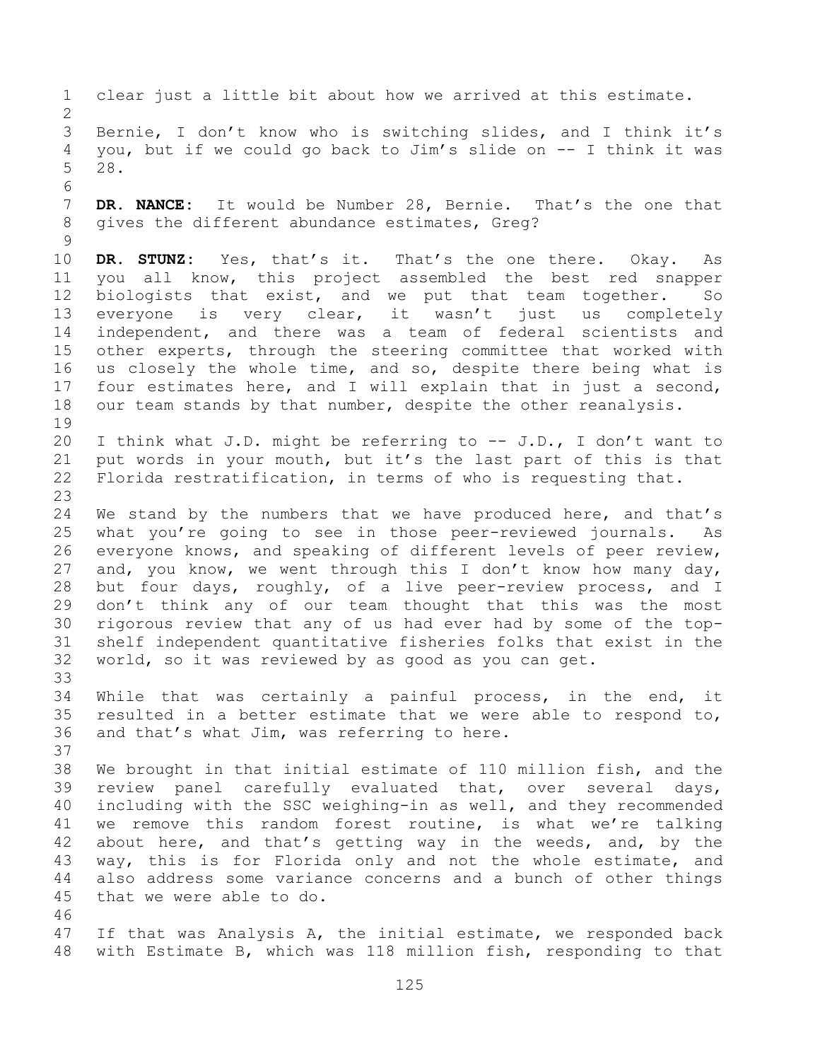clear just a little bit about how we arrived at this estimate.

Bernie, I don't know who is switching slides, and I think it's you, but if we could go back to Jim's slide on -- I think it was 28.

**DR. NANCE:** It would be Number 28, Bernie. That's the one that gives the different abundance estimates, Greg?

**DR. STUNZ:** Yes, that's it. That's the one there. Okay. As you all know, this project assembled the best red snapper biologists that exist, and we put that team together. So everyone is very clear, it wasn't just us completely independent, and there was a team of federal scientists and other experts, through the steering committee that worked with us closely the whole time, and so, despite there being what is four estimates here, and I will explain that in just a second, our team stands by that number, despite the other reanalysis.

I think what J.D. might be referring to -- J.D., I don't want to put words in your mouth, but it's the last part of this is that Florida restratification, in terms of who is requesting that.

We stand by the numbers that we have produced here, and that's what you're going to see in those peer-reviewed journals. As everyone knows, and speaking of different levels of peer review, and, you know, we went through this I don't know how many day, but four days, roughly, of a live peer-review process, and I don't think any of our team thought that this was the most rigorous review that any of us had ever had by some of the top-shelf independent quantitative fisheries folks that exist in the world, so it was reviewed by as good as you can get.

While that was certainly a painful process, in the end, it resulted in a better estimate that we were able to respond to, and that's what Jim, was referring to here.

We brought in that initial estimate of 110 million fish, and the review panel carefully evaluated that, over several days, including with the SSC weighing-in as well, and they recommended we remove this random forest routine, is what we're talking about here, and that's getting way in the weeds, and, by the way, this is for Florida only and not the whole estimate, and also address some variance concerns and a bunch of other things that we were able to do.

If that was Analysis A, the initial estimate, we responded back with Estimate B, which was 118 million fish, responding to that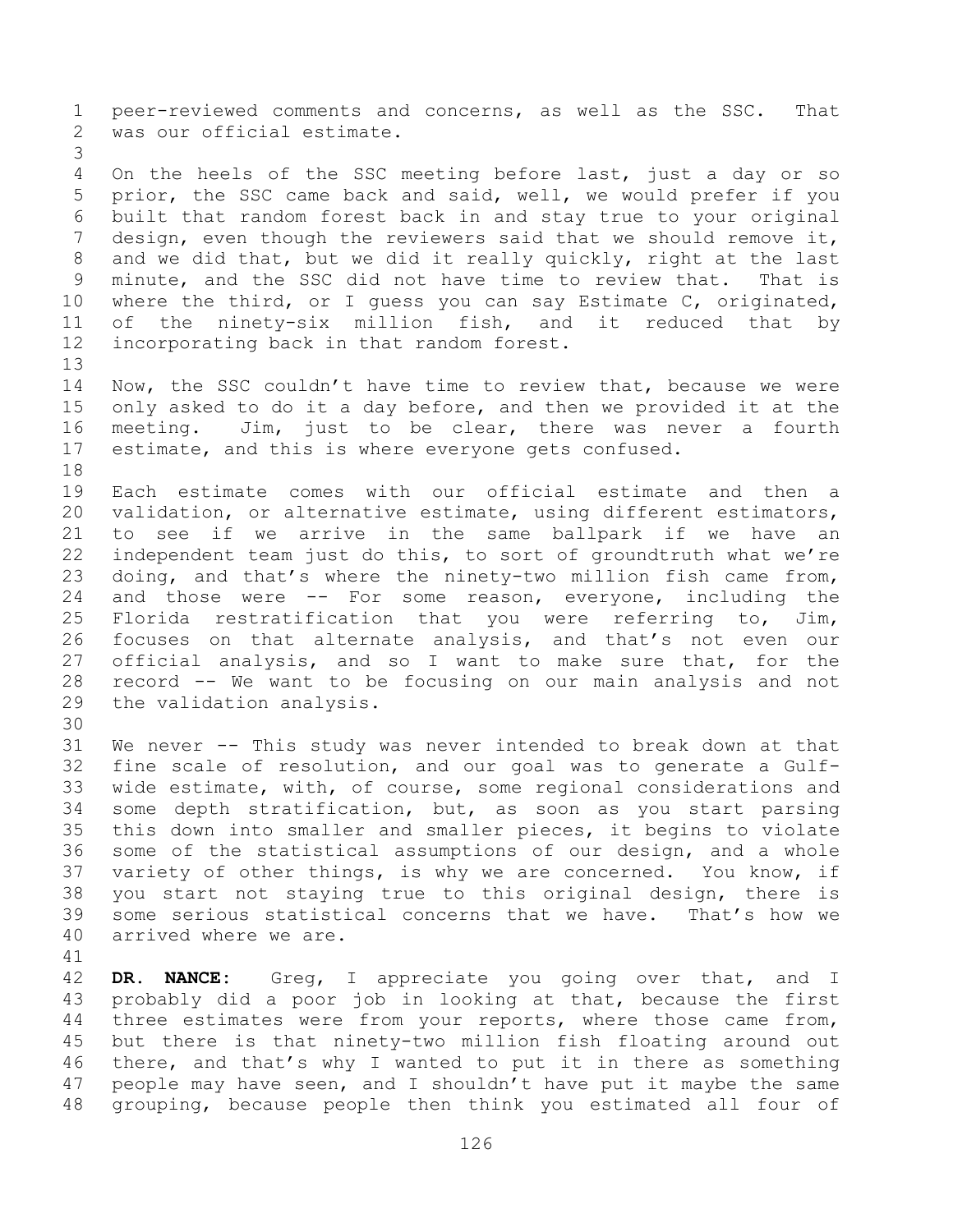peer-reviewed comments and concerns, as well as the SSC. That was our official estimate.

On the heels of the SSC meeting before last, just a day or so prior, the SSC came back and said, well, we would prefer if you built that random forest back in and stay true to your original design, even though the reviewers said that we should remove it, and we did that, but we did it really quickly, right at the last minute, and the SSC did not have time to review that. That is where the third, or I guess you can say Estimate C, originated, of the ninety-six million fish, and it reduced that by incorporating back in that random forest.

Now, the SSC couldn't have time to review that, because we were only asked to do it a day before, and then we provided it at the meeting. Jim, just to be clear, there was never a fourth estimate, and this is where everyone gets confused.

Each estimate comes with our official estimate and then a validation, or alternative estimate, using different estimators, to see if we arrive in the same ballpark if we have an independent team just do this, to sort of groundtruth what we're doing, and that's where the ninety-two million fish came from, and those were -- For some reason, everyone, including the Florida restratification that you were referring to, Jim, focuses on that alternate analysis, and that's not even our official analysis, and so I want to make sure that, for the record -- We want to be focusing on our main analysis and not the validation analysis.

We never -- This study was never intended to break down at that fine scale of resolution, and our goal was to generate a Gulf-wide estimate, with, of course, some regional considerations and some depth stratification, but, as soon as you start parsing this down into smaller and smaller pieces, it begins to violate some of the statistical assumptions of our design, and a whole variety of other things, is why we are concerned. You know, if you start not staying true to this original design, there is some serious statistical concerns that we have. That's how we arrived where we are.

**DR. NANCE:** Greg, I appreciate you going over that, and I probably did a poor job in looking at that, because the first three estimates were from your reports, where those came from, but there is that ninety-two million fish floating around out there, and that's why I wanted to put it in there as something people may have seen, and I shouldn't have put it maybe the same grouping, because people then think you estimated all four of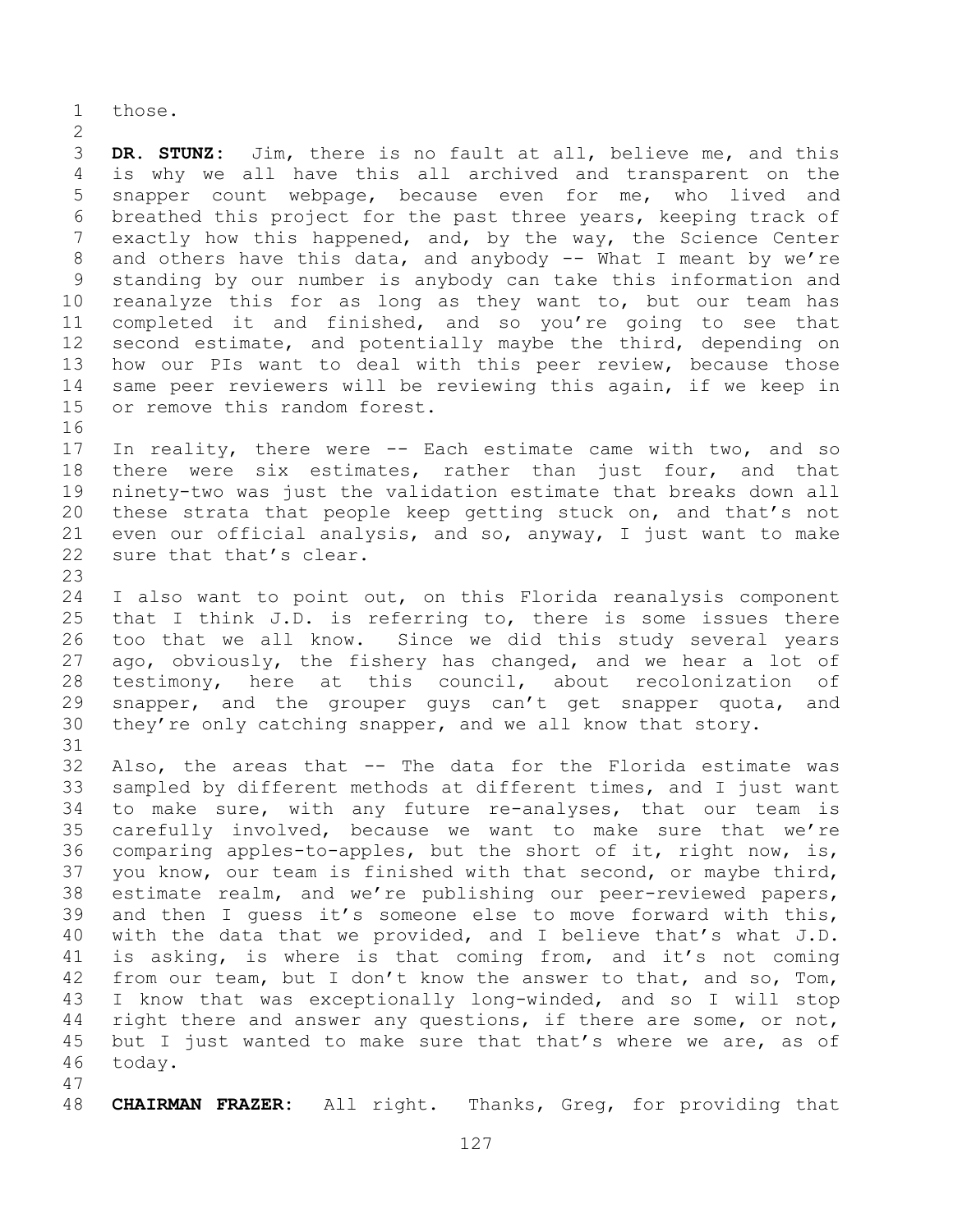those.

**DR. STUNZ:** Jim, there is no fault at all, believe me, and this is why we all have this all archived and transparent on the snapper count webpage, because even for me, who lived and breathed this project for the past three years, keeping track of exactly how this happened, and, by the way, the Science Center and others have this data, and anybody -- What I meant by we're standing by our number is anybody can take this information and reanalyze this for as long as they want to, but our team has completed it and finished, and so you're going to see that second estimate, and potentially maybe the third, depending on how our PIs want to deal with this peer review, because those same peer reviewers will be reviewing this again, if we keep in or remove this random forest.

In reality, there were -- Each estimate came with two, and so there were six estimates, rather than just four, and that ninety-two was just the validation estimate that breaks down all these strata that people keep getting stuck on, and that's not even our official analysis, and so, anyway, I just want to make sure that that's clear.

I also want to point out, on this Florida reanalysis component that I think J.D. is referring to, there is some issues there too that we all know. Since we did this study several years ago, obviously, the fishery has changed, and we hear a lot of testimony, here at this council, about recolonization of snapper, and the grouper guys can't get snapper quota, and they're only catching snapper, and we all know that story.

Also, the areas that -- The data for the Florida estimate was sampled by different methods at different times, and I just want to make sure, with any future re-analyses, that our team is carefully involved, because we want to make sure that we're comparing apples-to-apples, but the short of it, right now, is, you know, our team is finished with that second, or maybe third, estimate realm, and we're publishing our peer-reviewed papers, and then I guess it's someone else to move forward with this, with the data that we provided, and I believe that's what J.D. is asking, is where is that coming from, and it's not coming from our team, but I don't know the answer to that, and so, Tom, I know that was exceptionally long-winded, and so I will stop right there and answer any questions, if there are some, or not, but I just wanted to make sure that that's where we are, as of today.

**CHAIRMAN FRAZER:** All right. Thanks, Greg, for providing that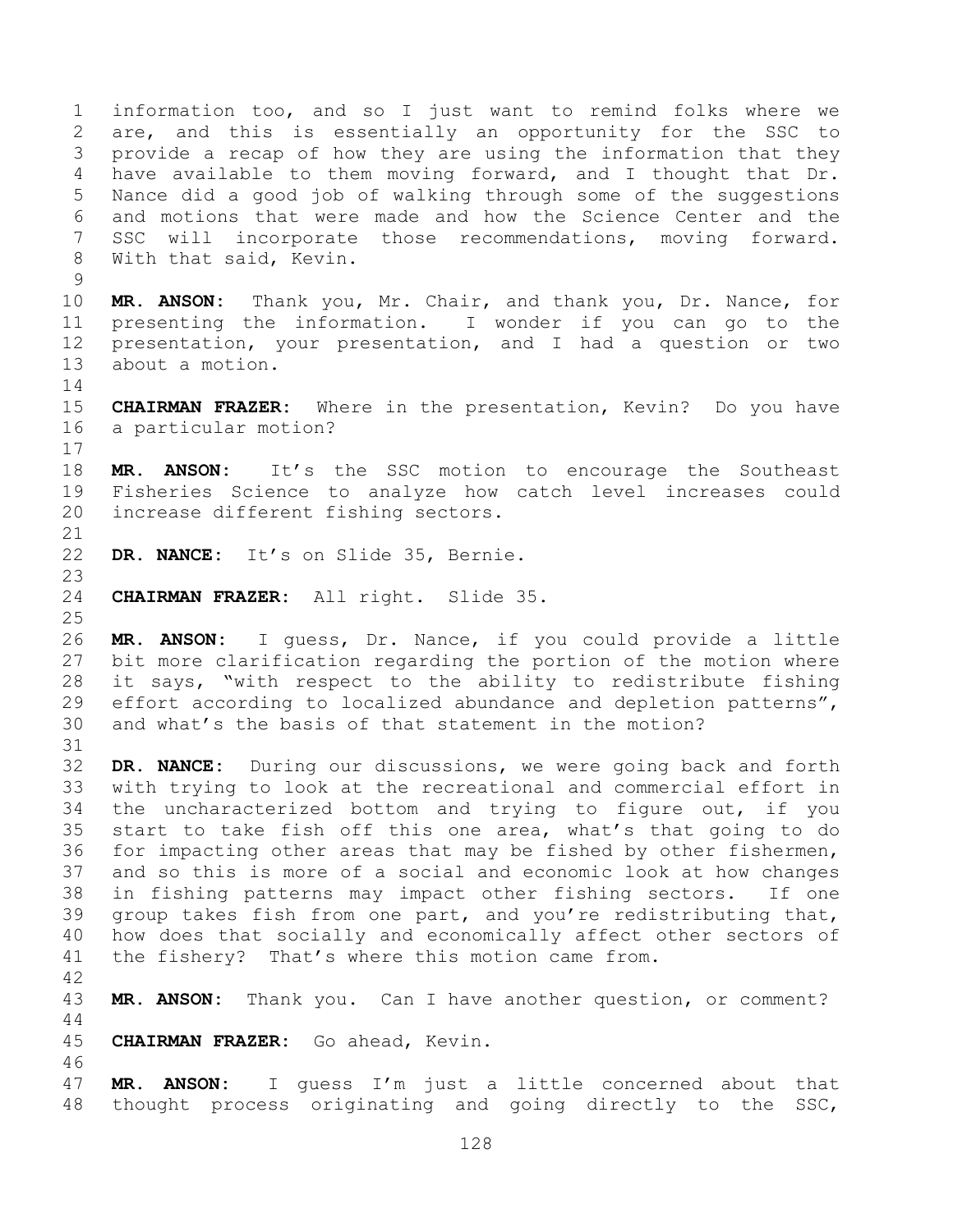information too, and so I just want to remind folks where we are, and this is essentially an opportunity for the SSC to provide a recap of how they are using the information that they have available to them moving forward, and I thought that Dr. Nance did a good job of walking through some of the suggestions and motions that were made and how the Science Center and the SSC will incorporate those recommendations, moving forward. With that said, Kevin.

**MR. ANSON:** Thank you, Mr. Chair, and thank you, Dr. Nance, for presenting the information. I wonder if you can go to the presentation, your presentation, and I had a question or two about a motion.

**CHAIRMAN FRAZER:** Where in the presentation, Kevin? Do you have a particular motion?

**MR. ANSON:** It's the SSC motion to encourage the Southeast Fisheries Science to analyze how catch level increases could increase different fishing sectors.

**DR. NANCE:** It's on Slide 35, Bernie.

**CHAIRMAN FRAZER:** All right. Slide 35.

**MR. ANSON:** I guess, Dr. Nance, if you could provide a little bit more clarification regarding the portion of the motion where it says, "with respect to the ability to redistribute fishing effort according to localized abundance and depletion patterns", and what's the basis of that statement in the motion?

**DR. NANCE:** During our discussions, we were going back and forth with trying to look at the recreational and commercial effort in the uncharacterized bottom and trying to figure out, if you start to take fish off this one area, what's that going to do for impacting other areas that may be fished by other fishermen, and so this is more of a social and economic look at how changes in fishing patterns may impact other fishing sectors. If one group takes fish from one part, and you're redistributing that, how does that socially and economically affect other sectors of the fishery? That's where this motion came from.

**MR. ANSON:** Thank you. Can I have another question, or comment?

**CHAIRMAN FRAZER:** Go ahead, Kevin.

**MR. ANSON:** I guess I'm just a little concerned about that thought process originating and going directly to the SSC,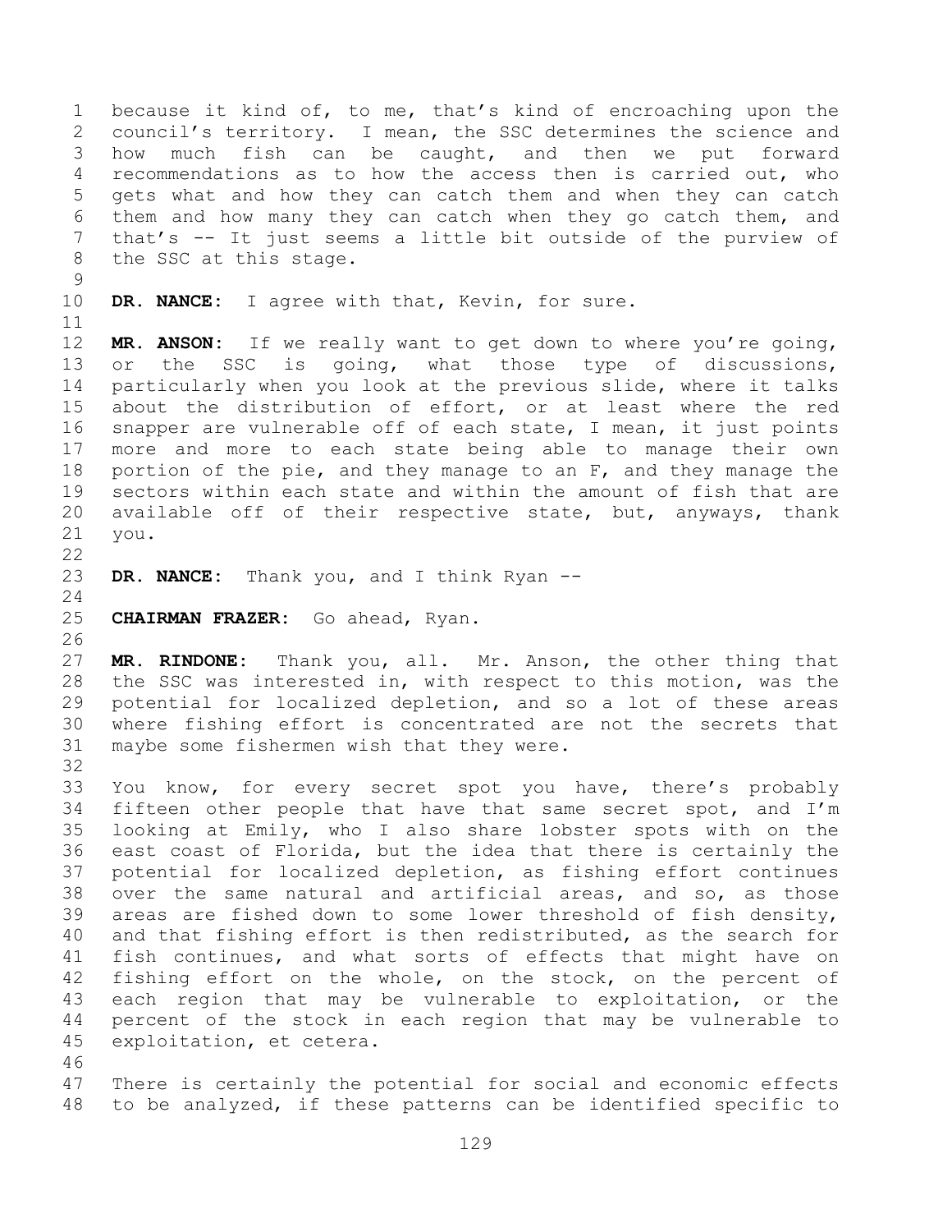because it kind of, to me, that's kind of encroaching upon the council's territory. I mean, the SSC determines the science and how much fish can be caught, and then we put forward recommendations as to how the access then is carried out, who gets what and how they can catch them and when they can catch them and how many they can catch when they go catch them, and that's -- It just seems a little bit outside of the purview of the SSC at this stage.

**DR. NANCE:** I agree with that, Kevin, for sure.

**MR. ANSON:** If we really want to get down to where you're going, or the SSC is going, what those type of discussions, particularly when you look at the previous slide, where it talks about the distribution of effort, or at least where the red snapper are vulnerable off of each state, I mean, it just points more and more to each state being able to manage their own portion of the pie, and they manage to an F, and they manage the sectors within each state and within the amount of fish that are available off of their respective state, but, anyways, thank you.

**DR. NANCE:** Thank you, and I think Ryan --

**CHAIRMAN FRAZER:** Go ahead, Ryan.

**MR. RINDONE:** Thank you, all. Mr. Anson, the other thing that the SSC was interested in, with respect to this motion, was the potential for localized depletion, and so a lot of these areas where fishing effort is concentrated are not the secrets that maybe some fishermen wish that they were.

You know, for every secret spot you have, there's probably fifteen other people that have that same secret spot, and I'm looking at Emily, who I also share lobster spots with on the east coast of Florida, but the idea that there is certainly the potential for localized depletion, as fishing effort continues over the same natural and artificial areas, and so, as those areas are fished down to some lower threshold of fish density, and that fishing effort is then redistributed, as the search for fish continues, and what sorts of effects that might have on fishing effort on the whole, on the stock, on the percent of each region that may be vulnerable to exploitation, or the percent of the stock in each region that may be vulnerable to exploitation, et cetera.

There is certainly the potential for social and economic effects to be analyzed, if these patterns can be identified specific to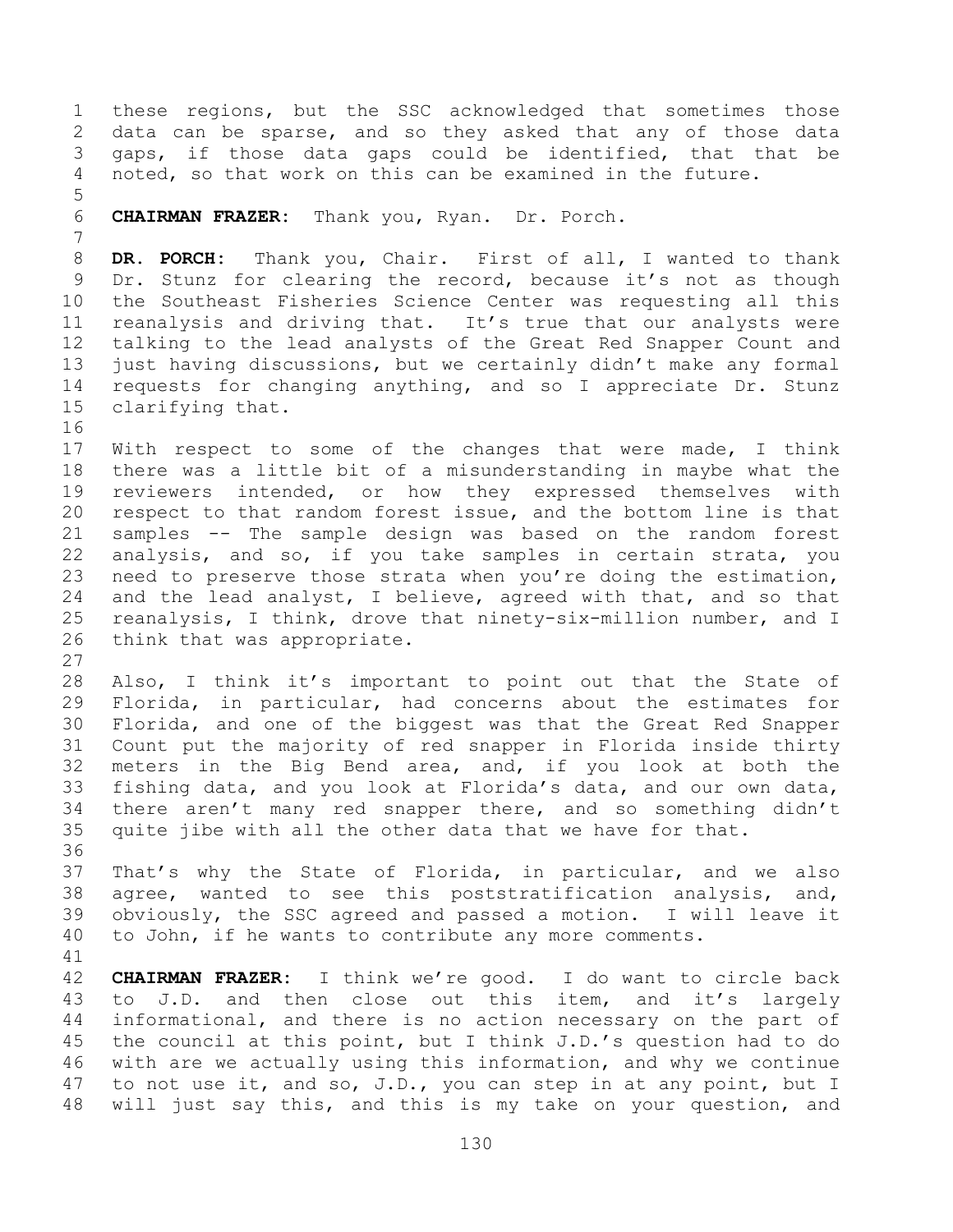these regions, but the SSC acknowledged that sometimes those data can be sparse, and so they asked that any of those data gaps, if those data gaps could be identified, that that be noted, so that work on this can be examined in the future.

**CHAIRMAN FRAZER:** Thank you, Ryan. Dr. Porch.

**DR. PORCH:** Thank you, Chair. First of all, I wanted to thank Dr. Stunz for clearing the record, because it's not as though the Southeast Fisheries Science Center was requesting all this reanalysis and driving that. It's true that our analysts were talking to the lead analysts of the Great Red Snapper Count and just having discussions, but we certainly didn't make any formal requests for changing anything, and so I appreciate Dr. Stunz clarifying that.

With respect to some of the changes that were made, I think there was a little bit of a misunderstanding in maybe what the reviewers intended, or how they expressed themselves with respect to that random forest issue, and the bottom line is that samples -- The sample design was based on the random forest analysis, and so, if you take samples in certain strata, you need to preserve those strata when you're doing the estimation, and the lead analyst, I believe, agreed with that, and so that reanalysis, I think, drove that ninety-six-million number, and I think that was appropriate.

Also, I think it's important to point out that the State of Florida, in particular, had concerns about the estimates for Florida, and one of the biggest was that the Great Red Snapper Count put the majority of red snapper in Florida inside thirty meters in the Big Bend area, and, if you look at both the fishing data, and you look at Florida's data, and our own data, there aren't many red snapper there, and so something didn't quite jibe with all the other data that we have for that.

That's why the State of Florida, in particular, and we also agree, wanted to see this poststratification analysis, and, obviously, the SSC agreed and passed a motion. I will leave it to John, if he wants to contribute any more comments.

**CHAIRMAN FRAZER:** I think we're good. I do want to circle back to J.D. and then close out this item, and it's largely informational, and there is no action necessary on the part of the council at this point, but I think J.D.'s question had to do with are we actually using this information, and why we continue to not use it, and so, J.D., you can step in at any point, but I will just say this, and this is my take on your question, and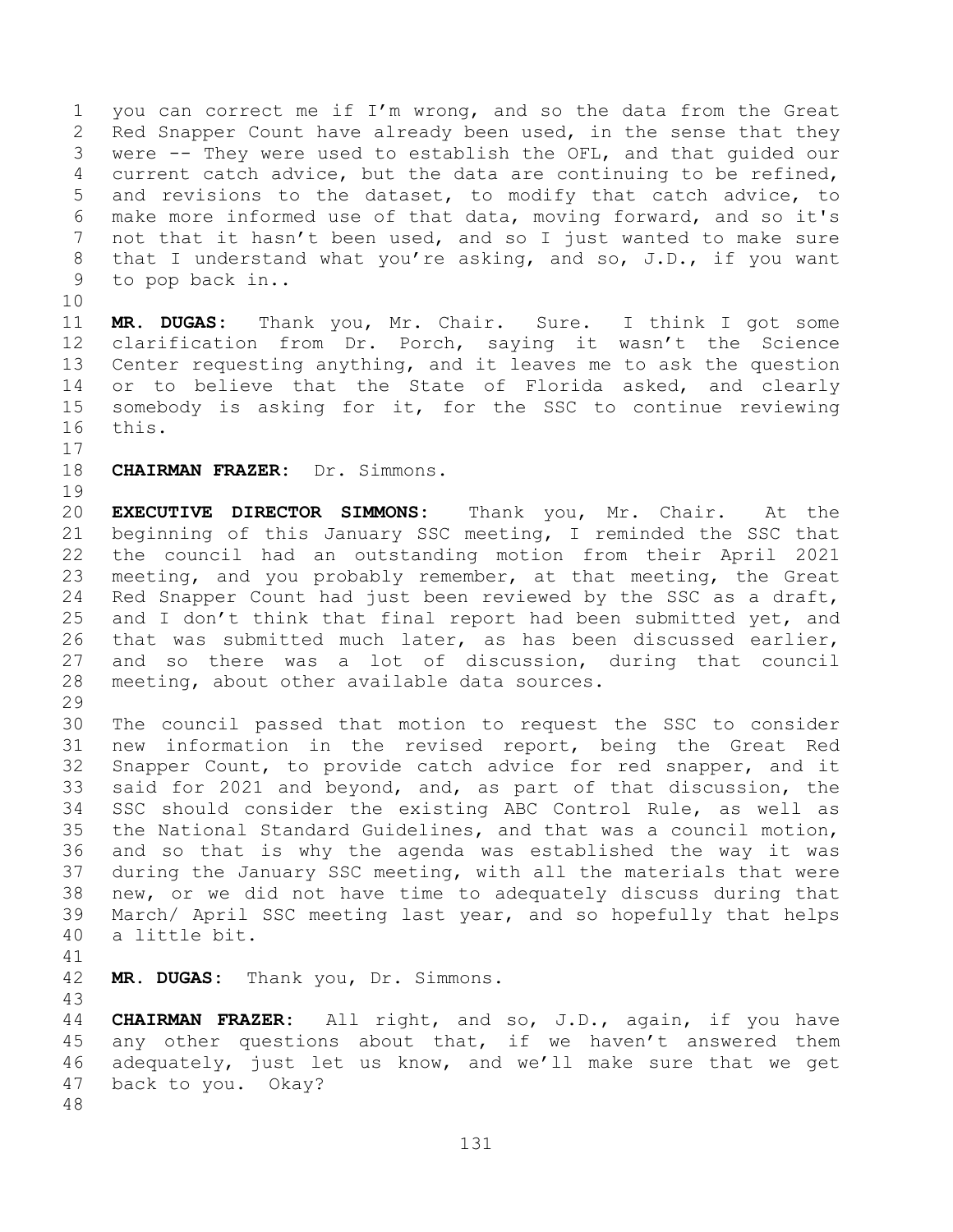you can correct me if I'm wrong, and so the data from the Great Red Snapper Count have already been used, in the sense that they were -- They were used to establish the OFL, and that guided our current catch advice, but the data are continuing to be refined, and revisions to the dataset, to modify that catch advice, to make more informed use of that data, moving forward, and so it's not that it hasn't been used, and so I just wanted to make sure that I understand what you're asking, and so, J.D., if you want to pop back in..

**MR. DUGAS:** Thank you, Mr. Chair. Sure. I think I got some clarification from Dr. Porch, saying it wasn't the Science Center requesting anything, and it leaves me to ask the question or to believe that the State of Florida asked, and clearly somebody is asking for it, for the SSC to continue reviewing this.

**CHAIRMAN FRAZER:** Dr. Simmons.

**EXECUTIVE DIRECTOR SIMMONS:** Thank you, Mr. Chair. At the beginning of this January SSC meeting, I reminded the SSC that the council had an outstanding motion from their April 2021 meeting, and you probably remember, at that meeting, the Great Red Snapper Count had just been reviewed by the SSC as a draft, and I don't think that final report had been submitted yet, and that was submitted much later, as has been discussed earlier, and so there was a lot of discussion, during that council meeting, about other available data sources.

The council passed that motion to request the SSC to consider new information in the revised report, being the Great Red Snapper Count, to provide catch advice for red snapper, and it said for 2021 and beyond, and, as part of that discussion, the SSC should consider the existing ABC Control Rule, as well as the National Standard Guidelines, and that was a council motion, and so that is why the agenda was established the way it was during the January SSC meeting, with all the materials that were new, or we did not have time to adequately discuss during that March/ April SSC meeting last year, and so hopefully that helps a little bit.

**MR. DUGAS:** Thank you, Dr. Simmons.

**CHAIRMAN FRAZER:** All right, and so, J.D., again, if you have any other questions about that, if we haven't answered them adequately, just let us know, and we'll make sure that we get back to you. Okay?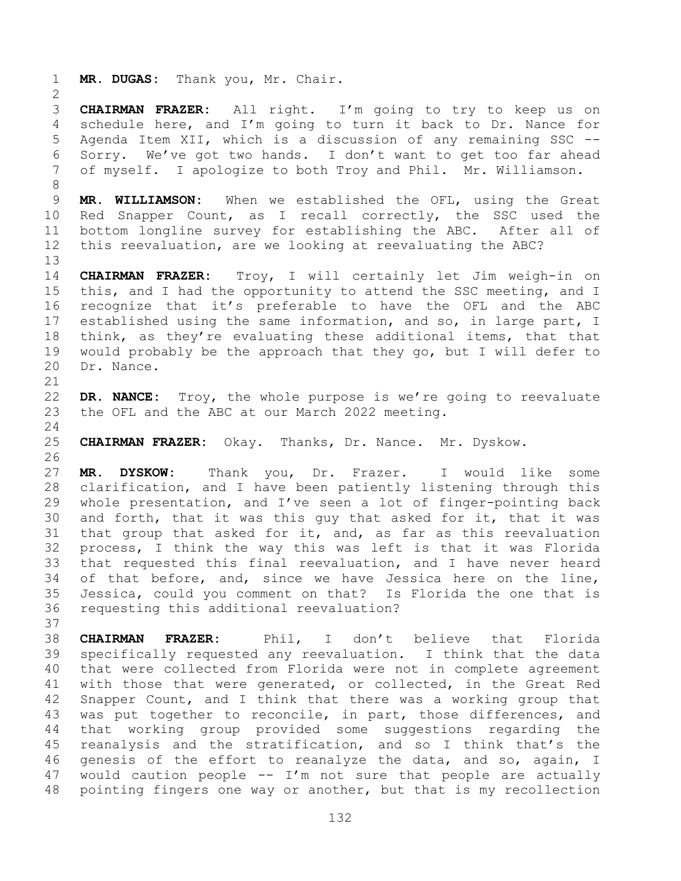**MR. DUGAS:** Thank you, Mr. Chair.

**CHAIRMAN FRAZER:** All right. I'm going to try to keep us on schedule here, and I'm going to turn it back to Dr. Nance for Agenda Item XII, which is a discussion of any remaining SSC -- Sorry. We've got two hands. I don't want to get too far ahead of myself. I apologize to both Troy and Phil. Mr. Williamson.

**MR. WILLIAMSON:** When we established the OFL, using the Great Red Snapper Count, as I recall correctly, the SSC used the bottom longline survey for establishing the ABC. After all of this reevaluation, are we looking at reevaluating the ABC?

**CHAIRMAN FRAZER:** Troy, I will certainly let Jim weigh-in on this, and I had the opportunity to attend the SSC meeting, and I recognize that it's preferable to have the OFL and the ABC established using the same information, and so, in large part, I think, as they're evaluating these additional items, that that would probably be the approach that they go, but I will defer to Dr. Nance.

**DR. NANCE:** Troy, the whole purpose is we're going to reevaluate the OFL and the ABC at our March 2022 meeting.

**CHAIRMAN FRAZER:** Okay. Thanks, Dr. Nance. Mr. Dyskow.

**MR. DYSKOW:** Thank you, Dr. Frazer. I would like some clarification, and I have been patiently listening through this whole presentation, and I've seen a lot of finger-pointing back and forth, that it was this guy that asked for it, that it was that group that asked for it, and, as far as this reevaluation process, I think the way this was left is that it was Florida that requested this final reevaluation, and I have never heard of that before, and, since we have Jessica here on the line, Jessica, could you comment on that? Is Florida the one that is requesting this additional reevaluation?

**CHAIRMAN FRAZER:** Phil, I don't believe that Florida specifically requested any reevaluation. I think that the data that were collected from Florida were not in complete agreement with those that were generated, or collected, in the Great Red Snapper Count, and I think that there was a working group that was put together to reconcile, in part, those differences, and that working group provided some suggestions regarding the reanalysis and the stratification, and so I think that's the genesis of the effort to reanalyze the data, and so, again, I would caution people -- I'm not sure that people are actually pointing fingers one way or another, but that is my recollection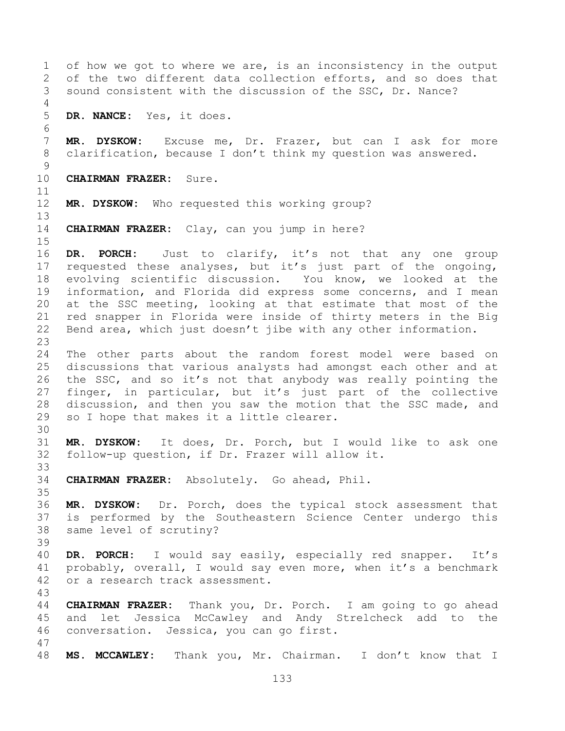of how we got to where we are, is an inconsistency in the output of the two different data collection efforts, and so does that sound consistent with the discussion of the SSC, Dr. Nance?

**DR. NANCE:** Yes, it does.

**MR. DYSKOW:** Excuse me, Dr. Frazer, but can I ask for more clarification, because I don't think my question was answered.

**CHAIRMAN FRAZER:** Sure.

**MR. DYSKOW:** Who requested this working group?

**CHAIRMAN FRAZER:** Clay, can you jump in here?

**DR. PORCH:** Just to clarify, it's not that any one group requested these analyses, but it's just part of the ongoing, evolving scientific discussion. You know, we looked at the information, and Florida did express some concerns, and I mean at the SSC meeting, looking at that estimate that most of the red snapper in Florida were inside of thirty meters in the Big Bend area, which just doesn't jibe with any other information.

The other parts about the random forest model were based on discussions that various analysts had amongst each other and at the SSC, and so it's not that anybody was really pointing the finger, in particular, but it's just part of the collective discussion, and then you saw the motion that the SSC made, and so I hope that makes it a little clearer.

**MR. DYSKOW:** It does, Dr. Porch, but I would like to ask one follow-up question, if Dr. Frazer will allow it.

**CHAIRMAN FRAZER:** Absolutely. Go ahead, Phil.

**MR. DYSKOW:** Dr. Porch, does the typical stock assessment that is performed by the Southeastern Science Center undergo this same level of scrutiny?

**DR. PORCH:** I would say easily, especially red snapper. It's probably, overall, I would say even more, when it's a benchmark or a research track assessment.

**CHAIRMAN FRAZER:** Thank you, Dr. Porch. I am going to go ahead and let Jessica McCawley and Andy Strelcheck add to the conversation. Jessica, you can go first.

**MS. MCCAWLEY:** Thank you, Mr. Chairman. I don't know that I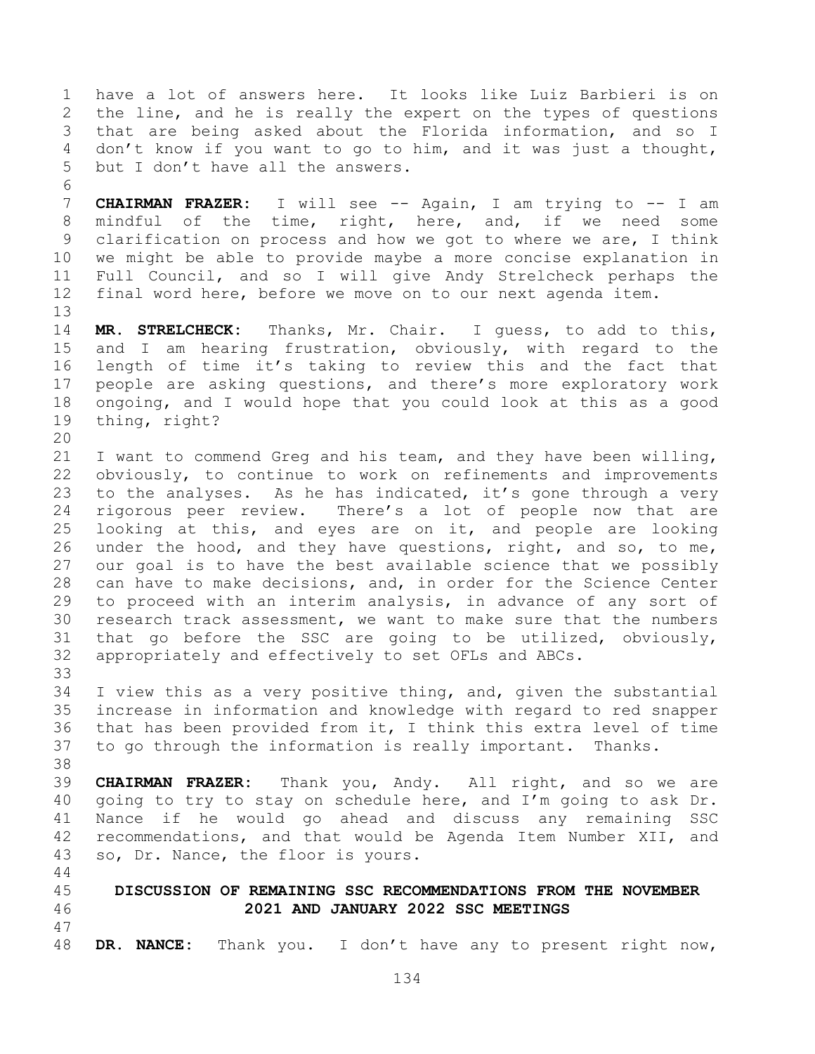have a lot of answers here. It looks like Luiz Barbieri is on the line, and he is really the expert on the types of questions that are being asked about the Florida information, and so I don't know if you want to go to him, and it was just a thought, but I don't have all the answers.

**CHAIRMAN FRAZER:** I will see -- Again, I am trying to -- I am mindful of the time, right, here, and, if we need some clarification on process and how we got to where we are, I think we might be able to provide maybe a more concise explanation in Full Council, and so I will give Andy Strelcheck perhaps the final word here, before we move on to our next agenda item.

**MR. STRELCHECK:** Thanks, Mr. Chair. I guess, to add to this, and I am hearing frustration, obviously, with regard to the length of time it's taking to review this and the fact that people are asking questions, and there's more exploratory work ongoing, and I would hope that you could look at this as a good thing, right?

I want to commend Greg and his team, and they have been willing, obviously, to continue to work on refinements and improvements to the analyses. As he has indicated, it's gone through a very rigorous peer review. There's a lot of people now that are looking at this, and eyes are on it, and people are looking under the hood, and they have questions, right, and so, to me, our goal is to have the best available science that we possibly can have to make decisions, and, in order for the Science Center to proceed with an interim analysis, in advance of any sort of research track assessment, we want to make sure that the numbers that go before the SSC are going to be utilized, obviously, appropriately and effectively to set OFLs and ABCs.

I view this as a very positive thing, and, given the substantial increase in information and knowledge with regard to red snapper that has been provided from it, I think this extra level of time to go through the information is really important. Thanks.

**CHAIRMAN FRAZER:** Thank you, Andy. All right, and so we are going to try to stay on schedule here, and I'm going to ask Dr. Nance if he would go ahead and discuss any remaining SSC recommendations, and that would be Agenda Item Number XII, and so, Dr. Nance, the floor is yours.

## DISCUSSION OF REMAINING SSC RECOMMENDATIONS FROM THE NOVEMBER 2021 AND JANUARY 2022 SSC MEETINGS

**DR. NANCE:** Thank you. I don't have any to present right now,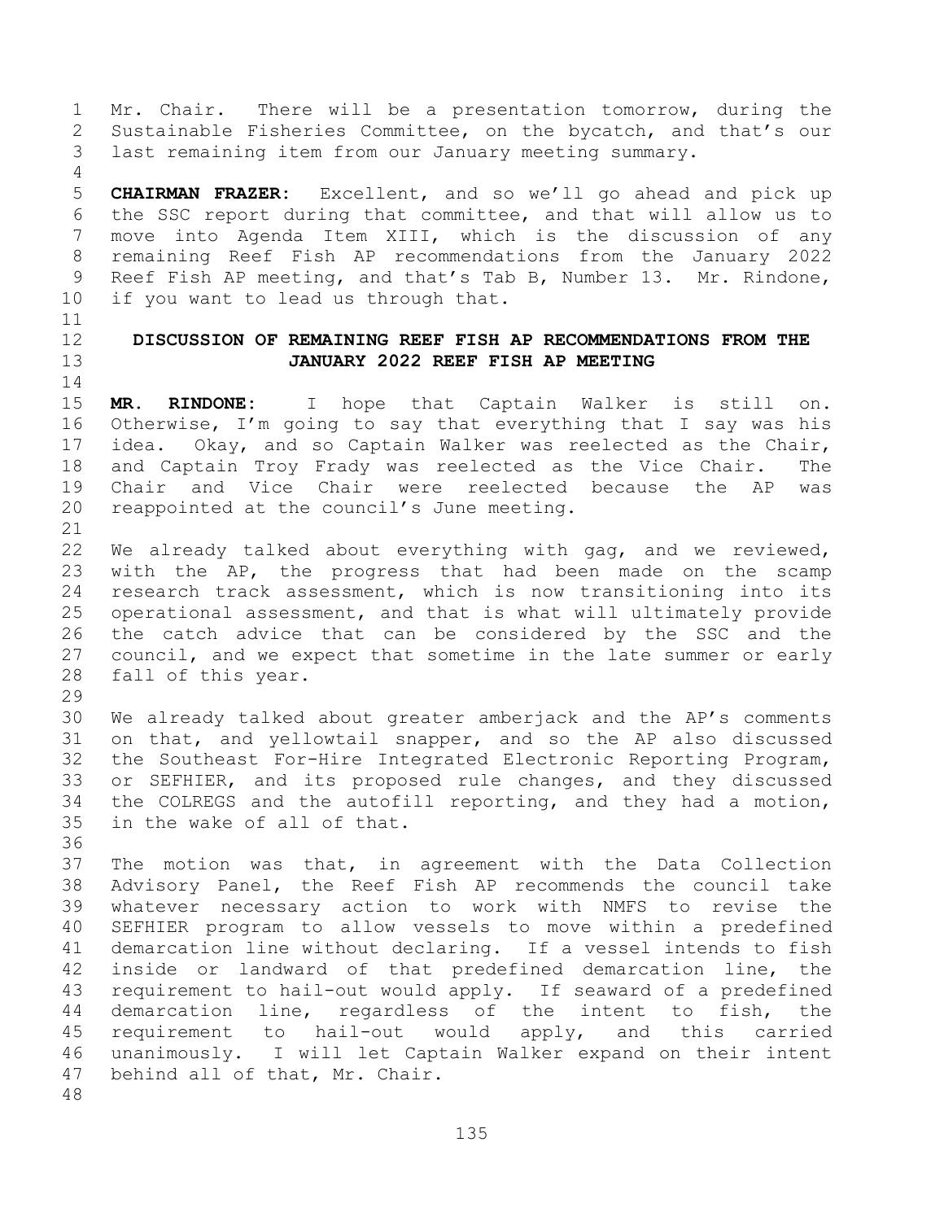Mr. Chair. There will be a presentation tomorrow, during the Sustainable Fisheries Committee, on the bycatch, and that's our last remaining item from our January meeting summary.

**CHAIRMAN FRAZER:** Excellent, and so we'll go ahead and pick up the SSC report during that committee, and that will allow us to move into Agenda Item XIII, which is the discussion of any remaining Reef Fish AP recommendations from the January 2022 Reef Fish AP meeting, and that's Tab B, Number 13. Mr. Rindone, if you want to lead us through that.

## DISCUSSION OF REMAINING REEF FISH AP RECOMMENDATIONS FROM THE JANUARY 2022 REEF FISH AP MEETING

**MR. RINDONE:** I hope that Captain Walker is still on. Otherwise, I'm going to say that everything that I say was his idea. Okay, and so Captain Walker was reelected as the Chair, and Captain Troy Frady was reelected as the Vice Chair. The Chair and Vice Chair were reelected because the AP was reappointed at the council's June meeting.

We already talked about everything with gag, and we reviewed, with the AP, the progress that had been made on the scamp research track assessment, which is now transitioning into its operational assessment, and that is what will ultimately provide the catch advice that can be considered by the SSC and the council, and we expect that sometime in the late summer or early fall of this year.

We already talked about greater amberjack and the AP's comments on that, and yellowtail snapper, and so the AP also discussed the Southeast For-Hire Integrated Electronic Reporting Program, or SEFHIER, and its proposed rule changes, and they discussed the COLREGS and the autofill reporting, and they had a motion, in the wake of all of that.

The motion was that, in agreement with the Data Collection Advisory Panel, the Reef Fish AP recommends the council take whatever necessary action to work with NMFS to revise the SEFHIER program to allow vessels to move within a predefined demarcation line without declaring. If a vessel intends to fish inside or landward of that predefined demarcation line, the requirement to hail-out would apply. If seaward of a predefined demarcation line, regardless of the intent to fish, the requirement to hail-out would apply, and this carried unanimously. I will let Captain Walker expand on their intent behind all of that, Mr. Chair.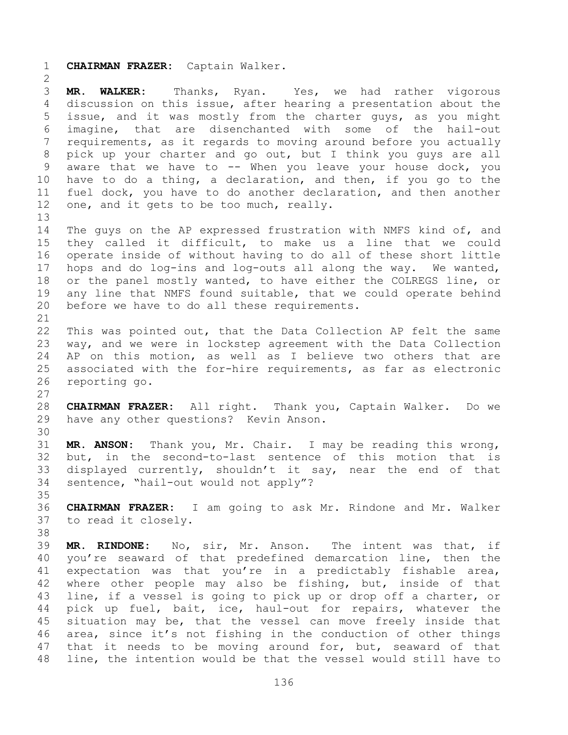**CHAIRMAN FRAZER:** Captain Walker.

**MR. WALKER:** Thanks, Ryan. Yes, we had rather vigorous discussion on this issue, after hearing a presentation about the issue, and it was mostly from the charter guys, as you might imagine, that are disenchanted with some of the hail-out requirements, as it regards to moving around before you actually pick up your charter and go out, but I think you guys are all aware that we have to -- When you leave your house dock, you have to do a thing, a declaration, and then, if you go to the fuel dock, you have to do another declaration, and then another one, and it gets to be too much, really.

The guys on the AP expressed frustration with NMFS kind of, and they called it difficult, to make us a line that we could operate inside of without having to do all of these short little hops and do log-ins and log-outs all along the way. We wanted, or the panel mostly wanted, to have either the COLREGS line, or any line that NMFS found suitable, that we could operate behind before we have to do all these requirements.

This was pointed out, that the Data Collection AP felt the same way, and we were in lockstep agreement with the Data Collection AP on this motion, as well as I believe two others that are associated with the for-hire requirements, as far as electronic reporting go.

**CHAIRMAN FRAZER:** All right. Thank you, Captain Walker. Do we have any other questions? Kevin Anson.

**MR. ANSON:** Thank you, Mr. Chair. I may be reading this wrong, but, in the second-to-last sentence of this motion that is displayed currently, shouldn't it say, near the end of that sentence, "hail-out would not apply"?

**CHAIRMAN FRAZER:** I am going to ask Mr. Rindone and Mr. Walker to read it closely.

**MR. RINDONE:** No, sir, Mr. Anson. The intent was that, if you're seaward of that predefined demarcation line, then the expectation was that you're in a predictably fishable area, where other people may also be fishing, but, inside of that line, if a vessel is going to pick up or drop off a charter, or pick up fuel, bait, ice, haul-out for repairs, whatever the situation may be, that the vessel can move freely inside that area, since it's not fishing in the conduction of other things that it needs to be moving around for, but, seaward of that line, the intention would be that the vessel would still have to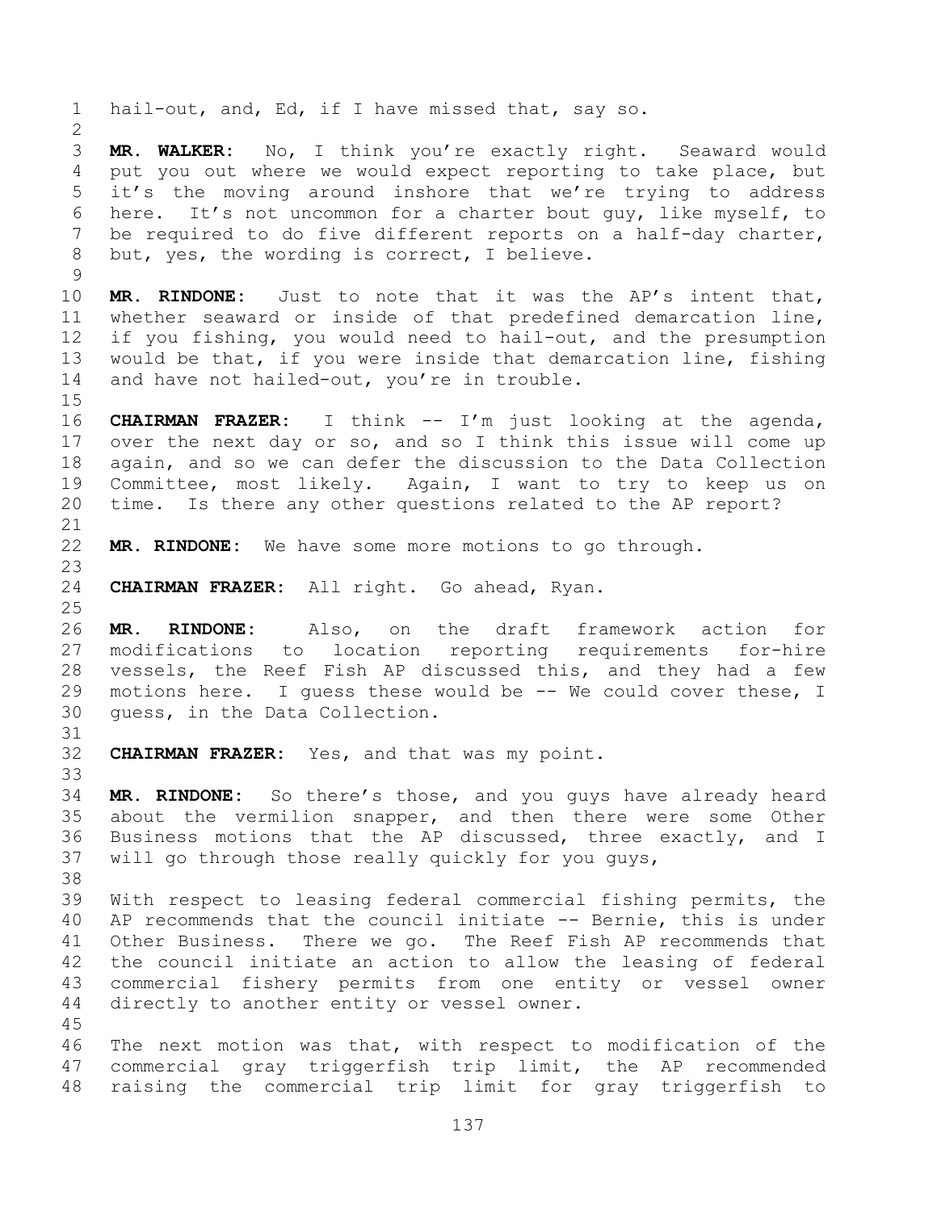hail-out, and, Ed, if I have missed that, say so.

**MR. WALKER:** No, I think you're exactly right. Seaward would put you out where we would expect reporting to take place, but it's the moving around inshore that we're trying to address here. It's not uncommon for a charter bout guy, like myself, to be required to do five different reports on a half-day charter, but, yes, the wording is correct, I believe.

**MR. RINDONE:** Just to note that it was the AP's intent that, whether seaward or inside of that predefined demarcation line, if you fishing, you would need to hail-out, and the presumption would be that, if you were inside that demarcation line, fishing and have not hailed-out, you're in trouble.

**CHAIRMAN FRAZER:** I think -- I'm just looking at the agenda, over the next day or so, and so I think this issue will come up again, and so we can defer the discussion to the Data Collection Committee, most likely. Again, I want to try to keep us on time. Is there any other questions related to the AP report?

**MR. RINDONE:** We have some more motions to go through.

**CHAIRMAN FRAZER:** All right. Go ahead, Ryan.

**MR. RINDONE:** Also, on the draft framework action for modifications to location reporting requirements for-hire vessels, the Reef Fish AP discussed this, and they had a few motions here. I guess these would be -- We could cover these, I guess, in the Data Collection.

**CHAIRMAN FRAZER:** Yes, and that was my point.

**MR. RINDONE:** So there's those, and you guys have already heard about the vermilion snapper, and then there were some Other Business motions that the AP discussed, three exactly, and I will go through those really quickly for you guys,

With respect to leasing federal commercial fishing permits, the AP recommends that the council initiate -- Bernie, this is under Other Business. There we go. The Reef Fish AP recommends that the council initiate an action to allow the leasing of federal commercial fishery permits from one entity or vessel owner directly to another entity or vessel owner.

The next motion was that, with respect to modification of the commercial gray triggerfish trip limit, the AP recommended raising the commercial trip limit for gray triggerfish to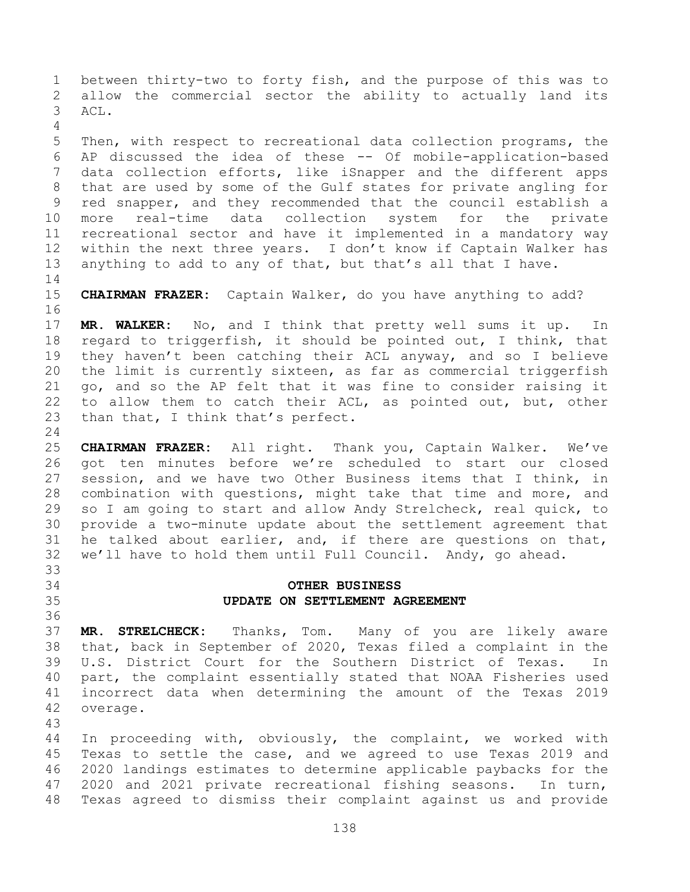between thirty-two to forty fish, and the purpose of this was to allow the commercial sector the ability to actually land its ACL.

Then, with respect to recreational data collection programs, the AP discussed the idea of these -- Of mobile-application-based data collection efforts, like iSnapper and the different apps that are used by some of the Gulf states for private angling for red snapper, and they recommended that the council establish a more real-time data collection system for the private recreational sector and have it implemented in a mandatory way within the next three years. I don't know if Captain Walker has anything to add to any of that, but that's all that I have.

**CHAIRMAN FRAZER:** Captain Walker, do you have anything to add?

**MR. WALKER:** No, and I think that pretty well sums it up. In regard to triggerfish, it should be pointed out, I think, that they haven't been catching their ACL anyway, and so I believe the limit is currently sixteen, as far as commercial triggerfish go, and so the AP felt that it was fine to consider raising it to allow them to catch their ACL, as pointed out, but, other than that, I think that's perfect.

**CHAIRMAN FRAZER:** All right. Thank you, Captain Walker. We've got ten minutes before we're scheduled to start our closed session, and we have two Other Business items that I think, in combination with questions, might take that time and more, and so I am going to start and allow Andy Strelcheck, real quick, to provide a two-minute update about the settlement agreement that he talked about earlier, and, if there are questions on that, we'll have to hold them until Full Council. Andy, go ahead.

## OTHER BUSINESS
## UPDATE ON SETTLEMENT AGREEMENT

**MR. STRELCHECK:** Thanks, Tom. Many of you are likely aware that, back in September of 2020, Texas filed a complaint in the U.S. District Court for the Southern District of Texas. In part, the complaint essentially stated that NOAA Fisheries used incorrect data when determining the amount of the Texas 2019 overage.

In proceeding with, obviously, the complaint, we worked with Texas to settle the case, and we agreed to use Texas 2019 and 2020 landings estimates to determine applicable paybacks for the 2020 and 2021 private recreational fishing seasons. In turn, Texas agreed to dismiss their complaint against us and provide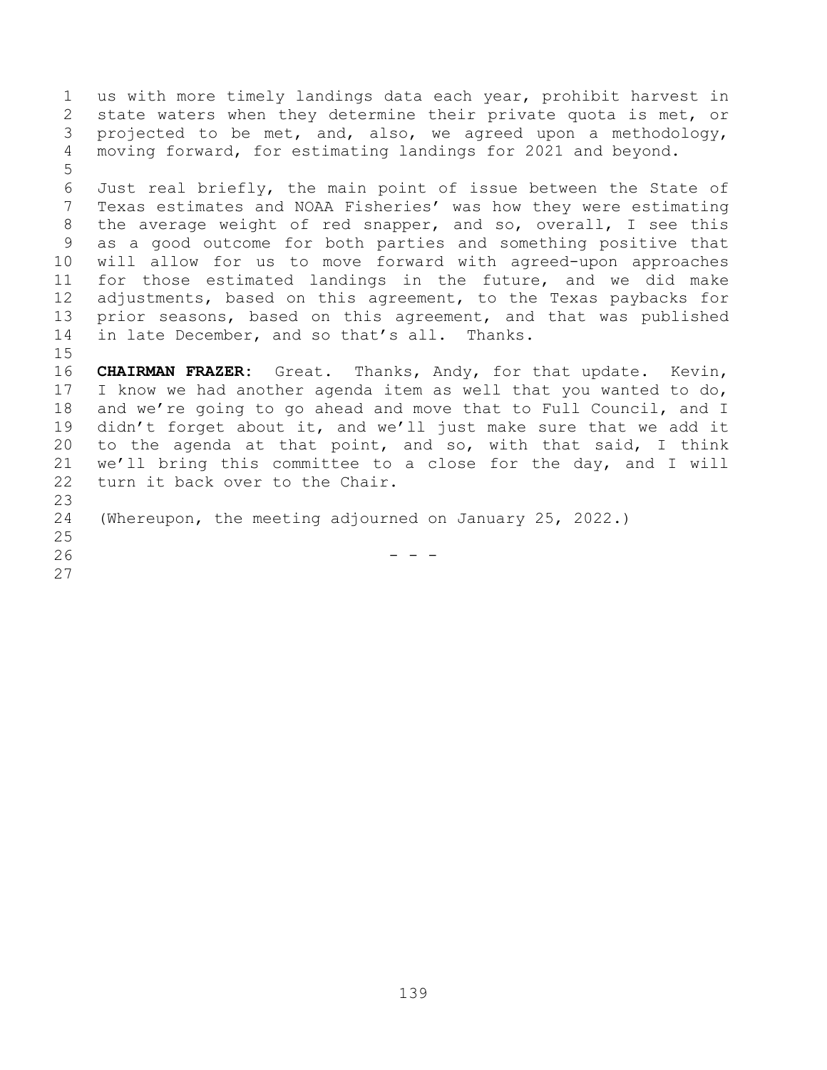us with more timely landings data each year, prohibit harvest in state waters when they determine their private quota is met, or projected to be met, and, also, we agreed upon a methodology, moving forward, for estimating landings for 2021 and beyond.

Just real briefly, the main point of issue between the State of Texas estimates and NOAA Fisheries' was how they were estimating the average weight of red snapper, and so, overall, I see this as a good outcome for both parties and something positive that will allow for us to move forward with agreed-upon approaches for those estimated landings in the future, and we did make adjustments, based on this agreement, to the Texas paybacks for prior seasons, based on this agreement, and that was published in late December, and so that's all. Thanks.

**CHAIRMAN FRAZER:** Great. Thanks, Andy, for that update. Kevin, I know we had another agenda item as well that you wanted to do, and we're going to go ahead and move that to Full Council, and I didn't forget about it, and we'll just make sure that we add it to the agenda at that point, and so, with that said, I think we'll bring this committee to a close for the day, and I will turn it back over to the Chair.

(Whereupon, the meeting adjourned on January 25, 2022.)

\- - -